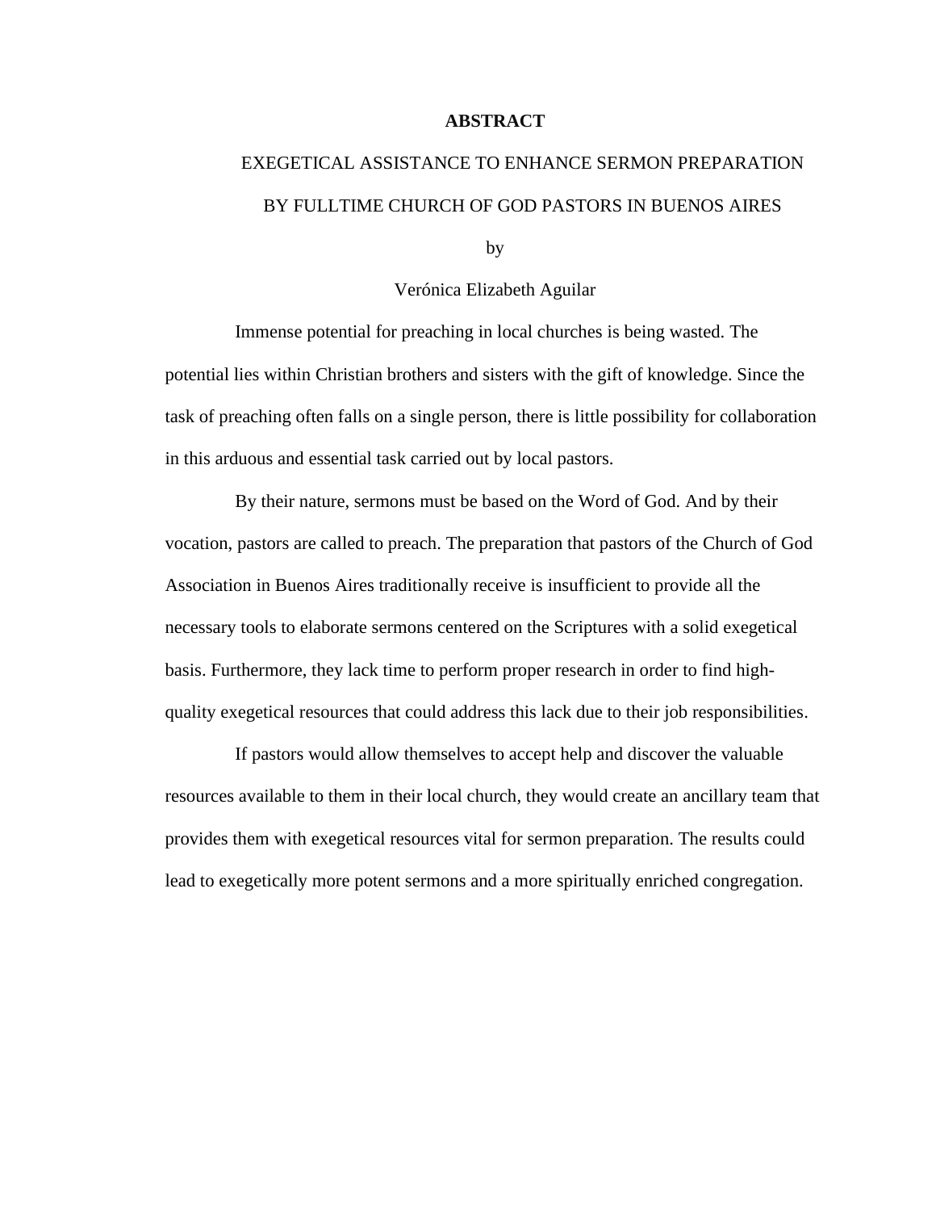# ABSTRACT

EXEGETICAL ASSISTANCE TO ENHANCE SERMON PREPARATION BY FULLTIME CHURCH OF GOD PASTORS IN BUENOS AIRES

by

Verónica Elizabeth Aguilar

Immense potential for preaching in local churches is being wasted. The potential lies within Christian brothers and sisters with the gift of knowledge. Since the task of preaching often falls on a single person, there is little possibility for collaboration in this arduous and essential task carried out by local pastors.

By their nature, sermons must be based on the Word of God. And by their vocation, pastors are called to preach. The preparation that pastors of the Church of God Association in Buenos Aires traditionally receive is insufficient to provide all the necessary tools to elaborate sermons centered on the Scriptures with a solid exegetical basis. Furthermore, they lack time to perform proper research in order to find high-quality exegetical resources that could address this lack due to their job responsibilities.

If pastors would allow themselves to accept help and discover the valuable resources available to them in their local church, they would create an ancillary team that provides them with exegetical resources vital for sermon preparation. The results could lead to exegetically more potent sermons and a more spiritually enriched congregation.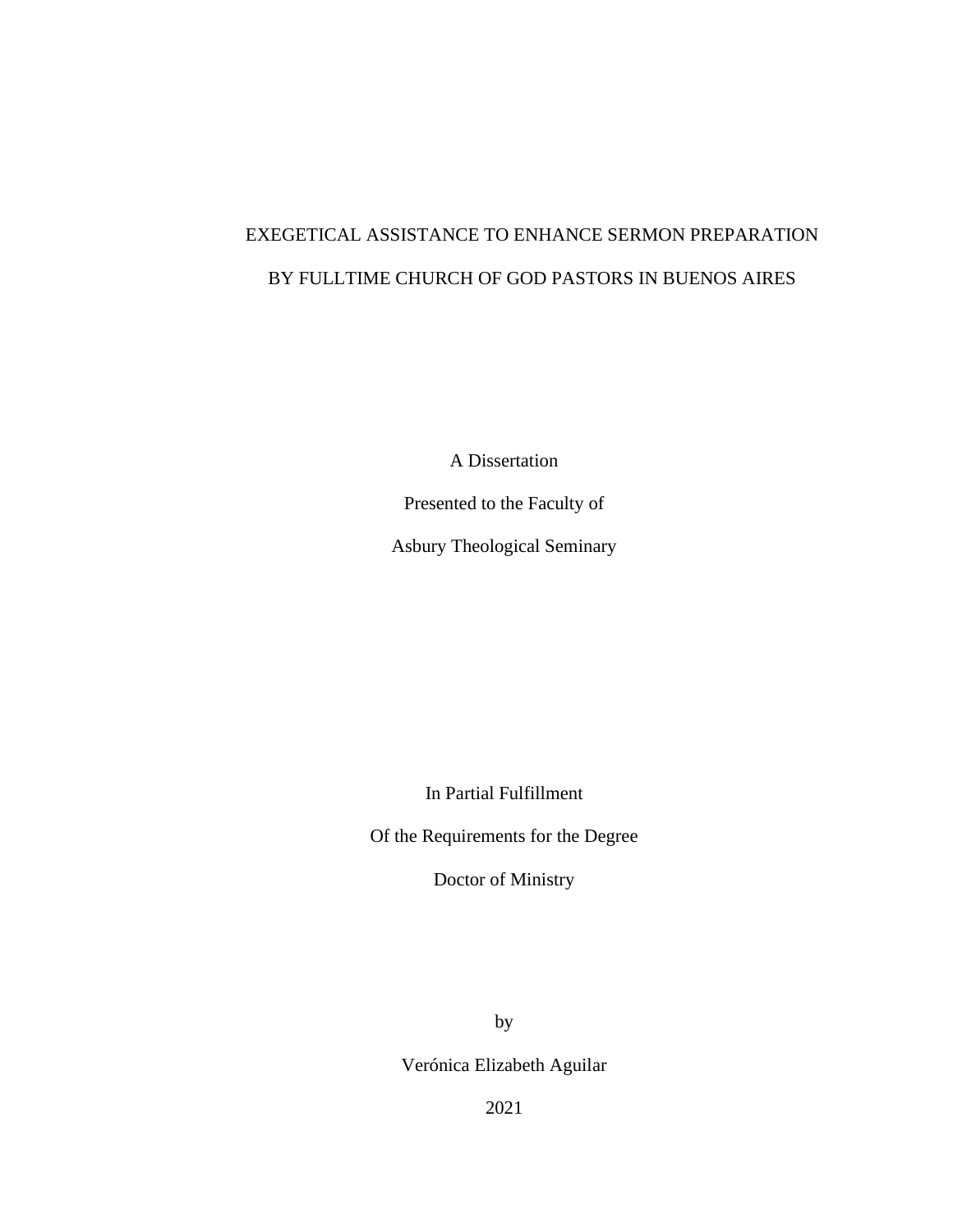# EXEGETICAL ASSISTANCE TO ENHANCE SERMON PREPARATION BY FULLTIME CHURCH OF GOD PASTORS IN BUENOS AIRES

A Dissertation

Presented to the Faculty of

Asbury Theological Seminary

In Partial Fulfillment

Of the Requirements for the Degree

Doctor of Ministry

by

Verónica Elizabeth Aguilar

2021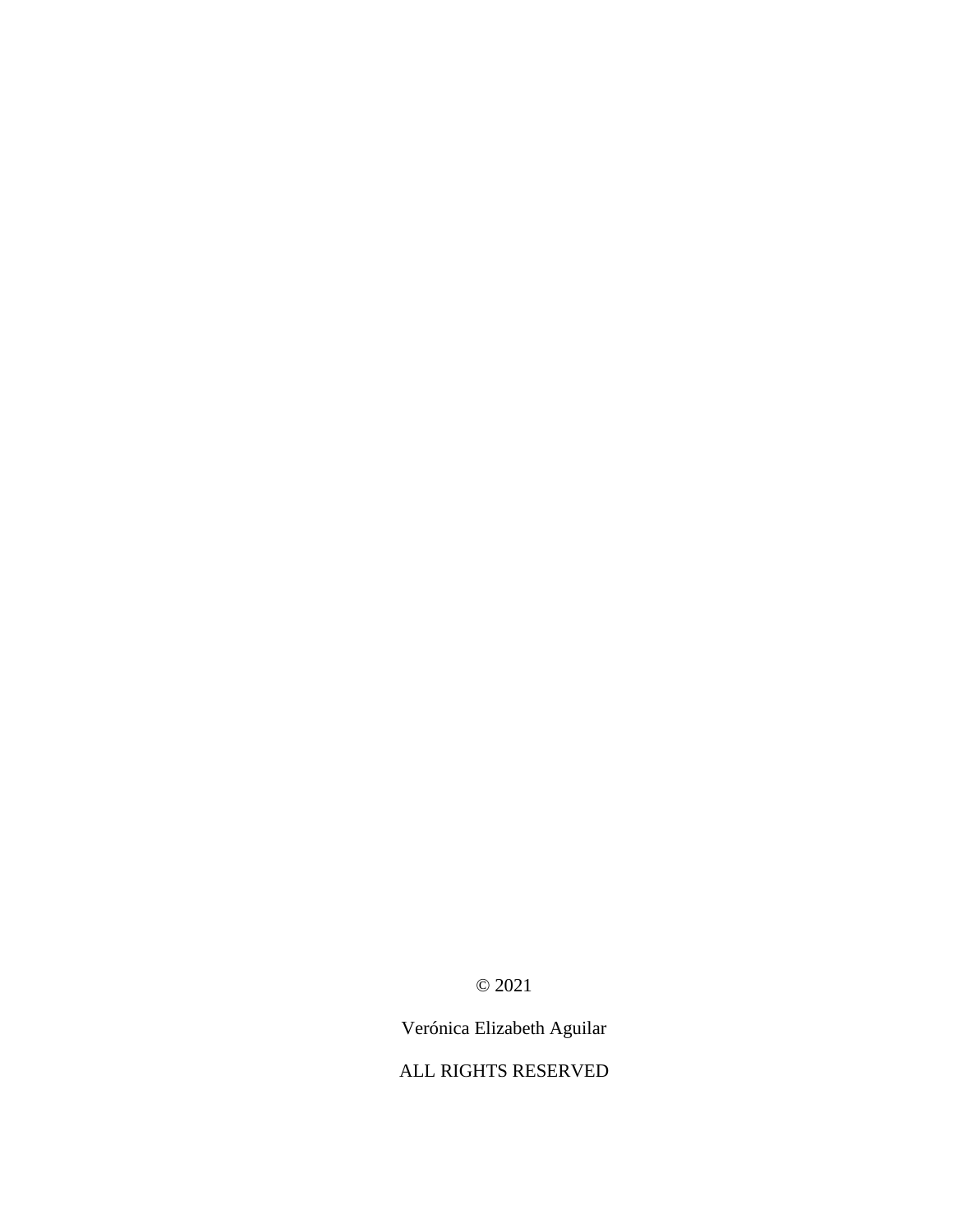© 2021

Verónica Elizabeth Aguilar

ALL RIGHTS RESERVED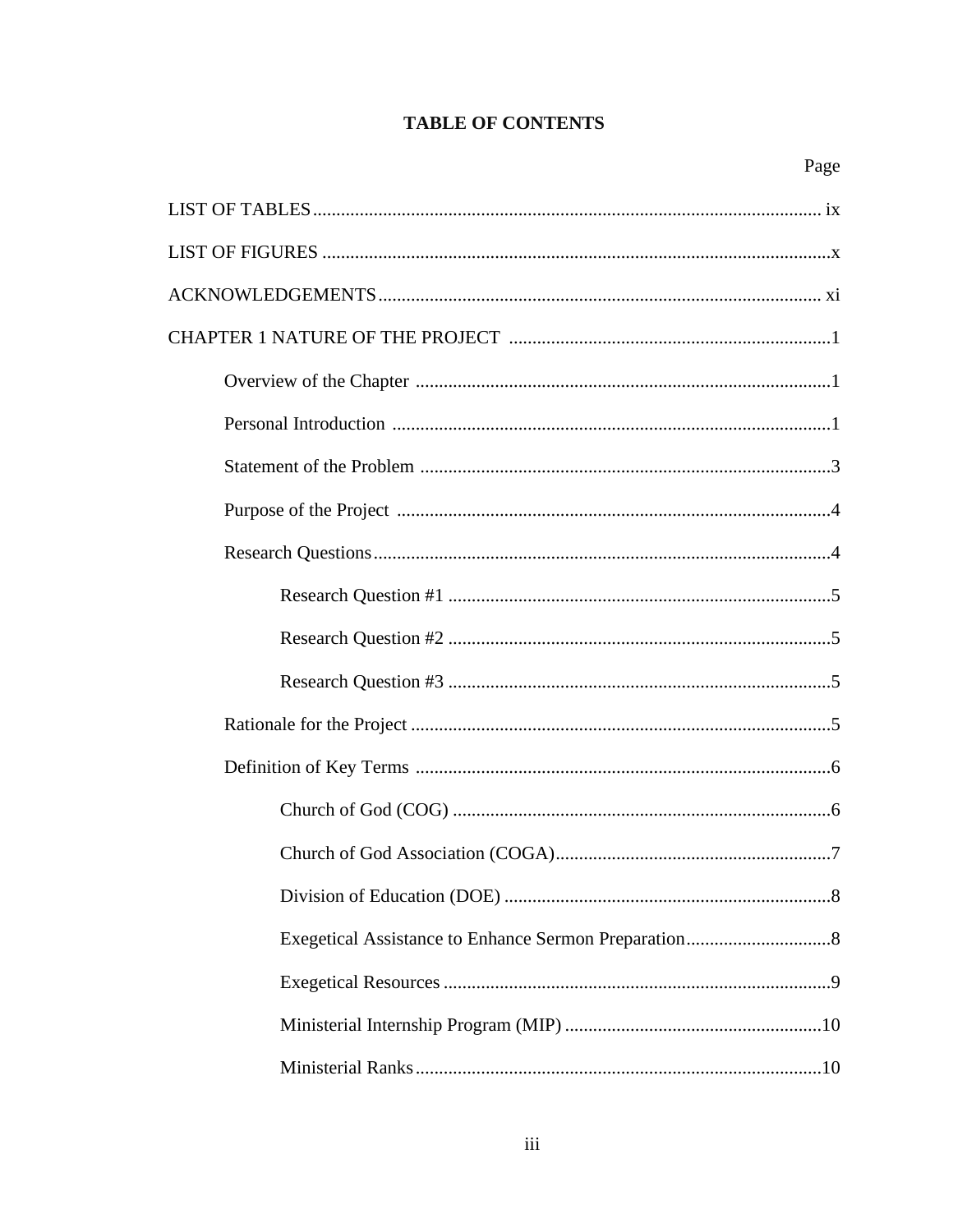# TABLE OF CONTENTS

Page

LIST OF TABLES ... ix

LIST OF FIGURES ... x

ACKNOWLEDGEMENTS ... xi

CHAPTER 1 NATURE OF THE PROJECT ... 1

- Overview of the Chapter ... 1
- Personal Introduction ... 1
- Statement of the Problem ... 3
- Purpose of the Project ... 4
- Research Questions ... 4
  - Research Question #1 ... 5
  - Research Question #2 ... 5
  - Research Question #3 ... 5
- Rationale for the Project ... 5
- Definition of Key Terms ... 6
  - Church of God (COG) ... 6
  - Church of God Association (COGA) ... 7
  - Division of Education (DOE) ... 8
  - Exegetical Assistance to Enhance Sermon Preparation ... 8
  - Exegetical Resources ... 9
  - Ministerial Internship Program (MIP) ... 10
  - Ministerial Ranks ... 10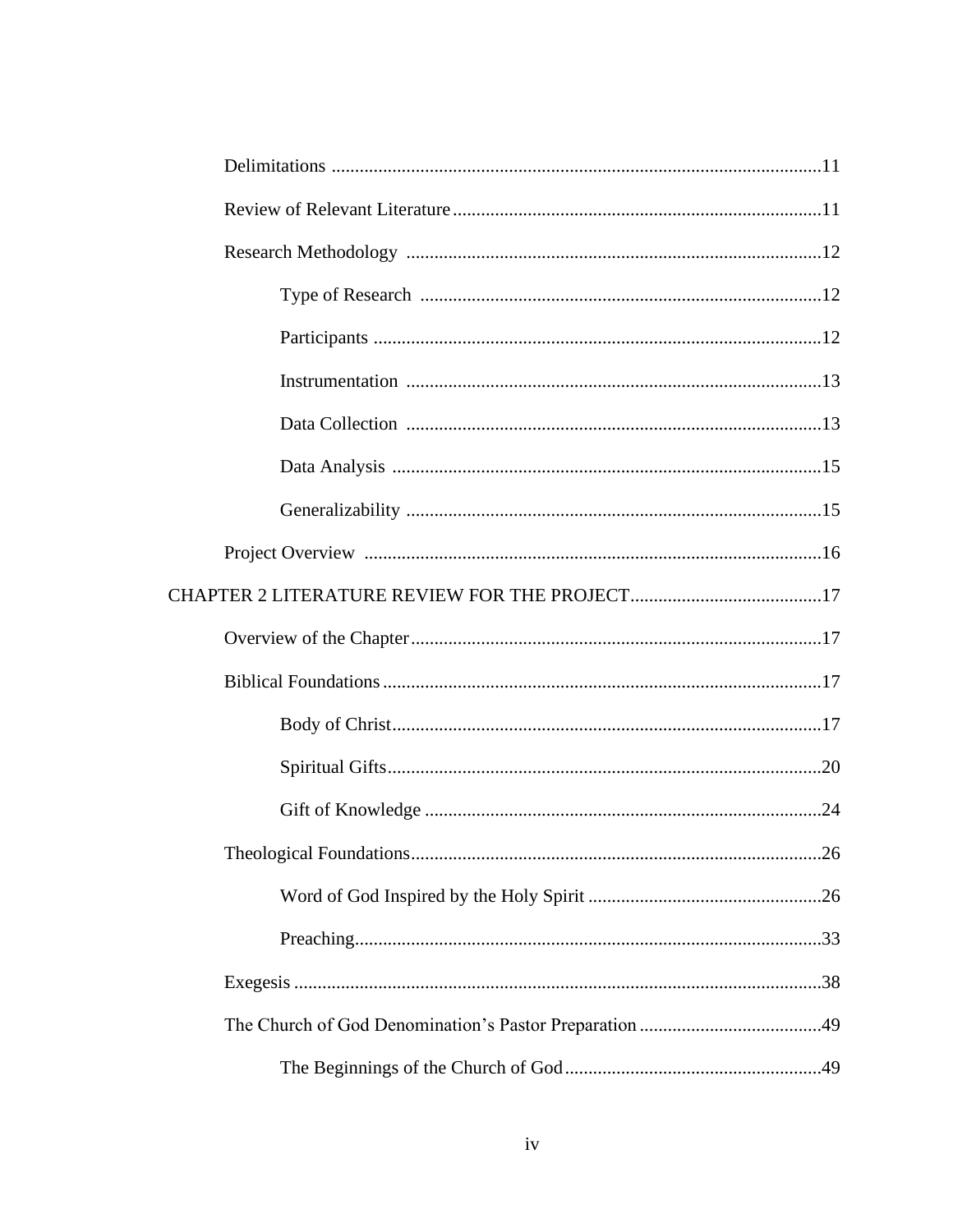Delimitations ........................................................................................................11

Review of Relevant Literature ..............................................................................11

Research Methodology ........................................................................................12

Type of Research .....................................................................................12

Participants ..............................................................................................12

Instrumentation ........................................................................................13

Data Collection ........................................................................................13

Data Analysis ...........................................................................................15

Generalizability ........................................................................................15

Project Overview .................................................................................................16

CHAPTER 2 LITERATURE REVIEW FOR THE PROJECT.........................................17

Overview of the Chapter .......................................................................................17

Biblical Foundations .............................................................................................17

Body of Christ...........................................................................................17

Spiritual Gifts............................................................................................20

Gift of Knowledge ....................................................................................24

Theological Foundations.......................................................................................26

Word of God Inspired by the Holy Spirit .................................................26

Preaching...................................................................................................33

Exegesis ................................................................................................................38

The Church of God Denomination's Pastor Preparation .......................................49

The Beginnings of the Church of God......................................................49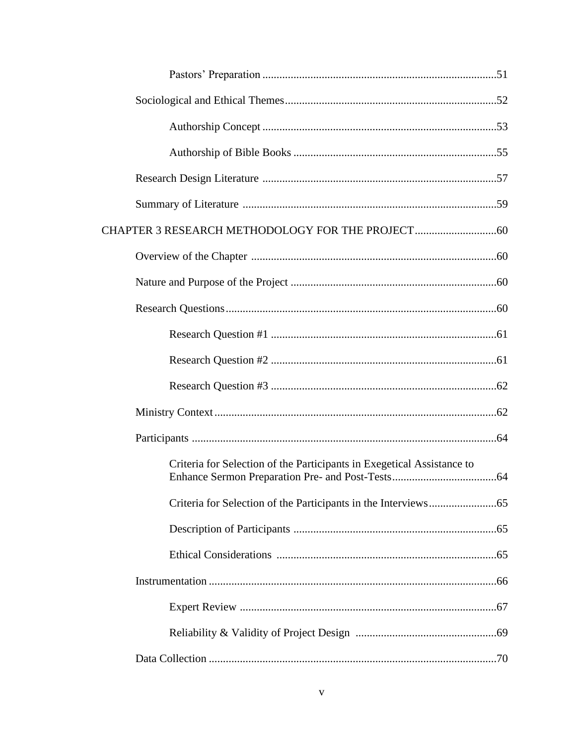Pastors' Preparation ....................................................................................51

Sociological and Ethical Themes...........................................................................52

Authorship Concept ....................................................................................53

Authorship of Bible Books ...........................................................................55

Research Design Literature ...................................................................................57

Summary of Literature ..........................................................................................59

CHAPTER 3 RESEARCH METHODOLOGY FOR THE PROJECT.............................60

Overview of the Chapter .......................................................................................60

Nature and Purpose of the Project .........................................................................60

Research Questions................................................................................................60

Research Question #1 ................................................................................61

Research Question #2 ................................................................................61

Research Question #3 ................................................................................62

Ministry Context ....................................................................................................62

Participants ............................................................................................................64

Criteria for Selection of the Participants in Exegetical Assistance to Enhance Sermon Preparation Pre- and Post-Tests.....................................64

Criteria for Selection of the Participants in the Interviews........................65

Description of Participants ........................................................................65

Ethical Considerations ..............................................................................65

Instrumentation ......................................................................................................66

Expert Review ...........................................................................................67

Reliability & Validity of Project Design ..................................................69

Data Collection ......................................................................................................70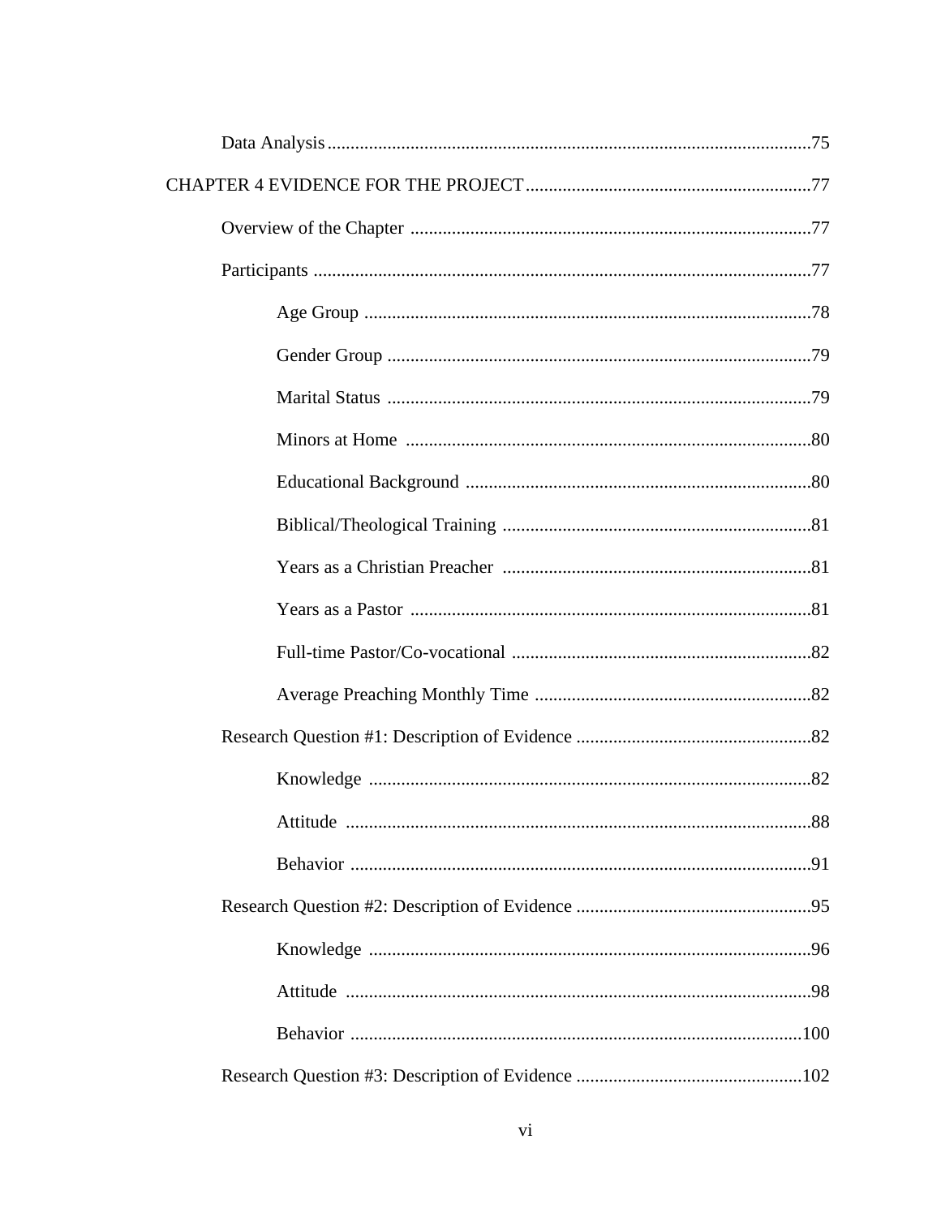Data Analysis ........................................................................................................75

CHAPTER 4 EVIDENCE FOR THE PROJECT.............................................................77

Overview of the Chapter ......................................................................................77

Participants ...........................................................................................................77

Age Group ................................................................................................78

Gender Group ...........................................................................................79

Marital Status ...........................................................................................79

Minors at Home .......................................................................................80

Educational Background ..........................................................................80

Biblical/Theological Training ..................................................................81

Years as a Christian Preacher ..................................................................81

Years as a Pastor ......................................................................................81

Full-time Pastor/Co-vocational ................................................................82

Average Preaching Monthly Time ...........................................................82

Research Question #1: Description of Evidence ..................................................82

Knowledge ...............................................................................................82

Attitude ....................................................................................................88

Behavior ...................................................................................................91

Research Question #2: Description of Evidence ..................................................95

Knowledge ...............................................................................................96

Attitude ....................................................................................................98

Behavior .................................................................................................100

Research Question #3: Description of Evidence ................................................102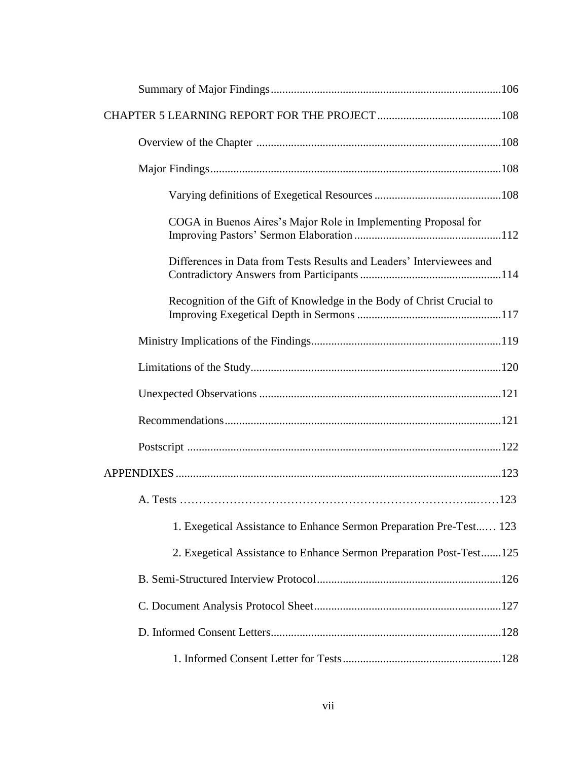Summary of Major Findings....................................................................................106

CHAPTER 5 LEARNING REPORT FOR THE PROJECT ..........................................108

Overview of the Chapter ....................................................................................108

Major Findings....................................................................................................108

Varying definitions of Exegetical Resources ............................................108

COGA in Buenos Aires's Major Role in Implementing Proposal for Improving Pastors' Sermon Elaboration ...................................................112

Differences in Data from Tests Results and Leaders' Interviewees and Contradictory Answers from Participants .................................................114

Recognition of the Gift of Knowledge in the Body of Christ Crucial to Improving Exegetical Depth in Sermons ..................................................117

Ministry Implications of the Findings.................................................................119

Limitations of the Study......................................................................................120

Unexpected Observations ...................................................................................121

Recommendations...............................................................................................121

Postscript ............................................................................................................122

APPENDIXES ...............................................................................................................123

A. Tests ……………………………………………………………………...……123

1. Exegetical Assistance to Enhance Sermon Preparation Pre-Test..…. 123

2. Exegetical Assistance to Enhance Sermon Preparation Post-Test.......125

B. Semi-Structured Interview Protocol................................................................126

C. Document Analysis Protocol Sheet.................................................................127

D. Informed Consent Letters................................................................................128

1. Informed Consent Letter for Tests.......................................................128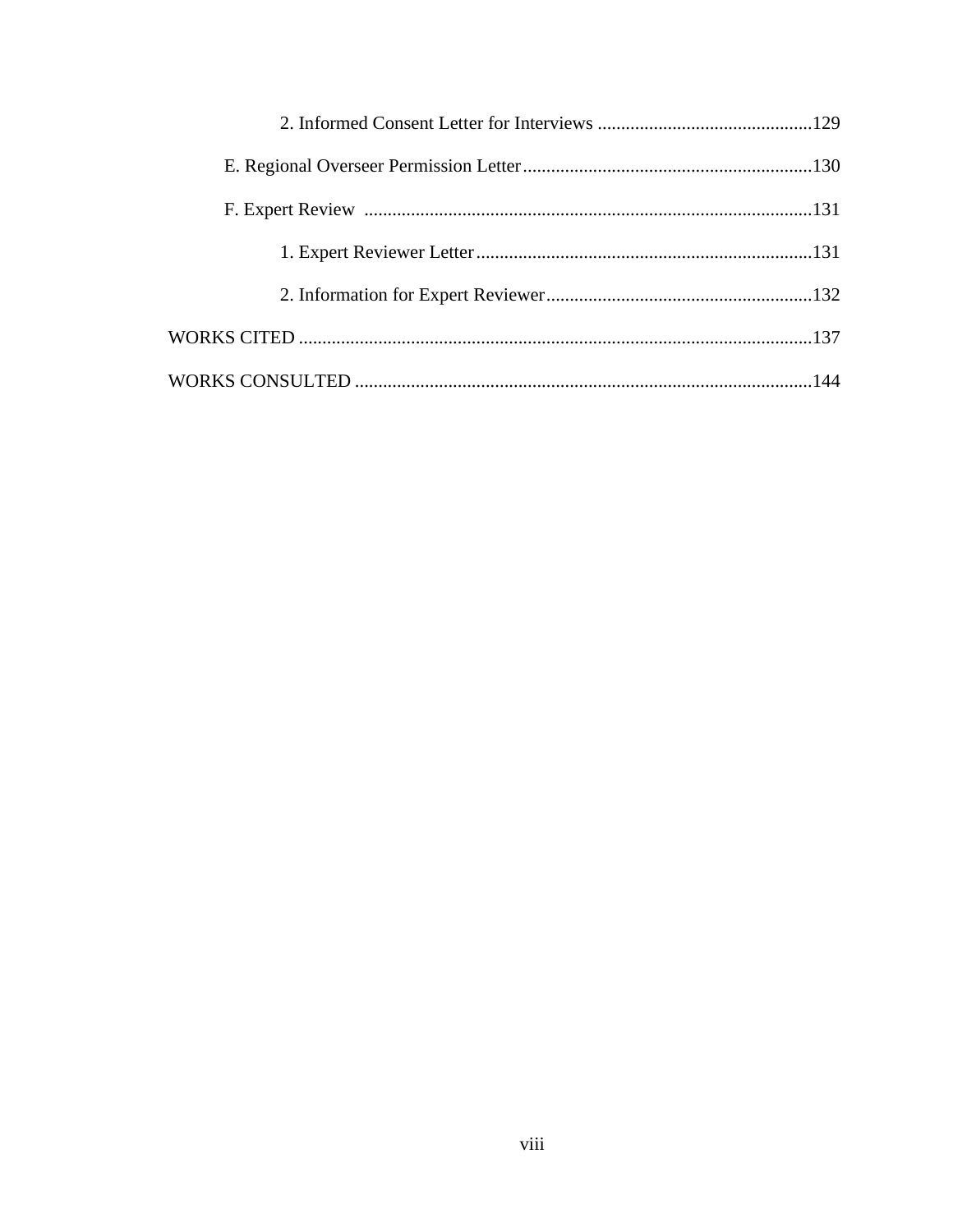2. Informed Consent Letter for Interviews ..............................................129

E. Regional Overseer Permission Letter..............................................................130

F. Expert Review ................................................................................................131

1. Expert Reviewer Letter........................................................................131

2. Information for Expert Reviewer.........................................................132

WORKS CITED .............................................................................................................137

WORKS CONSULTED .................................................................................................144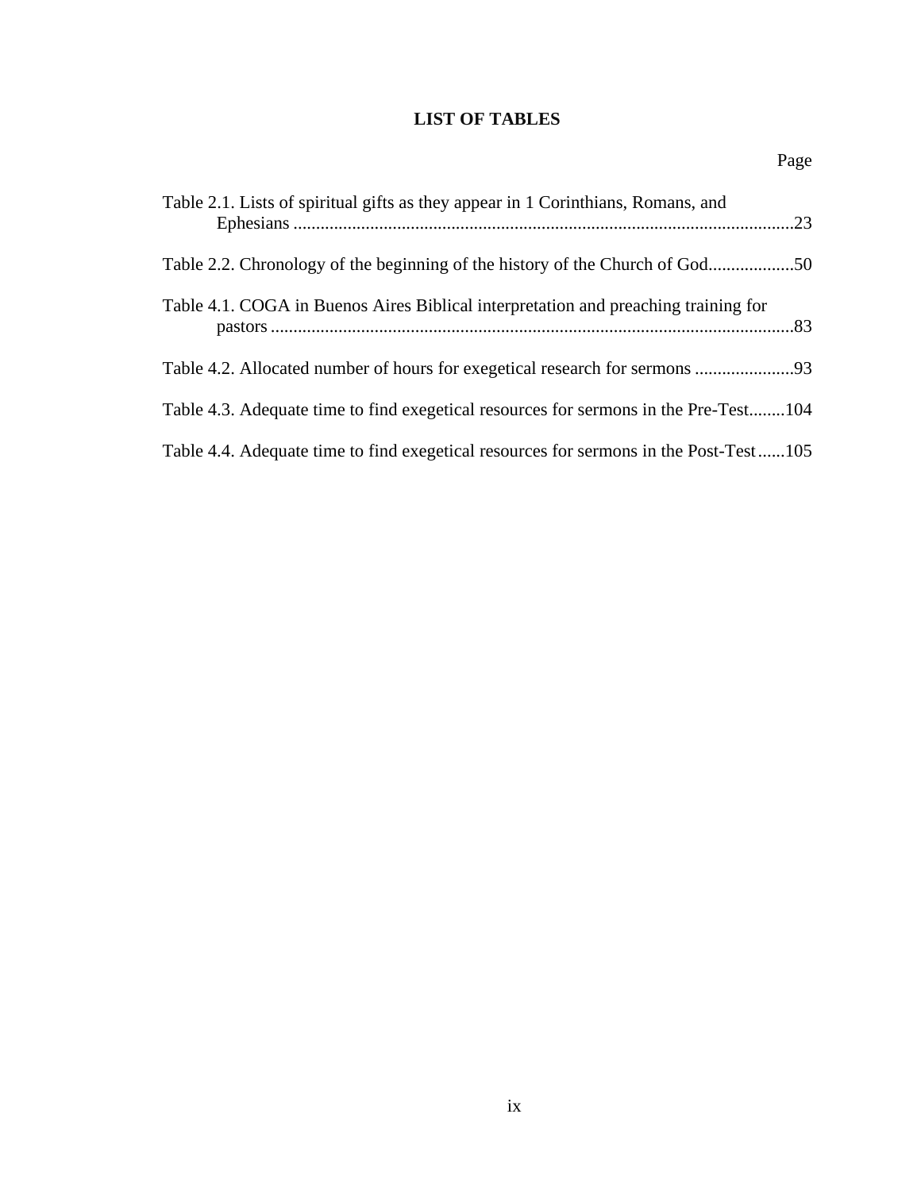# LIST OF TABLES

Page

Table 2.1. Lists of spiritual gifts as they appear in 1 Corinthians, Romans, and Ephesians .....23

Table 2.2. Chronology of the beginning of the history of the Church of God.....50

Table 4.1. COGA in Buenos Aires Biblical interpretation and preaching training for pastors .....83

Table 4.2. Allocated number of hours for exegetical research for sermons .....93

Table 4.3. Adequate time to find exegetical resources for sermons in the Pre-Test.....104

Table 4.4. Adequate time to find exegetical resources for sermons in the Post-Test.....105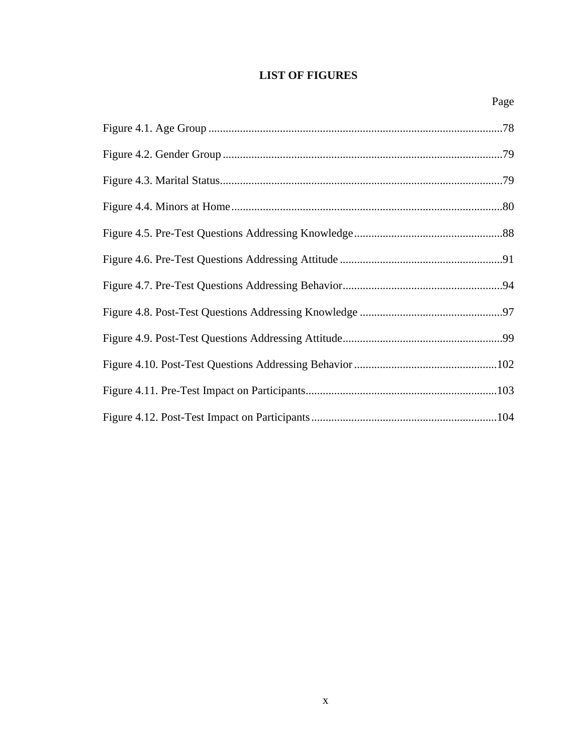# LIST OF FIGURES

| | Page |
|---|---|
| Figure 4.1. Age Group | 78 |
| Figure 4.2. Gender Group | 79 |
| Figure 4.3. Marital Status | 79 |
| Figure 4.4. Minors at Home | 80 |
| Figure 4.5. Pre-Test Questions Addressing Knowledge | 88 |
| Figure 4.6. Pre-Test Questions Addressing Attitude | 91 |
| Figure 4.7. Pre-Test Questions Addressing Behavior | 94 |
| Figure 4.8. Post-Test Questions Addressing Knowledge | 97 |
| Figure 4.9. Post-Test Questions Addressing Attitude | 99 |
| Figure 4.10. Post-Test Questions Addressing Behavior | 102 |
| Figure 4.11. Pre-Test Impact on Participants | 103 |
| Figure 4.12. Post-Test Impact on Participants | 104 |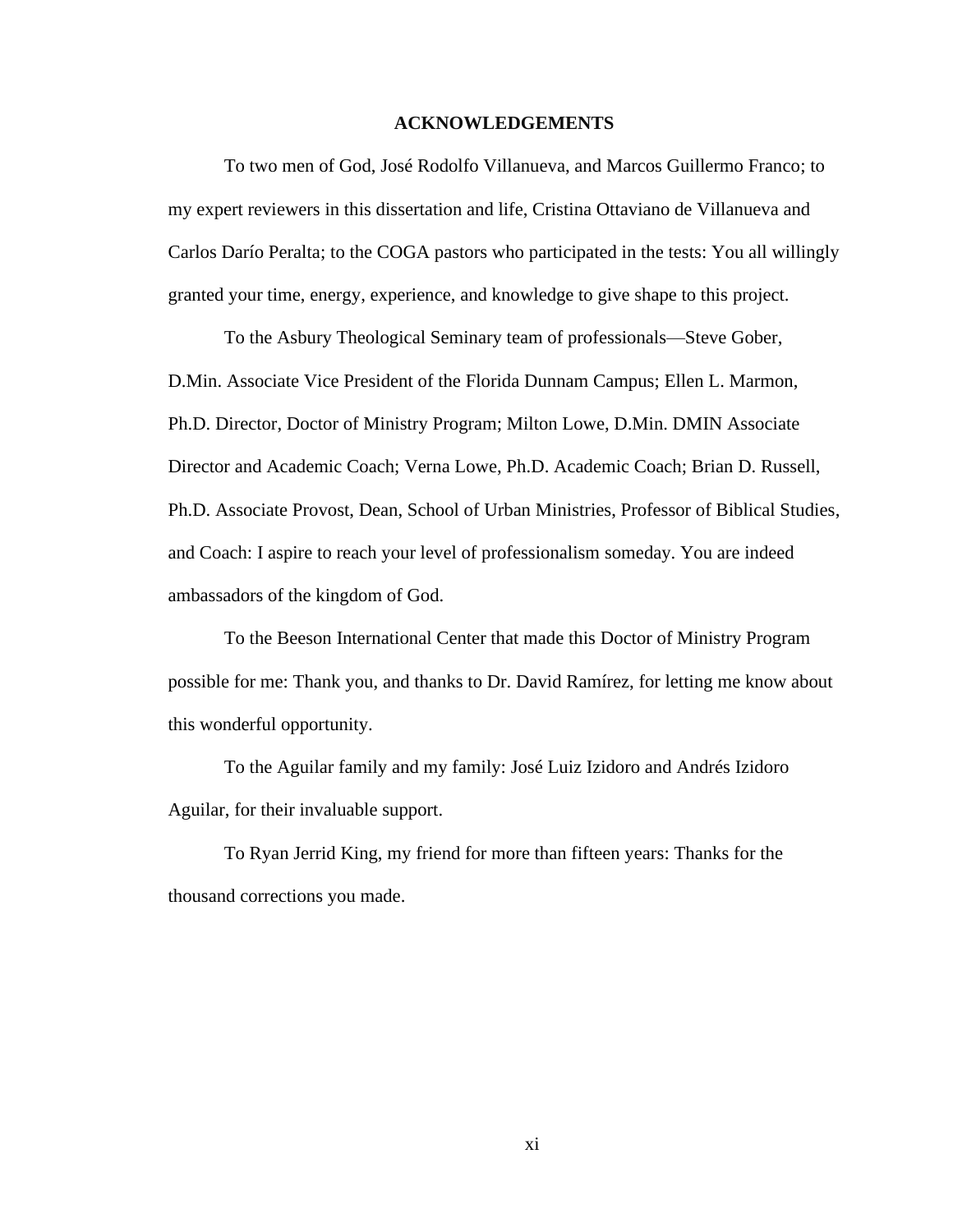# ACKNOWLEDGEMENTS

To two men of God, José Rodolfo Villanueva, and Marcos Guillermo Franco; to my expert reviewers in this dissertation and life, Cristina Ottaviano de Villanueva and Carlos Darío Peralta; to the COGA pastors who participated in the tests: You all willingly granted your time, energy, experience, and knowledge to give shape to this project.

To the Asbury Theological Seminary team of professionals—Steve Gober, D.Min. Associate Vice President of the Florida Dunnam Campus; Ellen L. Marmon, Ph.D. Director, Doctor of Ministry Program; Milton Lowe, D.Min. DMIN Associate Director and Academic Coach; Verna Lowe, Ph.D. Academic Coach; Brian D. Russell, Ph.D. Associate Provost, Dean, School of Urban Ministries, Professor of Biblical Studies, and Coach: I aspire to reach your level of professionalism someday. You are indeed ambassadors of the kingdom of God.

To the Beeson International Center that made this Doctor of Ministry Program possible for me: Thank you, and thanks to Dr. David Ramírez, for letting me know about this wonderful opportunity.

To the Aguilar family and my family: José Luiz Izidoro and Andrés Izidoro Aguilar, for their invaluable support.

To Ryan Jerrid King, my friend for more than fifteen years: Thanks for the thousand corrections you made.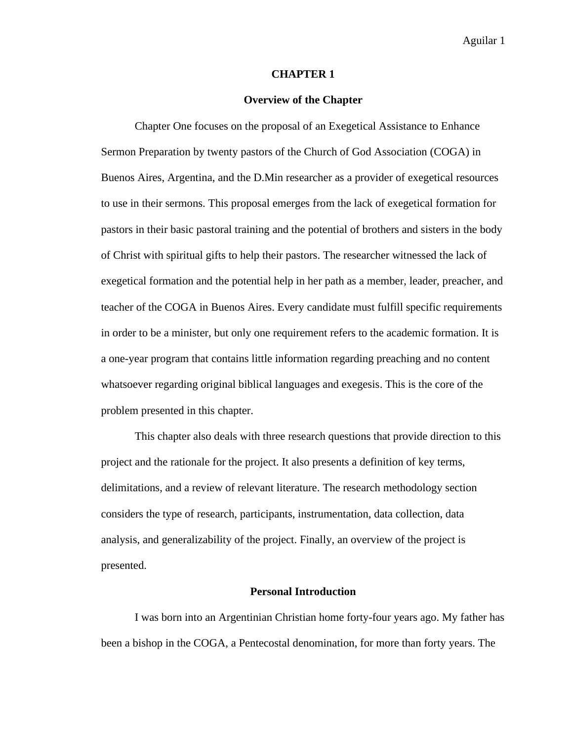# CHAPTER 1

## Overview of the Chapter

Chapter One focuses on the proposal of an Exegetical Assistance to Enhance Sermon Preparation by twenty pastors of the Church of God Association (COGA) in Buenos Aires, Argentina, and the D.Min researcher as a provider of exegetical resources to use in their sermons. This proposal emerges from the lack of exegetical formation for pastors in their basic pastoral training and the potential of brothers and sisters in the body of Christ with spiritual gifts to help their pastors. The researcher witnessed the lack of exegetical formation and the potential help in her path as a member, leader, preacher, and teacher of the COGA in Buenos Aires. Every candidate must fulfill specific requirements in order to be a minister, but only one requirement refers to the academic formation. It is a one-year program that contains little information regarding preaching and no content whatsoever regarding original biblical languages and exegesis. This is the core of the problem presented in this chapter.

This chapter also deals with three research questions that provide direction to this project and the rationale for the project. It also presents a definition of key terms, delimitations, and a review of relevant literature. The research methodology section considers the type of research, participants, instrumentation, data collection, data analysis, and generalizability of the project. Finally, an overview of the project is presented.

## Personal Introduction

I was born into an Argentinian Christian home forty-four years ago. My father has been a bishop in the COGA, a Pentecostal denomination, for more than forty years. The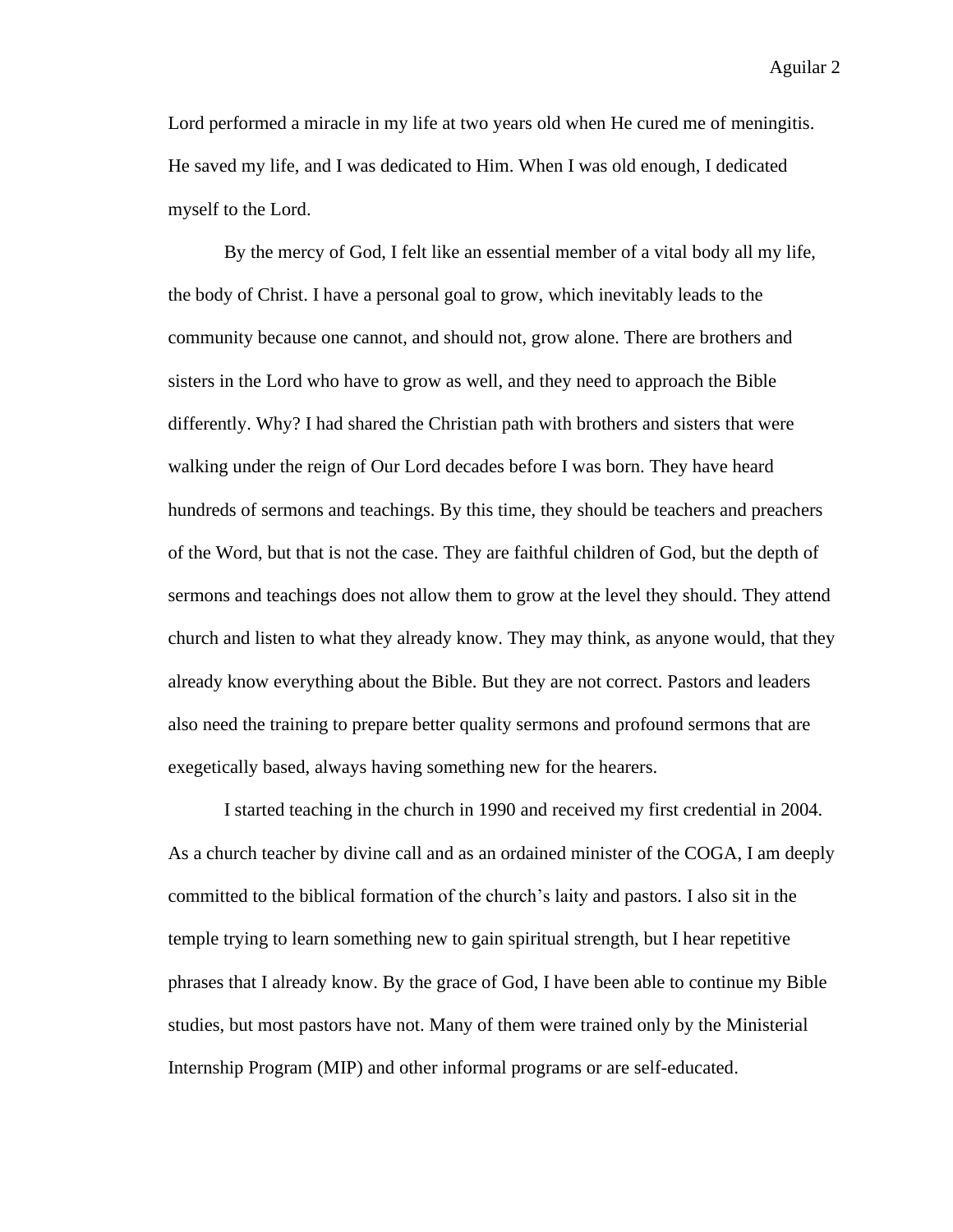Lord performed a miracle in my life at two years old when He cured me of meningitis. He saved my life, and I was dedicated to Him. When I was old enough, I dedicated myself to the Lord.

By the mercy of God, I felt like an essential member of a vital body all my life, the body of Christ. I have a personal goal to grow, which inevitably leads to the community because one cannot, and should not, grow alone. There are brothers and sisters in the Lord who have to grow as well, and they need to approach the Bible differently. Why? I had shared the Christian path with brothers and sisters that were walking under the reign of Our Lord decades before I was born. They have heard hundreds of sermons and teachings. By this time, they should be teachers and preachers of the Word, but that is not the case. They are faithful children of God, but the depth of sermons and teachings does not allow them to grow at the level they should. They attend church and listen to what they already know. They may think, as anyone would, that they already know everything about the Bible. But they are not correct. Pastors and leaders also need the training to prepare better quality sermons and profound sermons that are exegetically based, always having something new for the hearers.

I started teaching in the church in 1990 and received my first credential in 2004. As a church teacher by divine call and as an ordained minister of the COGA, I am deeply committed to the biblical formation of the church's laity and pastors. I also sit in the temple trying to learn something new to gain spiritual strength, but I hear repetitive phrases that I already know. By the grace of God, I have been able to continue my Bible studies, but most pastors have not. Many of them were trained only by the Ministerial Internship Program (MIP) and other informal programs or are self-educated.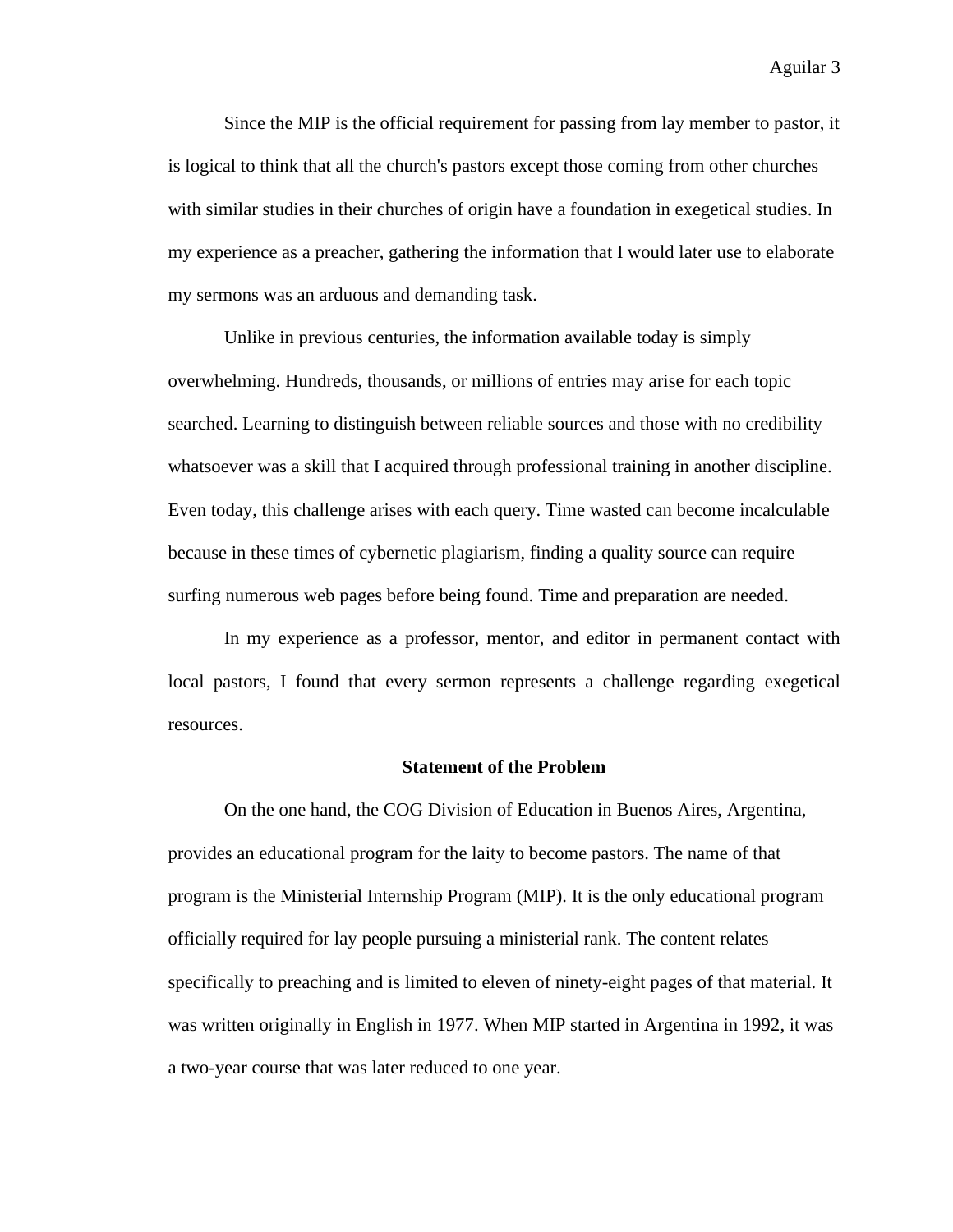Since the MIP is the official requirement for passing from lay member to pastor, it is logical to think that all the church's pastors except those coming from other churches with similar studies in their churches of origin have a foundation in exegetical studies. In my experience as a preacher, gathering the information that I would later use to elaborate my sermons was an arduous and demanding task.

Unlike in previous centuries, the information available today is simply overwhelming. Hundreds, thousands, or millions of entries may arise for each topic searched. Learning to distinguish between reliable sources and those with no credibility whatsoever was a skill that I acquired through professional training in another discipline. Even today, this challenge arises with each query. Time wasted can become incalculable because in these times of cybernetic plagiarism, finding a quality source can require surfing numerous web pages before being found. Time and preparation are needed.

In my experience as a professor, mentor, and editor in permanent contact with local pastors, I found that every sermon represents a challenge regarding exegetical resources.

## Statement of the Problem

On the one hand, the COG Division of Education in Buenos Aires, Argentina, provides an educational program for the laity to become pastors. The name of that program is the Ministerial Internship Program (MIP). It is the only educational program officially required for lay people pursuing a ministerial rank. The content relates specifically to preaching and is limited to eleven of ninety-eight pages of that material. It was written originally in English in 1977. When MIP started in Argentina in 1992, it was a two-year course that was later reduced to one year.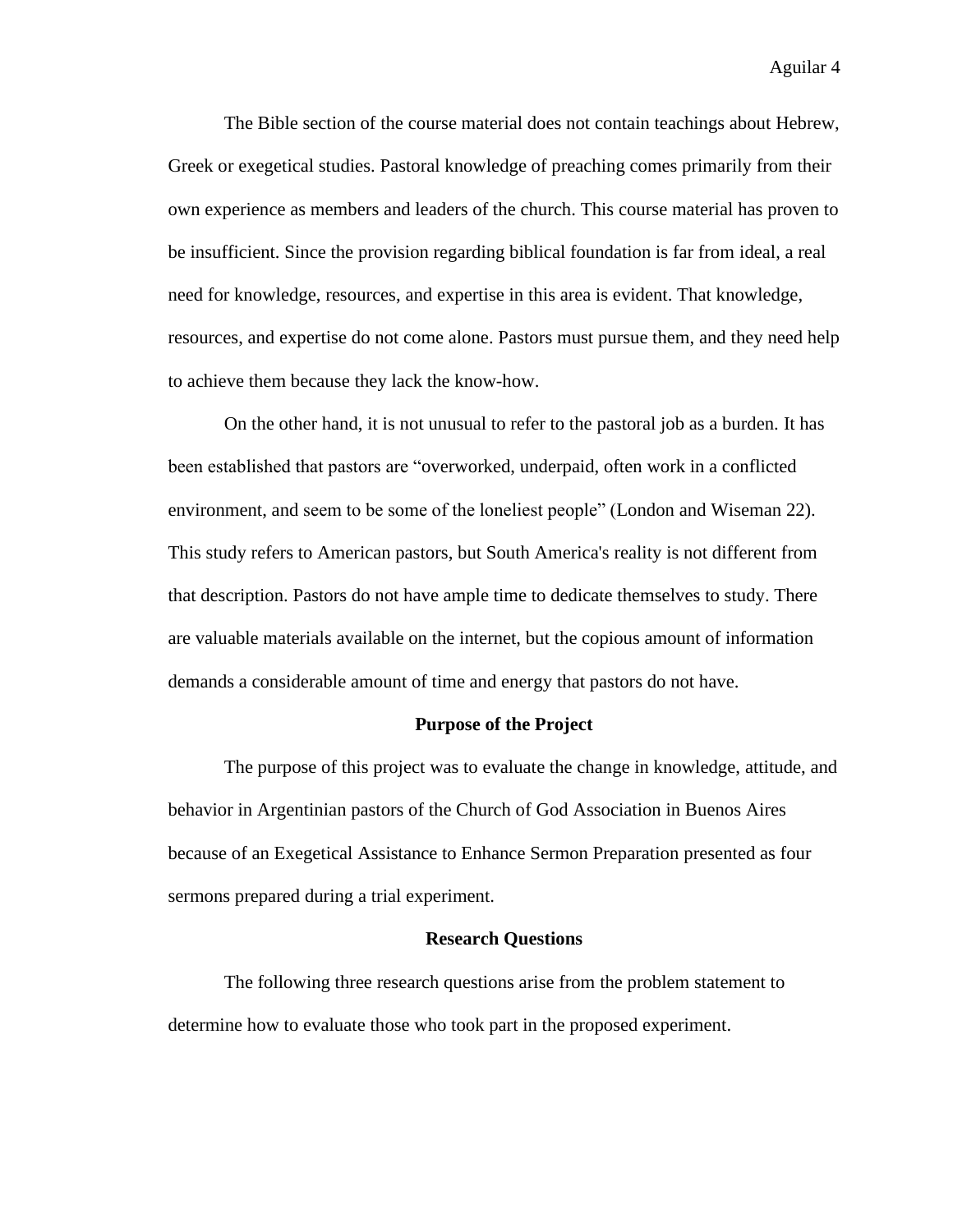The Bible section of the course material does not contain teachings about Hebrew, Greek or exegetical studies. Pastoral knowledge of preaching comes primarily from their own experience as members and leaders of the church. This course material has proven to be insufficient. Since the provision regarding biblical foundation is far from ideal, a real need for knowledge, resources, and expertise in this area is evident. That knowledge, resources, and expertise do not come alone. Pastors must pursue them, and they need help to achieve them because they lack the know-how.

On the other hand, it is not unusual to refer to the pastoral job as a burden. It has been established that pastors are "overworked, underpaid, often work in a conflicted environment, and seem to be some of the loneliest people" (London and Wiseman 22). This study refers to American pastors, but South America's reality is not different from that description. Pastors do not have ample time to dedicate themselves to study. There are valuable materials available on the internet, but the copious amount of information demands a considerable amount of time and energy that pastors do not have.

## Purpose of the Project

The purpose of this project was to evaluate the change in knowledge, attitude, and behavior in Argentinian pastors of the Church of God Association in Buenos Aires because of an Exegetical Assistance to Enhance Sermon Preparation presented as four sermons prepared during a trial experiment.

## Research Questions

The following three research questions arise from the problem statement to determine how to evaluate those who took part in the proposed experiment.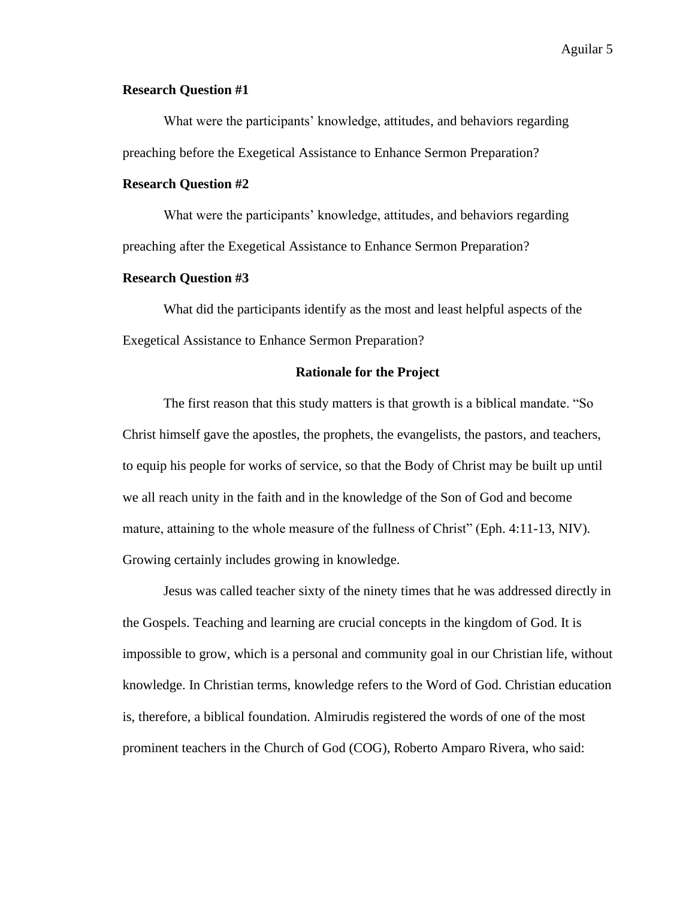### Research Question #1

What were the participants' knowledge, attitudes, and behaviors regarding preaching before the Exegetical Assistance to Enhance Sermon Preparation?

### Research Question #2

What were the participants' knowledge, attitudes, and behaviors regarding preaching after the Exegetical Assistance to Enhance Sermon Preparation?

### Research Question #3

What did the participants identify as the most and least helpful aspects of the Exegetical Assistance to Enhance Sermon Preparation?

## Rationale for the Project

The first reason that this study matters is that growth is a biblical mandate. "So Christ himself gave the apostles, the prophets, the evangelists, the pastors, and teachers, to equip his people for works of service, so that the Body of Christ may be built up until we all reach unity in the faith and in the knowledge of the Son of God and become mature, attaining to the whole measure of the fullness of Christ" (Eph. 4:11-13, NIV). Growing certainly includes growing in knowledge.

Jesus was called teacher sixty of the ninety times that he was addressed directly in the Gospels. Teaching and learning are crucial concepts in the kingdom of God. It is impossible to grow, which is a personal and community goal in our Christian life, without knowledge. In Christian terms, knowledge refers to the Word of God. Christian education is, therefore, a biblical foundation. Almirudis registered the words of one of the most prominent teachers in the Church of God (COG), Roberto Amparo Rivera, who said: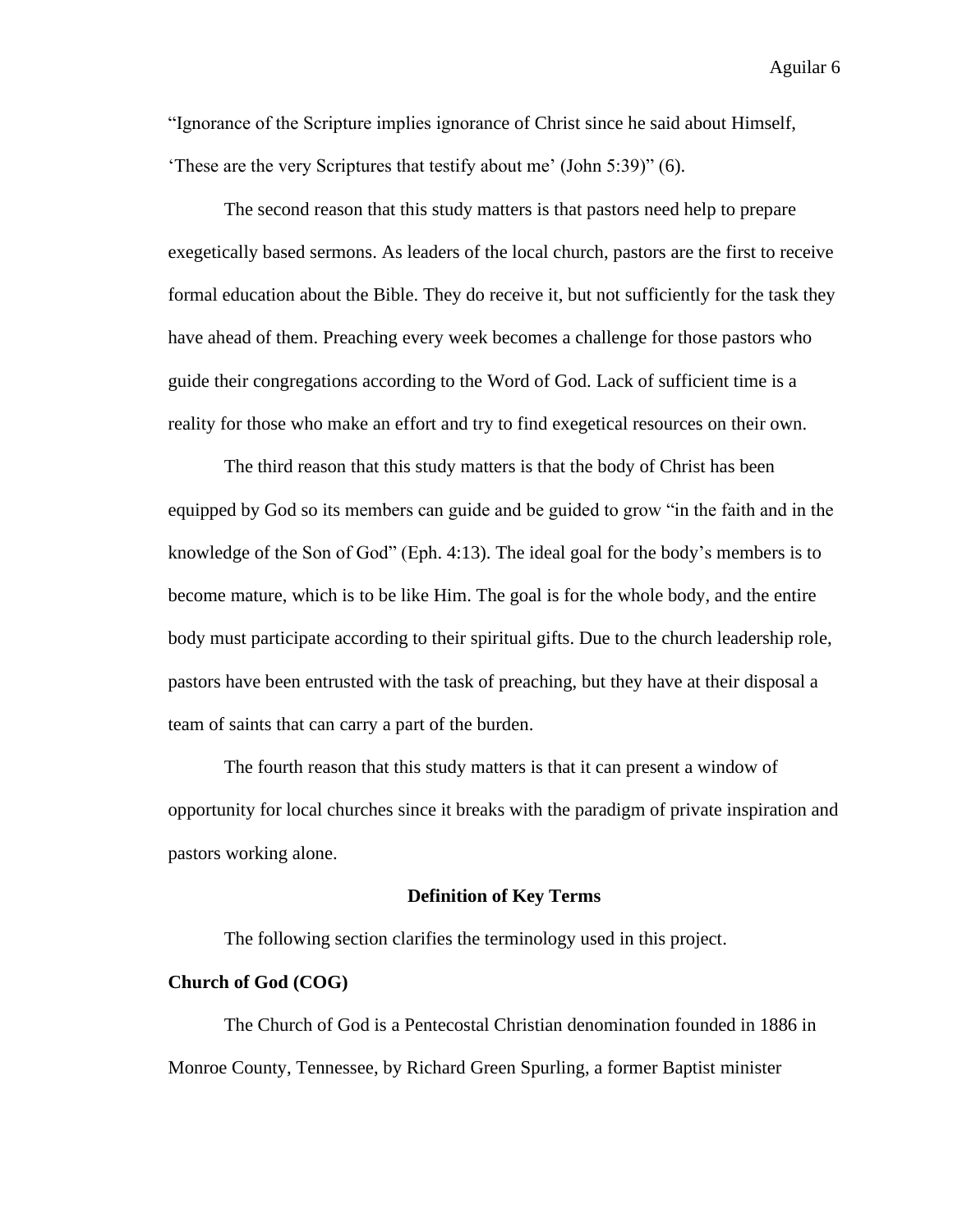"Ignorance of the Scripture implies ignorance of Christ since he said about Himself, 'These are the very Scriptures that testify about me' (John 5:39)" (6).

The second reason that this study matters is that pastors need help to prepare exegetically based sermons. As leaders of the local church, pastors are the first to receive formal education about the Bible. They do receive it, but not sufficiently for the task they have ahead of them. Preaching every week becomes a challenge for those pastors who guide their congregations according to the Word of God. Lack of sufficient time is a reality for those who make an effort and try to find exegetical resources on their own.

The third reason that this study matters is that the body of Christ has been equipped by God so its members can guide and be guided to grow "in the faith and in the knowledge of the Son of God" (Eph. 4:13). The ideal goal for the body's members is to become mature, which is to be like Him. The goal is for the whole body, and the entire body must participate according to their spiritual gifts. Due to the church leadership role, pastors have been entrusted with the task of preaching, but they have at their disposal a team of saints that can carry a part of the burden.

The fourth reason that this study matters is that it can present a window of opportunity for local churches since it breaks with the paradigm of private inspiration and pastors working alone.

## Definition of Key Terms

The following section clarifies the terminology used in this project.

### Church of God (COG)

The Church of God is a Pentecostal Christian denomination founded in 1886 in Monroe County, Tennessee, by Richard Green Spurling, a former Baptist minister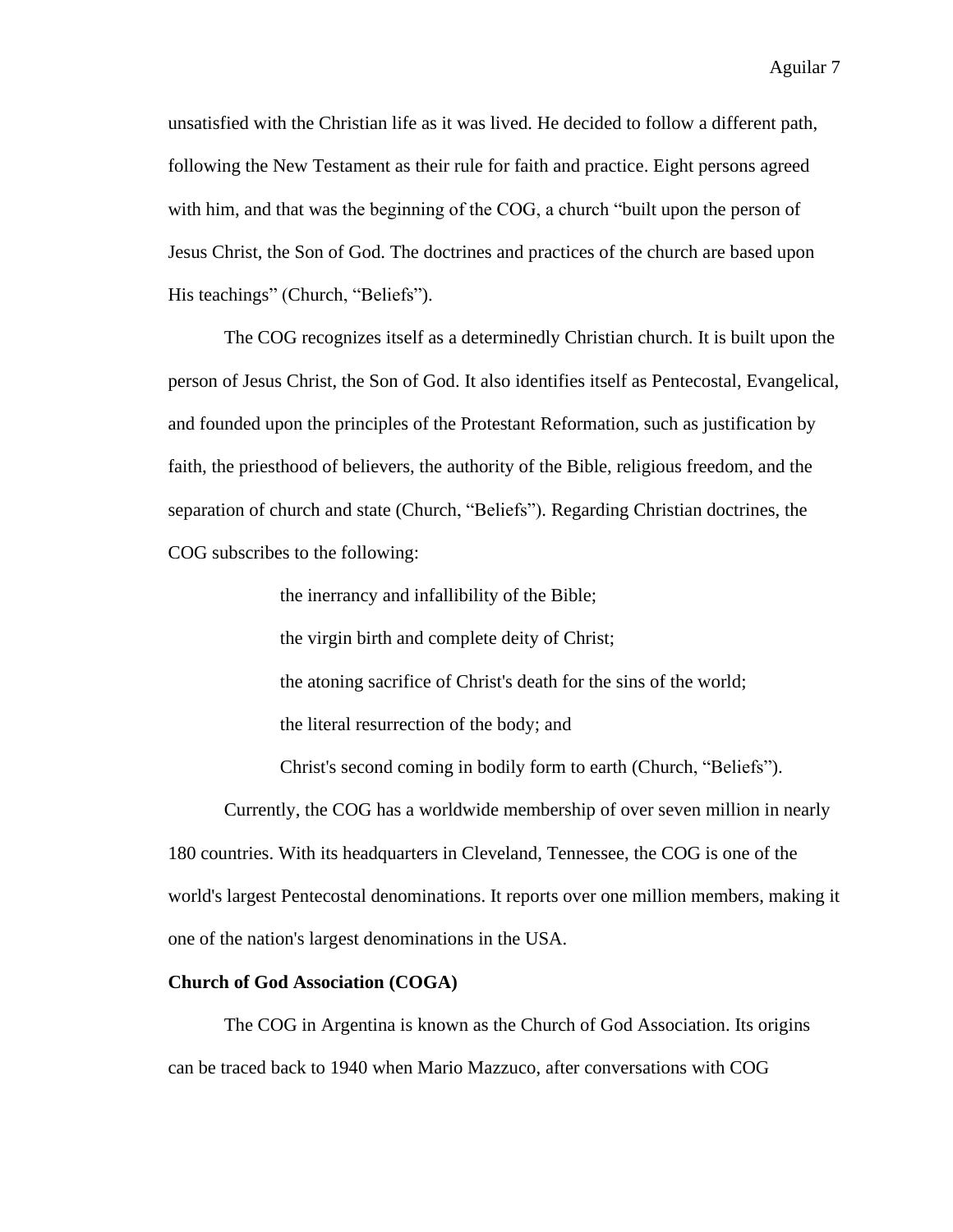unsatisfied with the Christian life as it was lived. He decided to follow a different path, following the New Testament as their rule for faith and practice. Eight persons agreed with him, and that was the beginning of the COG, a church "built upon the person of Jesus Christ, the Son of God. The doctrines and practices of the church are based upon His teachings" (Church, "Beliefs").

The COG recognizes itself as a determinedly Christian church. It is built upon the person of Jesus Christ, the Son of God. It also identifies itself as Pentecostal, Evangelical, and founded upon the principles of the Protestant Reformation, such as justification by faith, the priesthood of believers, the authority of the Bible, religious freedom, and the separation of church and state (Church, "Beliefs"). Regarding Christian doctrines, the COG subscribes to the following:

> the inerrancy and infallibility of the Bible;
>
> the virgin birth and complete deity of Christ;
>
> the atoning sacrifice of Christ's death for the sins of the world;
>
> the literal resurrection of the body; and
>
> Christ's second coming in bodily form to earth (Church, "Beliefs").

Currently, the COG has a worldwide membership of over seven million in nearly 180 countries. With its headquarters in Cleveland, Tennessee, the COG is one of the world's largest Pentecostal denominations. It reports over one million members, making it one of the nation's largest denominations in the USA.

**Church of God Association (COGA)**

The COG in Argentina is known as the Church of God Association. Its origins can be traced back to 1940 when Mario Mazzuco, after conversations with COG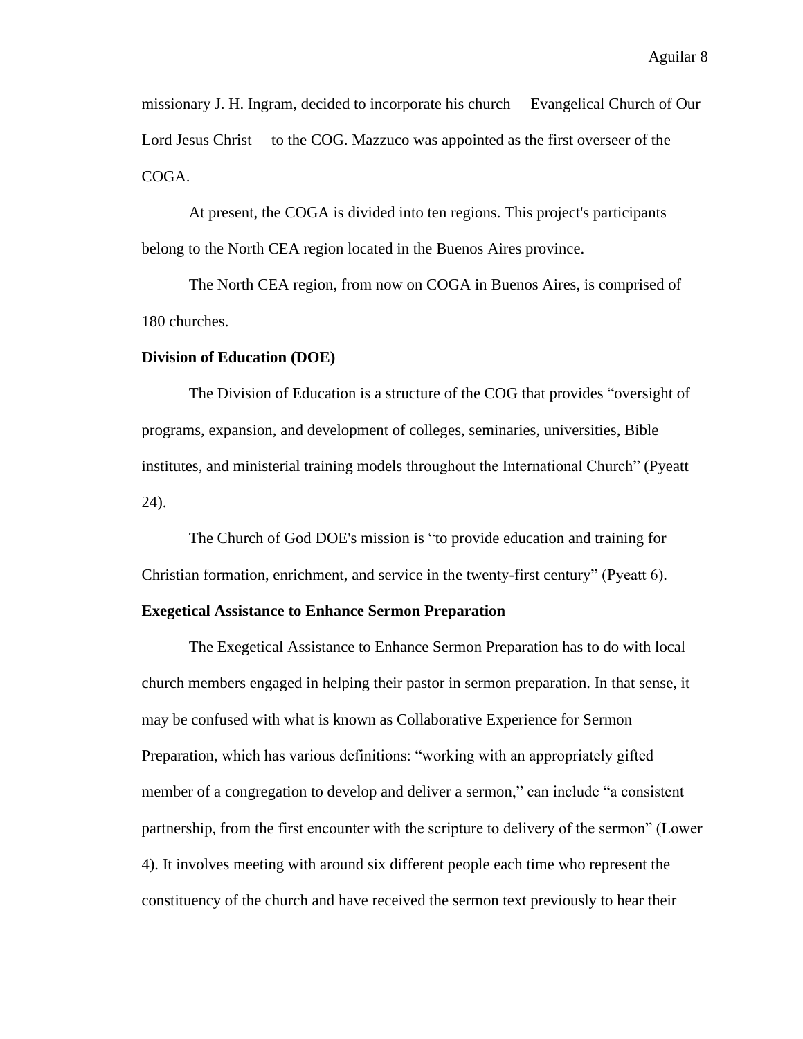missionary J. H. Ingram, decided to incorporate his church —Evangelical Church of Our Lord Jesus Christ— to the COG. Mazzuco was appointed as the first overseer of the COGA.

At present, the COGA is divided into ten regions. This project's participants belong to the North CEA region located in the Buenos Aires province.

The North CEA region, from now on COGA in Buenos Aires, is comprised of 180 churches.

**Division of Education (DOE)**

The Division of Education is a structure of the COG that provides "oversight of programs, expansion, and development of colleges, seminaries, universities, Bible institutes, and ministerial training models throughout the International Church" (Pyeatt 24).

The Church of God DOE's mission is "to provide education and training for Christian formation, enrichment, and service in the twenty-first century" (Pyeatt 6).

**Exegetical Assistance to Enhance Sermon Preparation**

The Exegetical Assistance to Enhance Sermon Preparation has to do with local church members engaged in helping their pastor in sermon preparation. In that sense, it may be confused with what is known as Collaborative Experience for Sermon Preparation, which has various definitions: "working with an appropriately gifted member of a congregation to develop and deliver a sermon," can include "a consistent partnership, from the first encounter with the scripture to delivery of the sermon" (Lower 4). It involves meeting with around six different people each time who represent the constituency of the church and have received the sermon text previously to hear their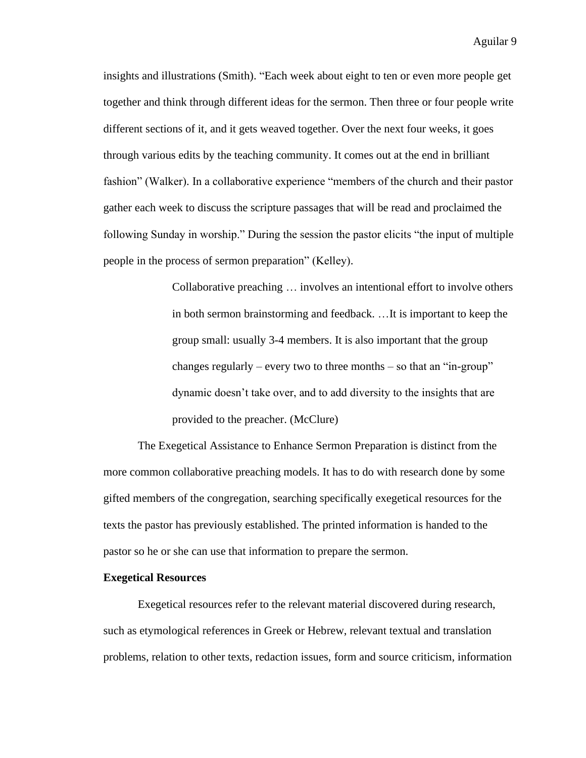insights and illustrations (Smith). “Each week about eight to ten or even more people get together and think through different ideas for the sermon. Then three or four people write different sections of it, and it gets weaved together. Over the next four weeks, it goes through various edits by the teaching community. It comes out at the end in brilliant fashion” (Walker). In a collaborative experience “members of the church and their pastor gather each week to discuss the scripture passages that will be read and proclaimed the following Sunday in worship.” During the session the pastor elicits “the input of multiple people in the process of sermon preparation” (Kelley).

> Collaborative preaching … involves an intentional effort to involve others in both sermon brainstorming and feedback. …It is important to keep the group small: usually 3-4 members. It is also important that the group changes regularly – every two to three months – so that an “in-group” dynamic doesn’t take over, and to add diversity to the insights that are provided to the preacher. (McClure)

The Exegetical Assistance to Enhance Sermon Preparation is distinct from the more common collaborative preaching models. It has to do with research done by some gifted members of the congregation, searching specifically exegetical resources for the texts the pastor has previously established. The printed information is handed to the pastor so he or she can use that information to prepare the sermon.

**Exegetical Resources**

Exegetical resources refer to the relevant material discovered during research, such as etymological references in Greek or Hebrew, relevant textual and translation problems, relation to other texts, redaction issues, form and source criticism, information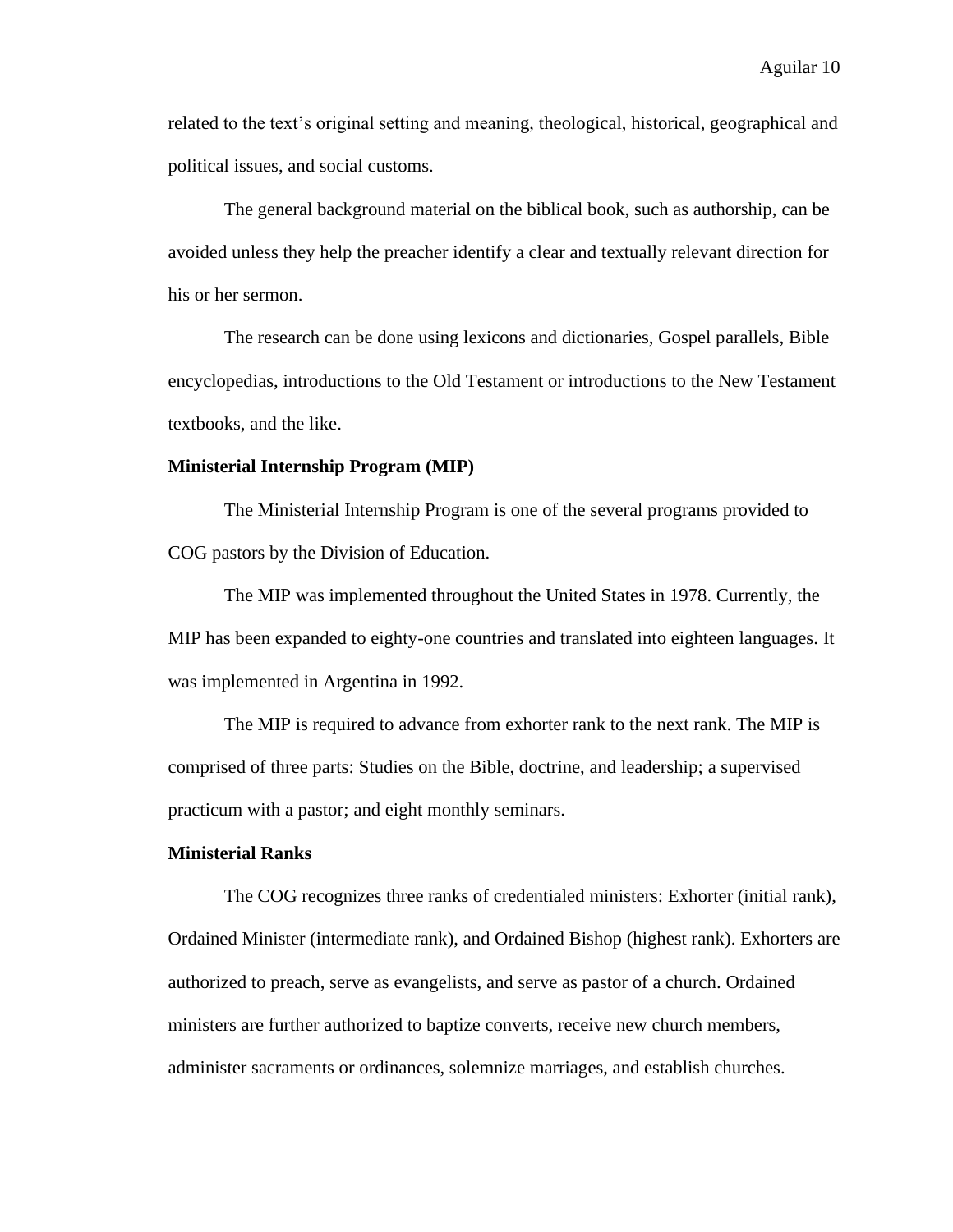related to the text's original setting and meaning, theological, historical, geographical and political issues, and social customs.

The general background material on the biblical book, such as authorship, can be avoided unless they help the preacher identify a clear and textually relevant direction for his or her sermon.

The research can be done using lexicons and dictionaries, Gospel parallels, Bible encyclopedias, introductions to the Old Testament or introductions to the New Testament textbooks, and the like.

**Ministerial Internship Program (MIP)**

The Ministerial Internship Program is one of the several programs provided to COG pastors by the Division of Education.

The MIP was implemented throughout the United States in 1978. Currently, the MIP has been expanded to eighty-one countries and translated into eighteen languages. It was implemented in Argentina in 1992.

The MIP is required to advance from exhorter rank to the next rank. The MIP is comprised of three parts: Studies on the Bible, doctrine, and leadership; a supervised practicum with a pastor; and eight monthly seminars.

**Ministerial Ranks**

The COG recognizes three ranks of credentialed ministers: Exhorter (initial rank), Ordained Minister (intermediate rank), and Ordained Bishop (highest rank). Exhorters are authorized to preach, serve as evangelists, and serve as pastor of a church. Ordained ministers are further authorized to baptize converts, receive new church members, administer sacraments or ordinances, solemnize marriages, and establish churches.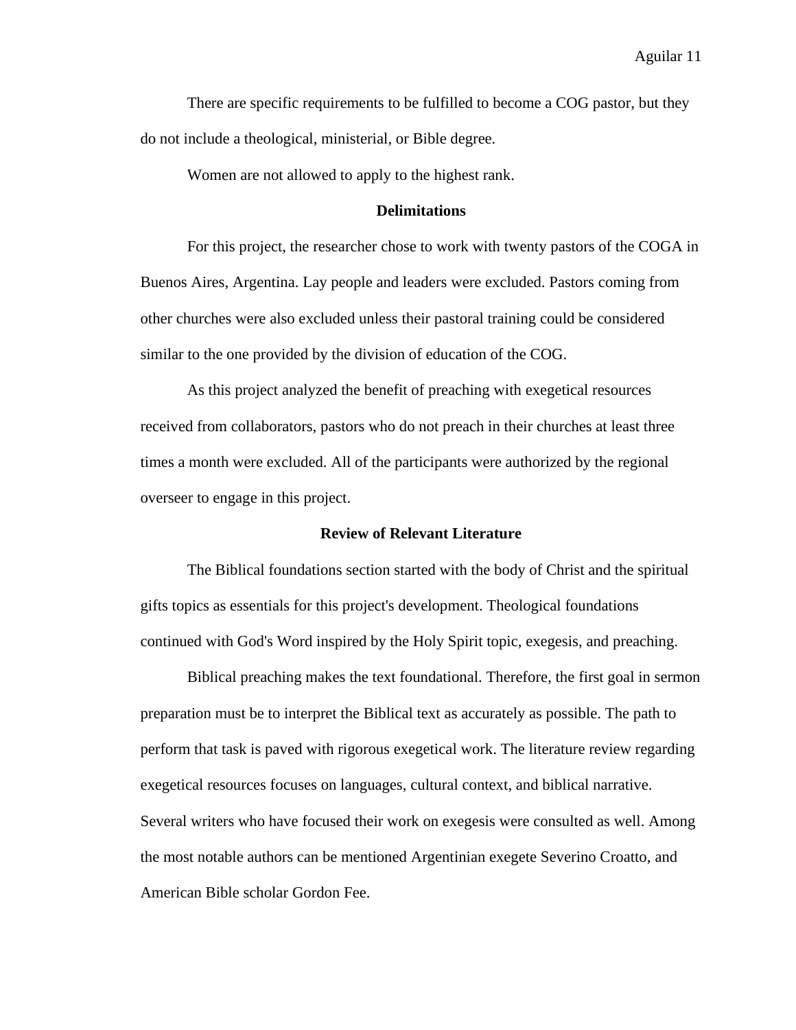There are specific requirements to be fulfilled to become a COG pastor, but they do not include a theological, ministerial, or Bible degree.

Women are not allowed to apply to the highest rank.

## Delimitations

For this project, the researcher chose to work with twenty pastors of the COGA in Buenos Aires, Argentina. Lay people and leaders were excluded. Pastors coming from other churches were also excluded unless their pastoral training could be considered similar to the one provided by the division of education of the COG.

As this project analyzed the benefit of preaching with exegetical resources received from collaborators, pastors who do not preach in their churches at least three times a month were excluded. All of the participants were authorized by the regional overseer to engage in this project.

## Review of Relevant Literature

The Biblical foundations section started with the body of Christ and the spiritual gifts topics as essentials for this project's development. Theological foundations continued with God's Word inspired by the Holy Spirit topic, exegesis, and preaching.

Biblical preaching makes the text foundational. Therefore, the first goal in sermon preparation must be to interpret the Biblical text as accurately as possible. The path to perform that task is paved with rigorous exegetical work. The literature review regarding exegetical resources focuses on languages, cultural context, and biblical narrative. Several writers who have focused their work on exegesis were consulted as well. Among the most notable authors can be mentioned Argentinian exegete Severino Croatto, and American Bible scholar Gordon Fee.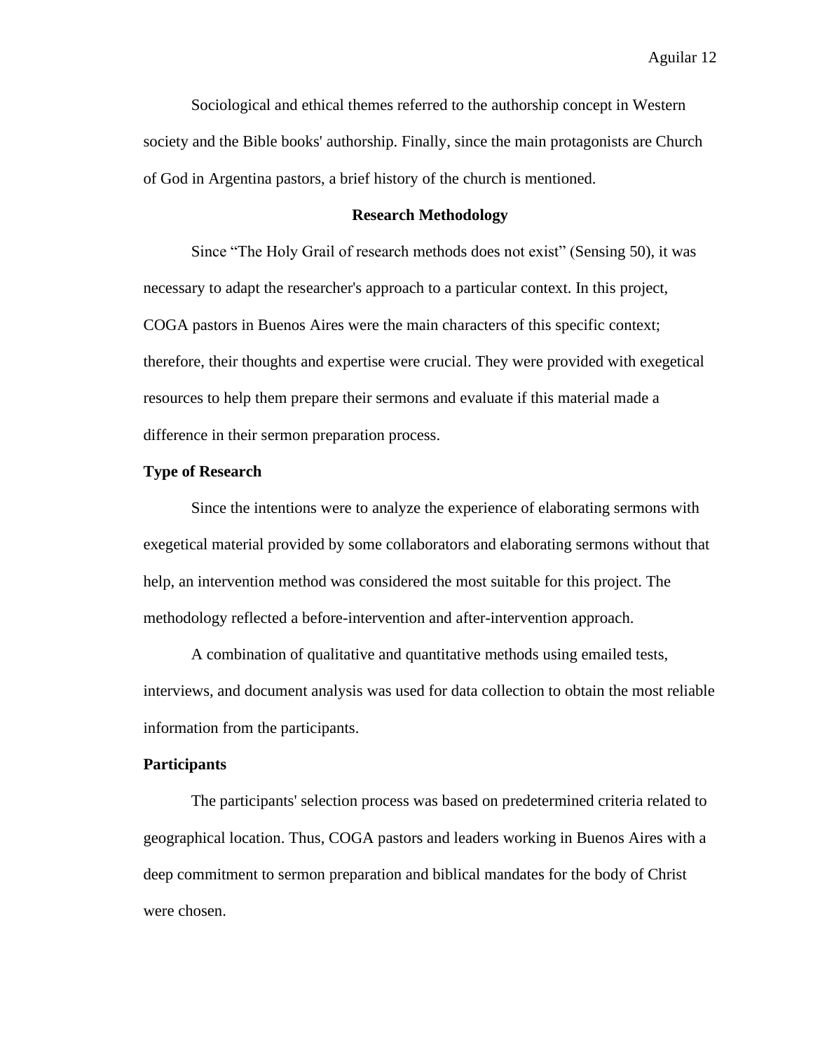Sociological and ethical themes referred to the authorship concept in Western society and the Bible books' authorship. Finally, since the main protagonists are Church of God in Argentina pastors, a brief history of the church is mentioned.

## Research Methodology

Since "The Holy Grail of research methods does not exist" (Sensing 50), it was necessary to adapt the researcher's approach to a particular context. In this project, COGA pastors in Buenos Aires were the main characters of this specific context; therefore, their thoughts and expertise were crucial. They were provided with exegetical resources to help them prepare their sermons and evaluate if this material made a difference in their sermon preparation process.

### Type of Research

Since the intentions were to analyze the experience of elaborating sermons with exegetical material provided by some collaborators and elaborating sermons without that help, an intervention method was considered the most suitable for this project. The methodology reflected a before-intervention and after-intervention approach.

A combination of qualitative and quantitative methods using emailed tests, interviews, and document analysis was used for data collection to obtain the most reliable information from the participants.

### Participants

The participants' selection process was based on predetermined criteria related to geographical location. Thus, COGA pastors and leaders working in Buenos Aires with a deep commitment to sermon preparation and biblical mandates for the body of Christ were chosen.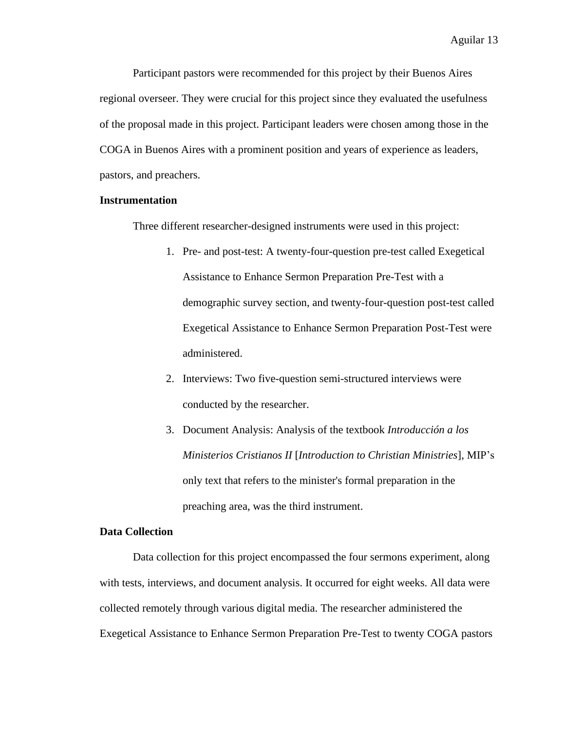Participant pastors were recommended for this project by their Buenos Aires regional overseer. They were crucial for this project since they evaluated the usefulness of the proposal made in this project. Participant leaders were chosen among those in the COGA in Buenos Aires with a prominent position and years of experience as leaders, pastors, and preachers.

**Instrumentation**

Three different researcher-designed instruments were used in this project:

1. Pre- and post-test: A twenty-four-question pre-test called Exegetical Assistance to Enhance Sermon Preparation Pre-Test with a demographic survey section, and twenty-four-question post-test called Exegetical Assistance to Enhance Sermon Preparation Post-Test were administered.
2. Interviews: Two five-question semi-structured interviews were conducted by the researcher.
3. Document Analysis: Analysis of the textbook *Introducción a los Ministerios Cristianos II* [*Introduction to Christian Ministries*], MIP's only text that refers to the minister's formal preparation in the preaching area, was the third instrument.

**Data Collection**

Data collection for this project encompassed the four sermons experiment, along with tests, interviews, and document analysis. It occurred for eight weeks. All data were collected remotely through various digital media. The researcher administered the Exegetical Assistance to Enhance Sermon Preparation Pre-Test to twenty COGA pastors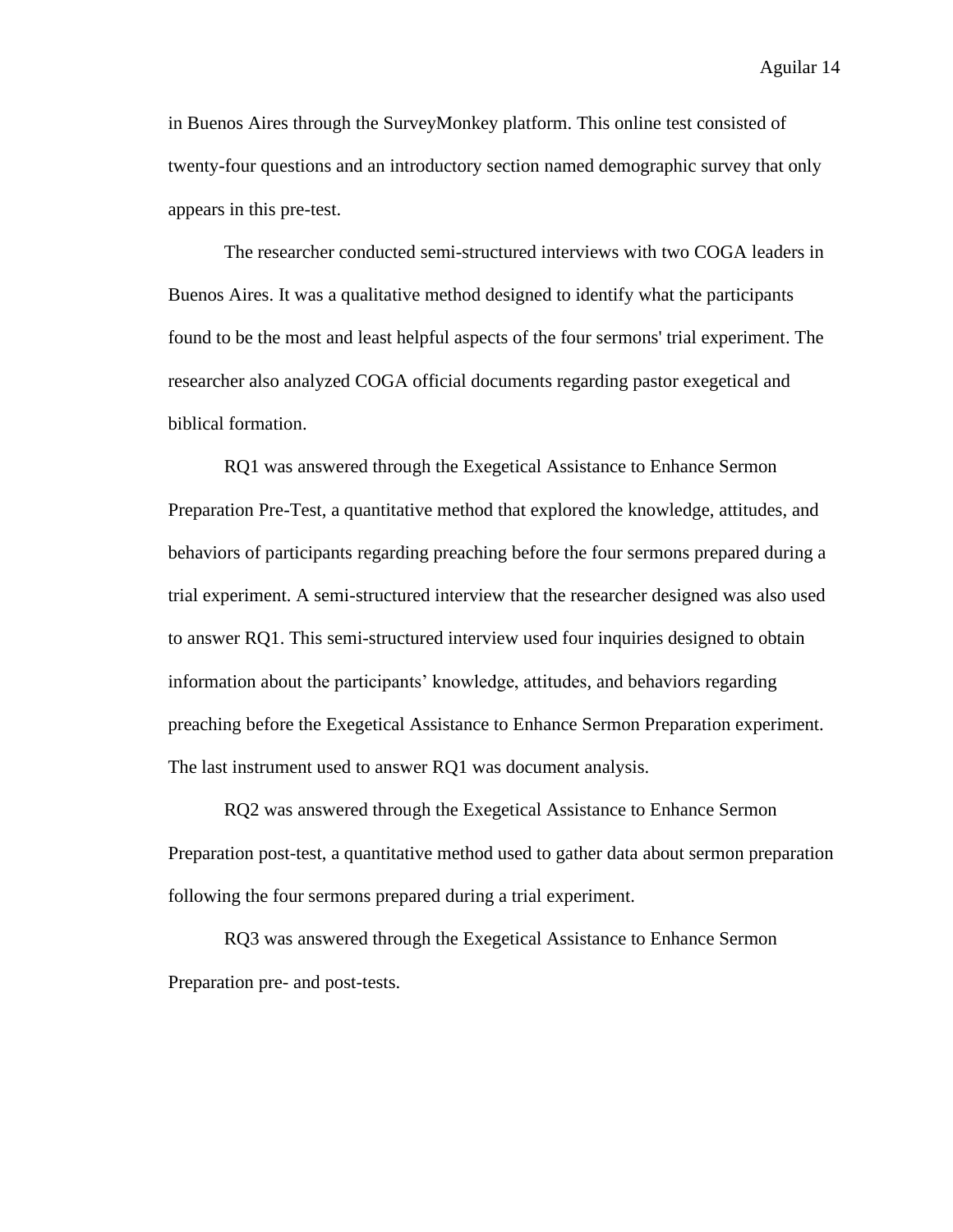in Buenos Aires through the SurveyMonkey platform. This online test consisted of twenty-four questions and an introductory section named demographic survey that only appears in this pre-test.

The researcher conducted semi-structured interviews with two COGA leaders in Buenos Aires. It was a qualitative method designed to identify what the participants found to be the most and least helpful aspects of the four sermons' trial experiment. The researcher also analyzed COGA official documents regarding pastor exegetical and biblical formation.

RQ1 was answered through the Exegetical Assistance to Enhance Sermon Preparation Pre-Test, a quantitative method that explored the knowledge, attitudes, and behaviors of participants regarding preaching before the four sermons prepared during a trial experiment. A semi-structured interview that the researcher designed was also used to answer RQ1. This semi-structured interview used four inquiries designed to obtain information about the participants' knowledge, attitudes, and behaviors regarding preaching before the Exegetical Assistance to Enhance Sermon Preparation experiment. The last instrument used to answer RQ1 was document analysis.

RQ2 was answered through the Exegetical Assistance to Enhance Sermon Preparation post-test, a quantitative method used to gather data about sermon preparation following the four sermons prepared during a trial experiment.

RQ3 was answered through the Exegetical Assistance to Enhance Sermon Preparation pre- and post-tests.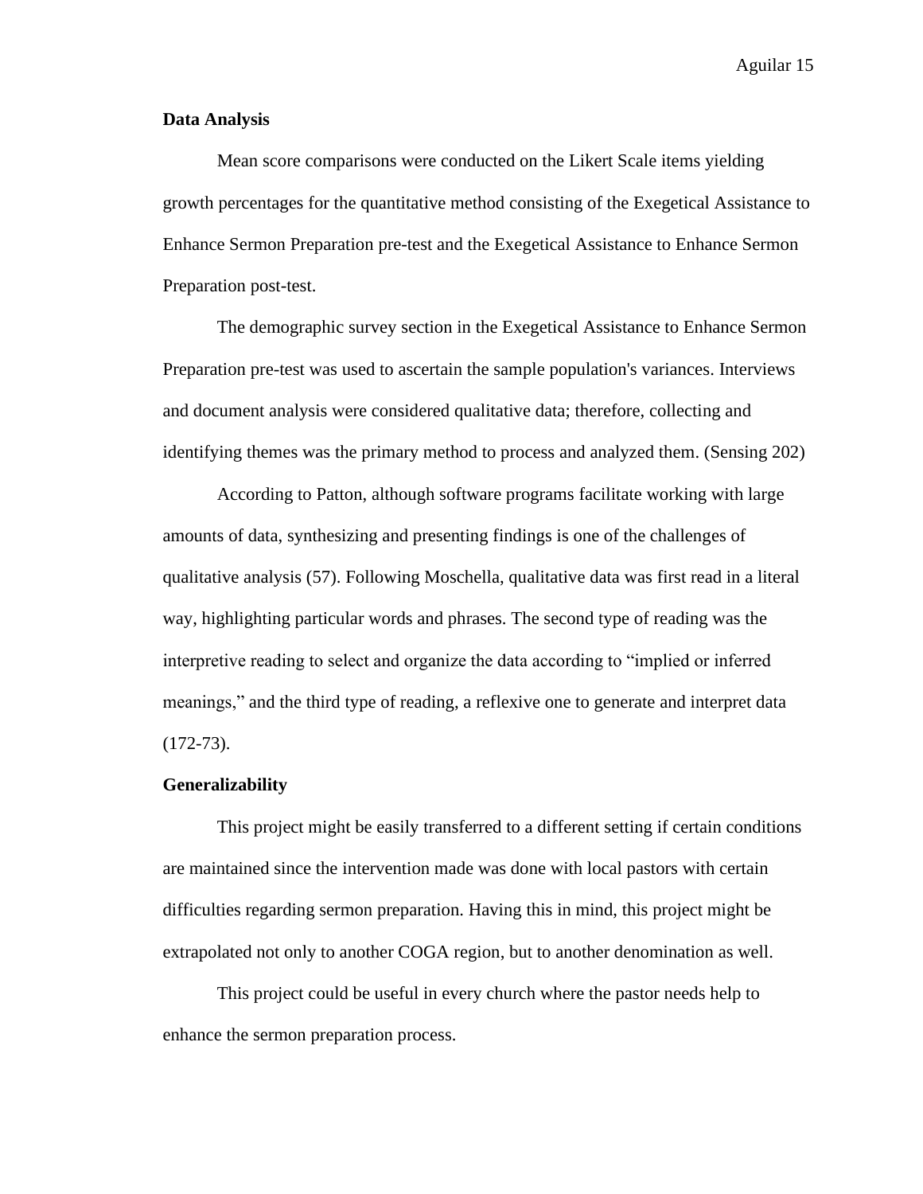**Data Analysis**

Mean score comparisons were conducted on the Likert Scale items yielding growth percentages for the quantitative method consisting of the Exegetical Assistance to Enhance Sermon Preparation pre-test and the Exegetical Assistance to Enhance Sermon Preparation post-test.

The demographic survey section in the Exegetical Assistance to Enhance Sermon Preparation pre-test was used to ascertain the sample population's variances. Interviews and document analysis were considered qualitative data; therefore, collecting and identifying themes was the primary method to process and analyzed them. (Sensing 202)

According to Patton, although software programs facilitate working with large amounts of data, synthesizing and presenting findings is one of the challenges of qualitative analysis (57). Following Moschella, qualitative data was first read in a literal way, highlighting particular words and phrases. The second type of reading was the interpretive reading to select and organize the data according to "implied or inferred meanings," and the third type of reading, a reflexive one to generate and interpret data (172-73).

**Generalizability**

This project might be easily transferred to a different setting if certain conditions are maintained since the intervention made was done with local pastors with certain difficulties regarding sermon preparation. Having this in mind, this project might be extrapolated not only to another COGA region, but to another denomination as well.

This project could be useful in every church where the pastor needs help to enhance the sermon preparation process.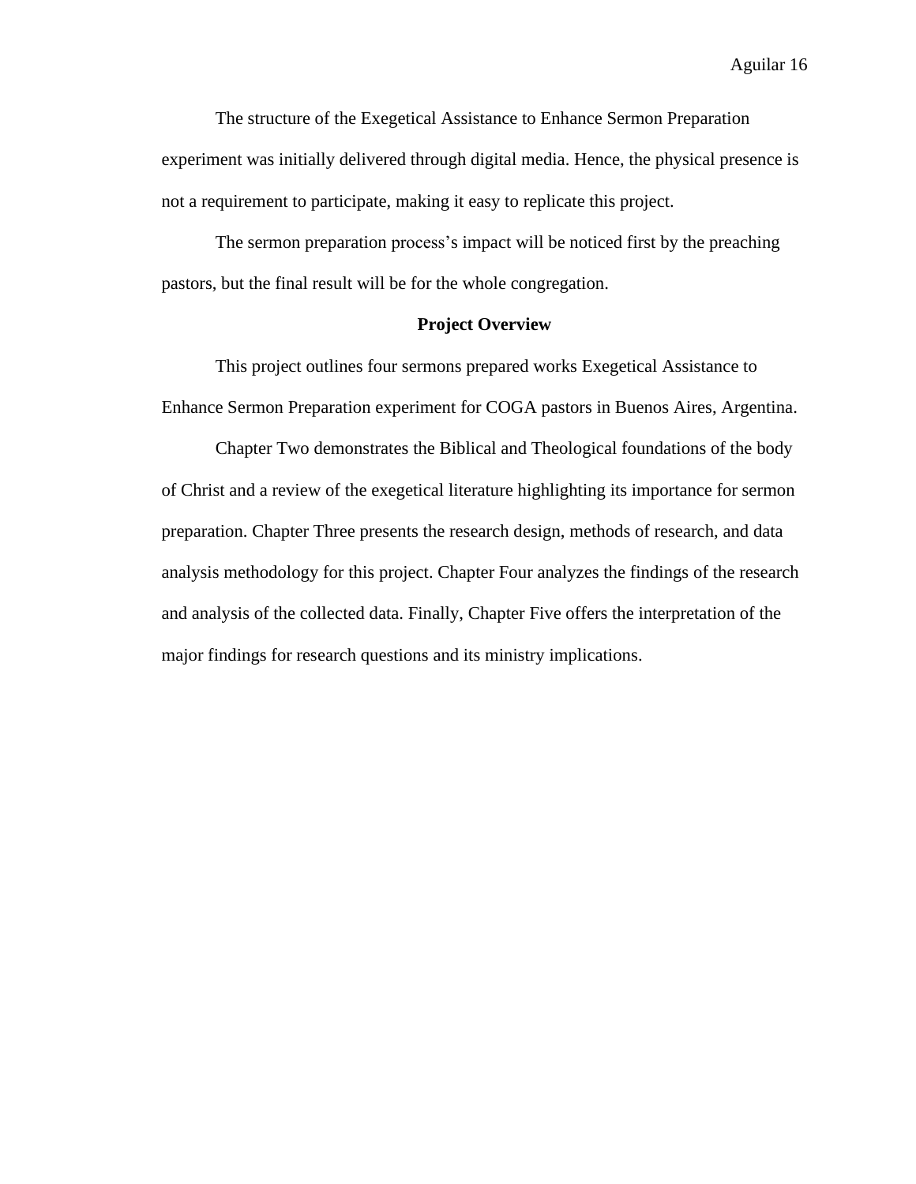The structure of the Exegetical Assistance to Enhance Sermon Preparation experiment was initially delivered through digital media. Hence, the physical presence is not a requirement to participate, making it easy to replicate this project.

The sermon preparation process's impact will be noticed first by the preaching pastors, but the final result will be for the whole congregation.

## Project Overview

This project outlines four sermons prepared works Exegetical Assistance to Enhance Sermon Preparation experiment for COGA pastors in Buenos Aires, Argentina.

Chapter Two demonstrates the Biblical and Theological foundations of the body of Christ and a review of the exegetical literature highlighting its importance for sermon preparation. Chapter Three presents the research design, methods of research, and data analysis methodology for this project. Chapter Four analyzes the findings of the research and analysis of the collected data. Finally, Chapter Five offers the interpretation of the major findings for research questions and its ministry implications.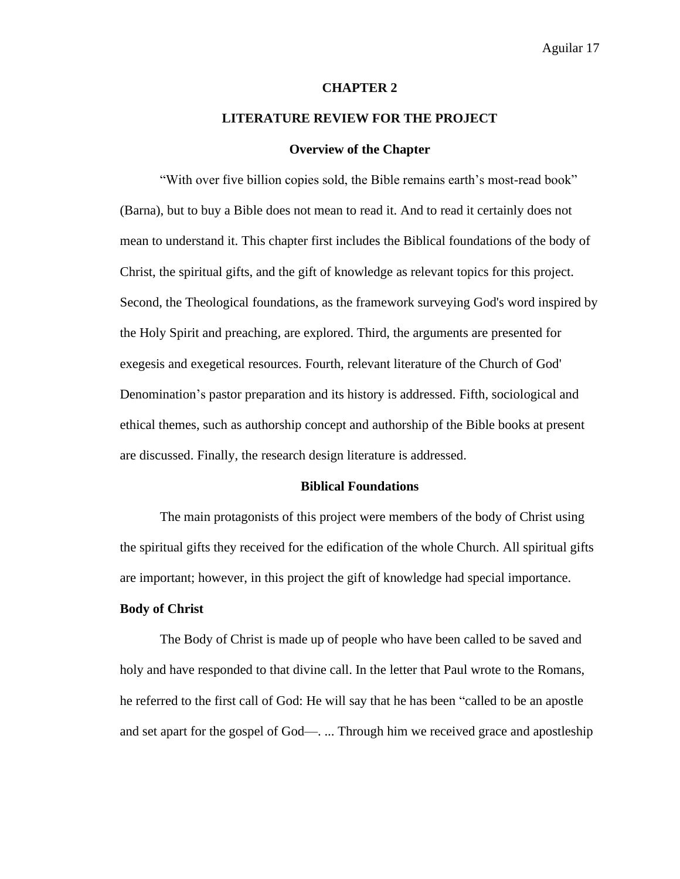# CHAPTER 2

# LITERATURE REVIEW FOR THE PROJECT

## Overview of the Chapter

"With over five billion copies sold, the Bible remains earth's most-read book" (Barna), but to buy a Bible does not mean to read it. And to read it certainly does not mean to understand it. This chapter first includes the Biblical foundations of the body of Christ, the spiritual gifts, and the gift of knowledge as relevant topics for this project. Second, the Theological foundations, as the framework surveying God's word inspired by the Holy Spirit and preaching, are explored. Third, the arguments are presented for exegesis and exegetical resources. Fourth, relevant literature of the Church of God' Denomination's pastor preparation and its history is addressed. Fifth, sociological and ethical themes, such as authorship concept and authorship of the Bible books at present are discussed. Finally, the research design literature is addressed.

## Biblical Foundations

The main protagonists of this project were members of the body of Christ using the spiritual gifts they received for the edification of the whole Church. All spiritual gifts are important; however, in this project the gift of knowledge had special importance.

### Body of Christ

The Body of Christ is made up of people who have been called to be saved and holy and have responded to that divine call. In the letter that Paul wrote to the Romans, he referred to the first call of God: He will say that he has been "called to be an apostle and set apart for the gospel of God—. ... Through him we received grace and apostleship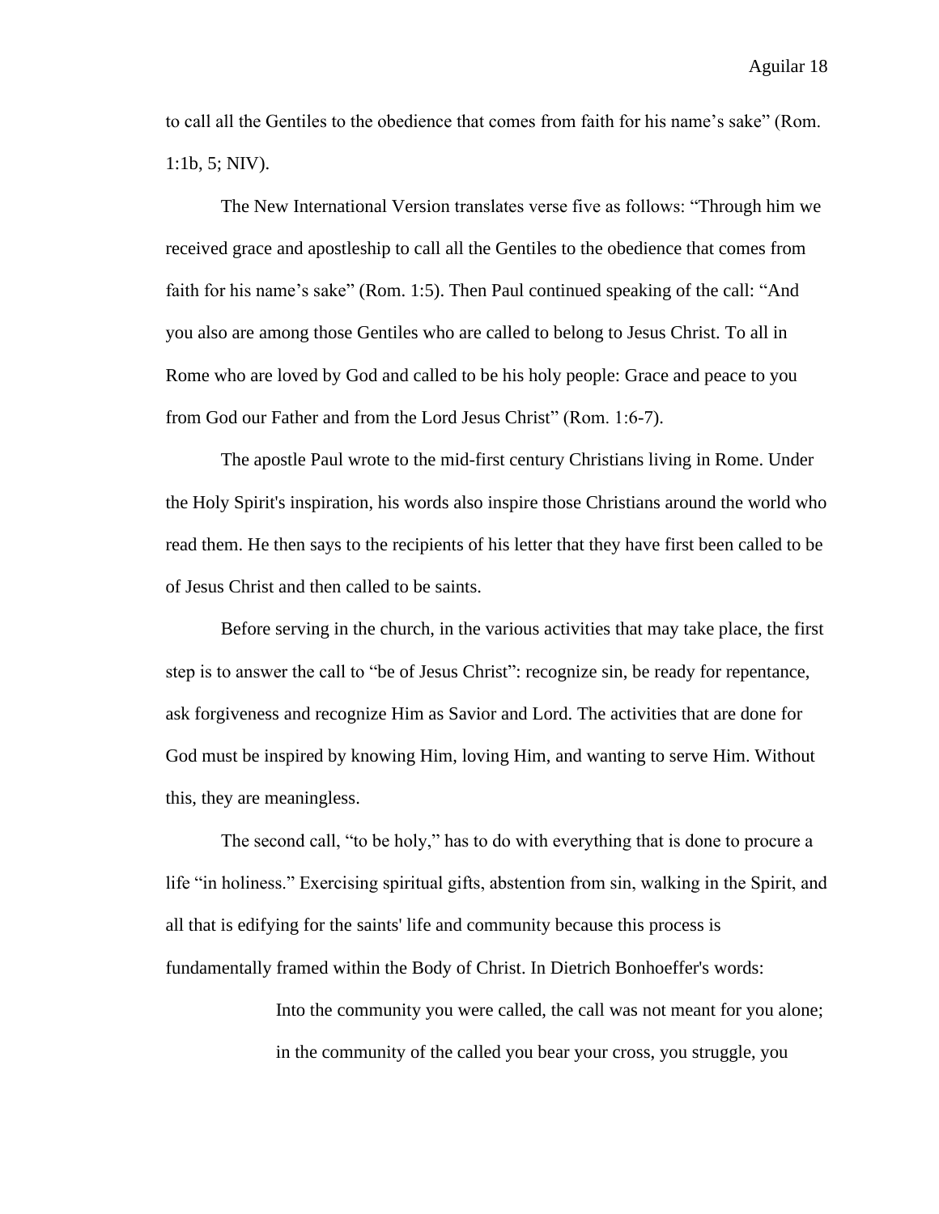to call all the Gentiles to the obedience that comes from faith for his name's sake" (Rom. 1:1b, 5; NIV).

The New International Version translates verse five as follows: "Through him we received grace and apostleship to call all the Gentiles to the obedience that comes from faith for his name's sake" (Rom. 1:5). Then Paul continued speaking of the call: "And you also are among those Gentiles who are called to belong to Jesus Christ. To all in Rome who are loved by God and called to be his holy people: Grace and peace to you from God our Father and from the Lord Jesus Christ" (Rom. 1:6-7).

The apostle Paul wrote to the mid-first century Christians living in Rome. Under the Holy Spirit's inspiration, his words also inspire those Christians around the world who read them. He then says to the recipients of his letter that they have first been called to be of Jesus Christ and then called to be saints.

Before serving in the church, in the various activities that may take place, the first step is to answer the call to "be of Jesus Christ": recognize sin, be ready for repentance, ask forgiveness and recognize Him as Savior and Lord. The activities that are done for God must be inspired by knowing Him, loving Him, and wanting to serve Him. Without this, they are meaningless.

The second call, "to be holy," has to do with everything that is done to procure a life "in holiness." Exercising spiritual gifts, abstention from sin, walking in the Spirit, and all that is edifying for the saints' life and community because this process is fundamentally framed within the Body of Christ. In Dietrich Bonhoeffer's words:

> Into the community you were called, the call was not meant for you alone; in the community of the called you bear your cross, you struggle, you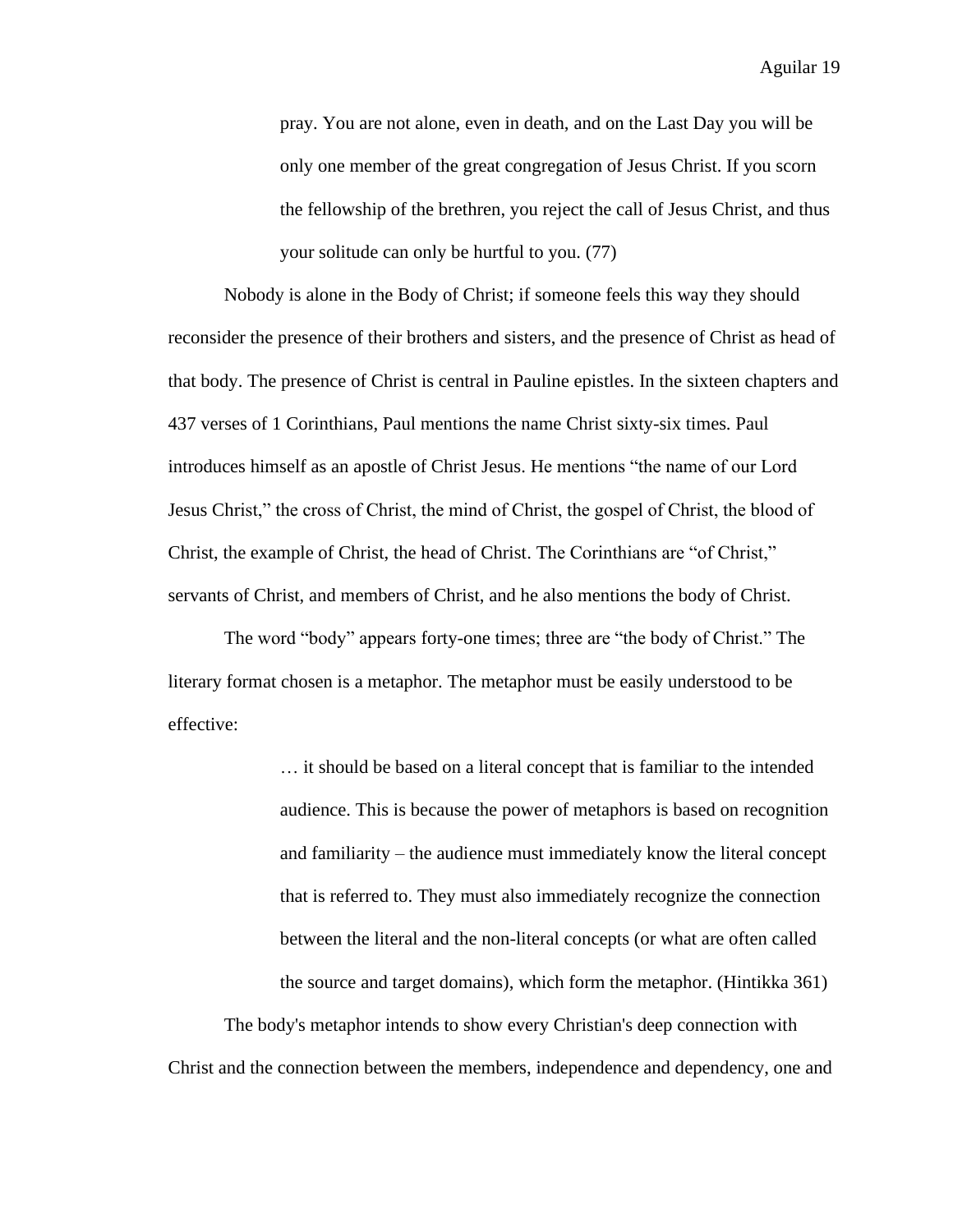> pray. You are not alone, even in death, and on the Last Day you will be only one member of the great congregation of Jesus Christ. If you scorn the fellowship of the brethren, you reject the call of Jesus Christ, and thus your solitude can only be hurtful to you. (77)

Nobody is alone in the Body of Christ; if someone feels this way they should reconsider the presence of their brothers and sisters, and the presence of Christ as head of that body. The presence of Christ is central in Pauline epistles. In the sixteen chapters and 437 verses of 1 Corinthians, Paul mentions the name Christ sixty-six times. Paul introduces himself as an apostle of Christ Jesus. He mentions "the name of our Lord Jesus Christ," the cross of Christ, the mind of Christ, the gospel of Christ, the blood of Christ, the example of Christ, the head of Christ. The Corinthians are "of Christ," servants of Christ, and members of Christ, and he also mentions the body of Christ.

The word "body" appears forty-one times; three are "the body of Christ." The literary format chosen is a metaphor. The metaphor must be easily understood to be effective:

> … it should be based on a literal concept that is familiar to the intended audience. This is because the power of metaphors is based on recognition and familiarity – the audience must immediately know the literal concept that is referred to. They must also immediately recognize the connection between the literal and the non-literal concepts (or what are often called the source and target domains), which form the metaphor. (Hintikka 361)

The body's metaphor intends to show every Christian's deep connection with Christ and the connection between the members, independence and dependency, one and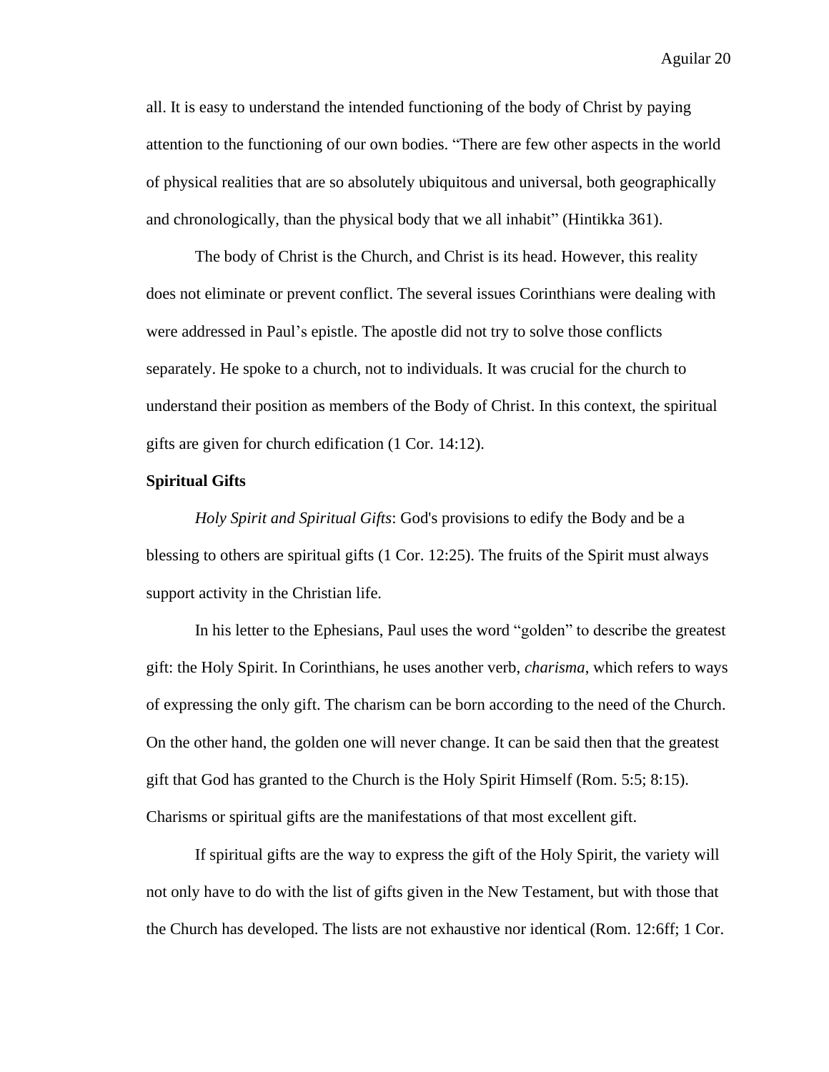all. It is easy to understand the intended functioning of the body of Christ by paying attention to the functioning of our own bodies. “There are few other aspects in the world of physical realities that are so absolutely ubiquitous and universal, both geographically and chronologically, than the physical body that we all inhabit” (Hintikka 361).

The body of Christ is the Church, and Christ is its head. However, this reality does not eliminate or prevent conflict. The several issues Corinthians were dealing with were addressed in Paul’s epistle. The apostle did not try to solve those conflicts separately. He spoke to a church, not to individuals. It was crucial for the church to understand their position as members of the Body of Christ. In this context, the spiritual gifts are given for church edification (1 Cor. 14:12).

**Spiritual Gifts**

*Holy Spirit and Spiritual Gifts*: God's provisions to edify the Body and be a blessing to others are spiritual gifts (1 Cor. 12:25). The fruits of the Spirit must always support activity in the Christian life.

In his letter to the Ephesians, Paul uses the word “golden” to describe the greatest gift: the Holy Spirit. In Corinthians, he uses another verb, *charisma*, which refers to ways of expressing the only gift. The charism can be born according to the need of the Church. On the other hand, the golden one will never change. It can be said then that the greatest gift that God has granted to the Church is the Holy Spirit Himself (Rom. 5:5; 8:15). Charisms or spiritual gifts are the manifestations of that most excellent gift.

If spiritual gifts are the way to express the gift of the Holy Spirit, the variety will not only have to do with the list of gifts given in the New Testament, but with those that the Church has developed. The lists are not exhaustive nor identical (Rom. 12:6ff; 1 Cor.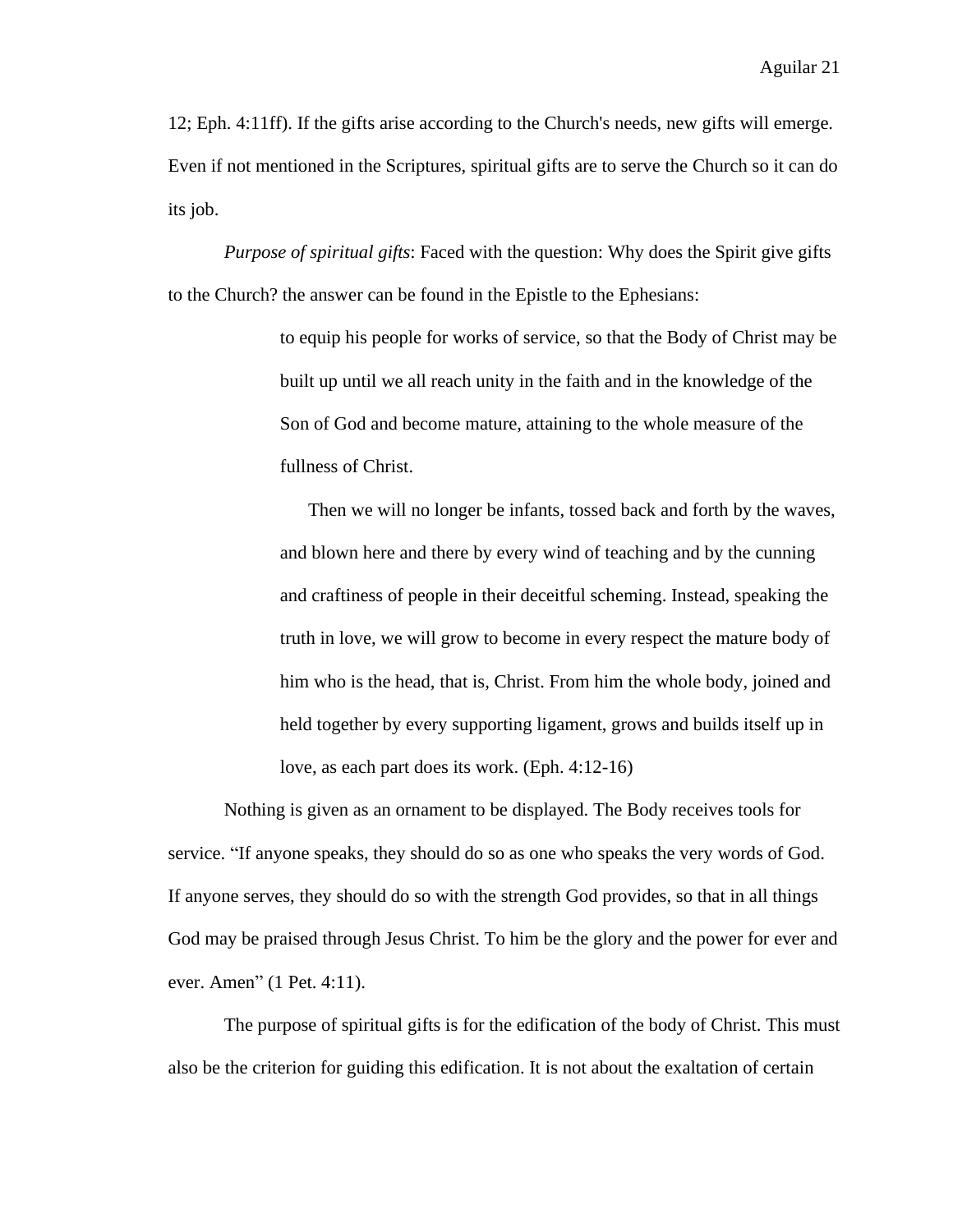12; Eph. 4:11ff). If the gifts arise according to the Church's needs, new gifts will emerge. Even if not mentioned in the Scriptures, spiritual gifts are to serve the Church so it can do its job.

*Purpose of spiritual gifts*: Faced with the question: Why does the Spirit give gifts to the Church? the answer can be found in the Epistle to the Ephesians:

> to equip his people for works of service, so that the Body of Christ may be built up until we all reach unity in the faith and in the knowledge of the Son of God and become mature, attaining to the whole measure of the fullness of Christ.
>
> Then we will no longer be infants, tossed back and forth by the waves, and blown here and there by every wind of teaching and by the cunning and craftiness of people in their deceitful scheming. Instead, speaking the truth in love, we will grow to become in every respect the mature body of him who is the head, that is, Christ. From him the whole body, joined and held together by every supporting ligament, grows and builds itself up in love, as each part does its work. (Eph. 4:12-16)

Nothing is given as an ornament to be displayed. The Body receives tools for service. “If anyone speaks, they should do so as one who speaks the very words of God. If anyone serves, they should do so with the strength God provides, so that in all things God may be praised through Jesus Christ. To him be the glory and the power for ever and ever. Amen” (1 Pet. 4:11).

The purpose of spiritual gifts is for the edification of the body of Christ. This must also be the criterion for guiding this edification. It is not about the exaltation of certain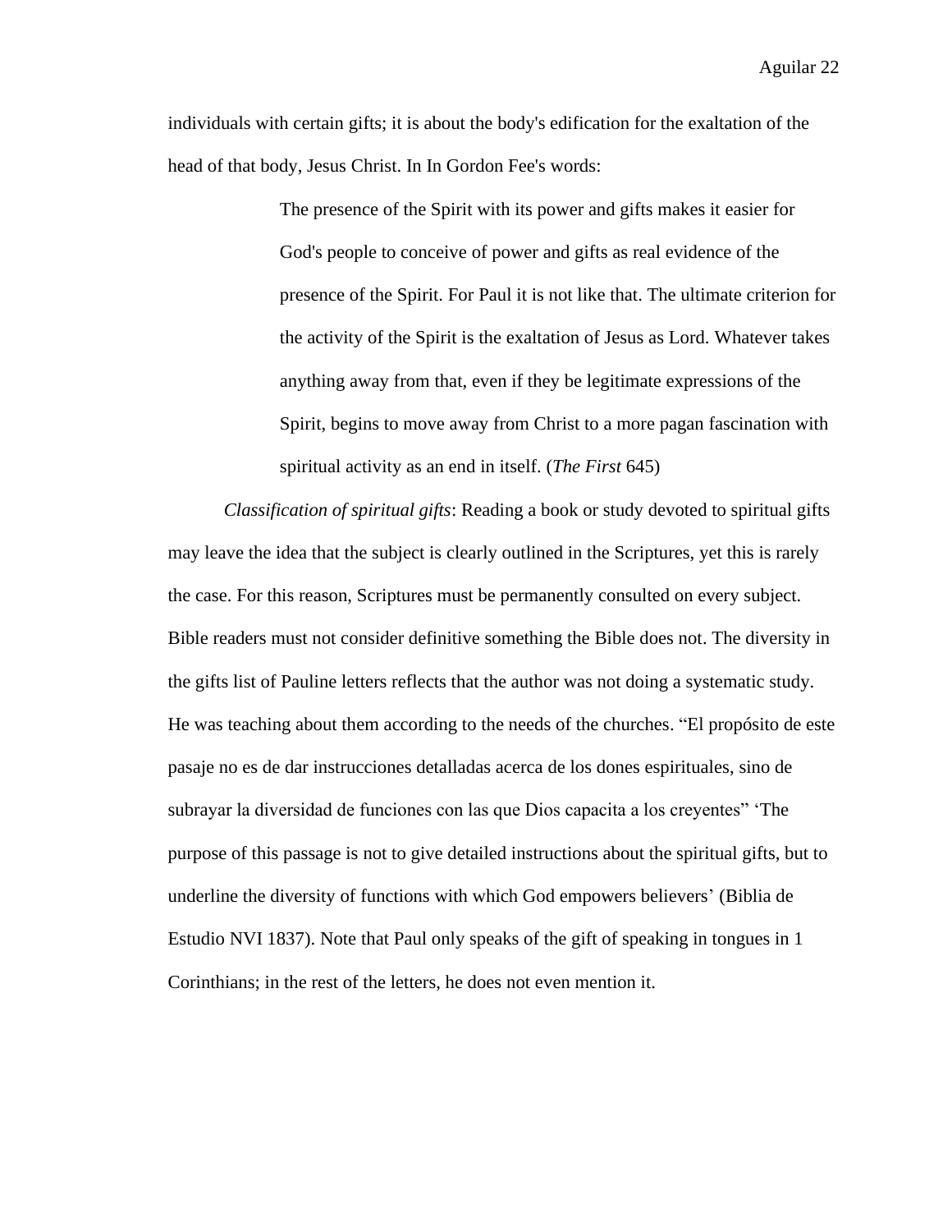individuals with certain gifts; it is about the body's edification for the exaltation of the head of that body, Jesus Christ. In In Gordon Fee's words:

> The presence of the Spirit with its power and gifts makes it easier for God's people to conceive of power and gifts as real evidence of the presence of the Spirit. For Paul it is not like that. The ultimate criterion for the activity of the Spirit is the exaltation of Jesus as Lord. Whatever takes anything away from that, even if they be legitimate expressions of the Spirit, begins to move away from Christ to a more pagan fascination with spiritual activity as an end in itself. (*The First* 645)

*Classification of spiritual gifts*: Reading a book or study devoted to spiritual gifts may leave the idea that the subject is clearly outlined in the Scriptures, yet this is rarely the case. For this reason, Scriptures must be permanently consulted on every subject. Bible readers must not consider definitive something the Bible does not. The diversity in the gifts list of Pauline letters reflects that the author was not doing a systematic study. He was teaching about them according to the needs of the churches. “El propósito de este pasaje no es de dar instrucciones detalladas acerca de los dones espirituales, sino de subrayar la diversidad de funciones con las que Dios capacita a los creyentes” ‘The purpose of this passage is not to give detailed instructions about the spiritual gifts, but to underline the diversity of functions with which God empowers believers’ (Biblia de Estudio NVI 1837). Note that Paul only speaks of the gift of speaking in tongues in 1 Corinthians; in the rest of the letters, he does not even mention it.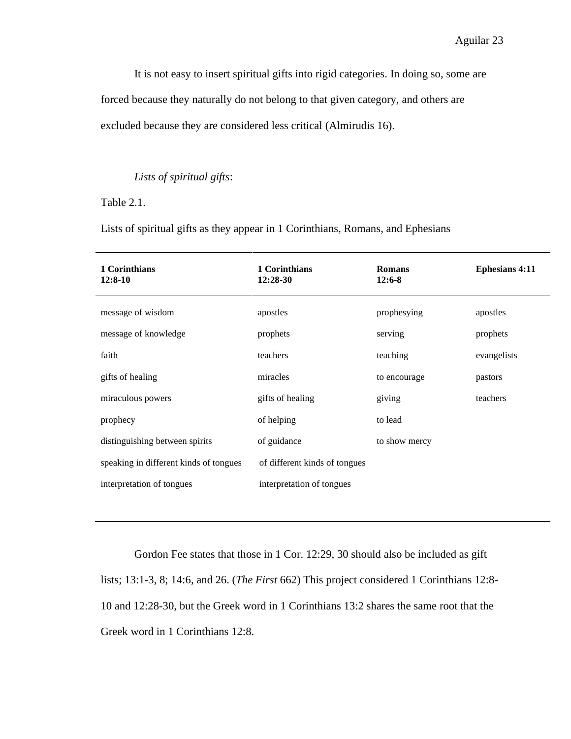It is not easy to insert spiritual gifts into rigid categories. In doing so, some are forced because they naturally do not belong to that given category, and others are excluded because they are considered less critical (Almirudis 16).

*Lists of spiritual gifts*:

Table 2.1.

Lists of spiritual gifts as they appear in 1 Corinthians, Romans, and Ephesians

| **1 Corinthians 12:8-10** | **1 Corinthians 12:28-30** | **Romans 12:6-8** | **Ephesians 4:11** |
|---|---|---|---|
| message of wisdom | apostles | prophesying | apostles |
| message of knowledge | prophets | serving | prophets |
| faith | teachers | teaching | evangelists |
| gifts of healing | miracles | to encourage | pastors |
| miraculous powers | gifts of healing | giving | teachers |
| prophecy | of helping | to lead | |
| distinguishing between spirits | of guidance | to show mercy | |
| speaking in different kinds of tongues | of different kinds of tongues | | |
| interpretation of tongues | interpretation of tongues | | |

Gordon Fee states that those in 1 Cor. 12:29, 30 should also be included as gift lists; 13:1-3, 8; 14:6, and 26. (*The First* 662) This project considered 1 Corinthians 12:8-10 and 12:28-30, but the Greek word in 1 Corinthians 13:2 shares the same root that the Greek word in 1 Corinthians 12:8.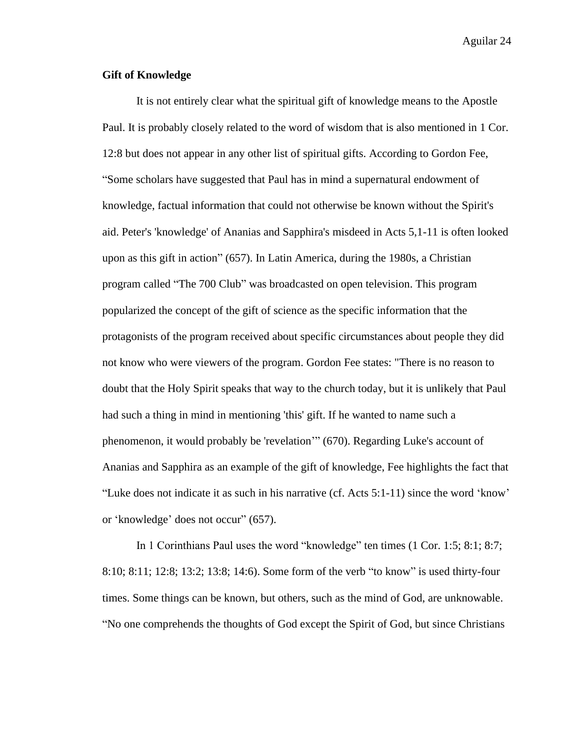**Gift of Knowledge**

It is not entirely clear what the spiritual gift of knowledge means to the Apostle Paul. It is probably closely related to the word of wisdom that is also mentioned in 1 Cor. 12:8 but does not appear in any other list of spiritual gifts. According to Gordon Fee, "Some scholars have suggested that Paul has in mind a supernatural endowment of knowledge, factual information that could not otherwise be known without the Spirit's aid. Peter's 'knowledge' of Ananias and Sapphira's misdeed in Acts 5,1-11 is often looked upon as this gift in action" (657). In Latin America, during the 1980s, a Christian program called "The 700 Club" was broadcasted on open television. This program popularized the concept of the gift of science as the specific information that the protagonists of the program received about specific circumstances about people they did not know who were viewers of the program. Gordon Fee states: "There is no reason to doubt that the Holy Spirit speaks that way to the church today, but it is unlikely that Paul had such a thing in mind in mentioning 'this' gift. If he wanted to name such a phenomenon, it would probably be 'revelation'" (670). Regarding Luke's account of Ananias and Sapphira as an example of the gift of knowledge, Fee highlights the fact that "Luke does not indicate it as such in his narrative (cf. Acts 5:1-11) since the word 'know' or 'knowledge' does not occur" (657).

In 1 Corinthians Paul uses the word "knowledge" ten times (1 Cor. 1:5; 8:1; 8:7; 8:10; 8:11; 12:8; 13:2; 13:8; 14:6). Some form of the verb "to know" is used thirty-four times. Some things can be known, but others, such as the mind of God, are unknowable. "No one comprehends the thoughts of God except the Spirit of God, but since Christians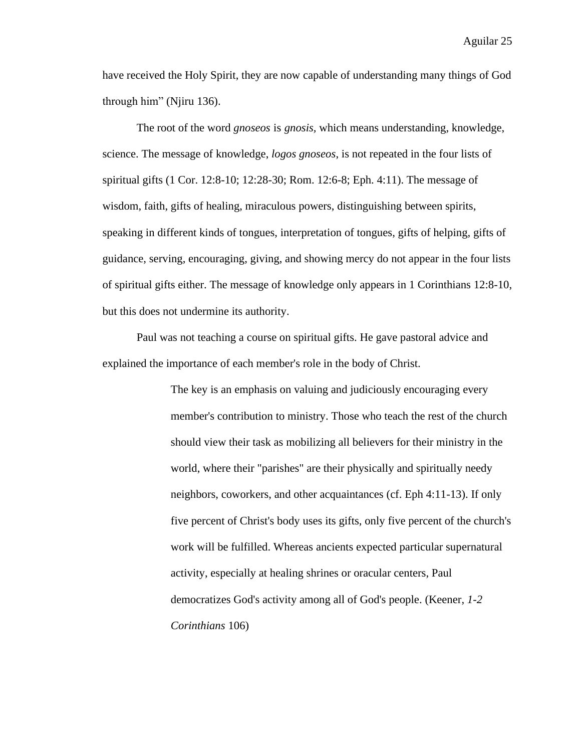have received the Holy Spirit, they are now capable of understanding many things of God through him" (Njiru 136).

The root of the word *gnoseos* is *gnosis*, which means understanding, knowledge, science. The message of knowledge, *logos gnoseos*, is not repeated in the four lists of spiritual gifts (1 Cor. 12:8-10; 12:28-30; Rom. 12:6-8; Eph. 4:11). The message of wisdom, faith, gifts of healing, miraculous powers, distinguishing between spirits, speaking in different kinds of tongues, interpretation of tongues, gifts of helping, gifts of guidance, serving, encouraging, giving, and showing mercy do not appear in the four lists of spiritual gifts either. The message of knowledge only appears in 1 Corinthians 12:8-10, but this does not undermine its authority.

Paul was not teaching a course on spiritual gifts. He gave pastoral advice and explained the importance of each member's role in the body of Christ.

> The key is an emphasis on valuing and judiciously encouraging every member's contribution to ministry. Those who teach the rest of the church should view their task as mobilizing all believers for their ministry in the world, where their "parishes" are their physically and spiritually needy neighbors, coworkers, and other acquaintances (cf. Eph 4:11-13). If only five percent of Christ's body uses its gifts, only five percent of the church's work will be fulfilled. Whereas ancients expected particular supernatural activity, especially at healing shrines or oracular centers, Paul democratizes God's activity among all of God's people. (Keener, *1-2 Corinthians* 106)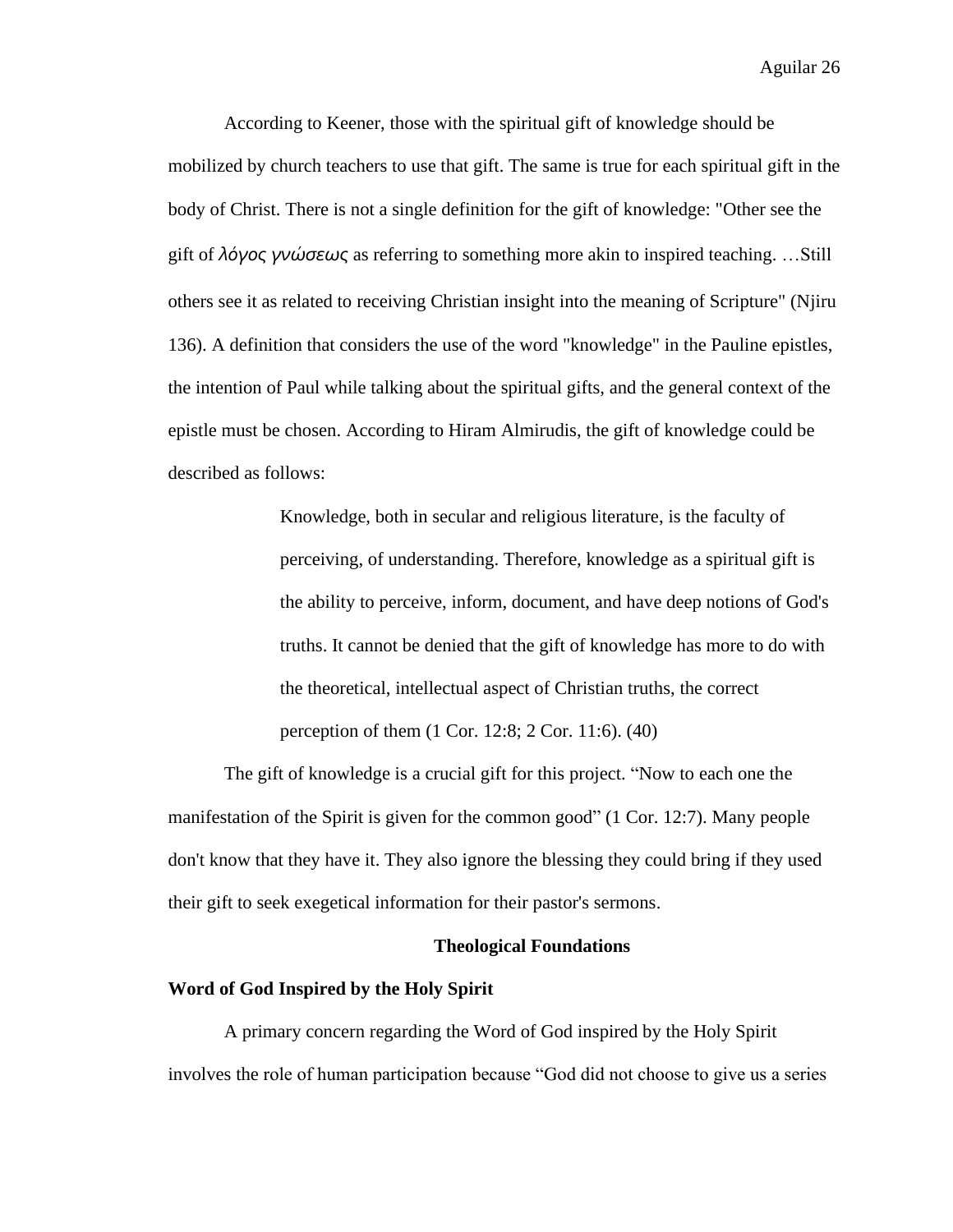According to Keener, those with the spiritual gift of knowledge should be mobilized by church teachers to use that gift. The same is true for each spiritual gift in the body of Christ. There is not a single definition for the gift of knowledge: "Other see the gift of *λόγος γνώσεως* as referring to something more akin to inspired teaching. …Still others see it as related to receiving Christian insight into the meaning of Scripture" (Njiru 136). A definition that considers the use of the word "knowledge" in the Pauline epistles, the intention of Paul while talking about the spiritual gifts, and the general context of the epistle must be chosen. According to Hiram Almirudis, the gift of knowledge could be described as follows:

> Knowledge, both in secular and religious literature, is the faculty of perceiving, of understanding. Therefore, knowledge as a spiritual gift is the ability to perceive, inform, document, and have deep notions of God's truths. It cannot be denied that the gift of knowledge has more to do with the theoretical, intellectual aspect of Christian truths, the correct perception of them (1 Cor. 12:8; 2 Cor. 11:6). (40)

The gift of knowledge is a crucial gift for this project. "Now to each one the manifestation of the Spirit is given for the common good" (1 Cor. 12:7). Many people don't know that they have it. They also ignore the blessing they could bring if they used their gift to seek exegetical information for their pastor's sermons.

## Theological Foundations

### Word of God Inspired by the Holy Spirit

A primary concern regarding the Word of God inspired by the Holy Spirit involves the role of human participation because "God did not choose to give us a series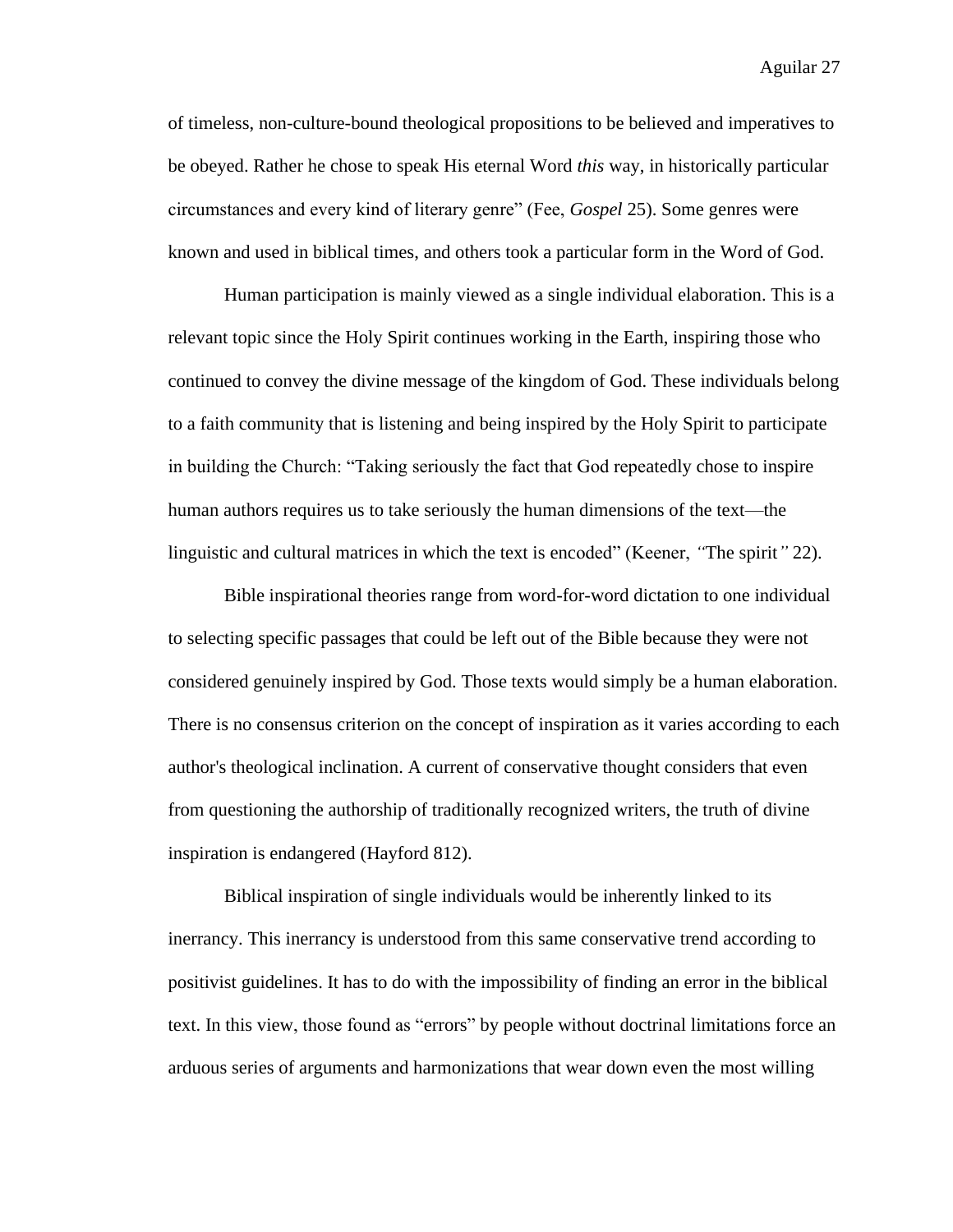of timeless, non-culture-bound theological propositions to be believed and imperatives to be obeyed. Rather he chose to speak His eternal Word *this* way, in historically particular circumstances and every kind of literary genre" (Fee, *Gospel* 25). Some genres were known and used in biblical times, and others took a particular form in the Word of God.

Human participation is mainly viewed as a single individual elaboration. This is a relevant topic since the Holy Spirit continues working in the Earth, inspiring those who continued to convey the divine message of the kingdom of God. These individuals belong to a faith community that is listening and being inspired by the Holy Spirit to participate in building the Church: "Taking seriously the fact that God repeatedly chose to inspire human authors requires us to take seriously the human dimensions of the text—the linguistic and cultural matrices in which the text is encoded" (Keener, *"*The spirit*"* 22).

Bible inspirational theories range from word-for-word dictation to one individual to selecting specific passages that could be left out of the Bible because they were not considered genuinely inspired by God. Those texts would simply be a human elaboration. There is no consensus criterion on the concept of inspiration as it varies according to each author's theological inclination. A current of conservative thought considers that even from questioning the authorship of traditionally recognized writers, the truth of divine inspiration is endangered (Hayford 812).

Biblical inspiration of single individuals would be inherently linked to its inerrancy. This inerrancy is understood from this same conservative trend according to positivist guidelines. It has to do with the impossibility of finding an error in the biblical text. In this view, those found as "errors" by people without doctrinal limitations force an arduous series of arguments and harmonizations that wear down even the most willing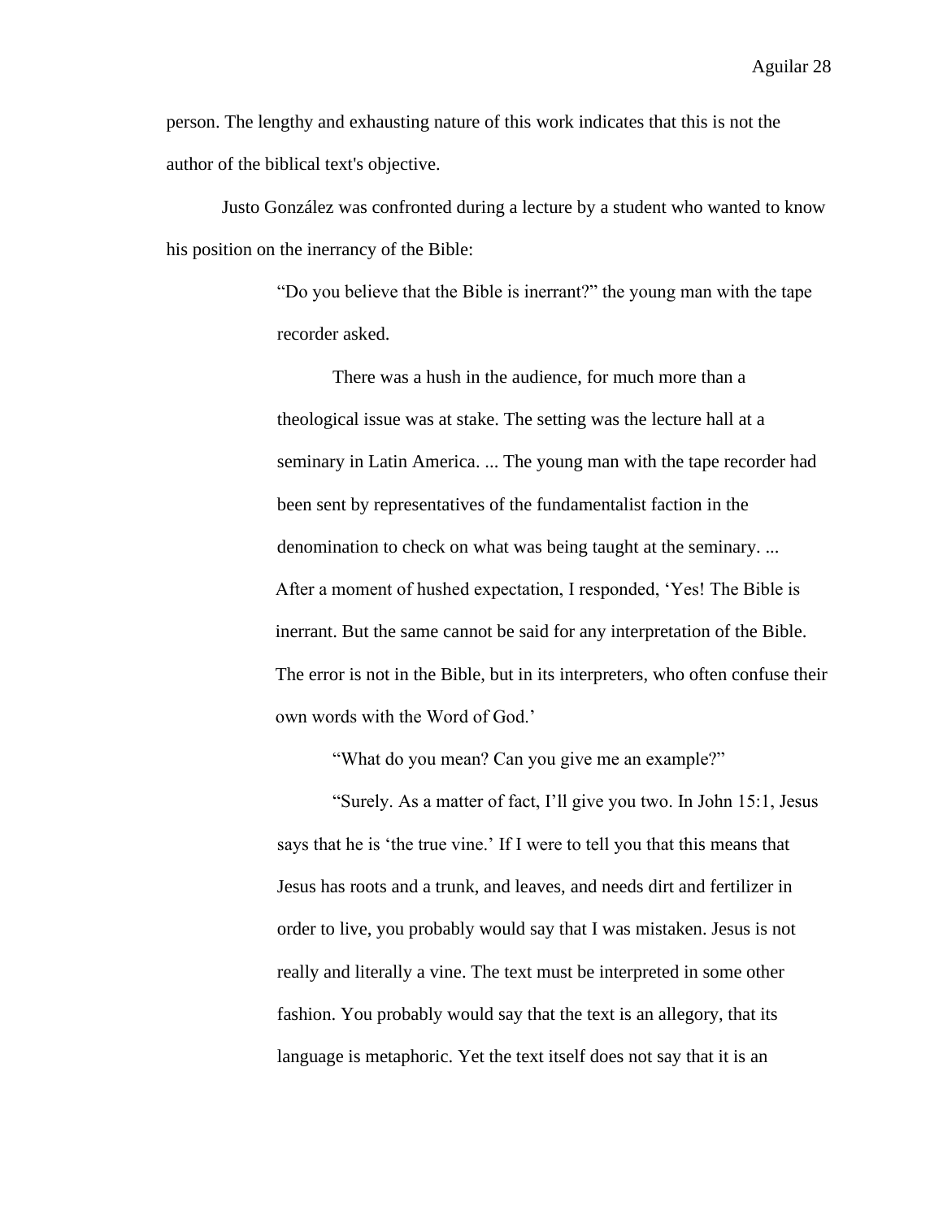person. The lengthy and exhausting nature of this work indicates that this is not the author of the biblical text's objective.

Justo González was confronted during a lecture by a student who wanted to know his position on the inerrancy of the Bible:

> "Do you believe that the Bible is inerrant?" the young man with the tape recorder asked.
>
> There was a hush in the audience, for much more than a theological issue was at stake. The setting was the lecture hall at a seminary in Latin America. ... The young man with the tape recorder had been sent by representatives of the fundamentalist faction in the denomination to check on what was being taught at the seminary. ... After a moment of hushed expectation, I responded, 'Yes! The Bible is inerrant. But the same cannot be said for any interpretation of the Bible. The error is not in the Bible, but in its interpreters, who often confuse their own words with the Word of God.'
>
> "What do you mean? Can you give me an example?"
>
> "Surely. As a matter of fact, I'll give you two. In John 15:1, Jesus says that he is 'the true vine.' If I were to tell you that this means that Jesus has roots and a trunk, and leaves, and needs dirt and fertilizer in order to live, you probably would say that I was mistaken. Jesus is not really and literally a vine. The text must be interpreted in some other fashion. You probably would say that the text is an allegory, that its language is metaphoric. Yet the text itself does not say that it is an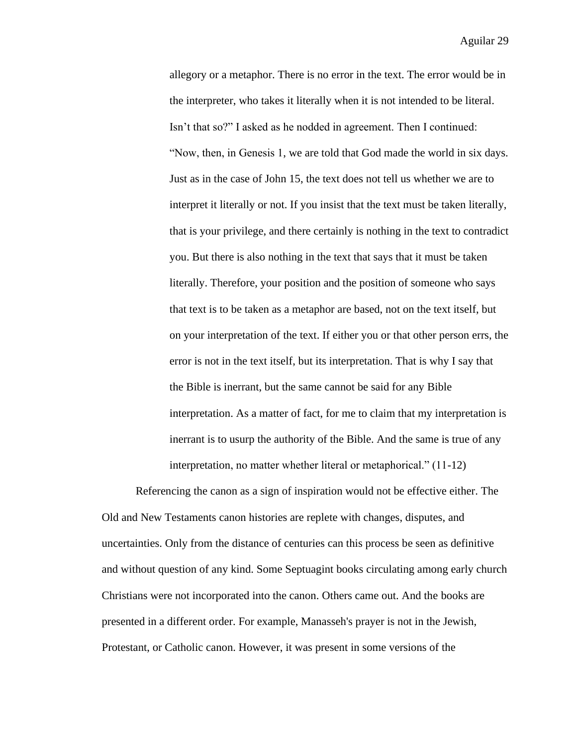> allegory or a metaphor. There is no error in the text. The error would be in the interpreter, who takes it literally when it is not intended to be literal. Isn't that so?" I asked as he nodded in agreement. Then I continued: "Now, then, in Genesis 1, we are told that God made the world in six days. Just as in the case of John 15, the text does not tell us whether we are to interpret it literally or not. If you insist that the text must be taken literally, that is your privilege, and there certainly is nothing in the text to contradict you. But there is also nothing in the text that says that it must be taken literally. Therefore, your position and the position of someone who says that text is to be taken as a metaphor are based, not on the text itself, but on your interpretation of the text. If either you or that other person errs, the error is not in the text itself, but its interpretation. That is why I say that the Bible is inerrant, but the same cannot be said for any Bible interpretation. As a matter of fact, for me to claim that my interpretation is inerrant is to usurp the authority of the Bible. And the same is true of any interpretation, no matter whether literal or metaphorical." (11-12)

Referencing the canon as a sign of inspiration would not be effective either. The Old and New Testaments canon histories are replete with changes, disputes, and uncertainties. Only from the distance of centuries can this process be seen as definitive and without question of any kind. Some Septuagint books circulating among early church Christians were not incorporated into the canon. Others came out. And the books are presented in a different order. For example, Manasseh's prayer is not in the Jewish, Protestant, or Catholic canon. However, it was present in some versions of the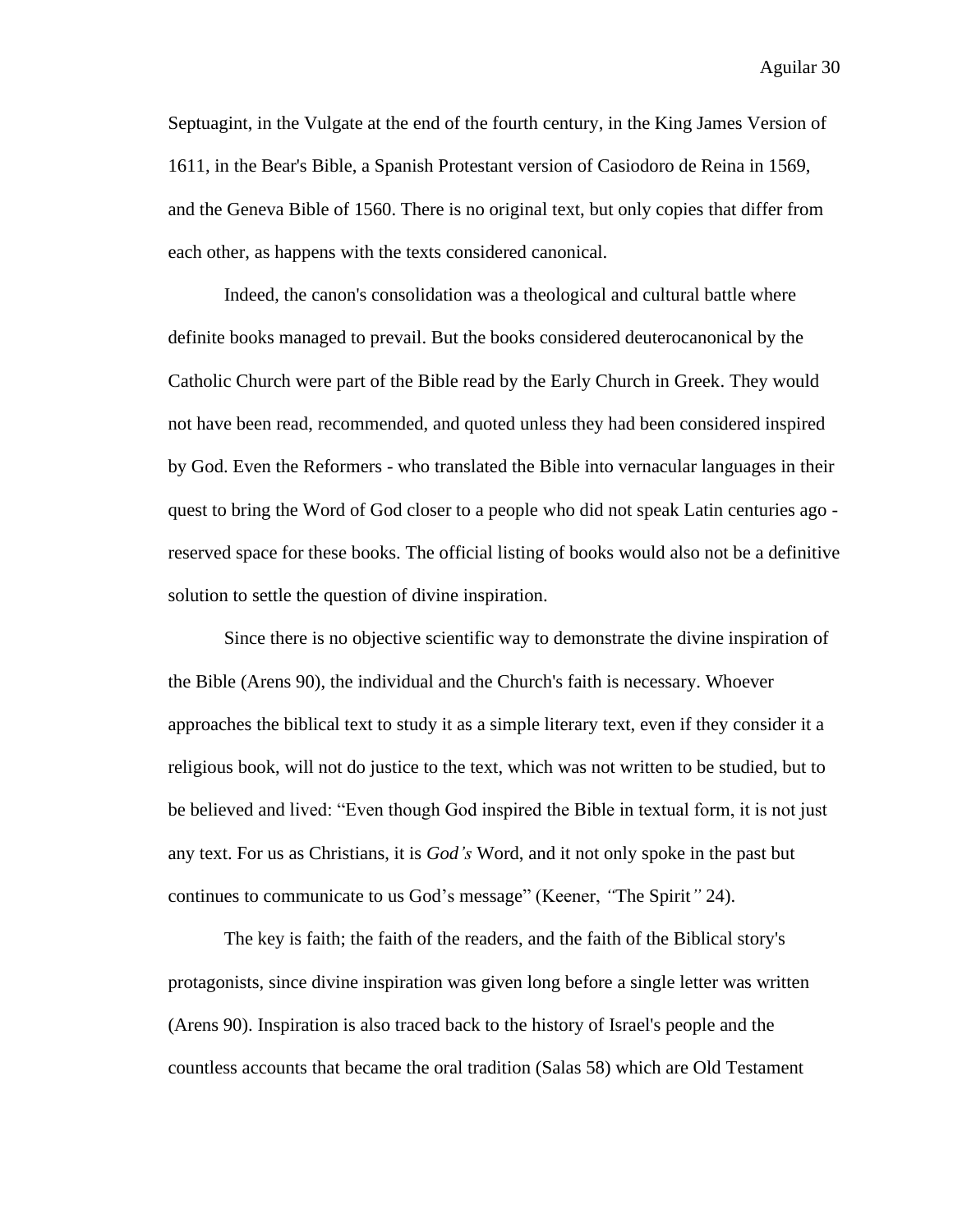Septuagint, in the Vulgate at the end of the fourth century, in the King James Version of 1611, in the Bear's Bible, a Spanish Protestant version of Casiodoro de Reina in 1569, and the Geneva Bible of 1560. There is no original text, but only copies that differ from each other, as happens with the texts considered canonical.

Indeed, the canon's consolidation was a theological and cultural battle where definite books managed to prevail. But the books considered deuterocanonical by the Catholic Church were part of the Bible read by the Early Church in Greek. They would not have been read, recommended, and quoted unless they had been considered inspired by God. Even the Reformers - who translated the Bible into vernacular languages in their quest to bring the Word of God closer to a people who did not speak Latin centuries ago - reserved space for these books. The official listing of books would also not be a definitive solution to settle the question of divine inspiration.

Since there is no objective scientific way to demonstrate the divine inspiration of the Bible (Arens 90), the individual and the Church's faith is necessary. Whoever approaches the biblical text to study it as a simple literary text, even if they consider it a religious book, will not do justice to the text, which was not written to be studied, but to be believed and lived: "Even though God inspired the Bible in textual form, it is not just any text. For us as Christians, it is *God's* Word, and it not only spoke in the past but continues to communicate to us God's message" (Keener, *"*The Spirit*"* 24).

The key is faith; the faith of the readers, and the faith of the Biblical story's protagonists, since divine inspiration was given long before a single letter was written (Arens 90). Inspiration is also traced back to the history of Israel's people and the countless accounts that became the oral tradition (Salas 58) which are Old Testament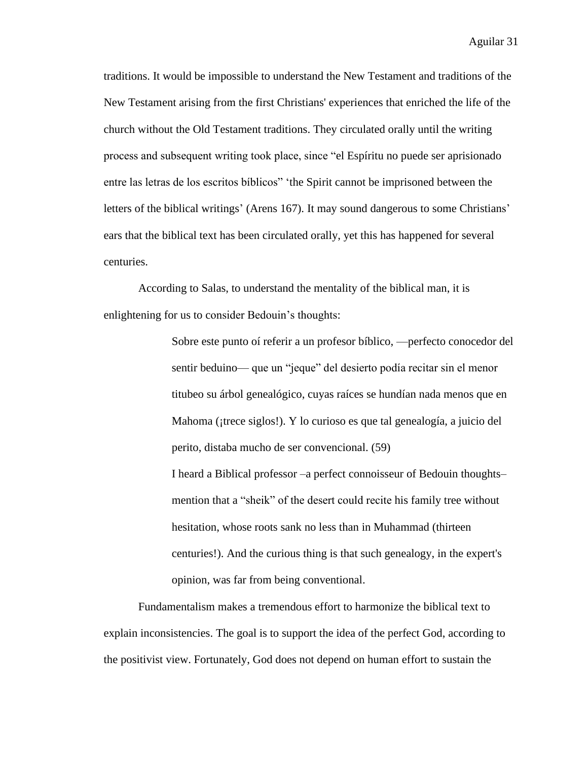traditions. It would be impossible to understand the New Testament and traditions of the New Testament arising from the first Christians' experiences that enriched the life of the church without the Old Testament traditions. They circulated orally until the writing process and subsequent writing took place, since "el Espíritu no puede ser aprisionado entre las letras de los escritos bíblicos" 'the Spirit cannot be imprisoned between the letters of the biblical writings' (Arens 167). It may sound dangerous to some Christians' ears that the biblical text has been circulated orally, yet this has happened for several centuries.

According to Salas, to understand the mentality of the biblical man, it is enlightening for us to consider Bedouin's thoughts:

> Sobre este punto oí referir a un profesor bíblico, —perfecto conocedor del sentir beduino— que un "jeque" del desierto podía recitar sin el menor titubeo su árbol genealógico, cuyas raíces se hundían nada menos que en Mahoma (¡trece siglos!). Y lo curioso es que tal genealogía, a juicio del perito, distaba mucho de ser convencional. (59)
>
> I heard a Biblical professor –a perfect connoisseur of Bedouin thoughts– mention that a "sheik" of the desert could recite his family tree without hesitation, whose roots sank no less than in Muhammad (thirteen centuries!). And the curious thing is that such genealogy, in the expert's opinion, was far from being conventional.

Fundamentalism makes a tremendous effort to harmonize the biblical text to explain inconsistencies. The goal is to support the idea of the perfect God, according to the positivist view. Fortunately, God does not depend on human effort to sustain the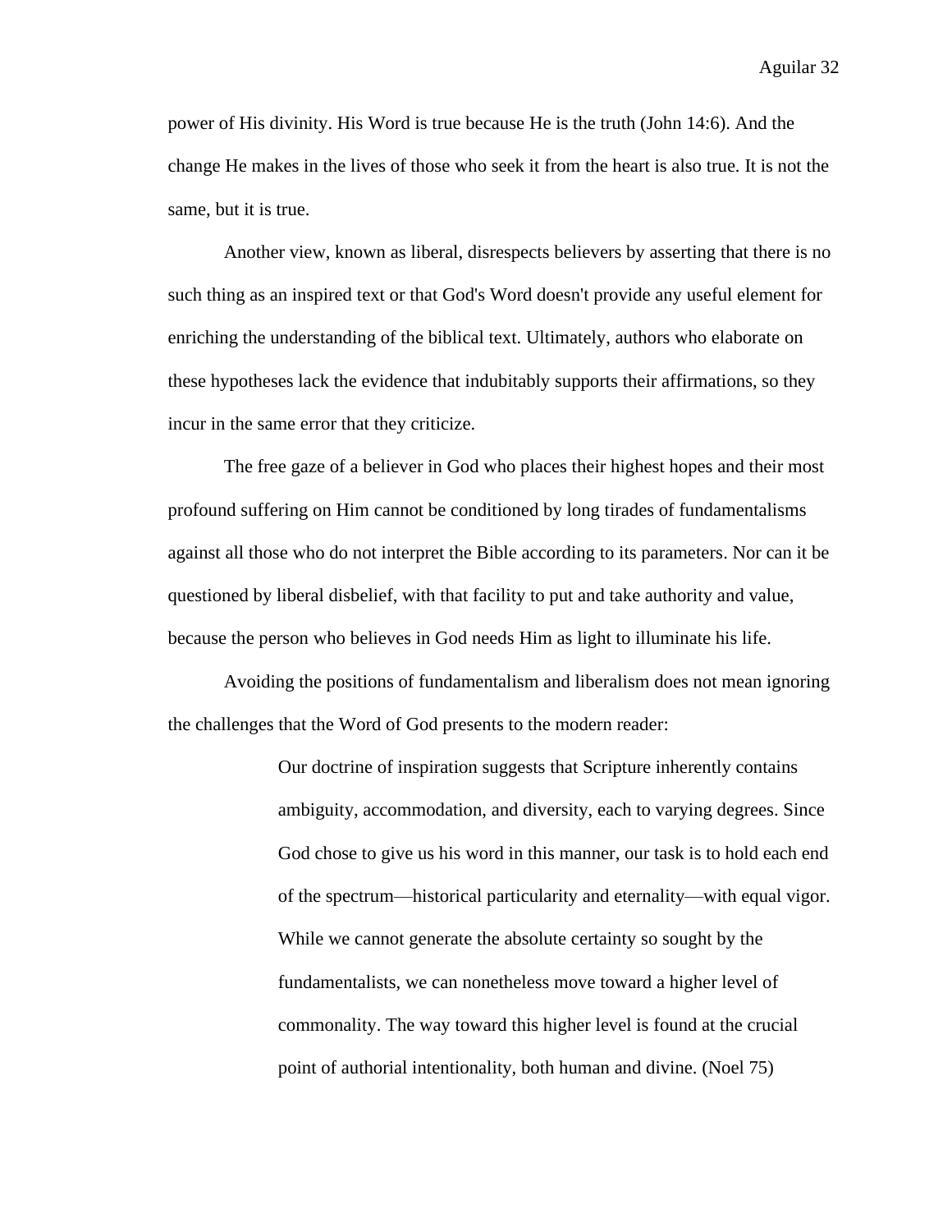power of His divinity. His Word is true because He is the truth (John 14:6). And the change He makes in the lives of those who seek it from the heart is also true. It is not the same, but it is true.

Another view, known as liberal, disrespects believers by asserting that there is no such thing as an inspired text or that God's Word doesn't provide any useful element for enriching the understanding of the biblical text. Ultimately, authors who elaborate on these hypotheses lack the evidence that indubitably supports their affirmations, so they incur in the same error that they criticize.

The free gaze of a believer in God who places their highest hopes and their most profound suffering on Him cannot be conditioned by long tirades of fundamentalisms against all those who do not interpret the Bible according to its parameters. Nor can it be questioned by liberal disbelief, with that facility to put and take authority and value, because the person who believes in God needs Him as light to illuminate his life.

Avoiding the positions of fundamentalism and liberalism does not mean ignoring the challenges that the Word of God presents to the modern reader:

> Our doctrine of inspiration suggests that Scripture inherently contains ambiguity, accommodation, and diversity, each to varying degrees. Since God chose to give us his word in this manner, our task is to hold each end of the spectrum—historical particularity and eternality—with equal vigor. While we cannot generate the absolute certainty so sought by the fundamentalists, we can nonetheless move toward a higher level of commonality. The way toward this higher level is found at the crucial point of authorial intentionality, both human and divine. (Noel 75)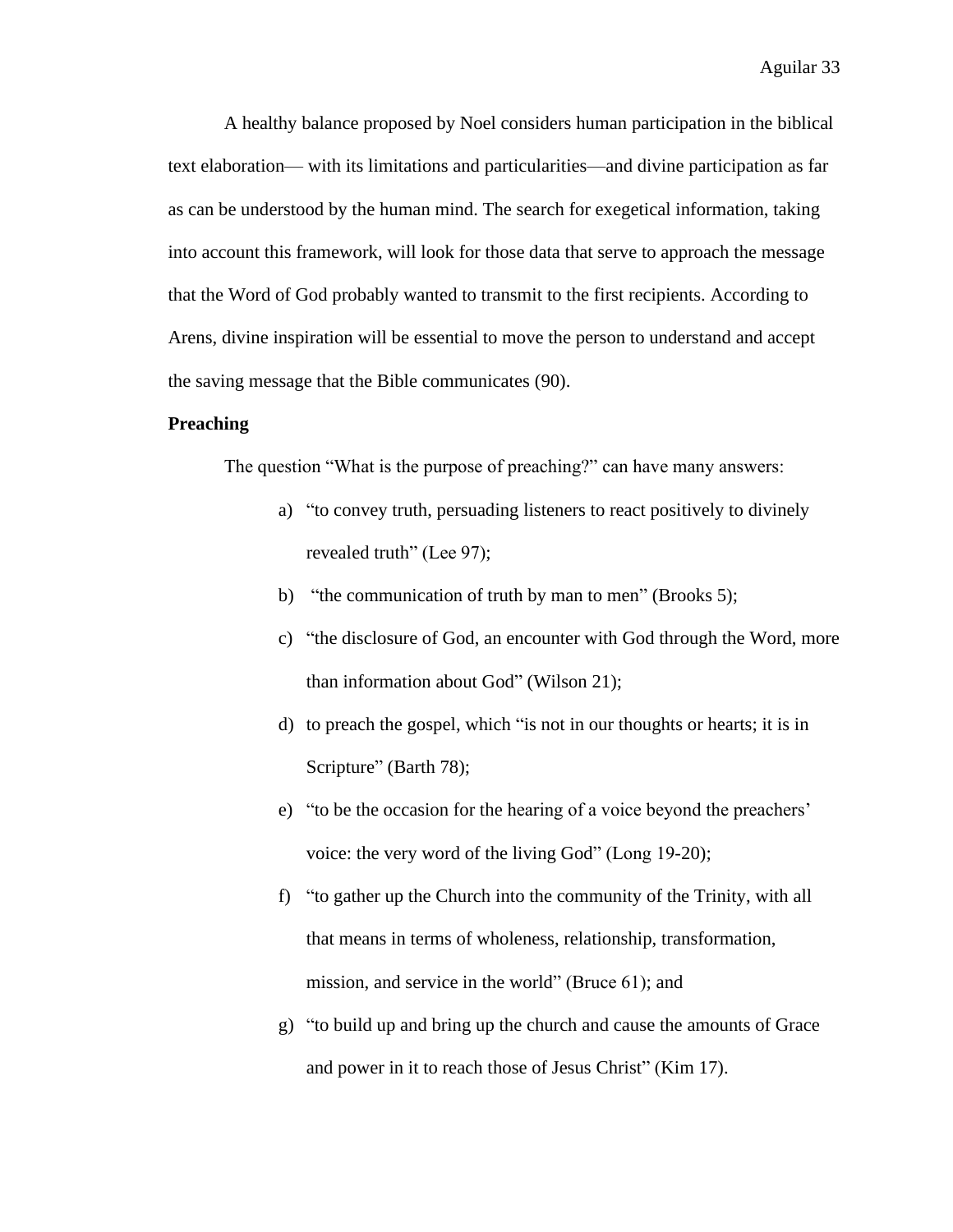A healthy balance proposed by Noel considers human participation in the biblical text elaboration— with its limitations and particularities—and divine participation as far as can be understood by the human mind. The search for exegetical information, taking into account this framework, will look for those data that serve to approach the message that the Word of God probably wanted to transmit to the first recipients. According to Arens, divine inspiration will be essential to move the person to understand and accept the saving message that the Bible communicates (90).

**Preaching**

The question "What is the purpose of preaching?" can have many answers:

a) "to convey truth, persuading listeners to react positively to divinely revealed truth" (Lee 97);

b) "the communication of truth by man to men" (Brooks 5);

c) "the disclosure of God, an encounter with God through the Word, more than information about God" (Wilson 21);

d) to preach the gospel, which "is not in our thoughts or hearts; it is in Scripture" (Barth 78);

e) "to be the occasion for the hearing of a voice beyond the preachers' voice: the very word of the living God" (Long 19-20);

f) "to gather up the Church into the community of the Trinity, with all that means in terms of wholeness, relationship, transformation, mission, and service in the world" (Bruce 61); and

g) "to build up and bring up the church and cause the amounts of Grace and power in it to reach those of Jesus Christ" (Kim 17).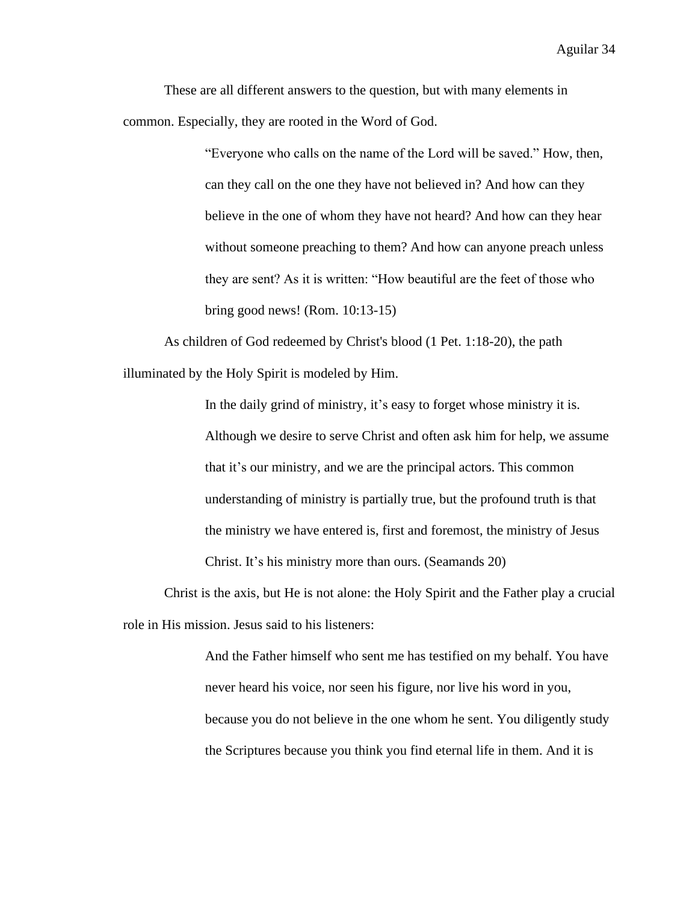These are all different answers to the question, but with many elements in common. Especially, they are rooted in the Word of God.

> "Everyone who calls on the name of the Lord will be saved." How, then, can they call on the one they have not believed in? And how can they believe in the one of whom they have not heard? And how can they hear without someone preaching to them? And how can anyone preach unless they are sent? As it is written: "How beautiful are the feet of those who bring good news! (Rom. 10:13-15)

As children of God redeemed by Christ's blood (1 Pet. 1:18-20), the path illuminated by the Holy Spirit is modeled by Him.

> In the daily grind of ministry, it's easy to forget whose ministry it is. Although we desire to serve Christ and often ask him for help, we assume that it's our ministry, and we are the principal actors. This common understanding of ministry is partially true, but the profound truth is that the ministry we have entered is, first and foremost, the ministry of Jesus Christ. It's his ministry more than ours. (Seamands 20)

Christ is the axis, but He is not alone: the Holy Spirit and the Father play a crucial role in His mission. Jesus said to his listeners:

> And the Father himself who sent me has testified on my behalf. You have never heard his voice, nor seen his figure, nor live his word in you, because you do not believe in the one whom he sent. You diligently study the Scriptures because you think you find eternal life in them. And it is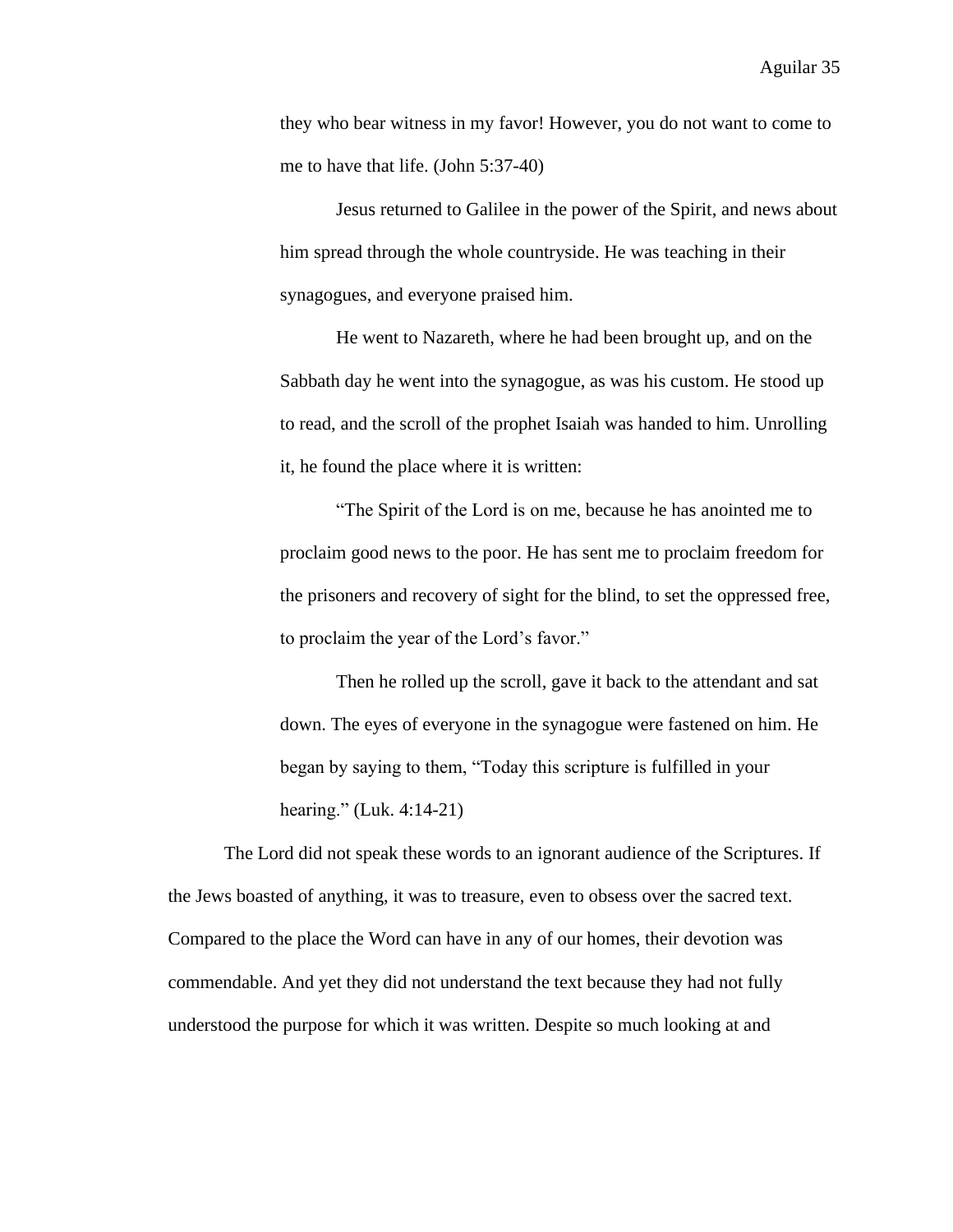> they who bear witness in my favor! However, you do not want to come to me to have that life. (John 5:37-40)
>
> Jesus returned to Galilee in the power of the Spirit, and news about him spread through the whole countryside. He was teaching in their synagogues, and everyone praised him.
>
> He went to Nazareth, where he had been brought up, and on the Sabbath day he went into the synagogue, as was his custom. He stood up to read, and the scroll of the prophet Isaiah was handed to him. Unrolling it, he found the place where it is written:
>
> "The Spirit of the Lord is on me, because he has anointed me to proclaim good news to the poor. He has sent me to proclaim freedom for the prisoners and recovery of sight for the blind, to set the oppressed free, to proclaim the year of the Lord's favor."
>
> Then he rolled up the scroll, gave it back to the attendant and sat down. The eyes of everyone in the synagogue were fastened on him. He began by saying to them, "Today this scripture is fulfilled in your hearing." (Luk. 4:14-21)

The Lord did not speak these words to an ignorant audience of the Scriptures. If the Jews boasted of anything, it was to treasure, even to obsess over the sacred text. Compared to the place the Word can have in any of our homes, their devotion was commendable. And yet they did not understand the text because they had not fully understood the purpose for which it was written. Despite so much looking at and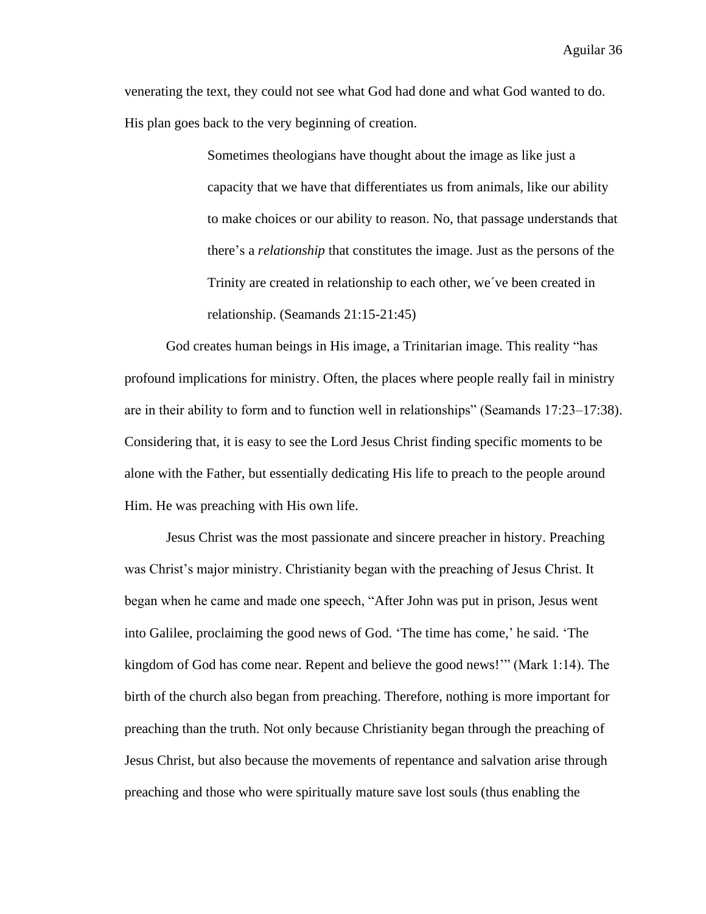venerating the text, they could not see what God had done and what God wanted to do. His plan goes back to the very beginning of creation.

> Sometimes theologians have thought about the image as like just a capacity that we have that differentiates us from animals, like our ability to make choices or our ability to reason. No, that passage understands that there's a *relationship* that constitutes the image. Just as the persons of the Trinity are created in relationship to each other, we´ve been created in relationship. (Seamands 21:15-21:45)

God creates human beings in His image, a Trinitarian image. This reality "has profound implications for ministry. Often, the places where people really fail in ministry are in their ability to form and to function well in relationships" (Seamands 17:23–17:38). Considering that, it is easy to see the Lord Jesus Christ finding specific moments to be alone with the Father, but essentially dedicating His life to preach to the people around Him. He was preaching with His own life.

Jesus Christ was the most passionate and sincere preacher in history. Preaching was Christ's major ministry. Christianity began with the preaching of Jesus Christ. It began when he came and made one speech, "After John was put in prison, Jesus went into Galilee, proclaiming the good news of God. 'The time has come,' he said. 'The kingdom of God has come near. Repent and believe the good news!'" (Mark 1:14). The birth of the church also began from preaching. Therefore, nothing is more important for preaching than the truth. Not only because Christianity began through the preaching of Jesus Christ, but also because the movements of repentance and salvation arise through preaching and those who were spiritually mature save lost souls (thus enabling the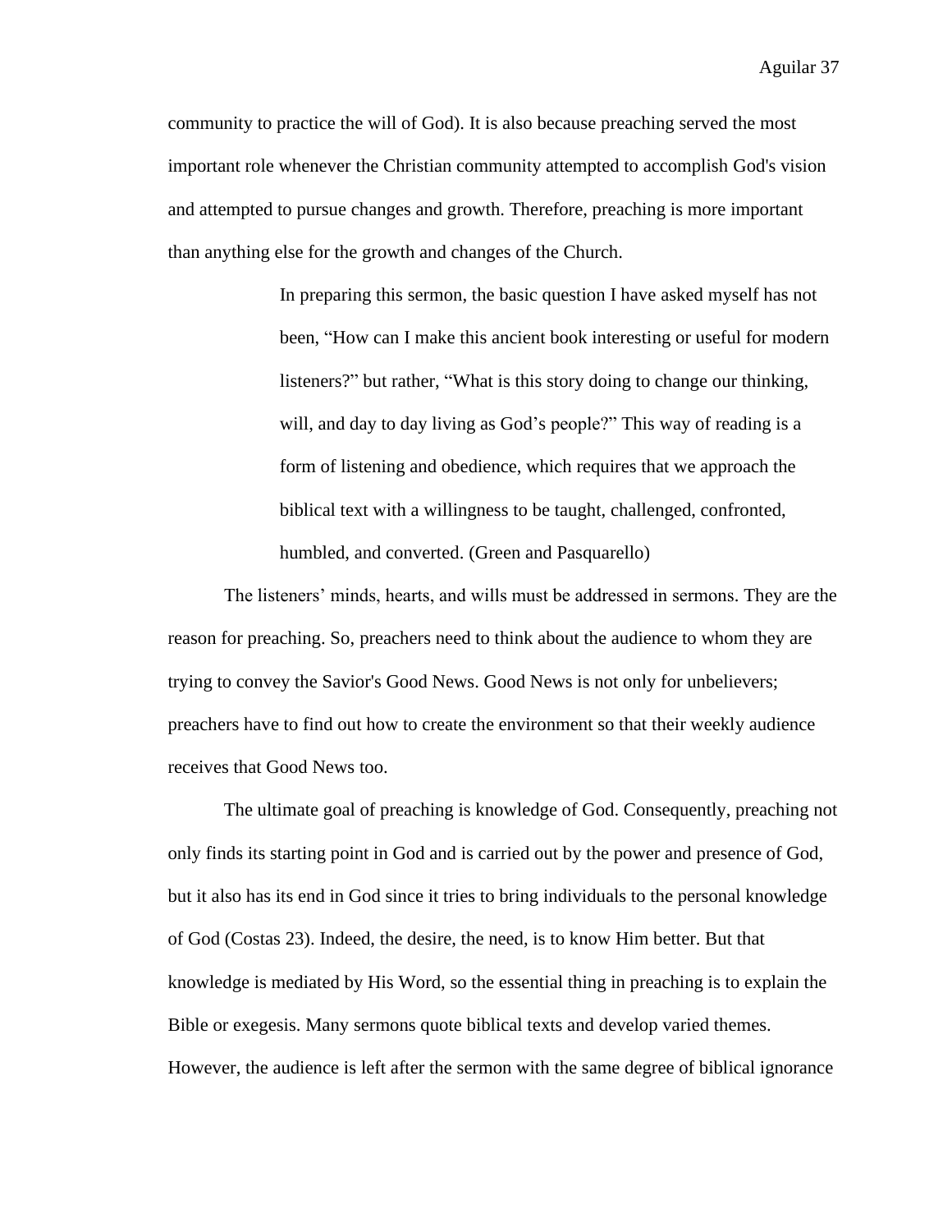community to practice the will of God). It is also because preaching served the most important role whenever the Christian community attempted to accomplish God's vision and attempted to pursue changes and growth. Therefore, preaching is more important than anything else for the growth and changes of the Church.

> In preparing this sermon, the basic question I have asked myself has not been, "How can I make this ancient book interesting or useful for modern listeners?" but rather, "What is this story doing to change our thinking, will, and day to day living as God's people?" This way of reading is a form of listening and obedience, which requires that we approach the biblical text with a willingness to be taught, challenged, confronted, humbled, and converted. (Green and Pasquarello)

The listeners' minds, hearts, and wills must be addressed in sermons. They are the reason for preaching. So, preachers need to think about the audience to whom they are trying to convey the Savior's Good News. Good News is not only for unbelievers; preachers have to find out how to create the environment so that their weekly audience receives that Good News too.

The ultimate goal of preaching is knowledge of God. Consequently, preaching not only finds its starting point in God and is carried out by the power and presence of God, but it also has its end in God since it tries to bring individuals to the personal knowledge of God (Costas 23). Indeed, the desire, the need, is to know Him better. But that knowledge is mediated by His Word, so the essential thing in preaching is to explain the Bible or exegesis. Many sermons quote biblical texts and develop varied themes. However, the audience is left after the sermon with the same degree of biblical ignorance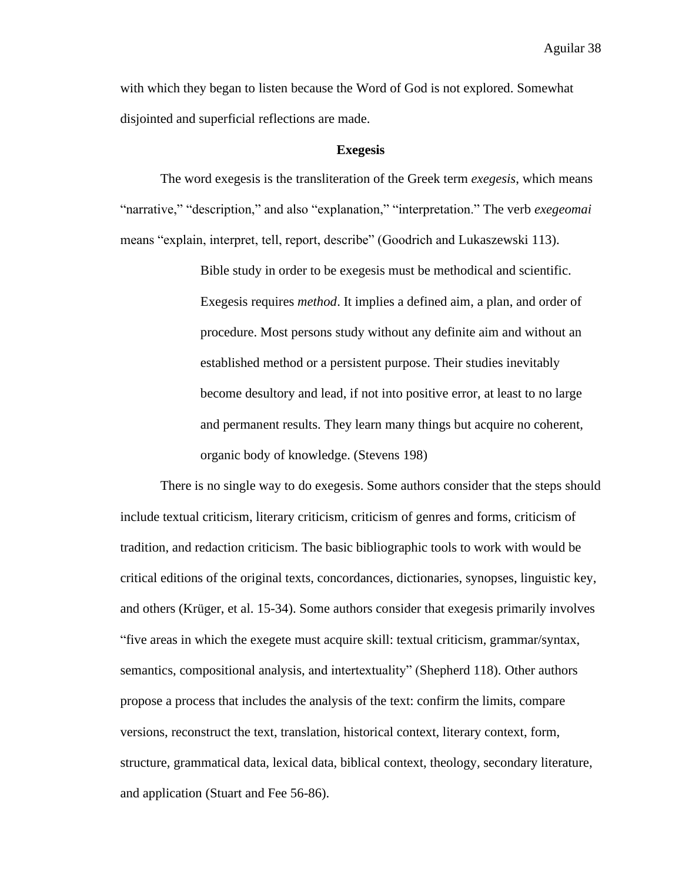with which they began to listen because the Word of God is not explored. Somewhat disjointed and superficial reflections are made.

## Exegesis

The word exegesis is the transliteration of the Greek term *exegesis*, which means "narrative," "description," and also "explanation," "interpretation." The verb *exegeomai* means "explain, interpret, tell, report, describe" (Goodrich and Lukaszewski 113).

> Bible study in order to be exegesis must be methodical and scientific. Exegesis requires *method*. It implies a defined aim, a plan, and order of procedure. Most persons study without any definite aim and without an established method or a persistent purpose. Their studies inevitably become desultory and lead, if not into positive error, at least to no large and permanent results. They learn many things but acquire no coherent, organic body of knowledge. (Stevens 198)

There is no single way to do exegesis. Some authors consider that the steps should include textual criticism, literary criticism, criticism of genres and forms, criticism of tradition, and redaction criticism. The basic bibliographic tools to work with would be critical editions of the original texts, concordances, dictionaries, synopses, linguistic key, and others (Krüger, et al. 15-34). Some authors consider that exegesis primarily involves "five areas in which the exegete must acquire skill: textual criticism, grammar/syntax, semantics, compositional analysis, and intertextuality" (Shepherd 118). Other authors propose a process that includes the analysis of the text: confirm the limits, compare versions, reconstruct the text, translation, historical context, literary context, form, structure, grammatical data, lexical data, biblical context, theology, secondary literature, and application (Stuart and Fee 56-86).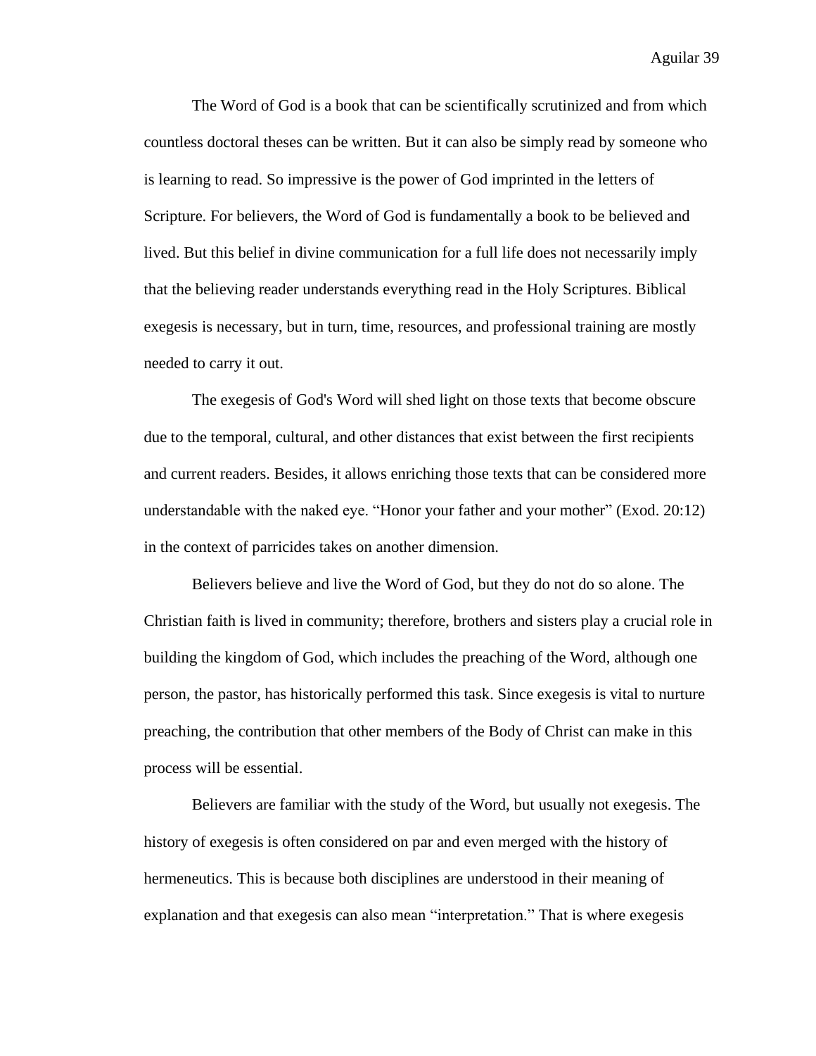The Word of God is a book that can be scientifically scrutinized and from which countless doctoral theses can be written. But it can also be simply read by someone who is learning to read. So impressive is the power of God imprinted in the letters of Scripture. For believers, the Word of God is fundamentally a book to be believed and lived. But this belief in divine communication for a full life does not necessarily imply that the believing reader understands everything read in the Holy Scriptures. Biblical exegesis is necessary, but in turn, time, resources, and professional training are mostly needed to carry it out.

The exegesis of God's Word will shed light on those texts that become obscure due to the temporal, cultural, and other distances that exist between the first recipients and current readers. Besides, it allows enriching those texts that can be considered more understandable with the naked eye. "Honor your father and your mother" (Exod. 20:12) in the context of parricides takes on another dimension.

Believers believe and live the Word of God, but they do not do so alone. The Christian faith is lived in community; therefore, brothers and sisters play a crucial role in building the kingdom of God, which includes the preaching of the Word, although one person, the pastor, has historically performed this task. Since exegesis is vital to nurture preaching, the contribution that other members of the Body of Christ can make in this process will be essential.

Believers are familiar with the study of the Word, but usually not exegesis. The history of exegesis is often considered on par and even merged with the history of hermeneutics. This is because both disciplines are understood in their meaning of explanation and that exegesis can also mean "interpretation." That is where exegesis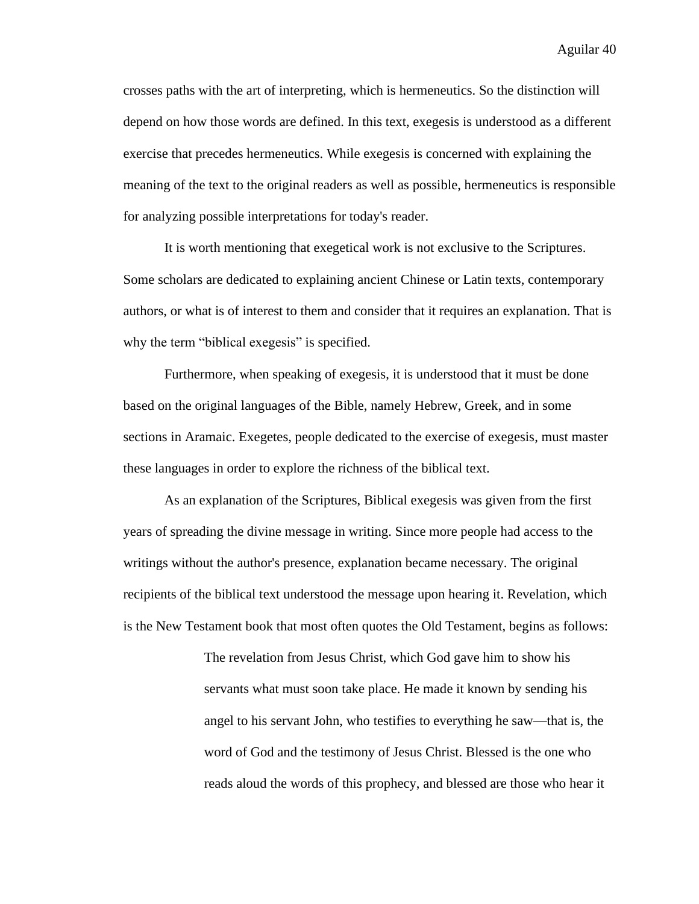crosses paths with the art of interpreting, which is hermeneutics. So the distinction will depend on how those words are defined. In this text, exegesis is understood as a different exercise that precedes hermeneutics. While exegesis is concerned with explaining the meaning of the text to the original readers as well as possible, hermeneutics is responsible for analyzing possible interpretations for today's reader.

It is worth mentioning that exegetical work is not exclusive to the Scriptures. Some scholars are dedicated to explaining ancient Chinese or Latin texts, contemporary authors, or what is of interest to them and consider that it requires an explanation. That is why the term "biblical exegesis" is specified.

Furthermore, when speaking of exegesis, it is understood that it must be done based on the original languages of the Bible, namely Hebrew, Greek, and in some sections in Aramaic. Exegetes, people dedicated to the exercise of exegesis, must master these languages in order to explore the richness of the biblical text.

As an explanation of the Scriptures, Biblical exegesis was given from the first years of spreading the divine message in writing. Since more people had access to the writings without the author's presence, explanation became necessary. The original recipients of the biblical text understood the message upon hearing it. Revelation, which is the New Testament book that most often quotes the Old Testament, begins as follows:

> The revelation from Jesus Christ, which God gave him to show his servants what must soon take place. He made it known by sending his angel to his servant John, who testifies to everything he saw—that is, the word of God and the testimony of Jesus Christ. Blessed is the one who reads aloud the words of this prophecy, and blessed are those who hear it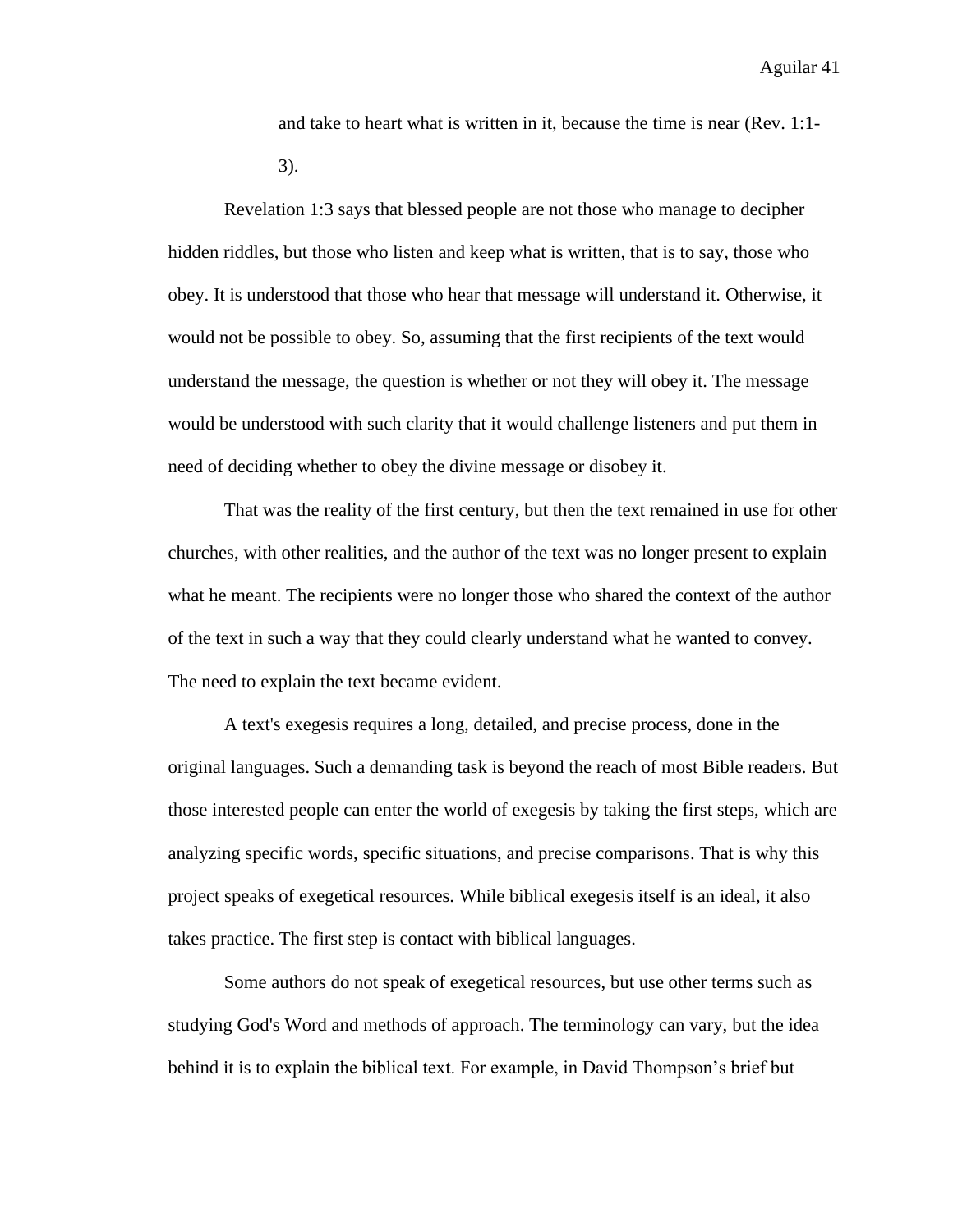> and take to heart what is written in it, because the time is near (Rev. 1:1-3).

Revelation 1:3 says that blessed people are not those who manage to decipher hidden riddles, but those who listen and keep what is written, that is to say, those who obey. It is understood that those who hear that message will understand it. Otherwise, it would not be possible to obey. So, assuming that the first recipients of the text would understand the message, the question is whether or not they will obey it. The message would be understood with such clarity that it would challenge listeners and put them in need of deciding whether to obey the divine message or disobey it.

That was the reality of the first century, but then the text remained in use for other churches, with other realities, and the author of the text was no longer present to explain what he meant. The recipients were no longer those who shared the context of the author of the text in such a way that they could clearly understand what he wanted to convey. The need to explain the text became evident.

A text's exegesis requires a long, detailed, and precise process, done in the original languages. Such a demanding task is beyond the reach of most Bible readers. But those interested people can enter the world of exegesis by taking the first steps, which are analyzing specific words, specific situations, and precise comparisons. That is why this project speaks of exegetical resources. While biblical exegesis itself is an ideal, it also takes practice. The first step is contact with biblical languages.

Some authors do not speak of exegetical resources, but use other terms such as studying God's Word and methods of approach. The terminology can vary, but the idea behind it is to explain the biblical text. For example, in David Thompson's brief but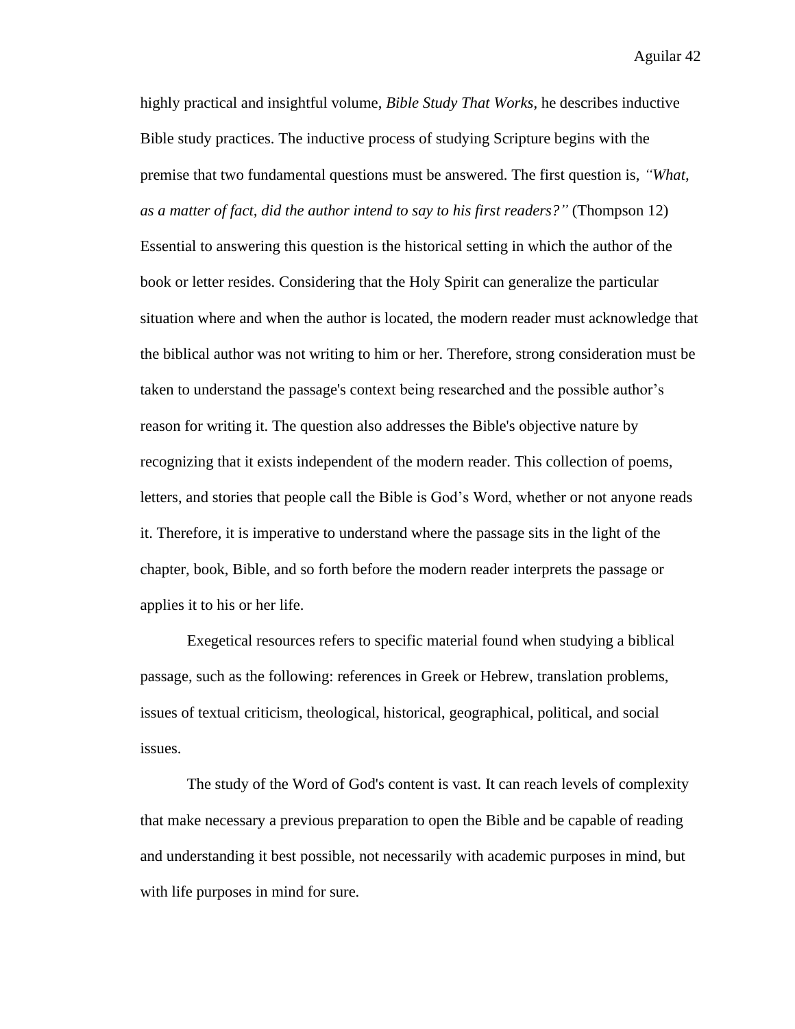highly practical and insightful volume, *Bible Study That Works*, he describes inductive Bible study practices. The inductive process of studying Scripture begins with the premise that two fundamental questions must be answered. The first question is, *"What, as a matter of fact, did the author intend to say to his first readers?"* (Thompson 12) Essential to answering this question is the historical setting in which the author of the book or letter resides. Considering that the Holy Spirit can generalize the particular situation where and when the author is located, the modern reader must acknowledge that the biblical author was not writing to him or her. Therefore, strong consideration must be taken to understand the passage's context being researched and the possible author's reason for writing it. The question also addresses the Bible's objective nature by recognizing that it exists independent of the modern reader. This collection of poems, letters, and stories that people call the Bible is God's Word, whether or not anyone reads it. Therefore, it is imperative to understand where the passage sits in the light of the chapter, book, Bible, and so forth before the modern reader interprets the passage or applies it to his or her life.

Exegetical resources refers to specific material found when studying a biblical passage, such as the following: references in Greek or Hebrew, translation problems, issues of textual criticism, theological, historical, geographical, political, and social issues.

The study of the Word of God's content is vast. It can reach levels of complexity that make necessary a previous preparation to open the Bible and be capable of reading and understanding it best possible, not necessarily with academic purposes in mind, but with life purposes in mind for sure.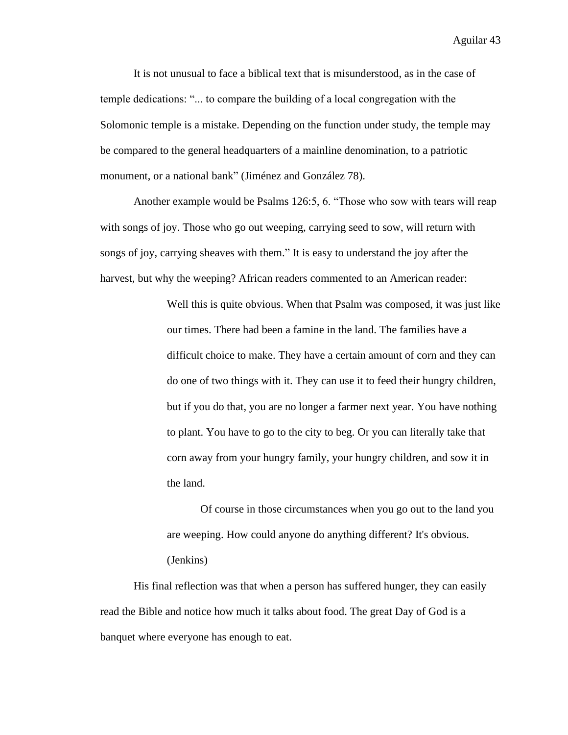It is not unusual to face a biblical text that is misunderstood, as in the case of temple dedications: "... to compare the building of a local congregation with the Solomonic temple is a mistake. Depending on the function under study, the temple may be compared to the general headquarters of a mainline denomination, to a patriotic monument, or a national bank" (Jiménez and González 78).

Another example would be Psalms 126:5, 6. "Those who sow with tears will reap with songs of joy. Those who go out weeping, carrying seed to sow, will return with songs of joy, carrying sheaves with them." It is easy to understand the joy after the harvest, but why the weeping? African readers commented to an American reader:

> Well this is quite obvious. When that Psalm was composed, it was just like our times. There had been a famine in the land. The families have a difficult choice to make. They have a certain amount of corn and they can do one of two things with it. They can use it to feed their hungry children, but if you do that, you are no longer a farmer next year. You have nothing to plant. You have to go to the city to beg. Or you can literally take that corn away from your hungry family, your hungry children, and sow it in the land.
>
> Of course in those circumstances when you go out to the land you are weeping. How could anyone do anything different? It's obvious. (Jenkins)

His final reflection was that when a person has suffered hunger, they can easily read the Bible and notice how much it talks about food. The great Day of God is a banquet where everyone has enough to eat.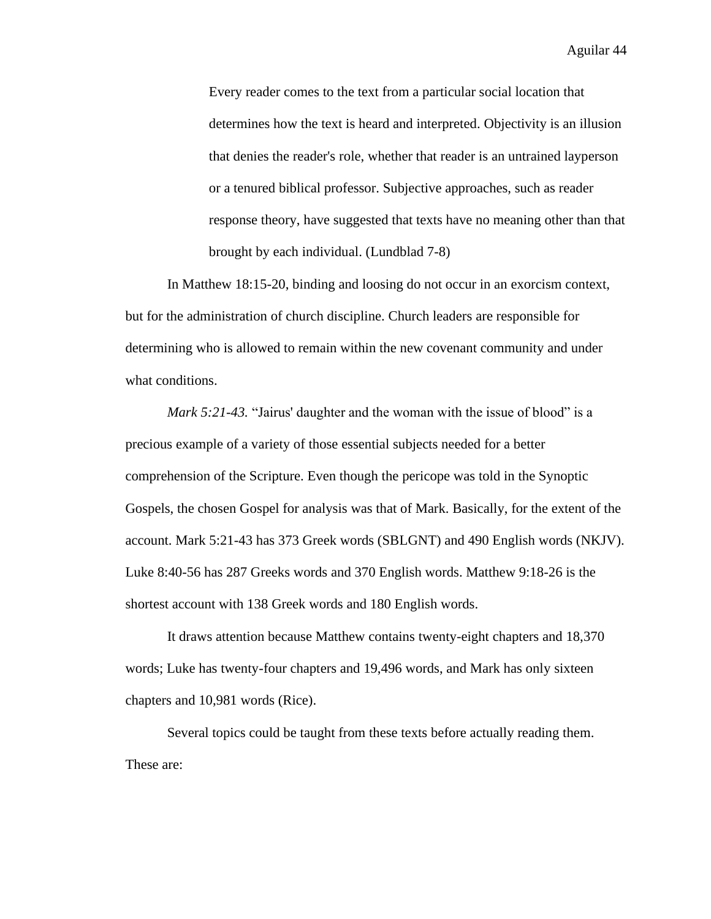> Every reader comes to the text from a particular social location that determines how the text is heard and interpreted. Objectivity is an illusion that denies the reader's role, whether that reader is an untrained layperson or a tenured biblical professor. Subjective approaches, such as reader response theory, have suggested that texts have no meaning other than that brought by each individual. (Lundblad 7-8)

In Matthew 18:15-20, binding and loosing do not occur in an exorcism context, but for the administration of church discipline. Church leaders are responsible for determining who is allowed to remain within the new covenant community and under what conditions.

*Mark 5:21-43.* "Jairus' daughter and the woman with the issue of blood" is a precious example of a variety of those essential subjects needed for a better comprehension of the Scripture. Even though the pericope was told in the Synoptic Gospels, the chosen Gospel for analysis was that of Mark. Basically, for the extent of the account. Mark 5:21-43 has 373 Greek words (SBLGNT) and 490 English words (NKJV). Luke 8:40-56 has 287 Greeks words and 370 English words. Matthew 9:18-26 is the shortest account with 138 Greek words and 180 English words.

It draws attention because Matthew contains twenty-eight chapters and 18,370 words; Luke has twenty-four chapters and 19,496 words, and Mark has only sixteen chapters and 10,981 words (Rice).

Several topics could be taught from these texts before actually reading them. These are: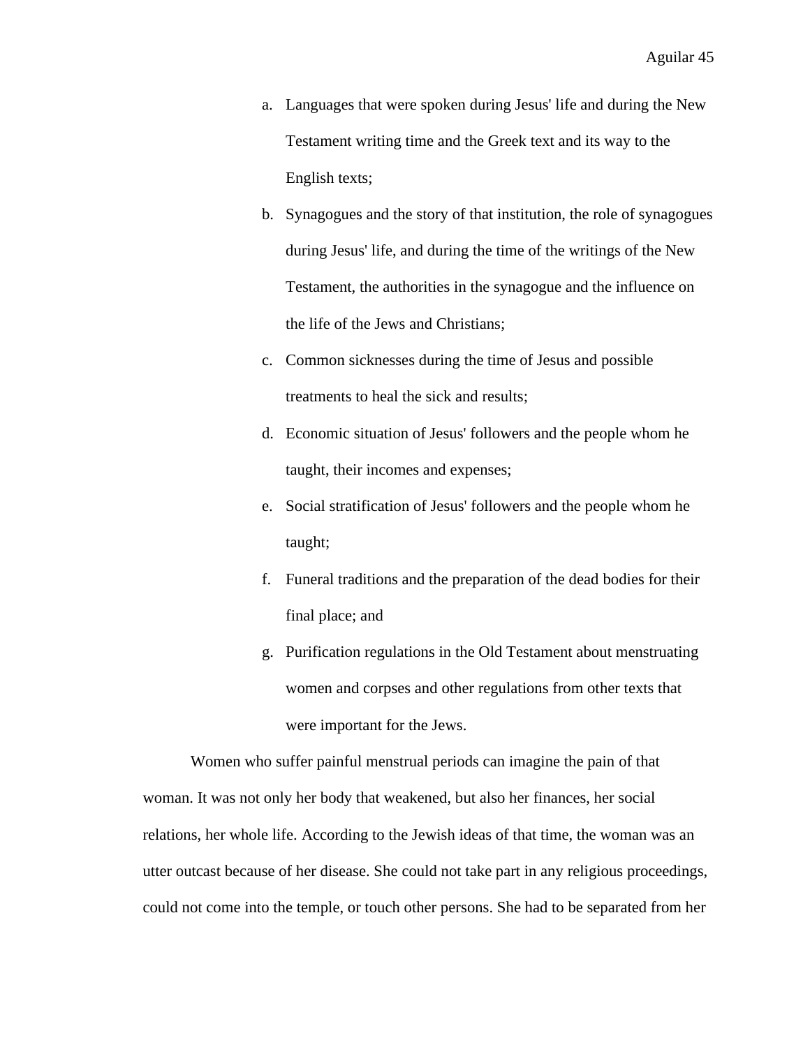a. Languages that were spoken during Jesus' life and during the New Testament writing time and the Greek text and its way to the English texts;
b. Synagogues and the story of that institution, the role of synagogues during Jesus' life, and during the time of the writings of the New Testament, the authorities in the synagogue and the influence on the life of the Jews and Christians;
c. Common sicknesses during the time of Jesus and possible treatments to heal the sick and results;
d. Economic situation of Jesus' followers and the people whom he taught, their incomes and expenses;
e. Social stratification of Jesus' followers and the people whom he taught;
f. Funeral traditions and the preparation of the dead bodies for their final place; and
g. Purification regulations in the Old Testament about menstruating women and corpses and other regulations from other texts that were important for the Jews.

Women who suffer painful menstrual periods can imagine the pain of that woman. It was not only her body that weakened, but also her finances, her social relations, her whole life. According to the Jewish ideas of that time, the woman was an utter outcast because of her disease. She could not take part in any religious proceedings, could not come into the temple, or touch other persons. She had to be separated from her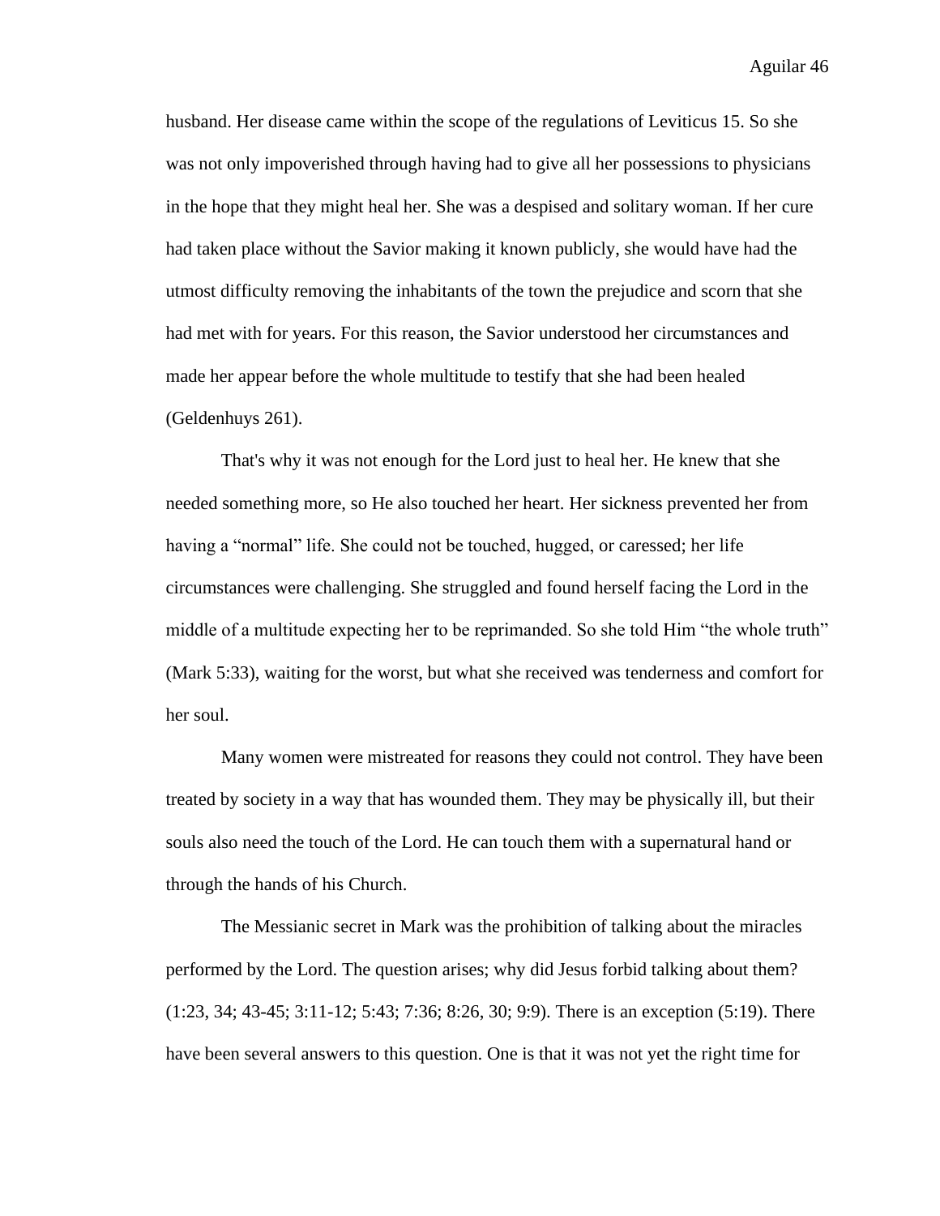husband. Her disease came within the scope of the regulations of Leviticus 15. So she was not only impoverished through having had to give all her possessions to physicians in the hope that they might heal her. She was a despised and solitary woman. If her cure had taken place without the Savior making it known publicly, she would have had the utmost difficulty removing the inhabitants of the town the prejudice and scorn that she had met with for years. For this reason, the Savior understood her circumstances and made her appear before the whole multitude to testify that she had been healed (Geldenhuys 261).

That's why it was not enough for the Lord just to heal her. He knew that she needed something more, so He also touched her heart. Her sickness prevented her from having a "normal" life. She could not be touched, hugged, or caressed; her life circumstances were challenging. She struggled and found herself facing the Lord in the middle of a multitude expecting her to be reprimanded. So she told Him "the whole truth" (Mark 5:33), waiting for the worst, but what she received was tenderness and comfort for her soul.

Many women were mistreated for reasons they could not control. They have been treated by society in a way that has wounded them. They may be physically ill, but their souls also need the touch of the Lord. He can touch them with a supernatural hand or through the hands of his Church.

The Messianic secret in Mark was the prohibition of talking about the miracles performed by the Lord. The question arises; why did Jesus forbid talking about them? (1:23, 34; 43-45; 3:11-12; 5:43; 7:36; 8:26, 30; 9:9). There is an exception (5:19). There have been several answers to this question. One is that it was not yet the right time for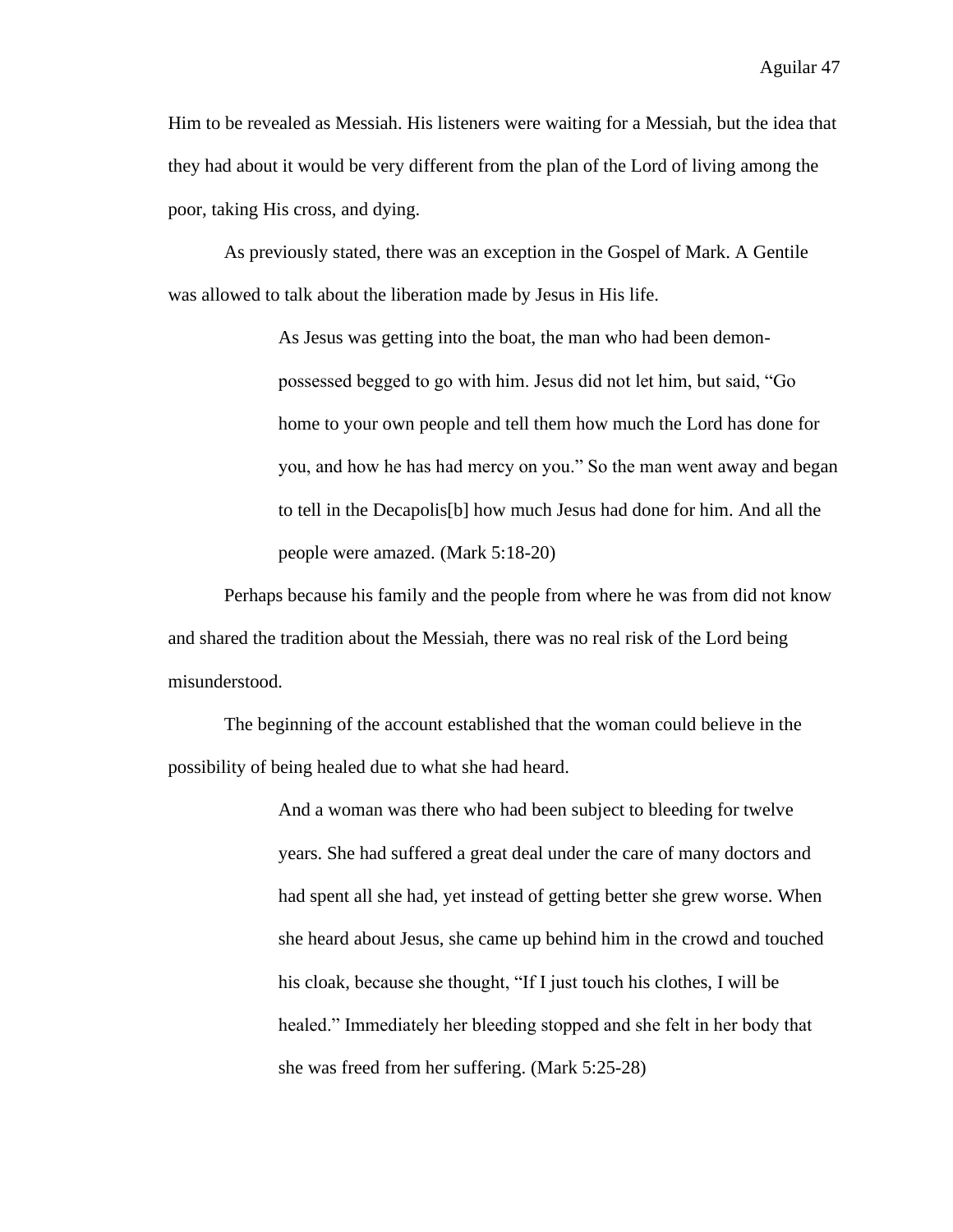Him to be revealed as Messiah. His listeners were waiting for a Messiah, but the idea that they had about it would be very different from the plan of the Lord of living among the poor, taking His cross, and dying.

As previously stated, there was an exception in the Gospel of Mark. A Gentile was allowed to talk about the liberation made by Jesus in His life.

> As Jesus was getting into the boat, the man who had been demon-possessed begged to go with him. Jesus did not let him, but said, "Go home to your own people and tell them how much the Lord has done for you, and how he has had mercy on you." So the man went away and began to tell in the Decapolis[b] how much Jesus had done for him. And all the people were amazed. (Mark 5:18-20)

Perhaps because his family and the people from where he was from did not know and shared the tradition about the Messiah, there was no real risk of the Lord being misunderstood.

The beginning of the account established that the woman could believe in the possibility of being healed due to what she had heard.

> And a woman was there who had been subject to bleeding for twelve years. She had suffered a great deal under the care of many doctors and had spent all she had, yet instead of getting better she grew worse. When she heard about Jesus, she came up behind him in the crowd and touched his cloak, because she thought, "If I just touch his clothes, I will be healed." Immediately her bleeding stopped and she felt in her body that she was freed from her suffering. (Mark 5:25-28)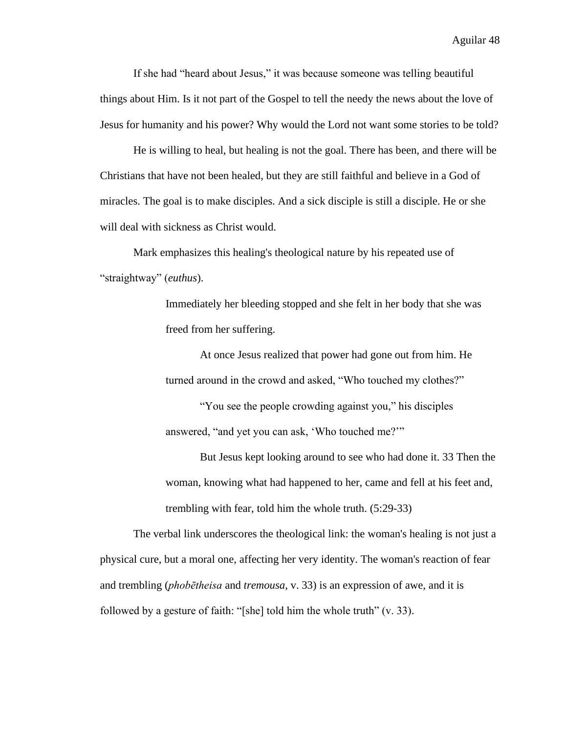If she had "heard about Jesus," it was because someone was telling beautiful things about Him. Is it not part of the Gospel to tell the needy the news about the love of Jesus for humanity and his power? Why would the Lord not want some stories to be told?

He is willing to heal, but healing is not the goal. There has been, and there will be Christians that have not been healed, but they are still faithful and believe in a God of miracles. The goal is to make disciples. And a sick disciple is still a disciple. He or she will deal with sickness as Christ would.

Mark emphasizes this healing's theological nature by his repeated use of "straightway" (*euthus*).

> Immediately her bleeding stopped and she felt in her body that she was freed from her suffering.
>
> At once Jesus realized that power had gone out from him. He turned around in the crowd and asked, "Who touched my clothes?"
>
> "You see the people crowding against you," his disciples answered, "and yet you can ask, 'Who touched me?'"
>
> But Jesus kept looking around to see who had done it. 33 Then the woman, knowing what had happened to her, came and fell at his feet and, trembling with fear, told him the whole truth. (5:29-33)

The verbal link underscores the theological link: the woman's healing is not just a physical cure, but a moral one, affecting her very identity. The woman's reaction of fear and trembling (*phobētheisa* and *tremousa*, v. 33) is an expression of awe, and it is followed by a gesture of faith: "[she] told him the whole truth" (v. 33).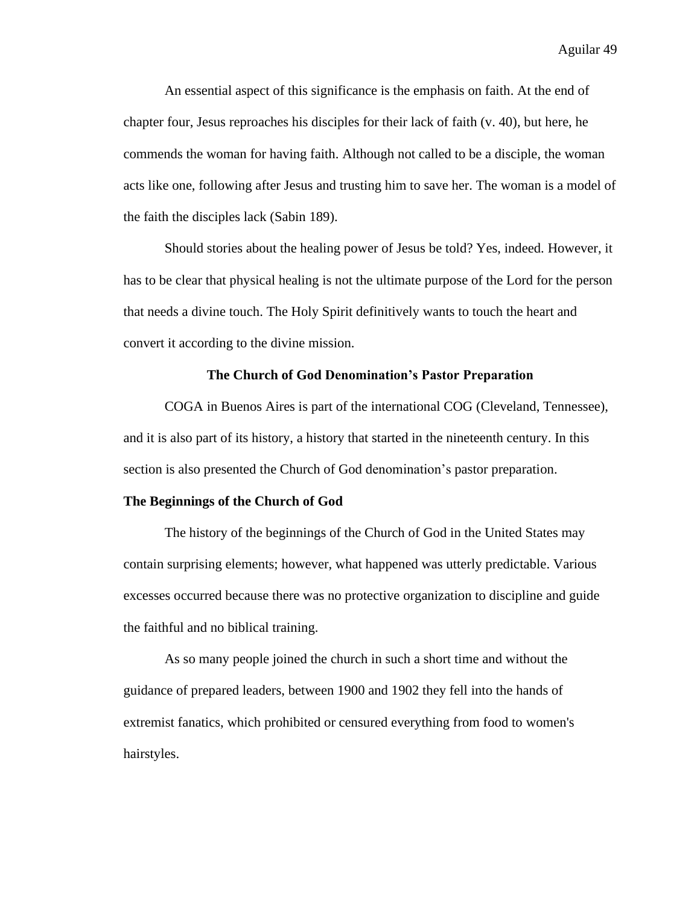An essential aspect of this significance is the emphasis on faith. At the end of chapter four, Jesus reproaches his disciples for their lack of faith (v. 40), but here, he commends the woman for having faith. Although not called to be a disciple, the woman acts like one, following after Jesus and trusting him to save her. The woman is a model of the faith the disciples lack (Sabin 189).

Should stories about the healing power of Jesus be told? Yes, indeed. However, it has to be clear that physical healing is not the ultimate purpose of the Lord for the person that needs a divine touch. The Holy Spirit definitively wants to touch the heart and convert it according to the divine mission.

## The Church of God Denomination's Pastor Preparation

COGA in Buenos Aires is part of the international COG (Cleveland, Tennessee), and it is also part of its history, a history that started in the nineteenth century. In this section is also presented the Church of God denomination's pastor preparation.

### The Beginnings of the Church of God

The history of the beginnings of the Church of God in the United States may contain surprising elements; however, what happened was utterly predictable. Various excesses occurred because there was no protective organization to discipline and guide the faithful and no biblical training.

As so many people joined the church in such a short time and without the guidance of prepared leaders, between 1900 and 1902 they fell into the hands of extremist fanatics, which prohibited or censured everything from food to women's hairstyles.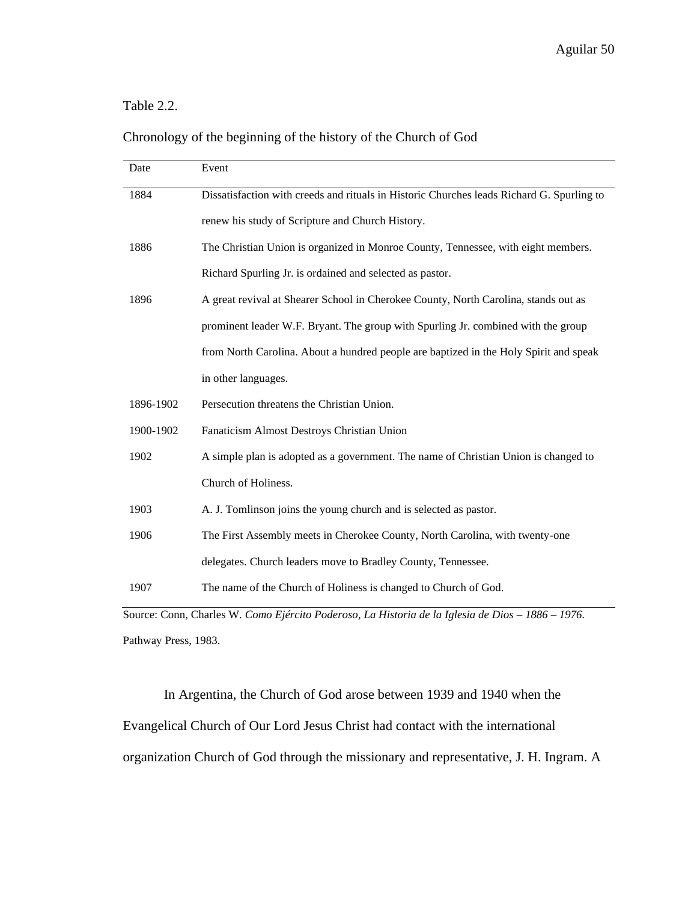Table 2.2.

Chronology of the beginning of the history of the Church of God

| Date | Event |
|---|---|
| 1884 | Dissatisfaction with creeds and rituals in Historic Churches leads Richard G. Spurling to renew his study of Scripture and Church History. |
| 1886 | The Christian Union is organized in Monroe County, Tennessee, with eight members. Richard Spurling Jr. is ordained and selected as pastor. |
| 1896 | A great revival at Shearer School in Cherokee County, North Carolina, stands out as prominent leader W.F. Bryant. The group with Spurling Jr. combined with the group from North Carolina. About a hundred people are baptized in the Holy Spirit and speak in other languages. |
| 1896-1902 | Persecution threatens the Christian Union. |
| 1900-1902 | Fanaticism Almost Destroys Christian Union |
| 1902 | A simple plan is adopted as a government. The name of Christian Union is changed to Church of Holiness. |
| 1903 | A. J. Tomlinson joins the young church and is selected as pastor. |
| 1906 | The First Assembly meets in Cherokee County, North Carolina, with twenty-one delegates. Church leaders move to Bradley County, Tennessee. |
| 1907 | The name of the Church of Holiness is changed to Church of God. |

Source: Conn, Charles W. *Como Ejército Poderoso, La Historia de la Iglesia de Dios – 1886 – 1976*. Pathway Press, 1983.

In Argentina, the Church of God arose between 1939 and 1940 when the Evangelical Church of Our Lord Jesus Christ had contact with the international organization Church of God through the missionary and representative, J. H. Ingram. A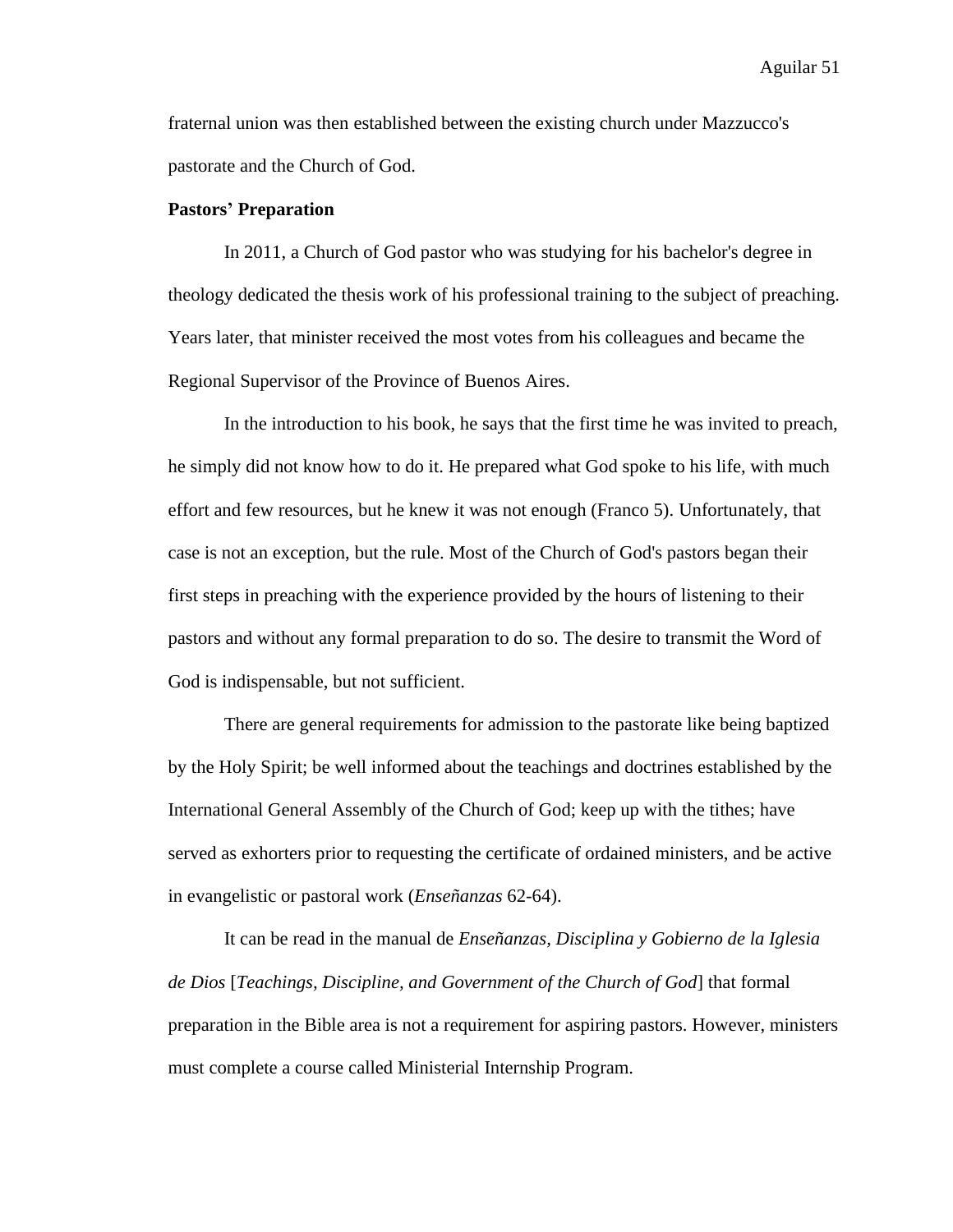fraternal union was then established between the existing church under Mazzucco's pastorate and the Church of God.

**Pastors' Preparation**

In 2011, a Church of God pastor who was studying for his bachelor's degree in theology dedicated the thesis work of his professional training to the subject of preaching. Years later, that minister received the most votes from his colleagues and became the Regional Supervisor of the Province of Buenos Aires.

In the introduction to his book, he says that the first time he was invited to preach, he simply did not know how to do it. He prepared what God spoke to his life, with much effort and few resources, but he knew it was not enough (Franco 5). Unfortunately, that case is not an exception, but the rule. Most of the Church of God's pastors began their first steps in preaching with the experience provided by the hours of listening to their pastors and without any formal preparation to do so. The desire to transmit the Word of God is indispensable, but not sufficient.

There are general requirements for admission to the pastorate like being baptized by the Holy Spirit; be well informed about the teachings and doctrines established by the International General Assembly of the Church of God; keep up with the tithes; have served as exhorters prior to requesting the certificate of ordained ministers, and be active in evangelistic or pastoral work (*Enseñanzas* 62-64).

It can be read in the manual de *Enseñanzas, Disciplina y Gobierno de la Iglesia de Dios* [*Teachings, Discipline, and Government of the Church of God*] that formal preparation in the Bible area is not a requirement for aspiring pastors. However, ministers must complete a course called Ministerial Internship Program.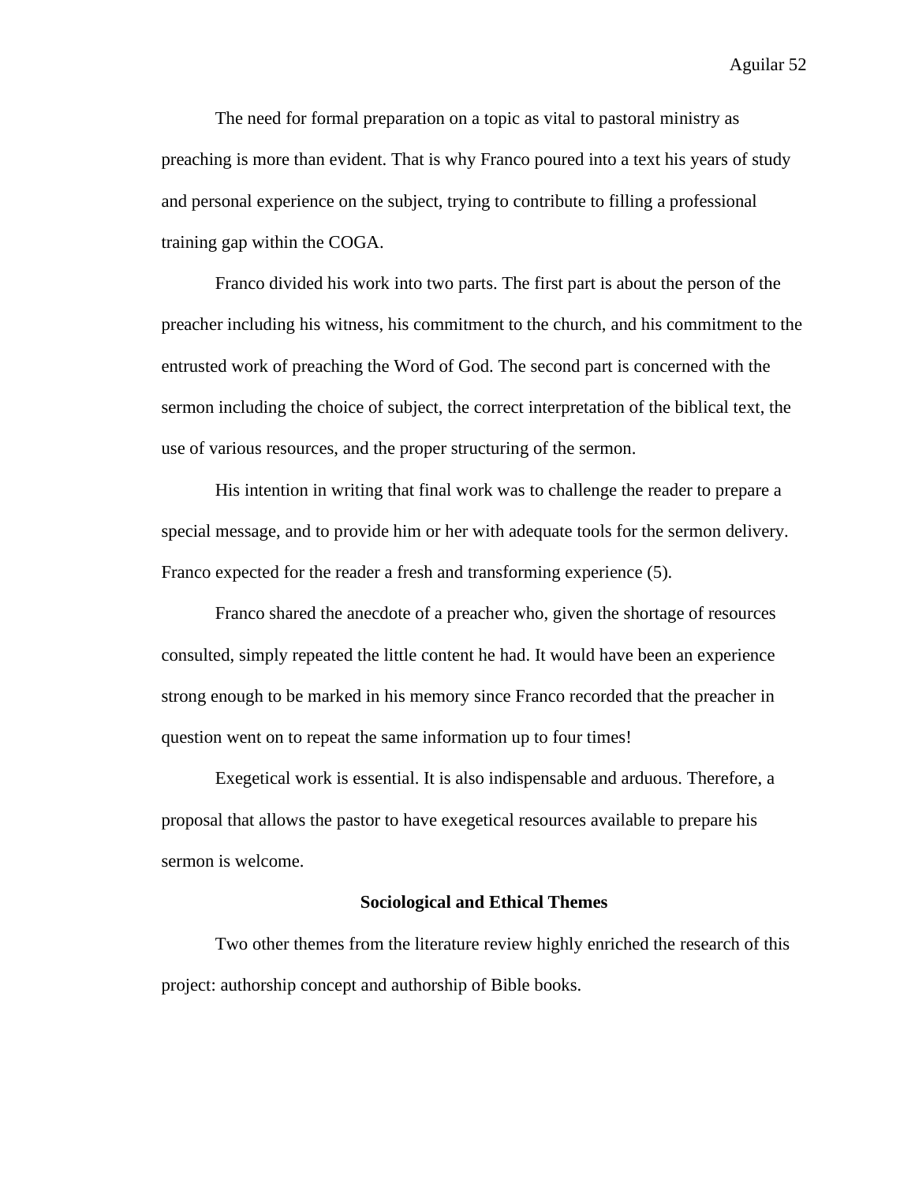The need for formal preparation on a topic as vital to pastoral ministry as preaching is more than evident. That is why Franco poured into a text his years of study and personal experience on the subject, trying to contribute to filling a professional training gap within the COGA.

Franco divided his work into two parts. The first part is about the person of the preacher including his witness, his commitment to the church, and his commitment to the entrusted work of preaching the Word of God. The second part is concerned with the sermon including the choice of subject, the correct interpretation of the biblical text, the use of various resources, and the proper structuring of the sermon.

His intention in writing that final work was to challenge the reader to prepare a special message, and to provide him or her with adequate tools for the sermon delivery. Franco expected for the reader a fresh and transforming experience (5).

Franco shared the anecdote of a preacher who, given the shortage of resources consulted, simply repeated the little content he had. It would have been an experience strong enough to be marked in his memory since Franco recorded that the preacher in question went on to repeat the same information up to four times!

Exegetical work is essential. It is also indispensable and arduous. Therefore, a proposal that allows the pastor to have exegetical resources available to prepare his sermon is welcome.

## Sociological and Ethical Themes

Two other themes from the literature review highly enriched the research of this project: authorship concept and authorship of Bible books.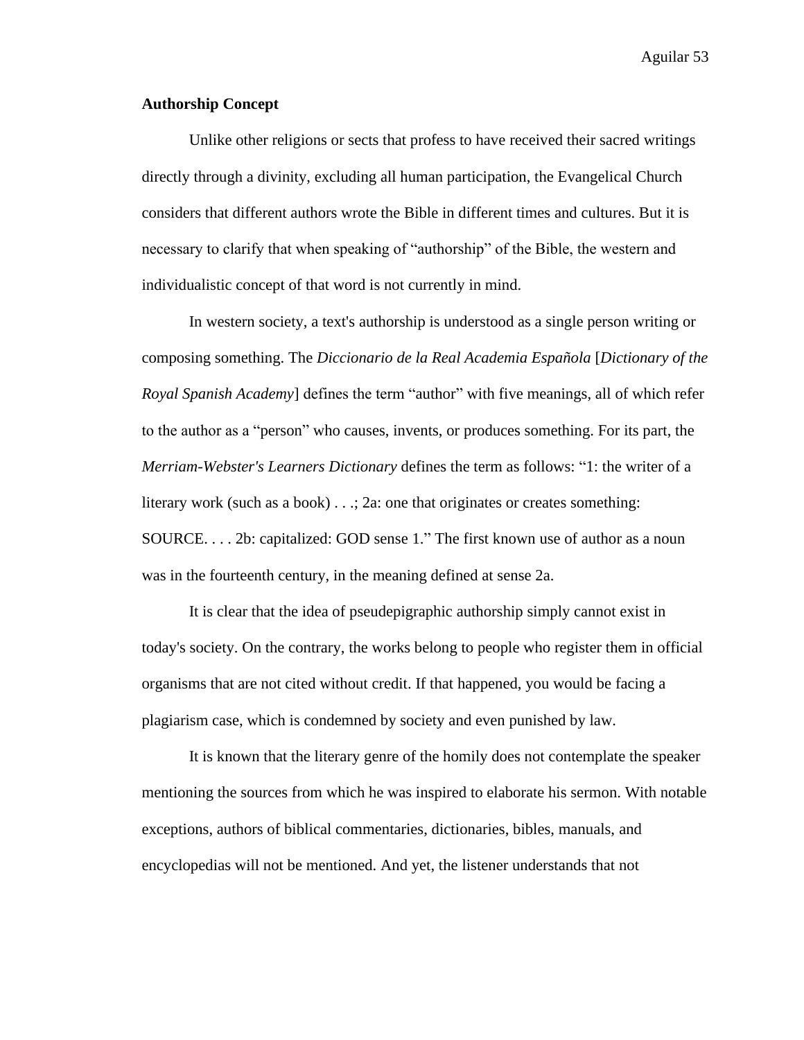**Authorship Concept**

Unlike other religions or sects that profess to have received their sacred writings directly through a divinity, excluding all human participation, the Evangelical Church considers that different authors wrote the Bible in different times and cultures. But it is necessary to clarify that when speaking of "authorship" of the Bible, the western and individualistic concept of that word is not currently in mind.

In western society, a text's authorship is understood as a single person writing or composing something. The *Diccionario de la Real Academia Española* [*Dictionary of the Royal Spanish Academy*] defines the term "author" with five meanings, all of which refer to the author as a "person" who causes, invents, or produces something. For its part, the *Merriam-Webster's Learners Dictionary* defines the term as follows: "1: the writer of a literary work (such as a book) . . .; 2a: one that originates or creates something: SOURCE. . . . 2b: capitalized: GOD sense 1." The first known use of author as a noun was in the fourteenth century, in the meaning defined at sense 2a.

It is clear that the idea of pseudepigraphic authorship simply cannot exist in today's society. On the contrary, the works belong to people who register them in official organisms that are not cited without credit. If that happened, you would be facing a plagiarism case, which is condemned by society and even punished by law.

It is known that the literary genre of the homily does not contemplate the speaker mentioning the sources from which he was inspired to elaborate his sermon. With notable exceptions, authors of biblical commentaries, dictionaries, bibles, manuals, and encyclopedias will not be mentioned. And yet, the listener understands that not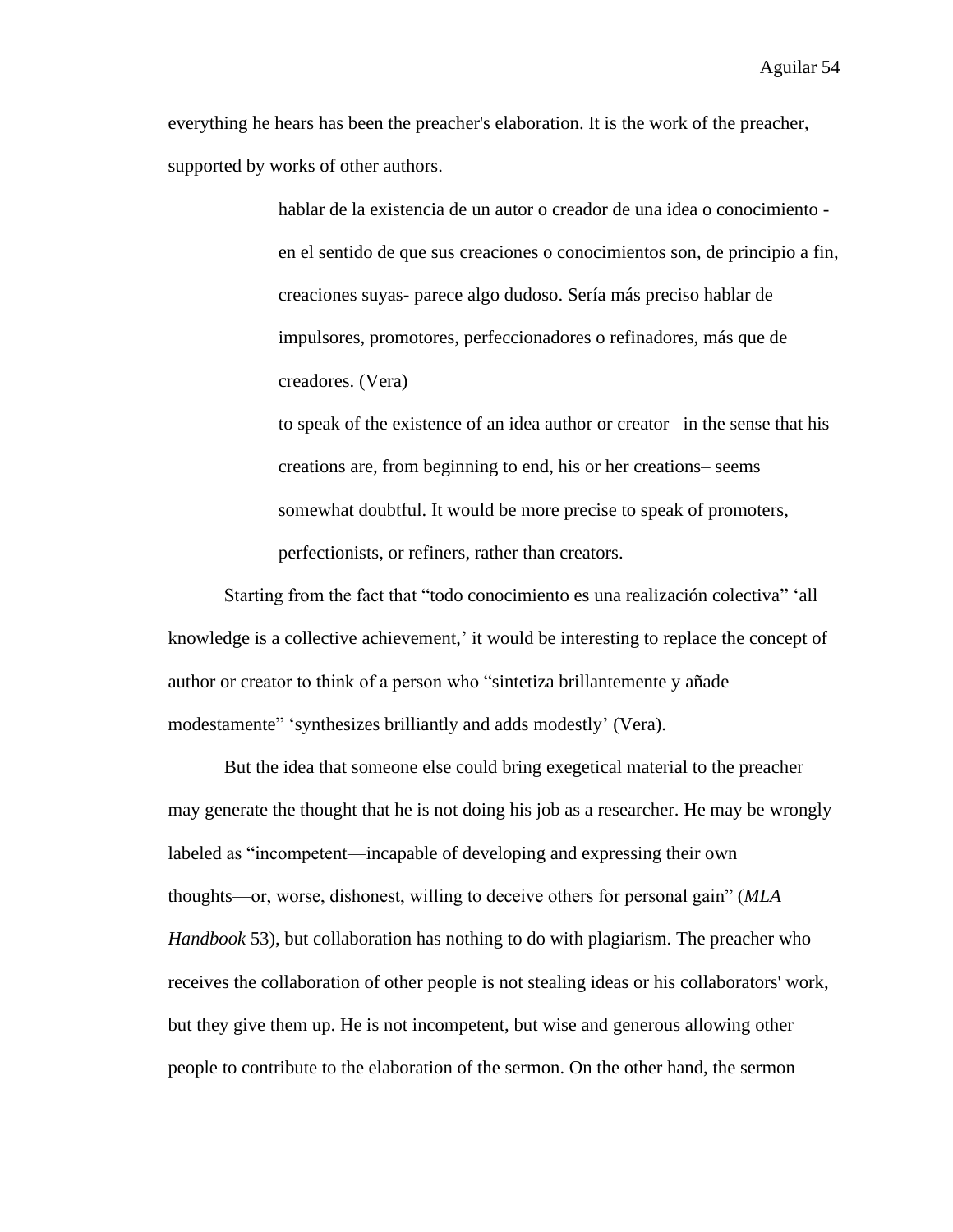everything he hears has been the preacher's elaboration. It is the work of the preacher, supported by works of other authors.

> hablar de la existencia de un autor o creador de una idea o conocimiento -en el sentido de que sus creaciones o conocimientos son, de principio a fin, creaciones suyas- parece algo dudoso. Sería más preciso hablar de impulsores, promotores, perfeccionadores o refinadores, más que de creadores. (Vera)
>
> to speak of the existence of an idea author or creator –in the sense that his creations are, from beginning to end, his or her creations– seems somewhat doubtful. It would be more precise to speak of promoters, perfectionists, or refiners, rather than creators.

Starting from the fact that "todo conocimiento es una realización colectiva" 'all knowledge is a collective achievement,' it would be interesting to replace the concept of author or creator to think of a person who "sintetiza brillantemente y añade modestamente" 'synthesizes brilliantly and adds modestly' (Vera).

But the idea that someone else could bring exegetical material to the preacher may generate the thought that he is not doing his job as a researcher. He may be wrongly labeled as "incompetent—incapable of developing and expressing their own thoughts—or, worse, dishonest, willing to deceive others for personal gain" (*MLA Handbook* 53), but collaboration has nothing to do with plagiarism. The preacher who receives the collaboration of other people is not stealing ideas or his collaborators' work, but they give them up. He is not incompetent, but wise and generous allowing other people to contribute to the elaboration of the sermon. On the other hand, the sermon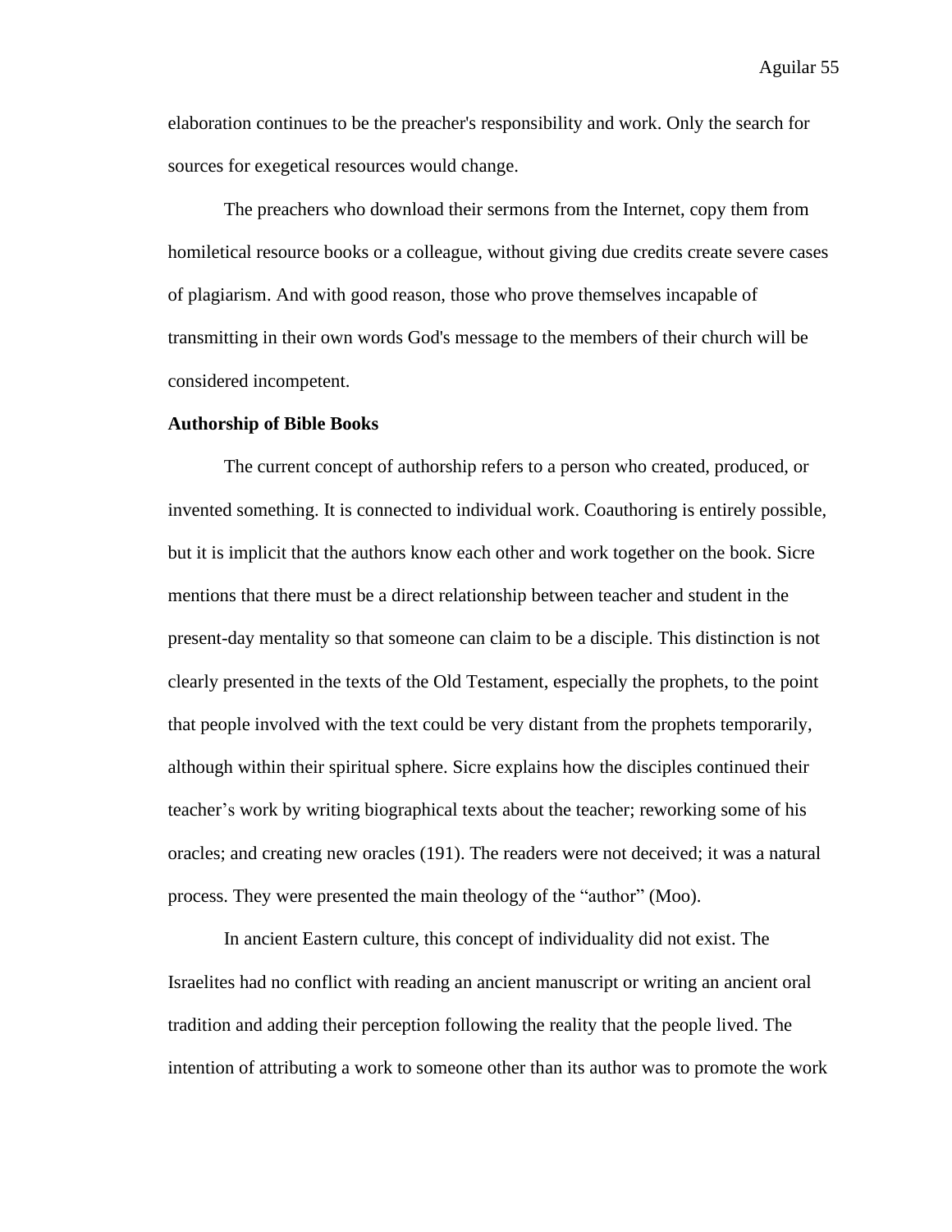elaboration continues to be the preacher's responsibility and work. Only the search for sources for exegetical resources would change.

The preachers who download their sermons from the Internet, copy them from homiletical resource books or a colleague, without giving due credits create severe cases of plagiarism. And with good reason, those who prove themselves incapable of transmitting in their own words God's message to the members of their church will be considered incompetent.

**Authorship of Bible Books**

The current concept of authorship refers to a person who created, produced, or invented something. It is connected to individual work. Coauthoring is entirely possible, but it is implicit that the authors know each other and work together on the book. Sicre mentions that there must be a direct relationship between teacher and student in the present-day mentality so that someone can claim to be a disciple. This distinction is not clearly presented in the texts of the Old Testament, especially the prophets, to the point that people involved with the text could be very distant from the prophets temporarily, although within their spiritual sphere. Sicre explains how the disciples continued their teacher's work by writing biographical texts about the teacher; reworking some of his oracles; and creating new oracles (191). The readers were not deceived; it was a natural process. They were presented the main theology of the "author" (Moo).

In ancient Eastern culture, this concept of individuality did not exist. The Israelites had no conflict with reading an ancient manuscript or writing an ancient oral tradition and adding their perception following the reality that the people lived. The intention of attributing a work to someone other than its author was to promote the work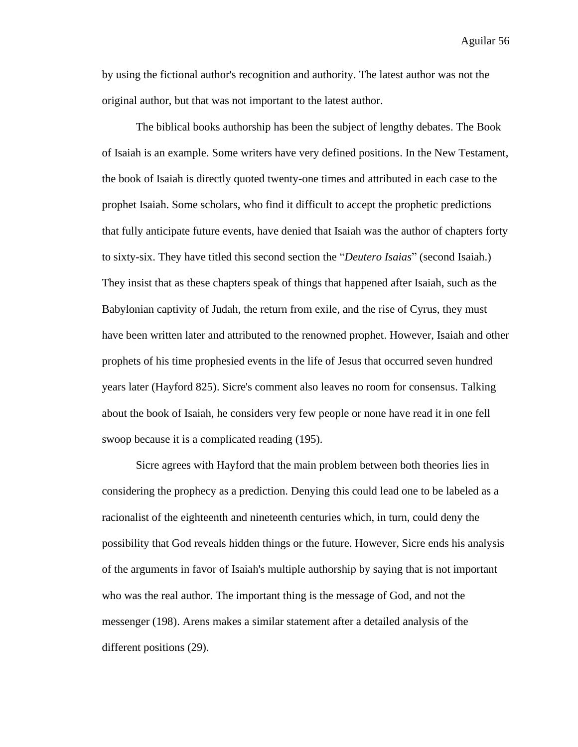by using the fictional author's recognition and authority. The latest author was not the original author, but that was not important to the latest author.

The biblical books authorship has been the subject of lengthy debates. The Book of Isaiah is an example. Some writers have very defined positions. In the New Testament, the book of Isaiah is directly quoted twenty-one times and attributed in each case to the prophet Isaiah. Some scholars, who find it difficult to accept the prophetic predictions that fully anticipate future events, have denied that Isaiah was the author of chapters forty to sixty-six. They have titled this second section the "*Deutero Isaias*" (second Isaiah.) They insist that as these chapters speak of things that happened after Isaiah, such as the Babylonian captivity of Judah, the return from exile, and the rise of Cyrus, they must have been written later and attributed to the renowned prophet. However, Isaiah and other prophets of his time prophesied events in the life of Jesus that occurred seven hundred years later (Hayford 825). Sicre's comment also leaves no room for consensus. Talking about the book of Isaiah, he considers very few people or none have read it in one fell swoop because it is a complicated reading (195).

Sicre agrees with Hayford that the main problem between both theories lies in considering the prophecy as a prediction. Denying this could lead one to be labeled as a racionalist of the eighteenth and nineteenth centuries which, in turn, could deny the possibility that God reveals hidden things or the future. However, Sicre ends his analysis of the arguments in favor of Isaiah's multiple authorship by saying that is not important who was the real author. The important thing is the message of God, and not the messenger (198). Arens makes a similar statement after a detailed analysis of the different positions (29).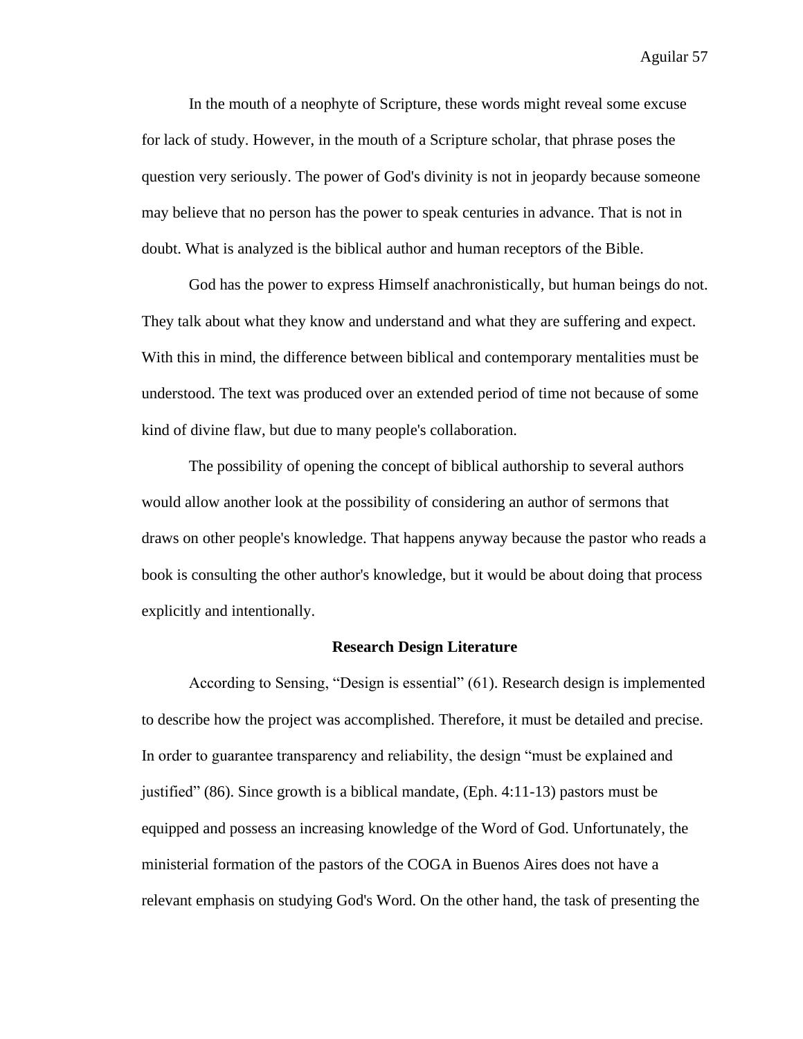In the mouth of a neophyte of Scripture, these words might reveal some excuse for lack of study. However, in the mouth of a Scripture scholar, that phrase poses the question very seriously. The power of God's divinity is not in jeopardy because someone may believe that no person has the power to speak centuries in advance. That is not in doubt. What is analyzed is the biblical author and human receptors of the Bible.

God has the power to express Himself anachronistically, but human beings do not. They talk about what they know and understand and what they are suffering and expect. With this in mind, the difference between biblical and contemporary mentalities must be understood. The text was produced over an extended period of time not because of some kind of divine flaw, but due to many people's collaboration.

The possibility of opening the concept of biblical authorship to several authors would allow another look at the possibility of considering an author of sermons that draws on other people's knowledge. That happens anyway because the pastor who reads a book is consulting the other author's knowledge, but it would be about doing that process explicitly and intentionally.

### Research Design Literature

According to Sensing, “Design is essential” (61). Research design is implemented to describe how the project was accomplished. Therefore, it must be detailed and precise. In order to guarantee transparency and reliability, the design “must be explained and justified” (86). Since growth is a biblical mandate, (Eph. 4:11-13) pastors must be equipped and possess an increasing knowledge of the Word of God. Unfortunately, the ministerial formation of the pastors of the COGA in Buenos Aires does not have a relevant emphasis on studying God's Word. On the other hand, the task of presenting the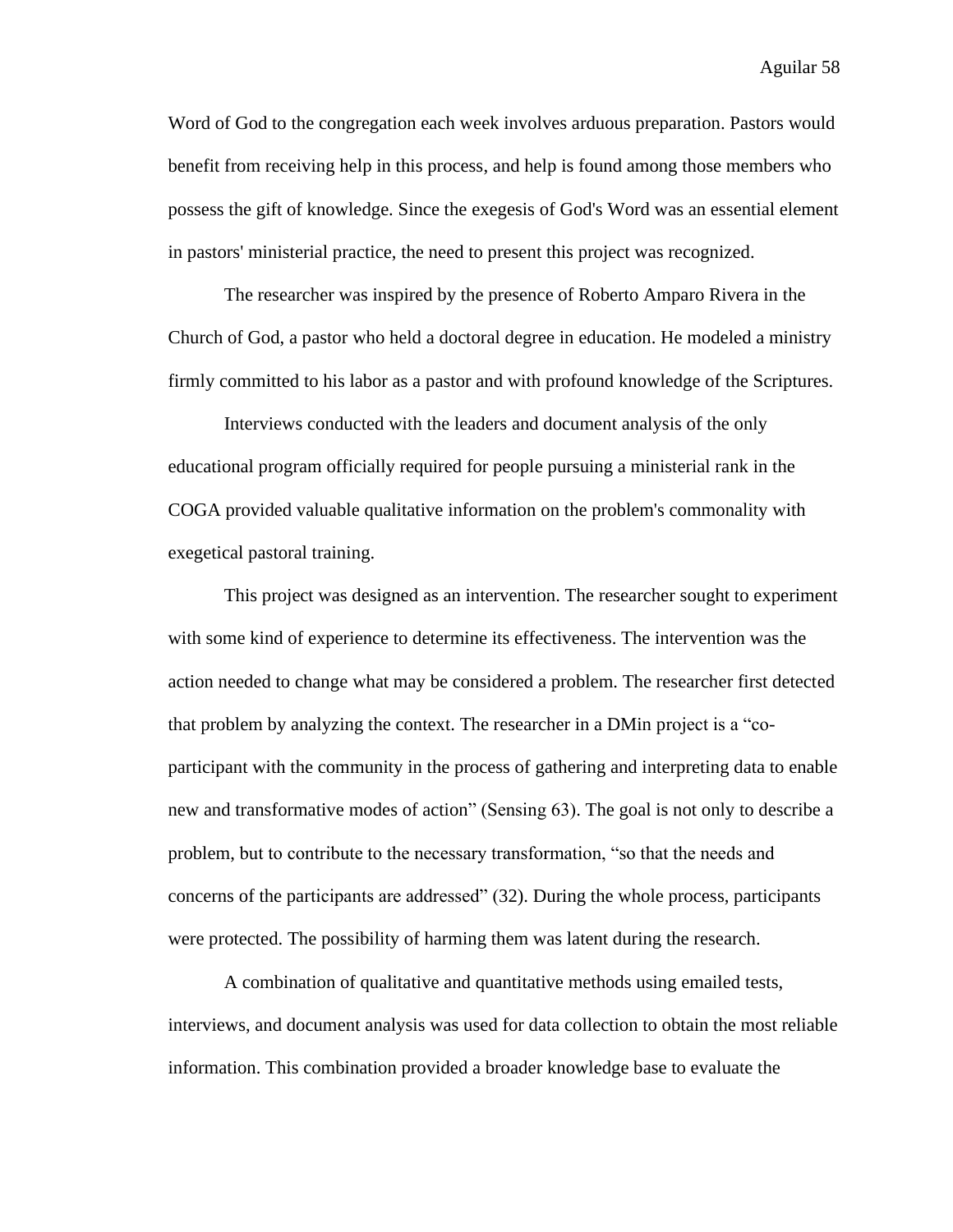Word of God to the congregation each week involves arduous preparation. Pastors would benefit from receiving help in this process, and help is found among those members who possess the gift of knowledge. Since the exegesis of God's Word was an essential element in pastors' ministerial practice, the need to present this project was recognized.

The researcher was inspired by the presence of Roberto Amparo Rivera in the Church of God, a pastor who held a doctoral degree in education. He modeled a ministry firmly committed to his labor as a pastor and with profound knowledge of the Scriptures.

Interviews conducted with the leaders and document analysis of the only educational program officially required for people pursuing a ministerial rank in the COGA provided valuable qualitative information on the problem's commonality with exegetical pastoral training.

This project was designed as an intervention. The researcher sought to experiment with some kind of experience to determine its effectiveness. The intervention was the action needed to change what may be considered a problem. The researcher first detected that problem by analyzing the context. The researcher in a DMin project is a "co-participant with the community in the process of gathering and interpreting data to enable new and transformative modes of action" (Sensing 63). The goal is not only to describe a problem, but to contribute to the necessary transformation, "so that the needs and concerns of the participants are addressed" (32). During the whole process, participants were protected. The possibility of harming them was latent during the research.

A combination of qualitative and quantitative methods using emailed tests, interviews, and document analysis was used for data collection to obtain the most reliable information. This combination provided a broader knowledge base to evaluate the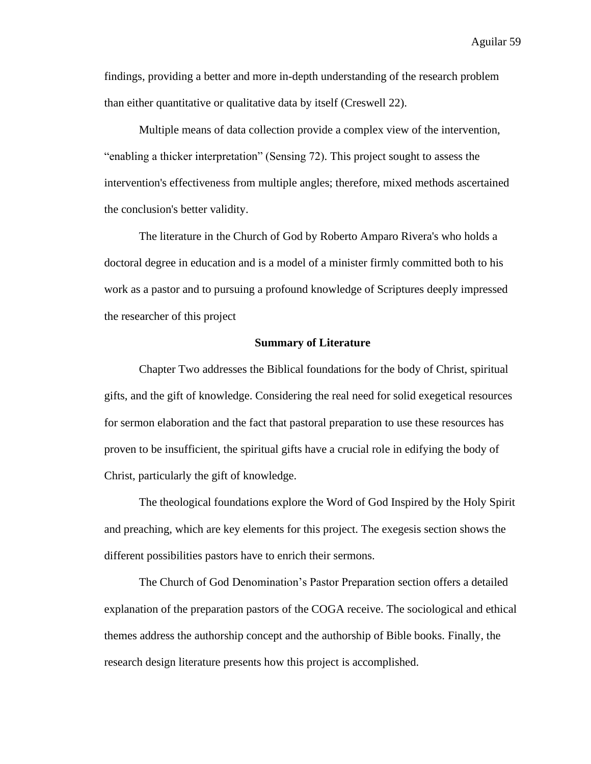findings, providing a better and more in-depth understanding of the research problem than either quantitative or qualitative data by itself (Creswell 22).

Multiple means of data collection provide a complex view of the intervention, "enabling a thicker interpretation" (Sensing 72). This project sought to assess the intervention's effectiveness from multiple angles; therefore, mixed methods ascertained the conclusion's better validity.

The literature in the Church of God by Roberto Amparo Rivera's who holds a doctoral degree in education and is a model of a minister firmly committed both to his work as a pastor and to pursuing a profound knowledge of Scriptures deeply impressed the researcher of this project

**Summary of Literature**

Chapter Two addresses the Biblical foundations for the body of Christ, spiritual gifts, and the gift of knowledge. Considering the real need for solid exegetical resources for sermon elaboration and the fact that pastoral preparation to use these resources has proven to be insufficient, the spiritual gifts have a crucial role in edifying the body of Christ, particularly the gift of knowledge.

The theological foundations explore the Word of God Inspired by the Holy Spirit and preaching, which are key elements for this project. The exegesis section shows the different possibilities pastors have to enrich their sermons.

The Church of God Denomination's Pastor Preparation section offers a detailed explanation of the preparation pastors of the COGA receive. The sociological and ethical themes address the authorship concept and the authorship of Bible books. Finally, the research design literature presents how this project is accomplished.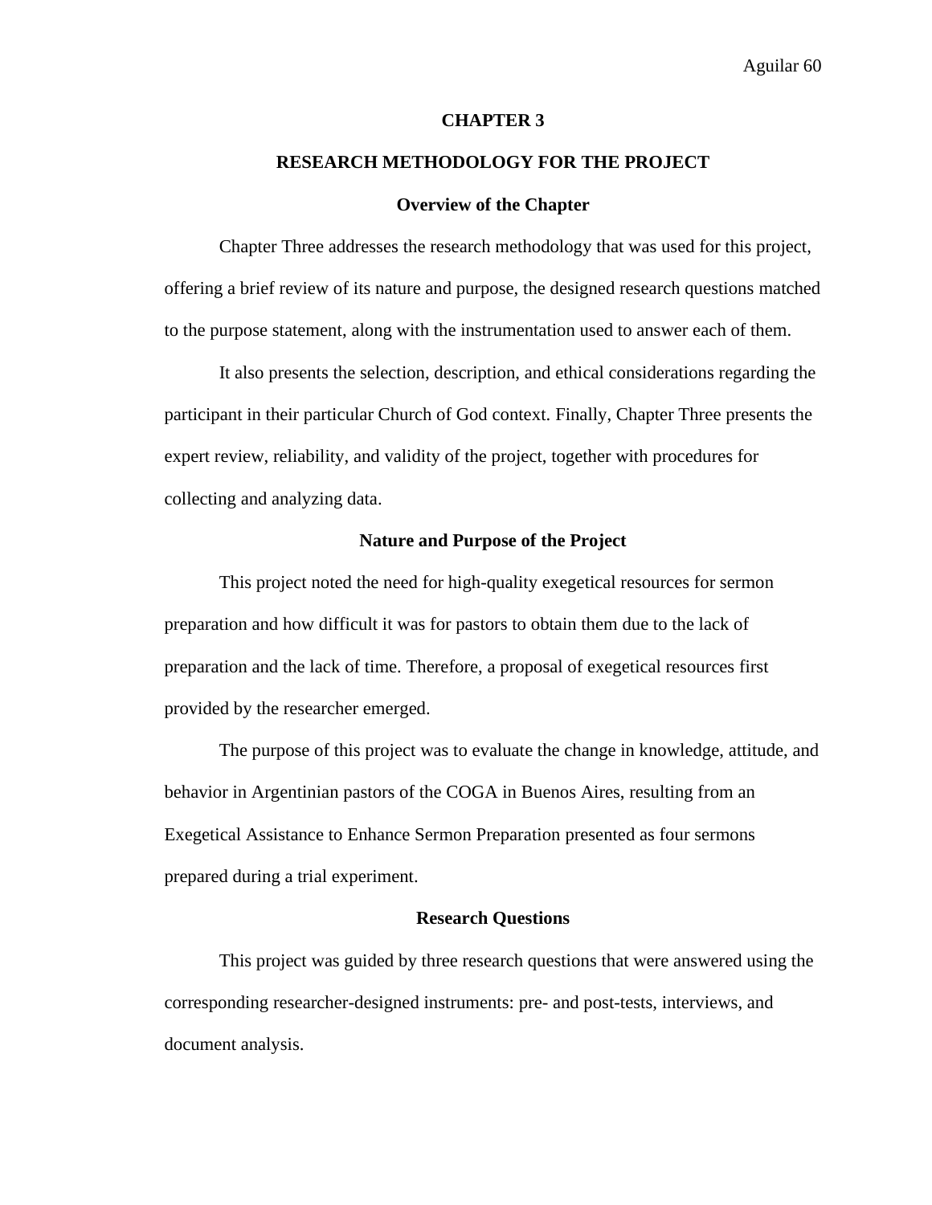# CHAPTER 3

## RESEARCH METHODOLOGY FOR THE PROJECT

### Overview of the Chapter

Chapter Three addresses the research methodology that was used for this project, offering a brief review of its nature and purpose, the designed research questions matched to the purpose statement, along with the instrumentation used to answer each of them.

It also presents the selection, description, and ethical considerations regarding the participant in their particular Church of God context. Finally, Chapter Three presents the expert review, reliability, and validity of the project, together with procedures for collecting and analyzing data.

### Nature and Purpose of the Project

This project noted the need for high-quality exegetical resources for sermon preparation and how difficult it was for pastors to obtain them due to the lack of preparation and the lack of time. Therefore, a proposal of exegetical resources first provided by the researcher emerged.

The purpose of this project was to evaluate the change in knowledge, attitude, and behavior in Argentinian pastors of the COGA in Buenos Aires, resulting from an Exegetical Assistance to Enhance Sermon Preparation presented as four sermons prepared during a trial experiment.

### Research Questions

This project was guided by three research questions that were answered using the corresponding researcher-designed instruments: pre- and post-tests, interviews, and document analysis.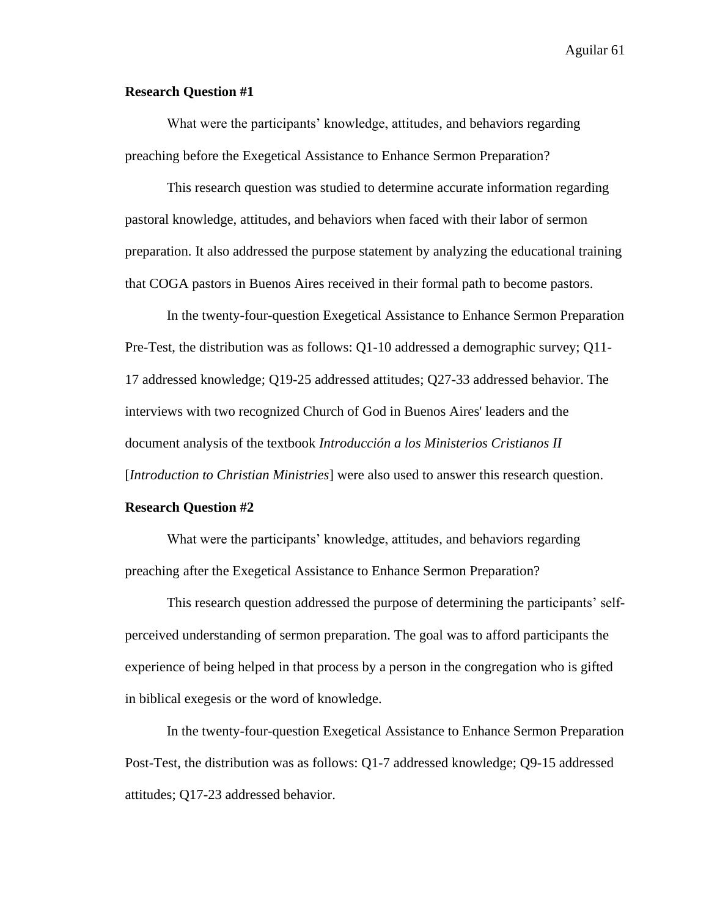**Research Question #1**

What were the participants' knowledge, attitudes, and behaviors regarding preaching before the Exegetical Assistance to Enhance Sermon Preparation?

This research question was studied to determine accurate information regarding pastoral knowledge, attitudes, and behaviors when faced with their labor of sermon preparation. It also addressed the purpose statement by analyzing the educational training that COGA pastors in Buenos Aires received in their formal path to become pastors.

In the twenty-four-question Exegetical Assistance to Enhance Sermon Preparation Pre-Test, the distribution was as follows: Q1-10 addressed a demographic survey; Q11-17 addressed knowledge; Q19-25 addressed attitudes; Q27-33 addressed behavior. The interviews with two recognized Church of God in Buenos Aires' leaders and the document analysis of the textbook *Introducción a los Ministerios Cristianos II* [*Introduction to Christian Ministries*] were also used to answer this research question.

**Research Question #2**

What were the participants' knowledge, attitudes, and behaviors regarding preaching after the Exegetical Assistance to Enhance Sermon Preparation?

This research question addressed the purpose of determining the participants' self-perceived understanding of sermon preparation. The goal was to afford participants the experience of being helped in that process by a person in the congregation who is gifted in biblical exegesis or the word of knowledge.

In the twenty-four-question Exegetical Assistance to Enhance Sermon Preparation Post-Test, the distribution was as follows: Q1-7 addressed knowledge; Q9-15 addressed attitudes; Q17-23 addressed behavior.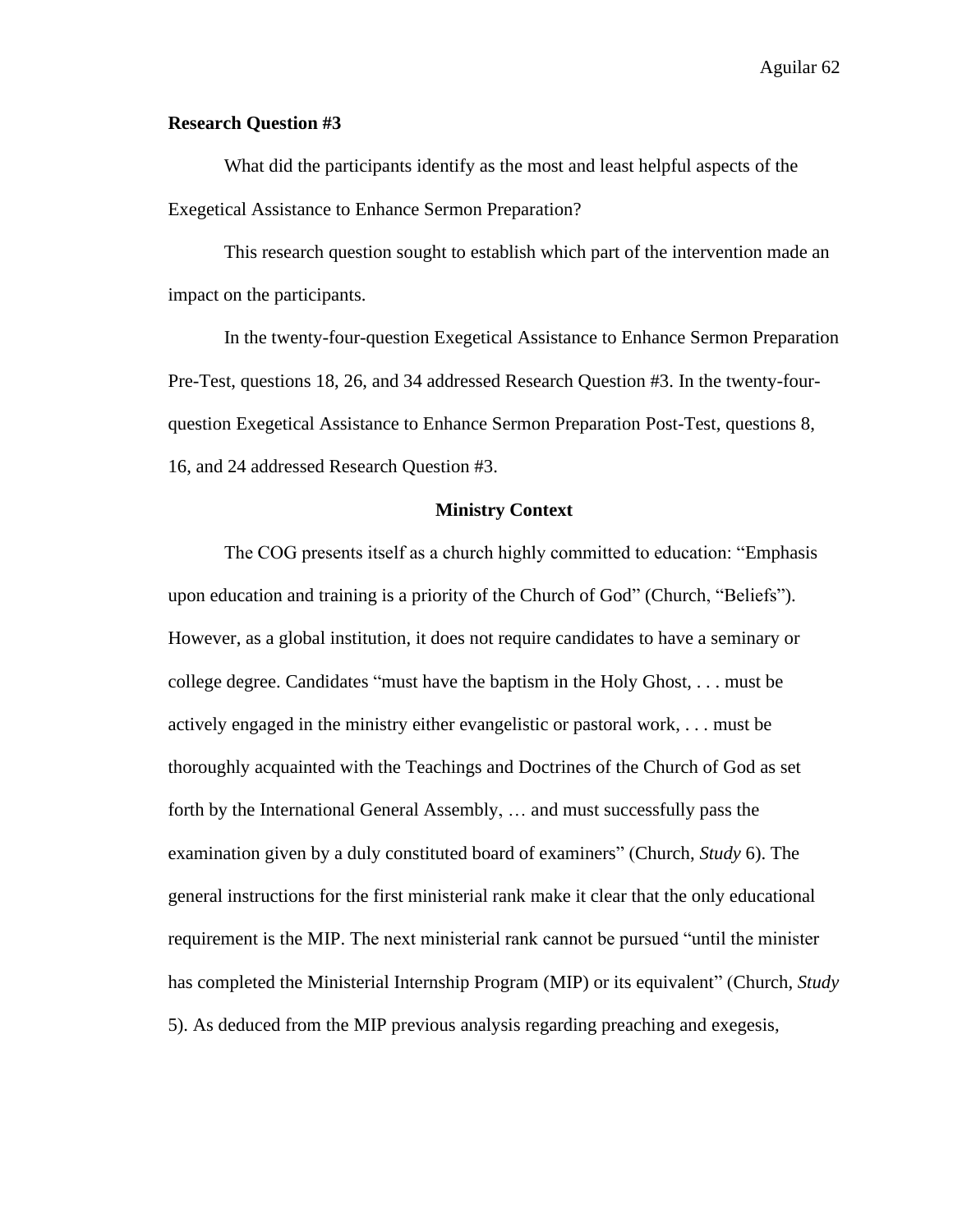**Research Question #3**

What did the participants identify as the most and least helpful aspects of the Exegetical Assistance to Enhance Sermon Preparation?

This research question sought to establish which part of the intervention made an impact on the participants.

In the twenty-four-question Exegetical Assistance to Enhance Sermon Preparation Pre-Test, questions 18, 26, and 34 addressed Research Question #3. In the twenty-four-question Exegetical Assistance to Enhance Sermon Preparation Post-Test, questions 8, 16, and 24 addressed Research Question #3.

## Ministry Context

The COG presents itself as a church highly committed to education: "Emphasis upon education and training is a priority of the Church of God" (Church, "Beliefs"). However, as a global institution, it does not require candidates to have a seminary or college degree. Candidates "must have the baptism in the Holy Ghost, . . . must be actively engaged in the ministry either evangelistic or pastoral work, . . . must be thoroughly acquainted with the Teachings and Doctrines of the Church of God as set forth by the International General Assembly, … and must successfully pass the examination given by a duly constituted board of examiners" (Church, *Study* 6). The general instructions for the first ministerial rank make it clear that the only educational requirement is the MIP. The next ministerial rank cannot be pursued "until the minister has completed the Ministerial Internship Program (MIP) or its equivalent" (Church, *Study* 5). As deduced from the MIP previous analysis regarding preaching and exegesis,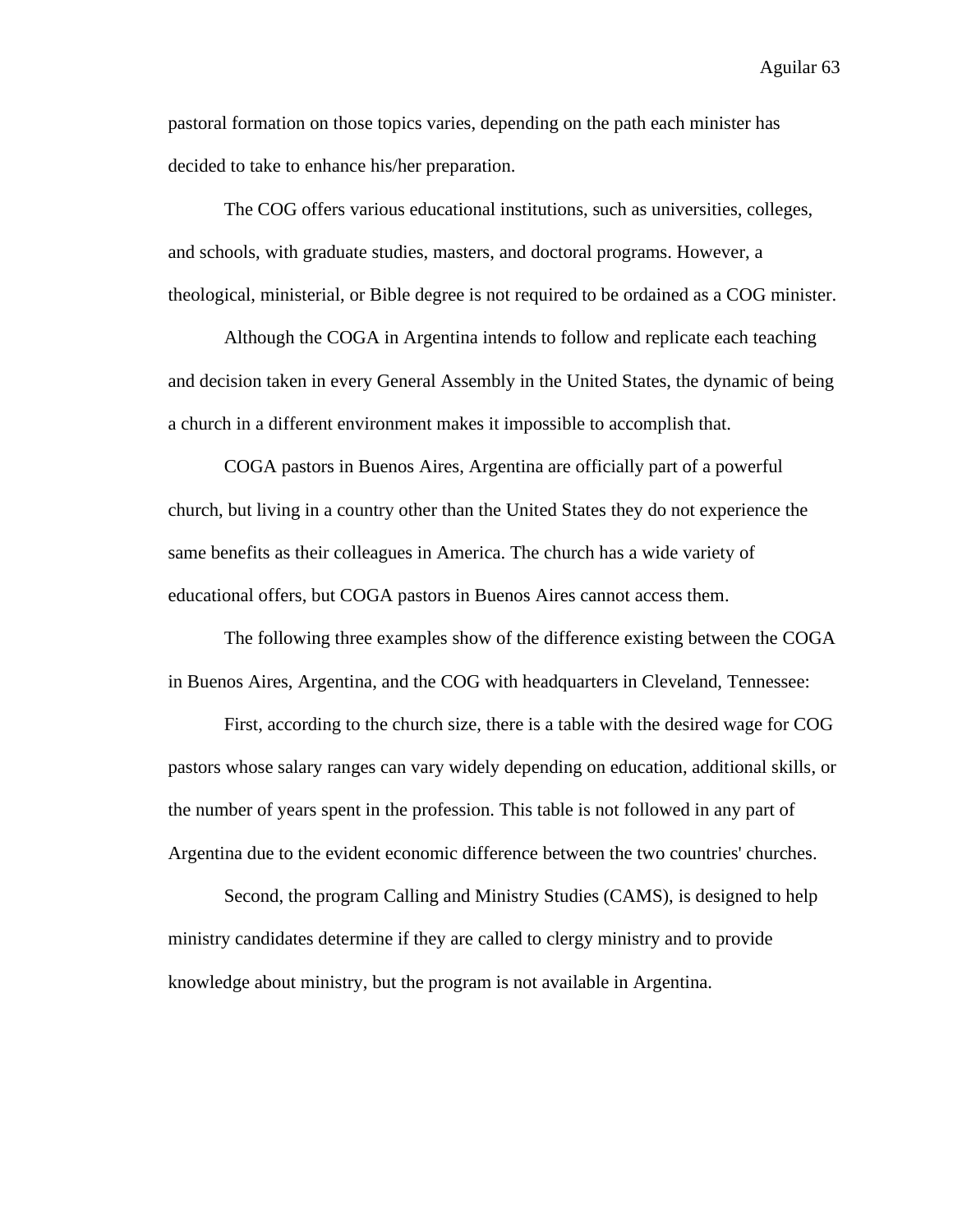pastoral formation on those topics varies, depending on the path each minister has decided to take to enhance his/her preparation.

The COG offers various educational institutions, such as universities, colleges, and schools, with graduate studies, masters, and doctoral programs. However, a theological, ministerial, or Bible degree is not required to be ordained as a COG minister.

Although the COGA in Argentina intends to follow and replicate each teaching and decision taken in every General Assembly in the United States, the dynamic of being a church in a different environment makes it impossible to accomplish that.

COGA pastors in Buenos Aires, Argentina are officially part of a powerful church, but living in a country other than the United States they do not experience the same benefits as their colleagues in America. The church has a wide variety of educational offers, but COGA pastors in Buenos Aires cannot access them.

The following three examples show of the difference existing between the COGA in Buenos Aires, Argentina, and the COG with headquarters in Cleveland, Tennessee:

First, according to the church size, there is a table with the desired wage for COG pastors whose salary ranges can vary widely depending on education, additional skills, or the number of years spent in the profession. This table is not followed in any part of Argentina due to the evident economic difference between the two countries' churches.

Second, the program Calling and Ministry Studies (CAMS), is designed to help ministry candidates determine if they are called to clergy ministry and to provide knowledge about ministry, but the program is not available in Argentina.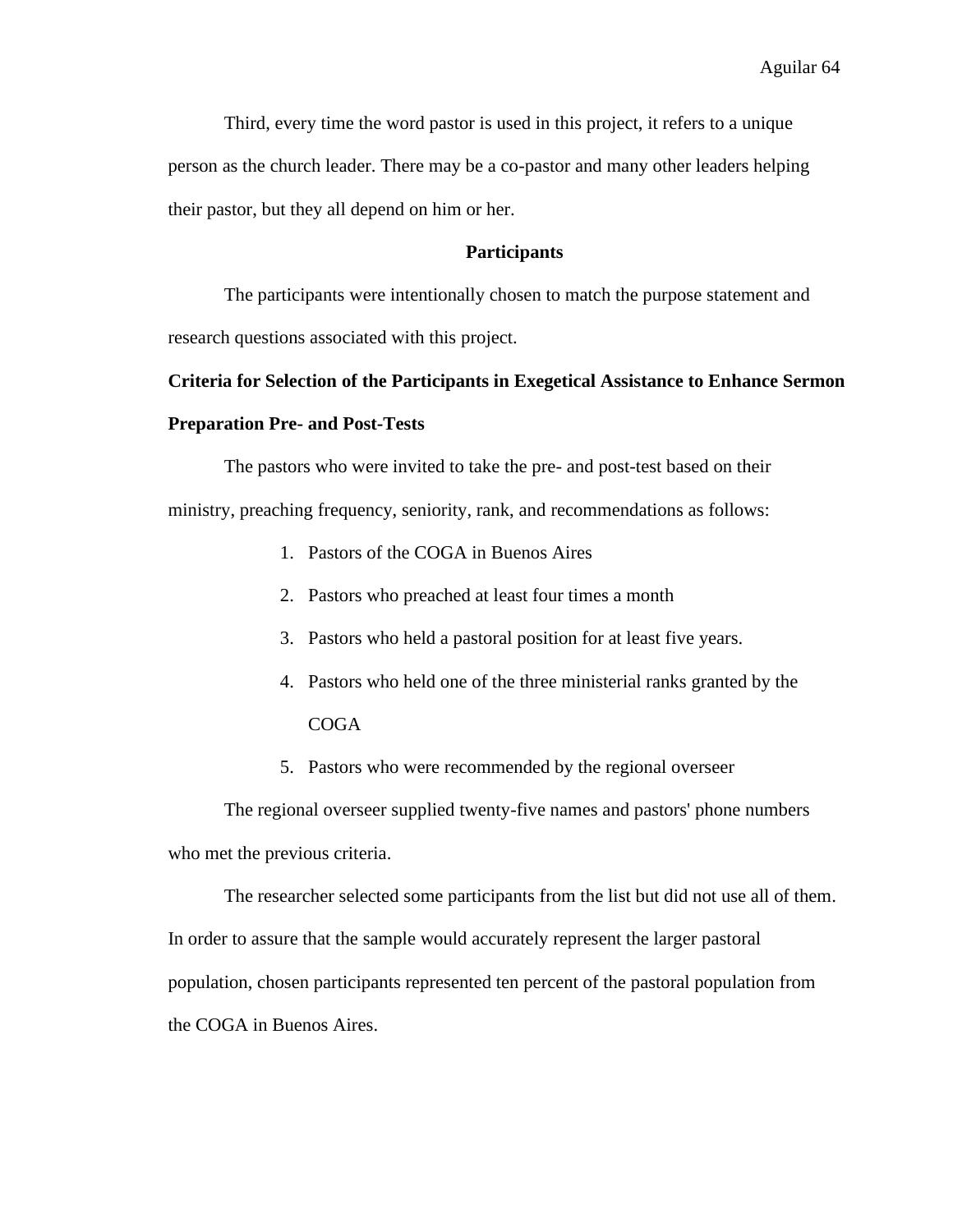Third, every time the word pastor is used in this project, it refers to a unique person as the church leader. There may be a co-pastor and many other leaders helping their pastor, but they all depend on him or her.

## Participants

The participants were intentionally chosen to match the purpose statement and research questions associated with this project.

### Criteria for Selection of the Participants in Exegetical Assistance to Enhance Sermon Preparation Pre- and Post-Tests

The pastors who were invited to take the pre- and post-test based on their ministry, preaching frequency, seniority, rank, and recommendations as follows:

1. Pastors of the COGA in Buenos Aires
2. Pastors who preached at least four times a month
3. Pastors who held a pastoral position for at least five years.
4. Pastors who held one of the three ministerial ranks granted by the COGA
5. Pastors who were recommended by the regional overseer

The regional overseer supplied twenty-five names and pastors' phone numbers who met the previous criteria.

The researcher selected some participants from the list but did not use all of them. In order to assure that the sample would accurately represent the larger pastoral population, chosen participants represented ten percent of the pastoral population from the COGA in Buenos Aires.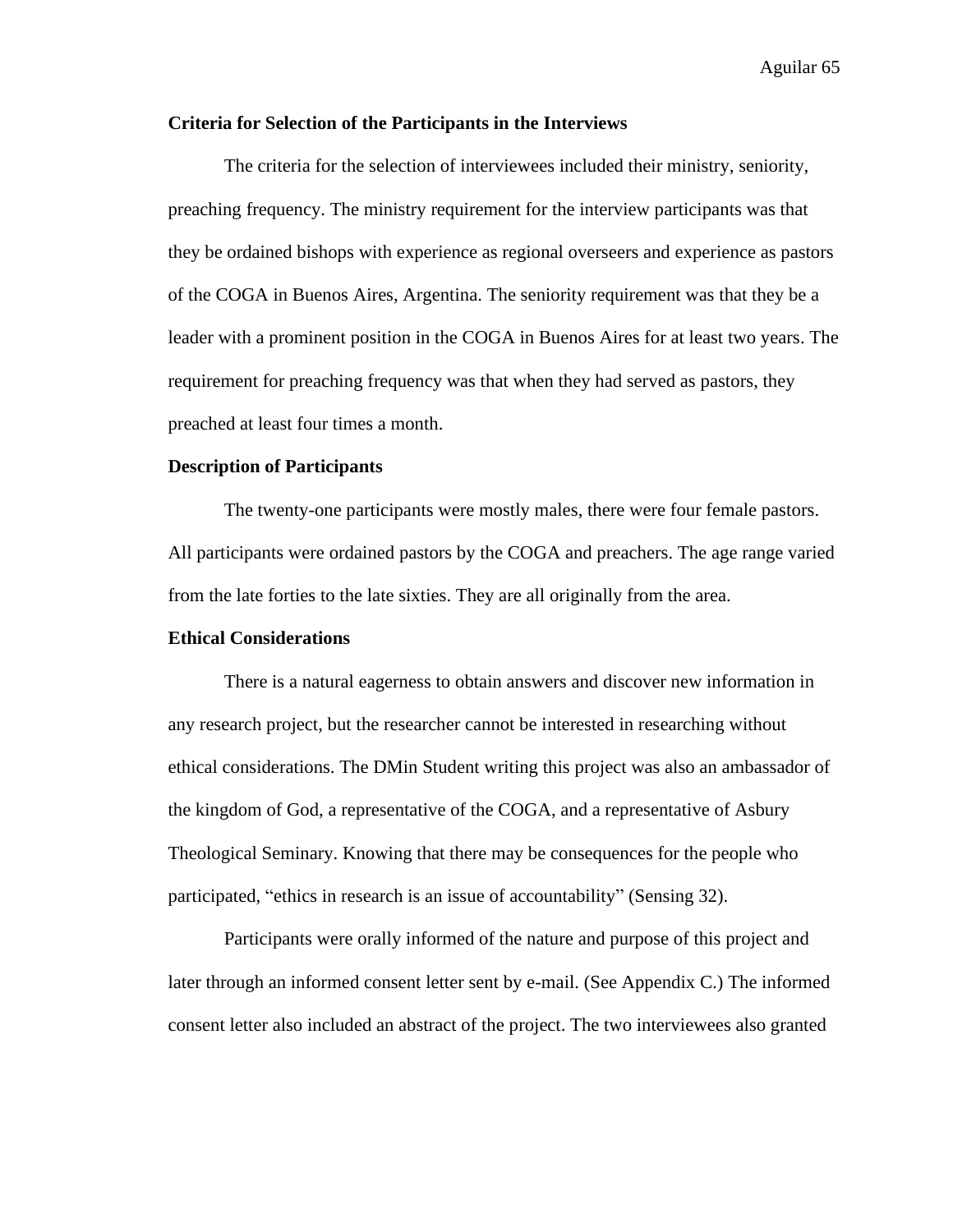**Criteria for Selection of the Participants in the Interviews**

The criteria for the selection of interviewees included their ministry, seniority, preaching frequency. The ministry requirement for the interview participants was that they be ordained bishops with experience as regional overseers and experience as pastors of the COGA in Buenos Aires, Argentina. The seniority requirement was that they be a leader with a prominent position in the COGA in Buenos Aires for at least two years. The requirement for preaching frequency was that when they had served as pastors, they preached at least four times a month.

**Description of Participants**

The twenty-one participants were mostly males, there were four female pastors. All participants were ordained pastors by the COGA and preachers. The age range varied from the late forties to the late sixties. They are all originally from the area.

**Ethical Considerations**

There is a natural eagerness to obtain answers and discover new information in any research project, but the researcher cannot be interested in researching without ethical considerations. The DMin Student writing this project was also an ambassador of the kingdom of God, a representative of the COGA, and a representative of Asbury Theological Seminary. Knowing that there may be consequences for the people who participated, "ethics in research is an issue of accountability" (Sensing 32).

Participants were orally informed of the nature and purpose of this project and later through an informed consent letter sent by e-mail. (See Appendix C.) The informed consent letter also included an abstract of the project. The two interviewees also granted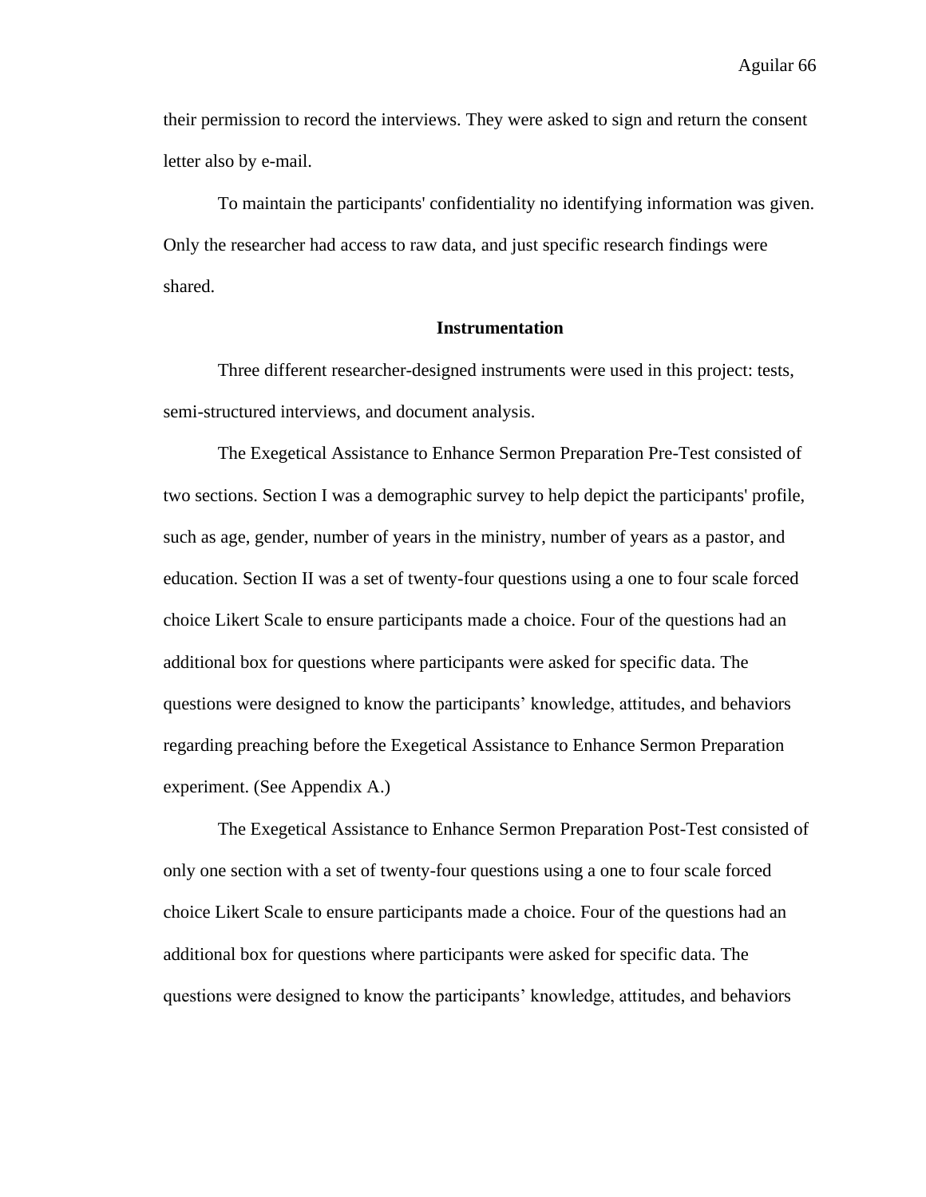their permission to record the interviews. They were asked to sign and return the consent letter also by e-mail.

To maintain the participants' confidentiality no identifying information was given. Only the researcher had access to raw data, and just specific research findings were shared.

## Instrumentation

Three different researcher-designed instruments were used in this project: tests, semi-structured interviews, and document analysis.

The Exegetical Assistance to Enhance Sermon Preparation Pre-Test consisted of two sections. Section I was a demographic survey to help depict the participants' profile, such as age, gender, number of years in the ministry, number of years as a pastor, and education. Section II was a set of twenty-four questions using a one to four scale forced choice Likert Scale to ensure participants made a choice. Four of the questions had an additional box for questions where participants were asked for specific data. The questions were designed to know the participants' knowledge, attitudes, and behaviors regarding preaching before the Exegetical Assistance to Enhance Sermon Preparation experiment. (See Appendix A.)

The Exegetical Assistance to Enhance Sermon Preparation Post-Test consisted of only one section with a set of twenty-four questions using a one to four scale forced choice Likert Scale to ensure participants made a choice. Four of the questions had an additional box for questions where participants were asked for specific data. The questions were designed to know the participants' knowledge, attitudes, and behaviors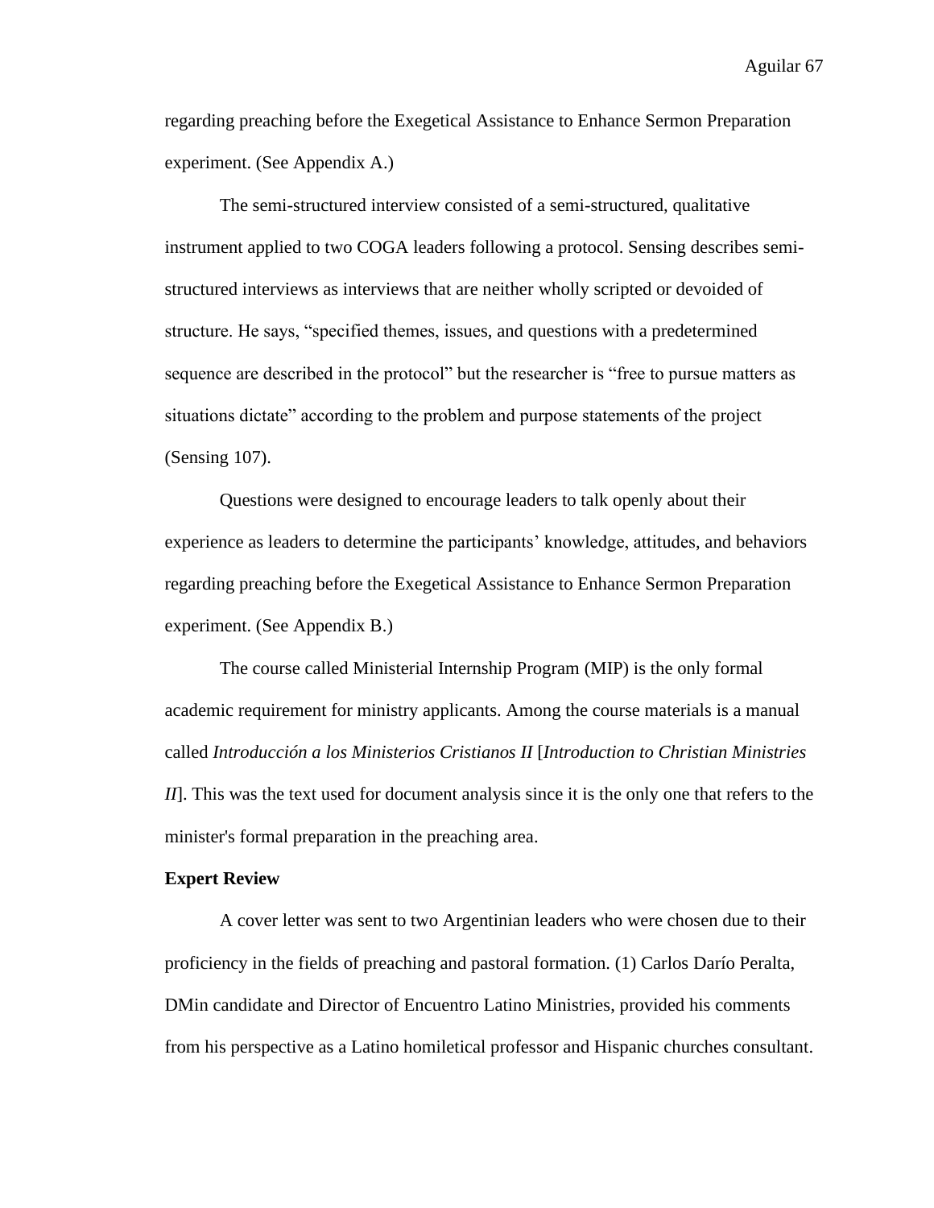regarding preaching before the Exegetical Assistance to Enhance Sermon Preparation experiment. (See Appendix A.)

The semi-structured interview consisted of a semi-structured, qualitative instrument applied to two COGA leaders following a protocol. Sensing describes semi-structured interviews as interviews that are neither wholly scripted or devoided of structure. He says, "specified themes, issues, and questions with a predetermined sequence are described in the protocol" but the researcher is "free to pursue matters as situations dictate" according to the problem and purpose statements of the project (Sensing 107).

Questions were designed to encourage leaders to talk openly about their experience as leaders to determine the participants' knowledge, attitudes, and behaviors regarding preaching before the Exegetical Assistance to Enhance Sermon Preparation experiment. (See Appendix B.)

The course called Ministerial Internship Program (MIP) is the only formal academic requirement for ministry applicants. Among the course materials is a manual called *Introducción a los Ministerios Cristianos II* [*Introduction to Christian Ministries II*]. This was the text used for document analysis since it is the only one that refers to the minister's formal preparation in the preaching area.

**Expert Review**

A cover letter was sent to two Argentinian leaders who were chosen due to their proficiency in the fields of preaching and pastoral formation. (1) Carlos Darío Peralta, DMin candidate and Director of Encuentro Latino Ministries, provided his comments from his perspective as a Latino homiletical professor and Hispanic churches consultant.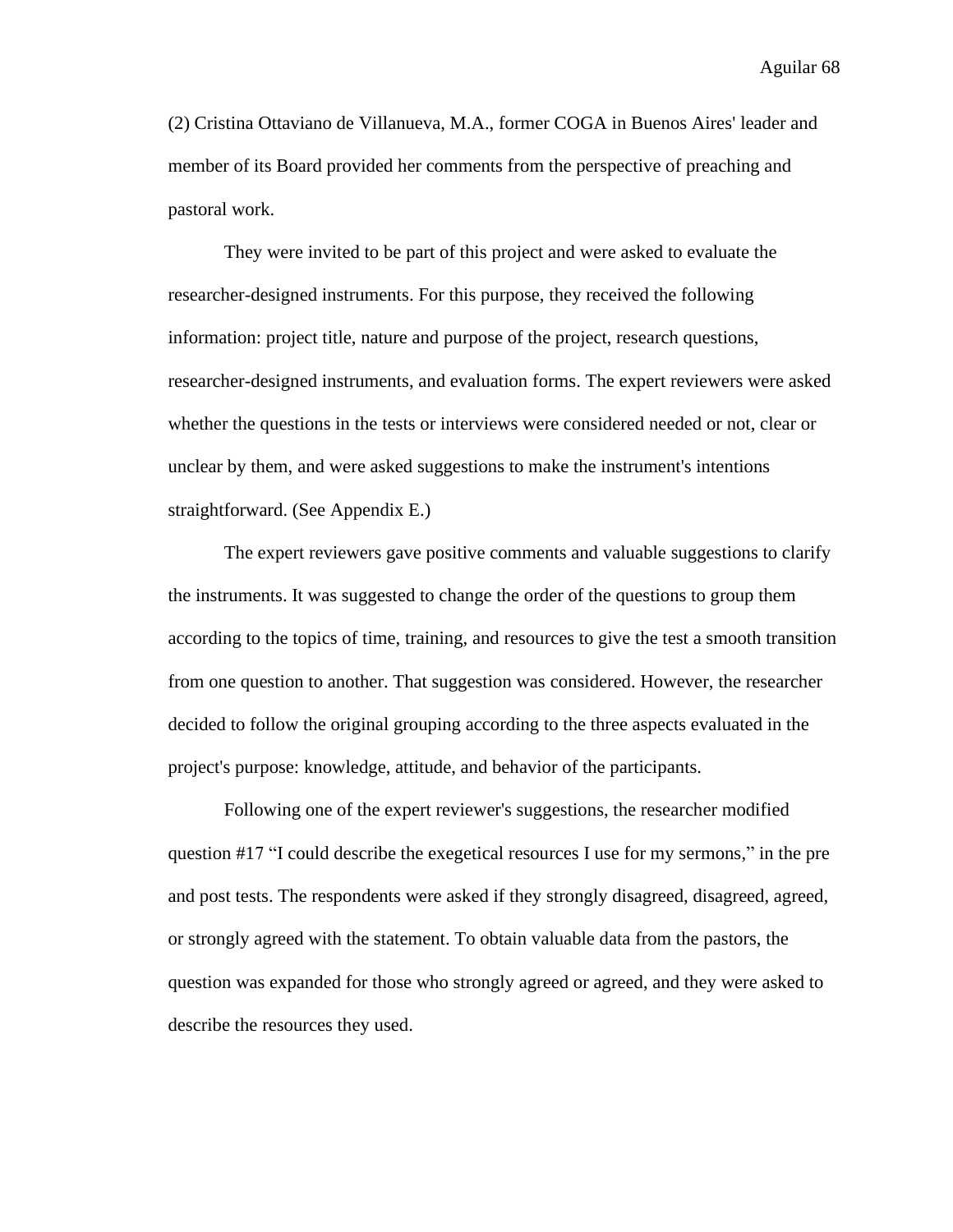(2) Cristina Ottaviano de Villanueva, M.A., former COGA in Buenos Aires' leader and member of its Board provided her comments from the perspective of preaching and pastoral work.

They were invited to be part of this project and were asked to evaluate the researcher-designed instruments. For this purpose, they received the following information: project title, nature and purpose of the project, research questions, researcher-designed instruments, and evaluation forms. The expert reviewers were asked whether the questions in the tests or interviews were considered needed or not, clear or unclear by them, and were asked suggestions to make the instrument's intentions straightforward. (See Appendix E.)

The expert reviewers gave positive comments and valuable suggestions to clarify the instruments. It was suggested to change the order of the questions to group them according to the topics of time, training, and resources to give the test a smooth transition from one question to another. That suggestion was considered. However, the researcher decided to follow the original grouping according to the three aspects evaluated in the project's purpose: knowledge, attitude, and behavior of the participants.

Following one of the expert reviewer's suggestions, the researcher modified question #17 "I could describe the exegetical resources I use for my sermons," in the pre and post tests. The respondents were asked if they strongly disagreed, disagreed, agreed, or strongly agreed with the statement. To obtain valuable data from the pastors, the question was expanded for those who strongly agreed or agreed, and they were asked to describe the resources they used.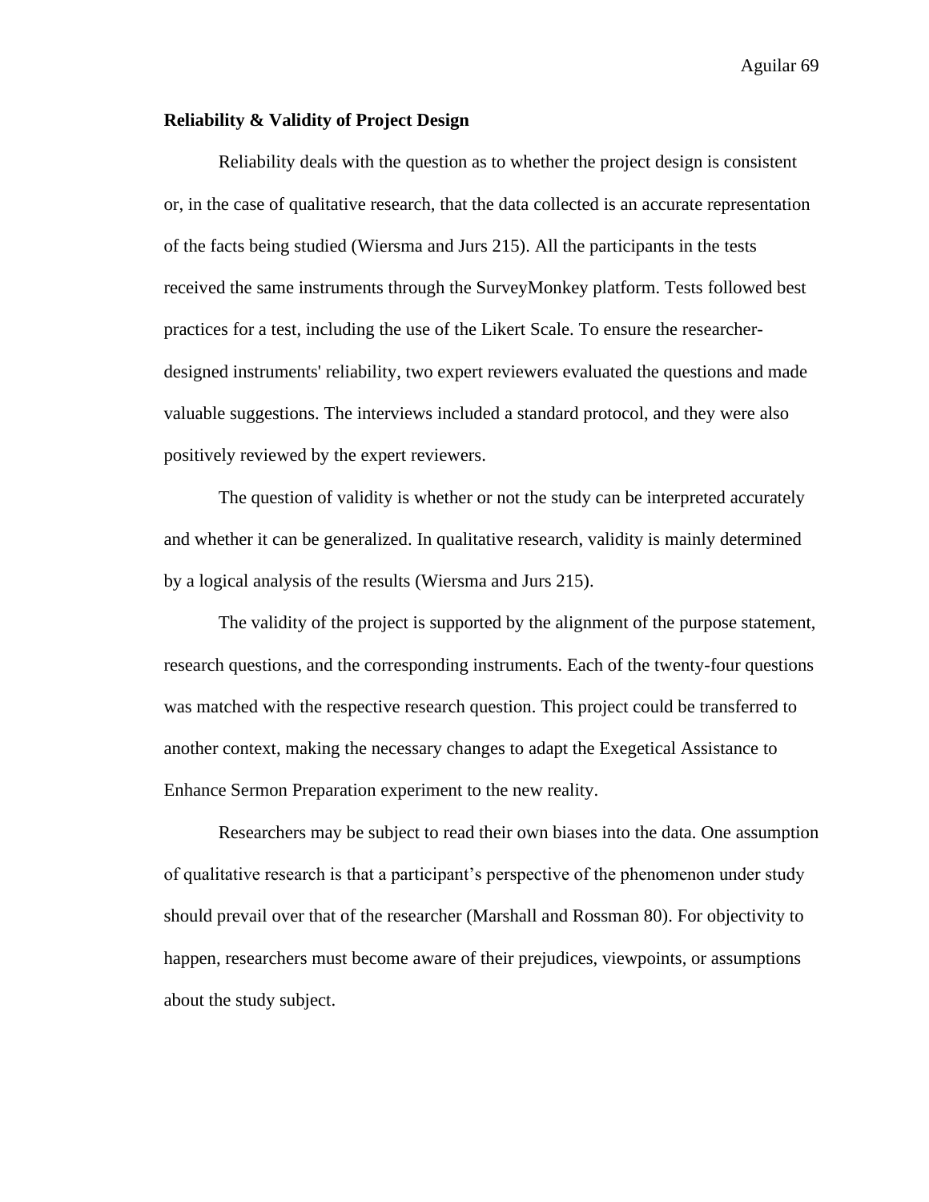**Reliability & Validity of Project Design**

Reliability deals with the question as to whether the project design is consistent or, in the case of qualitative research, that the data collected is an accurate representation of the facts being studied (Wiersma and Jurs 215). All the participants in the tests received the same instruments through the SurveyMonkey platform. Tests followed best practices for a test, including the use of the Likert Scale. To ensure the researcher-designed instruments' reliability, two expert reviewers evaluated the questions and made valuable suggestions. The interviews included a standard protocol, and they were also positively reviewed by the expert reviewers.

The question of validity is whether or not the study can be interpreted accurately and whether it can be generalized. In qualitative research, validity is mainly determined by a logical analysis of the results (Wiersma and Jurs 215).

The validity of the project is supported by the alignment of the purpose statement, research questions, and the corresponding instruments. Each of the twenty-four questions was matched with the respective research question. This project could be transferred to another context, making the necessary changes to adapt the Exegetical Assistance to Enhance Sermon Preparation experiment to the new reality.

Researchers may be subject to read their own biases into the data. One assumption of qualitative research is that a participant's perspective of the phenomenon under study should prevail over that of the researcher (Marshall and Rossman 80). For objectivity to happen, researchers must become aware of their prejudices, viewpoints, or assumptions about the study subject.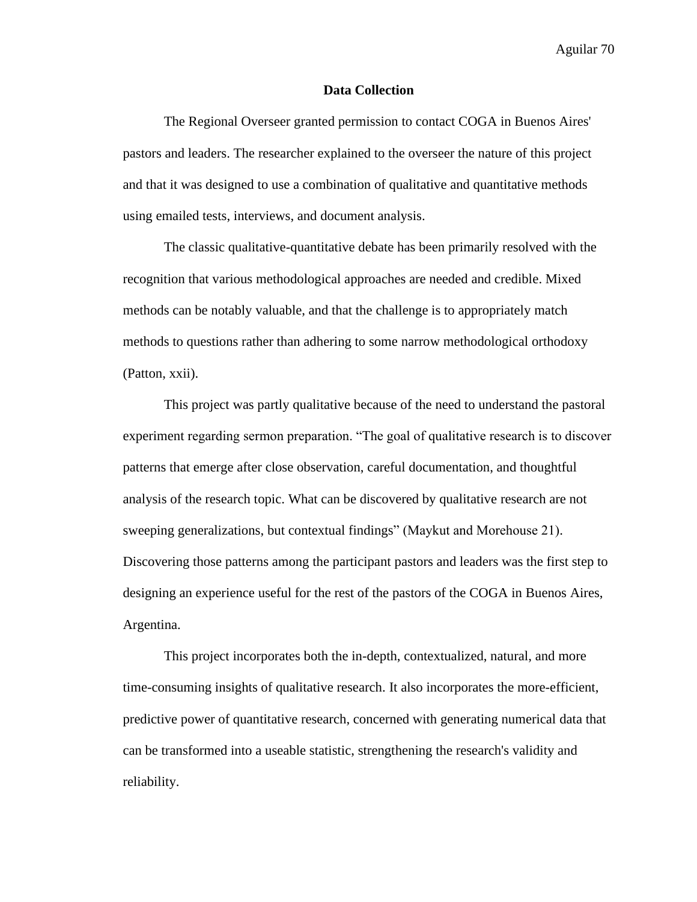## Data Collection

The Regional Overseer granted permission to contact COGA in Buenos Aires' pastors and leaders. The researcher explained to the overseer the nature of this project and that it was designed to use a combination of qualitative and quantitative methods using emailed tests, interviews, and document analysis.

The classic qualitative-quantitative debate has been primarily resolved with the recognition that various methodological approaches are needed and credible. Mixed methods can be notably valuable, and that the challenge is to appropriately match methods to questions rather than adhering to some narrow methodological orthodoxy (Patton, xxii).

This project was partly qualitative because of the need to understand the pastoral experiment regarding sermon preparation. "The goal of qualitative research is to discover patterns that emerge after close observation, careful documentation, and thoughtful analysis of the research topic. What can be discovered by qualitative research are not sweeping generalizations, but contextual findings" (Maykut and Morehouse 21). Discovering those patterns among the participant pastors and leaders was the first step to designing an experience useful for the rest of the pastors of the COGA in Buenos Aires, Argentina.

This project incorporates both the in-depth, contextualized, natural, and more time-consuming insights of qualitative research. It also incorporates the more-efficient, predictive power of quantitative research, concerned with generating numerical data that can be transformed into a useable statistic, strengthening the research's validity and reliability.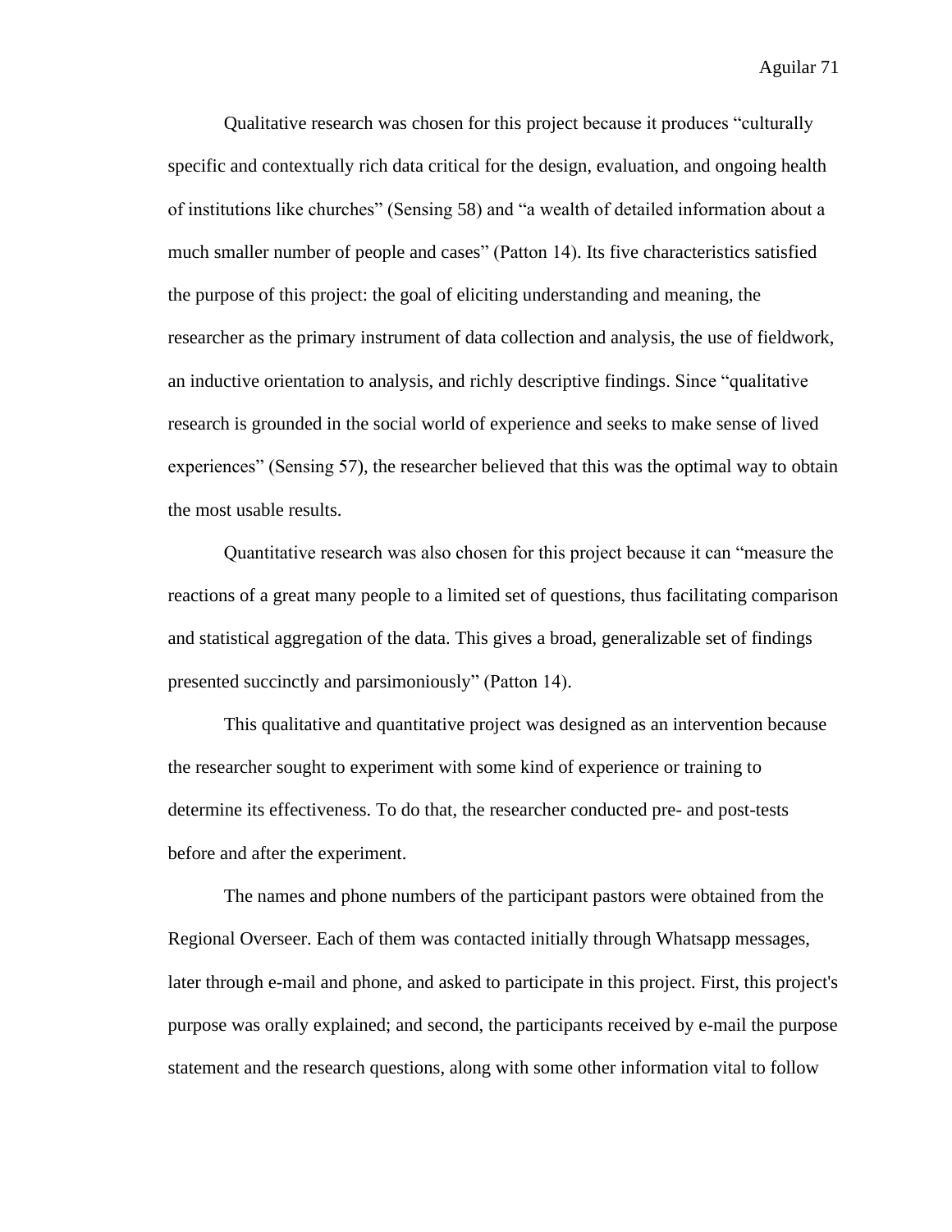Qualitative research was chosen for this project because it produces "culturally specific and contextually rich data critical for the design, evaluation, and ongoing health of institutions like churches" (Sensing 58) and "a wealth of detailed information about a much smaller number of people and cases" (Patton 14). Its five characteristics satisfied the purpose of this project: the goal of eliciting understanding and meaning, the researcher as the primary instrument of data collection and analysis, the use of fieldwork, an inductive orientation to analysis, and richly descriptive findings. Since "qualitative research is grounded in the social world of experience and seeks to make sense of lived experiences" (Sensing 57), the researcher believed that this was the optimal way to obtain the most usable results.

Quantitative research was also chosen for this project because it can "measure the reactions of a great many people to a limited set of questions, thus facilitating comparison and statistical aggregation of the data. This gives a broad, generalizable set of findings presented succinctly and parsimoniously" (Patton 14).

This qualitative and quantitative project was designed as an intervention because the researcher sought to experiment with some kind of experience or training to determine its effectiveness. To do that, the researcher conducted pre- and post-tests before and after the experiment.

The names and phone numbers of the participant pastors were obtained from the Regional Overseer. Each of them was contacted initially through Whatsapp messages, later through e-mail and phone, and asked to participate in this project. First, this project's purpose was orally explained; and second, the participants received by e-mail the purpose statement and the research questions, along with some other information vital to follow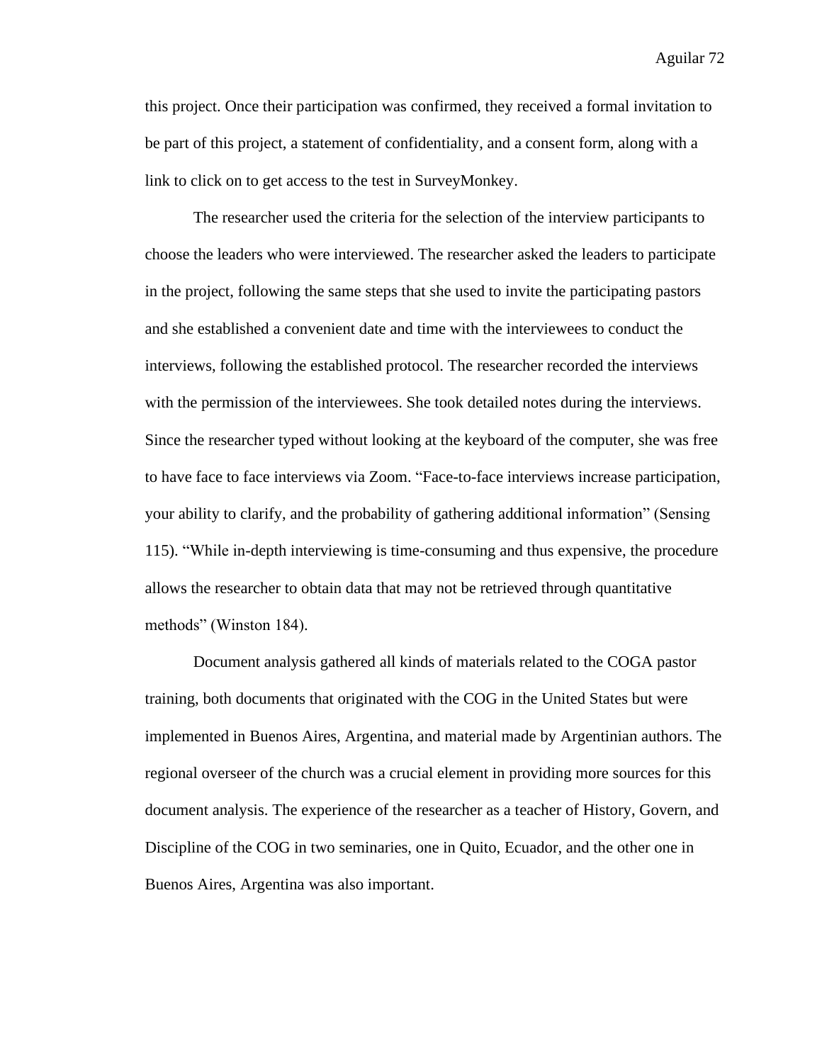this project. Once their participation was confirmed, they received a formal invitation to be part of this project, a statement of confidentiality, and a consent form, along with a link to click on to get access to the test in SurveyMonkey.

The researcher used the criteria for the selection of the interview participants to choose the leaders who were interviewed. The researcher asked the leaders to participate in the project, following the same steps that she used to invite the participating pastors and she established a convenient date and time with the interviewees to conduct the interviews, following the established protocol. The researcher recorded the interviews with the permission of the interviewees. She took detailed notes during the interviews. Since the researcher typed without looking at the keyboard of the computer, she was free to have face to face interviews via Zoom. "Face-to-face interviews increase participation, your ability to clarify, and the probability of gathering additional information" (Sensing 115). "While in-depth interviewing is time-consuming and thus expensive, the procedure allows the researcher to obtain data that may not be retrieved through quantitative methods" (Winston 184).

Document analysis gathered all kinds of materials related to the COGA pastor training, both documents that originated with the COG in the United States but were implemented in Buenos Aires, Argentina, and material made by Argentinian authors. The regional overseer of the church was a crucial element in providing more sources for this document analysis. The experience of the researcher as a teacher of History, Govern, and Discipline of the COG in two seminaries, one in Quito, Ecuador, and the other one in Buenos Aires, Argentina was also important.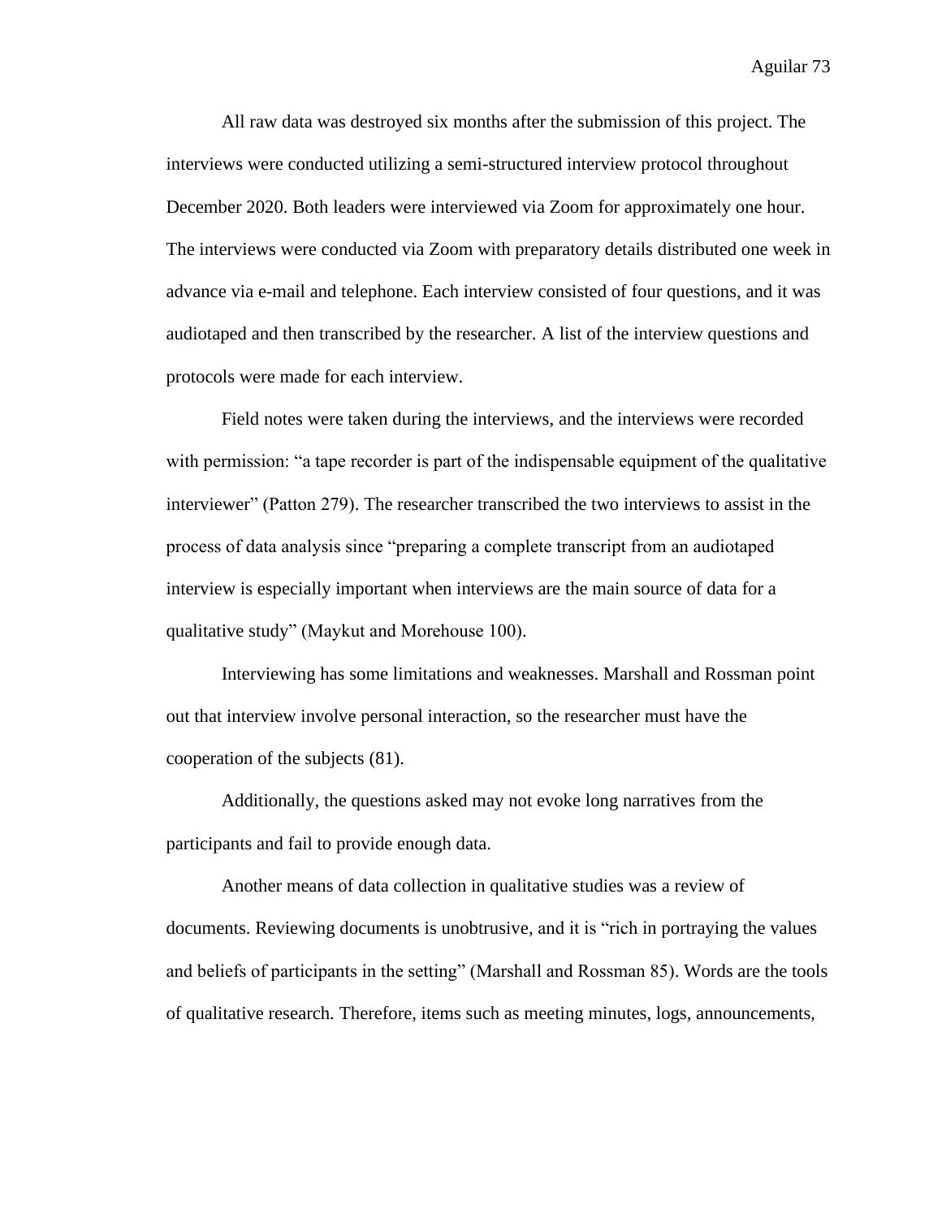All raw data was destroyed six months after the submission of this project. The interviews were conducted utilizing a semi-structured interview protocol throughout December 2020. Both leaders were interviewed via Zoom for approximately one hour. The interviews were conducted via Zoom with preparatory details distributed one week in advance via e-mail and telephone. Each interview consisted of four questions, and it was audiotaped and then transcribed by the researcher. A list of the interview questions and protocols were made for each interview.

Field notes were taken during the interviews, and the interviews were recorded with permission: "a tape recorder is part of the indispensable equipment of the qualitative interviewer" (Patton 279). The researcher transcribed the two interviews to assist in the process of data analysis since "preparing a complete transcript from an audiotaped interview is especially important when interviews are the main source of data for a qualitative study" (Maykut and Morehouse 100).

Interviewing has some limitations and weaknesses. Marshall and Rossman point out that interview involve personal interaction, so the researcher must have the cooperation of the subjects (81).

Additionally, the questions asked may not evoke long narratives from the participants and fail to provide enough data.

Another means of data collection in qualitative studies was a review of documents. Reviewing documents is unobtrusive, and it is "rich in portraying the values and beliefs of participants in the setting" (Marshall and Rossman 85). Words are the tools of qualitative research. Therefore, items such as meeting minutes, logs, announcements,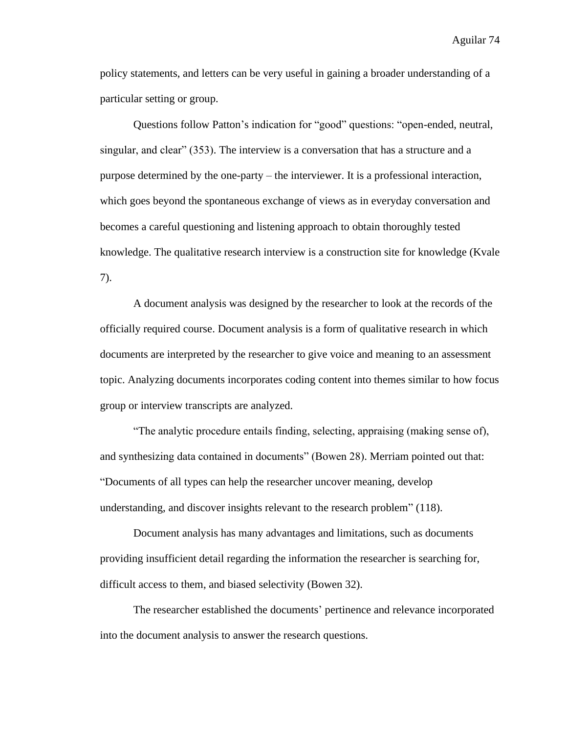policy statements, and letters can be very useful in gaining a broader understanding of a particular setting or group.

Questions follow Patton's indication for "good" questions: "open-ended, neutral, singular, and clear" (353). The interview is a conversation that has a structure and a purpose determined by the one-party – the interviewer. It is a professional interaction, which goes beyond the spontaneous exchange of views as in everyday conversation and becomes a careful questioning and listening approach to obtain thoroughly tested knowledge. The qualitative research interview is a construction site for knowledge (Kvale 7).

A document analysis was designed by the researcher to look at the records of the officially required course. Document analysis is a form of qualitative research in which documents are interpreted by the researcher to give voice and meaning to an assessment topic. Analyzing documents incorporates coding content into themes similar to how focus group or interview transcripts are analyzed.

"The analytic procedure entails finding, selecting, appraising (making sense of), and synthesizing data contained in documents" (Bowen 28). Merriam pointed out that: "Documents of all types can help the researcher uncover meaning, develop understanding, and discover insights relevant to the research problem" (118).

Document analysis has many advantages and limitations, such as documents providing insufficient detail regarding the information the researcher is searching for, difficult access to them, and biased selectivity (Bowen 32).

The researcher established the documents' pertinence and relevance incorporated into the document analysis to answer the research questions.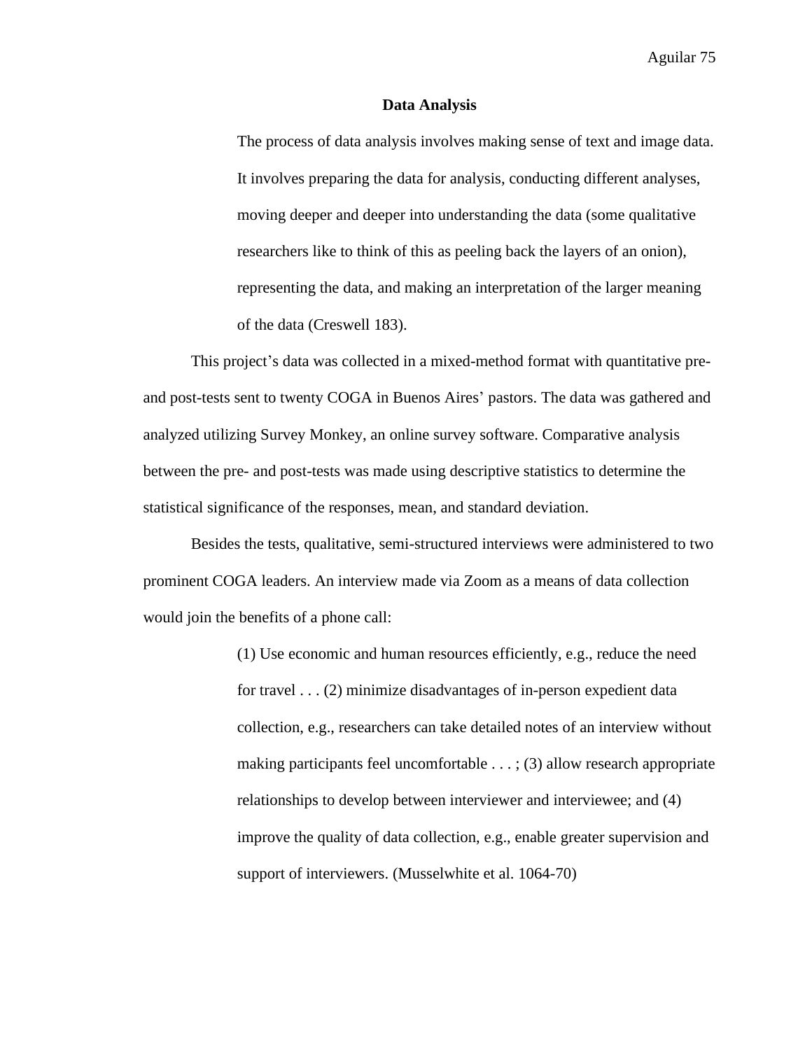## Data Analysis

> The process of data analysis involves making sense of text and image data. It involves preparing the data for analysis, conducting different analyses, moving deeper and deeper into understanding the data (some qualitative researchers like to think of this as peeling back the layers of an onion), representing the data, and making an interpretation of the larger meaning of the data (Creswell 183).

This project's data was collected in a mixed-method format with quantitative pre- and post-tests sent to twenty COGA in Buenos Aires' pastors. The data was gathered and analyzed utilizing Survey Monkey, an online survey software. Comparative analysis between the pre- and post-tests was made using descriptive statistics to determine the statistical significance of the responses, mean, and standard deviation.

Besides the tests, qualitative, semi-structured interviews were administered to two prominent COGA leaders. An interview made via Zoom as a means of data collection would join the benefits of a phone call:

> (1) Use economic and human resources efficiently, e.g., reduce the need for travel . . . (2) minimize disadvantages of in-person expedient data collection, e.g., researchers can take detailed notes of an interview without making participants feel uncomfortable . . . ; (3) allow research appropriate relationships to develop between interviewer and interviewee; and (4) improve the quality of data collection, e.g., enable greater supervision and support of interviewers. (Musselwhite et al. 1064-70)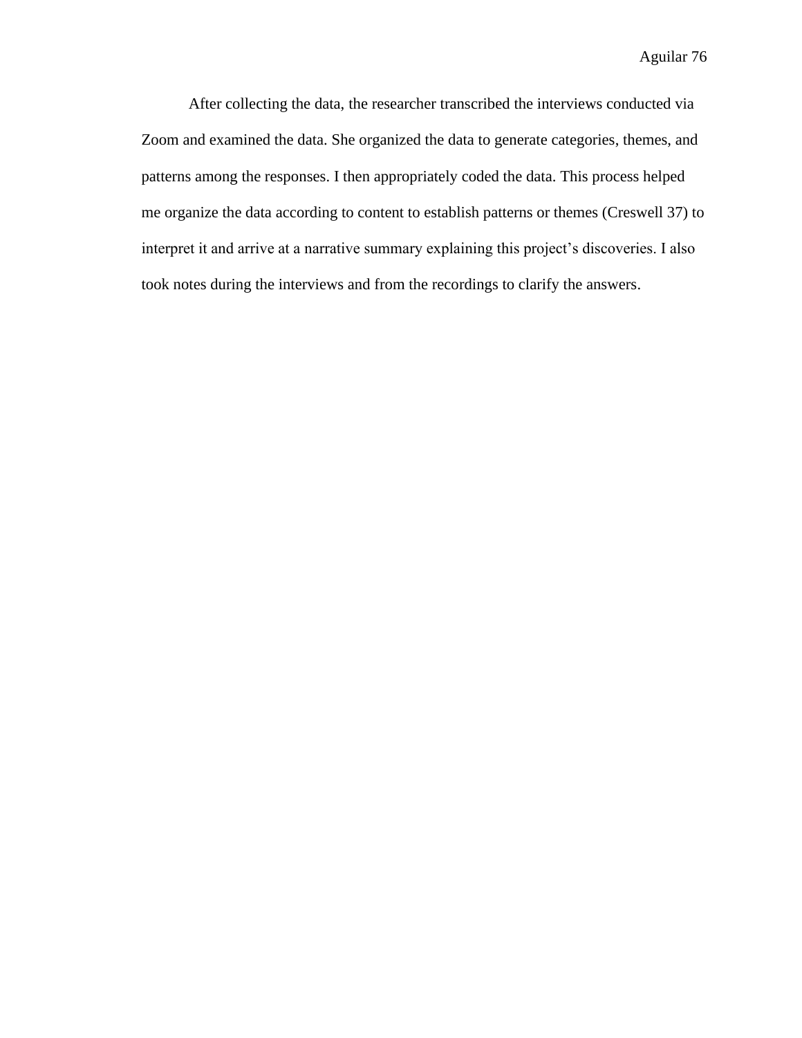After collecting the data, the researcher transcribed the interviews conducted via Zoom and examined the data. She organized the data to generate categories, themes, and patterns among the responses. I then appropriately coded the data. This process helped me organize the data according to content to establish patterns or themes (Creswell 37) to interpret it and arrive at a narrative summary explaining this project's discoveries. I also took notes during the interviews and from the recordings to clarify the answers.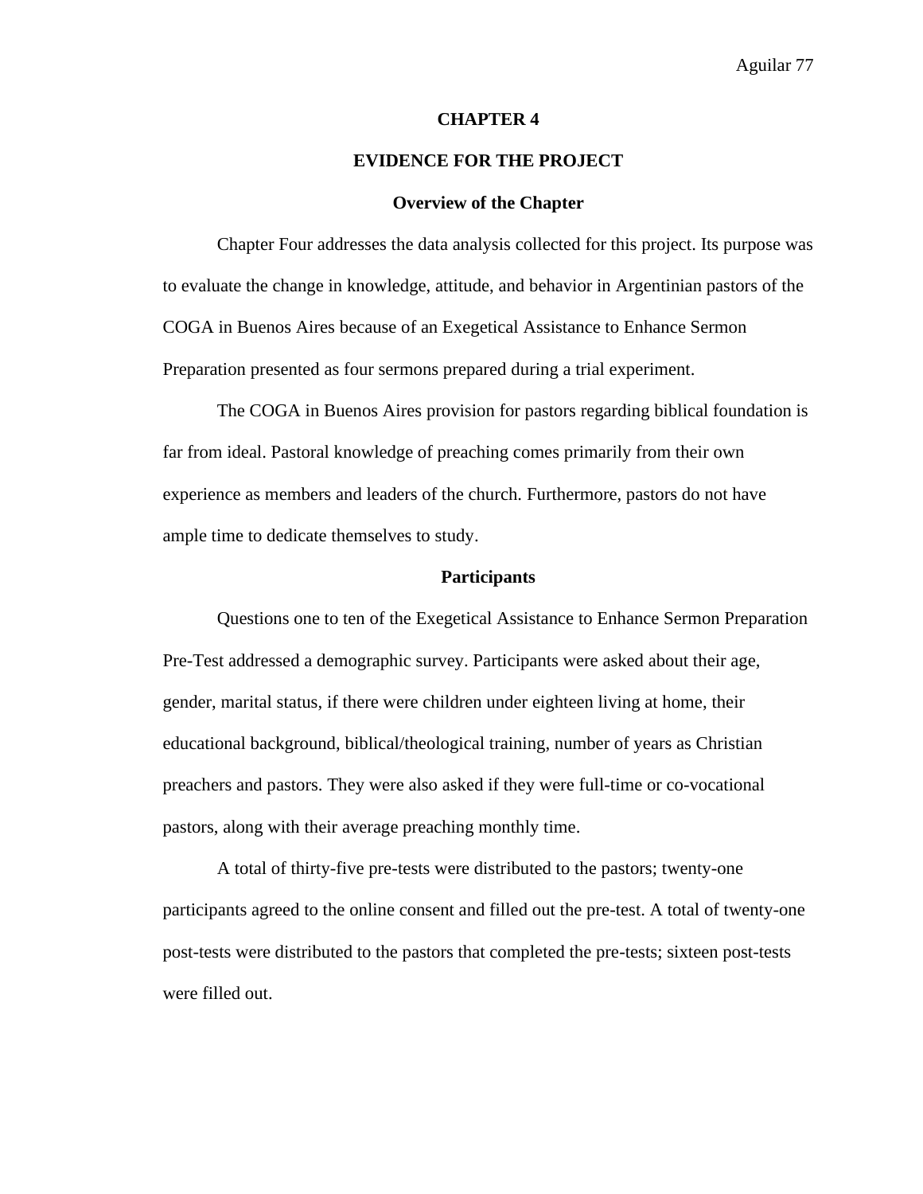# CHAPTER 4

# EVIDENCE FOR THE PROJECT

## Overview of the Chapter

Chapter Four addresses the data analysis collected for this project. Its purpose was to evaluate the change in knowledge, attitude, and behavior in Argentinian pastors of the COGA in Buenos Aires because of an Exegetical Assistance to Enhance Sermon Preparation presented as four sermons prepared during a trial experiment.

The COGA in Buenos Aires provision for pastors regarding biblical foundation is far from ideal. Pastoral knowledge of preaching comes primarily from their own experience as members and leaders of the church. Furthermore, pastors do not have ample time to dedicate themselves to study.

## Participants

Questions one to ten of the Exegetical Assistance to Enhance Sermon Preparation Pre-Test addressed a demographic survey. Participants were asked about their age, gender, marital status, if there were children under eighteen living at home, their educational background, biblical/theological training, number of years as Christian preachers and pastors. They were also asked if they were full-time or co-vocational pastors, along with their average preaching monthly time.

A total of thirty-five pre-tests were distributed to the pastors; twenty-one participants agreed to the online consent and filled out the pre-test. A total of twenty-one post-tests were distributed to the pastors that completed the pre-tests; sixteen post-tests were filled out.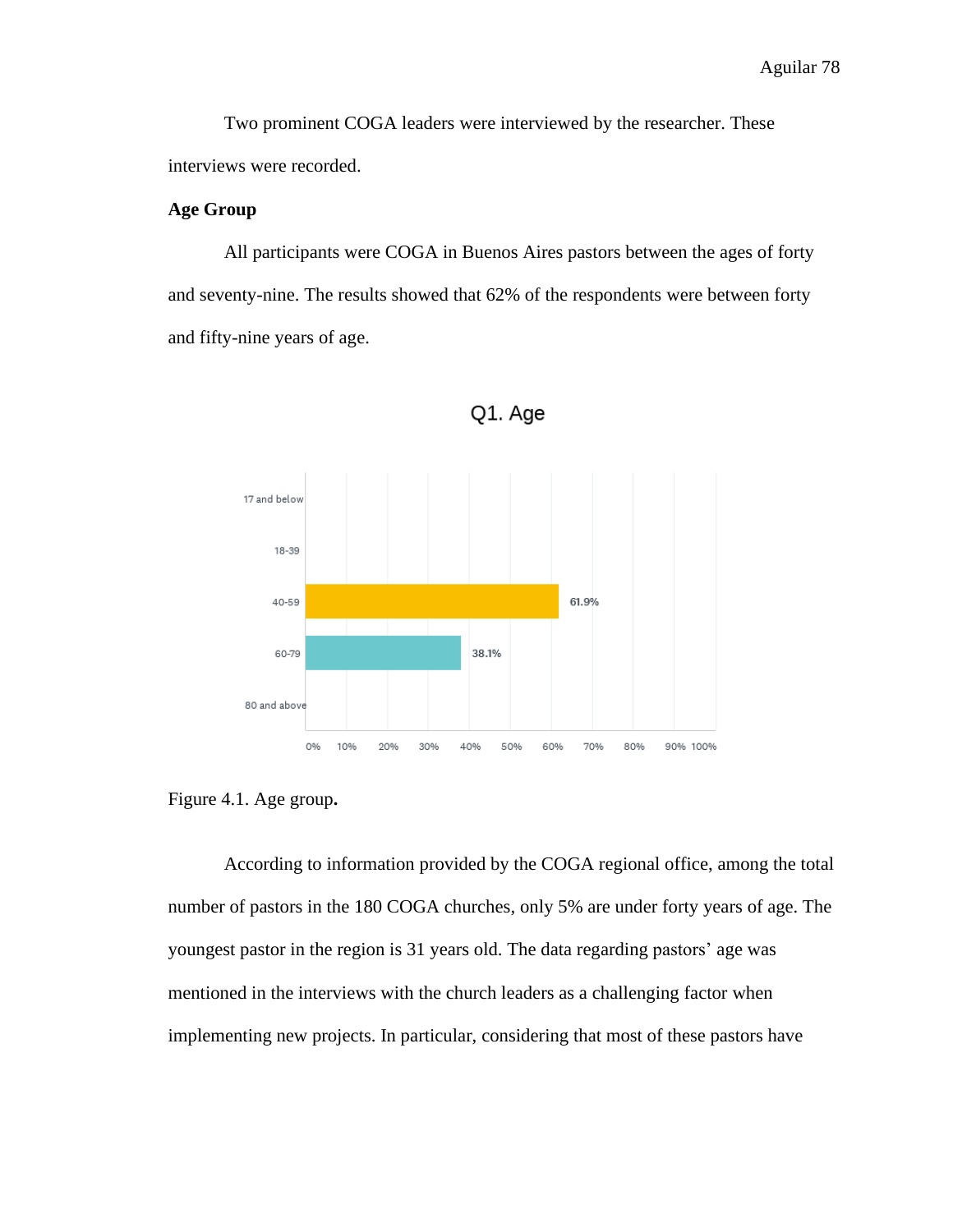Two prominent COGA leaders were interviewed by the researcher. These interviews were recorded.

**Age Group**

All participants were COGA in Buenos Aires pastors between the ages of forty and seventy-nine. The results showed that 62% of the respondents were between forty and fifty-nine years of age.

Q1. Age

| Age group | Percentage |
|---|---|
| 17 and below | |
| 18-39 | |
| 40-59 | 61.9% |
| 60-79 | 38.1% |
| 80 and above | |

Figure 4.1. Age group**.**

According to information provided by the COGA regional office, among the total number of pastors in the 180 COGA churches, only 5% are under forty years of age. The youngest pastor in the region is 31 years old. The data regarding pastors' age was mentioned in the interviews with the church leaders as a challenging factor when implementing new projects. In particular, considering that most of these pastors have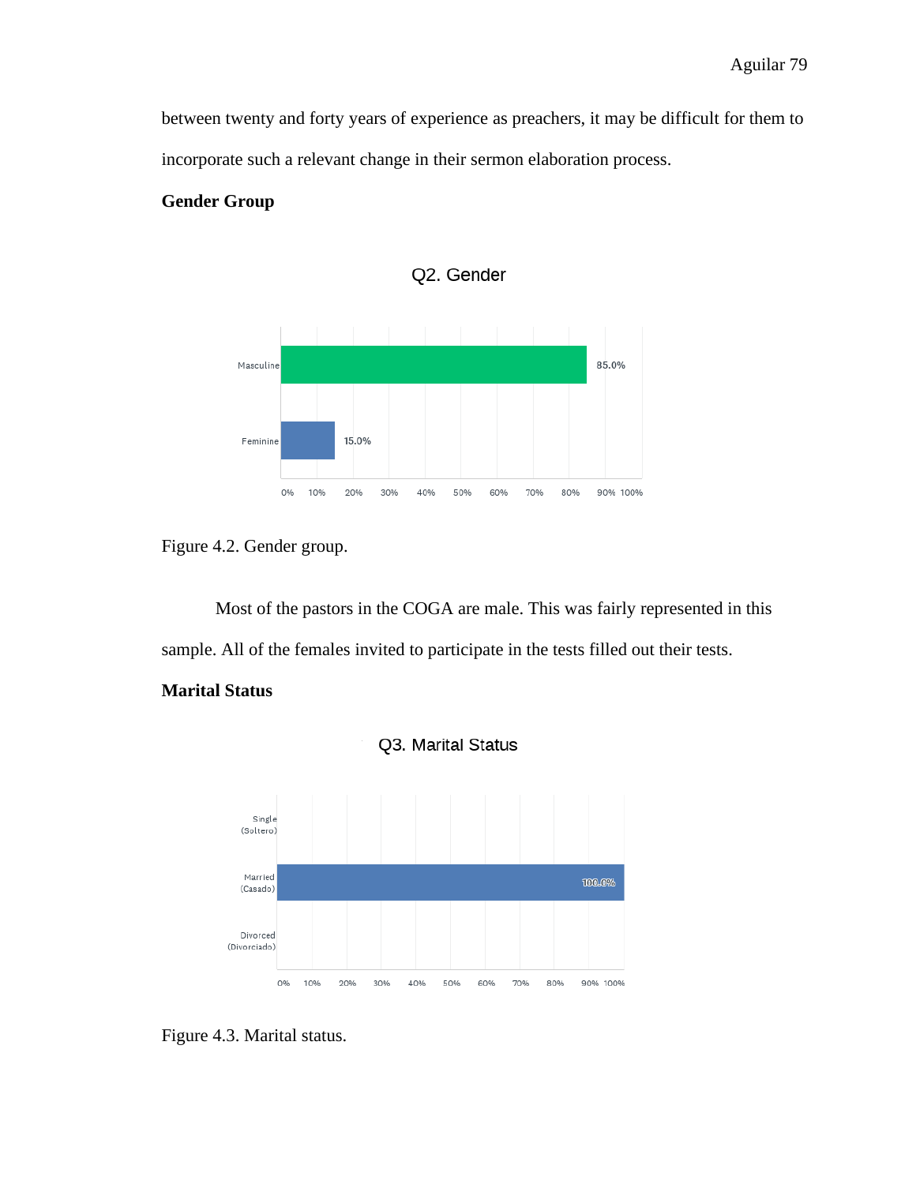between twenty and forty years of experience as preachers, it may be difficult for them to incorporate such a relevant change in their sermon elaboration process.

**Gender Group**

Q2. Gender

| Gender | Percentage |
| --- | --- |
| Masculine | 85.0% |
| Feminine | 15.0% |

Figure 4.2. Gender group.

Most of the pastors in the COGA are male. This was fairly represented in this sample. All of the females invited to participate in the tests filled out their tests.

**Marital Status**

Q3. Marital Status

| Marital Status | Percentage |
| --- | --- |
| Single (Soltero) | |
| Married (Casado) | 100.0% |
| Divorced (Divorciado) | |

Figure 4.3. Marital status.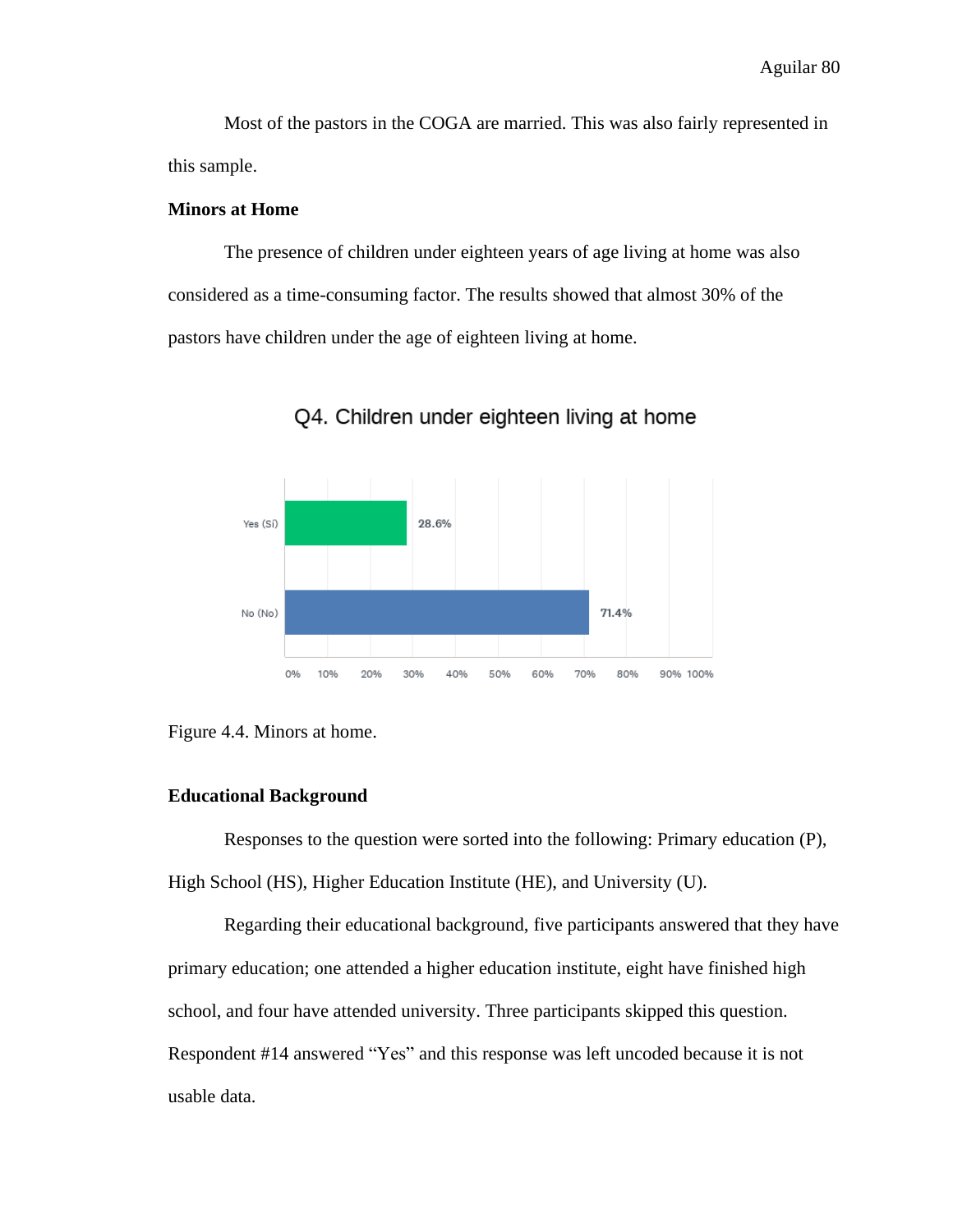Most of the pastors in the COGA are married. This was also fairly represented in this sample.

**Minors at Home**

The presence of children under eighteen years of age living at home was also considered as a time-consuming factor. The results showed that almost 30% of the pastors have children under the age of eighteen living at home.

Figure 4.4. Minors at home.

**Educational Background**

Responses to the question were sorted into the following: Primary education (P), High School (HS), Higher Education Institute (HE), and University (U).

Regarding their educational background, five participants answered that they have primary education; one attended a higher education institute, eight have finished high school, and four have attended university. Three participants skipped this question. Respondent #14 answered "Yes" and this response was left uncoded because it is not usable data.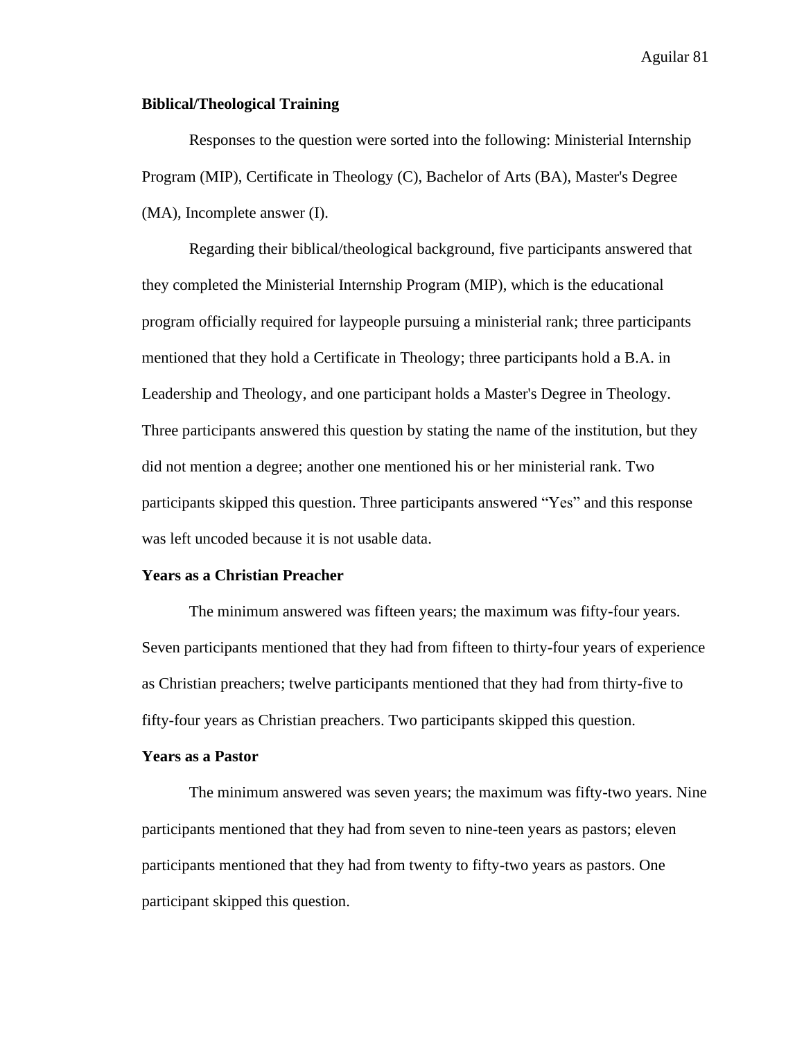### Biblical/Theological Training

Responses to the question were sorted into the following: Ministerial Internship Program (MIP), Certificate in Theology (C), Bachelor of Arts (BA), Master's Degree (MA), Incomplete answer (I).

Regarding their biblical/theological background, five participants answered that they completed the Ministerial Internship Program (MIP), which is the educational program officially required for laypeople pursuing a ministerial rank; three participants mentioned that they hold a Certificate in Theology; three participants hold a B.A. in Leadership and Theology, and one participant holds a Master's Degree in Theology. Three participants answered this question by stating the name of the institution, but they did not mention a degree; another one mentioned his or her ministerial rank. Two participants skipped this question. Three participants answered "Yes" and this response was left uncoded because it is not usable data.

### Years as a Christian Preacher

The minimum answered was fifteen years; the maximum was fifty-four years. Seven participants mentioned that they had from fifteen to thirty-four years of experience as Christian preachers; twelve participants mentioned that they had from thirty-five to fifty-four years as Christian preachers. Two participants skipped this question.

### Years as a Pastor

The minimum answered was seven years; the maximum was fifty-two years. Nine participants mentioned that they had from seven to nine-teen years as pastors; eleven participants mentioned that they had from twenty to fifty-two years as pastors. One participant skipped this question.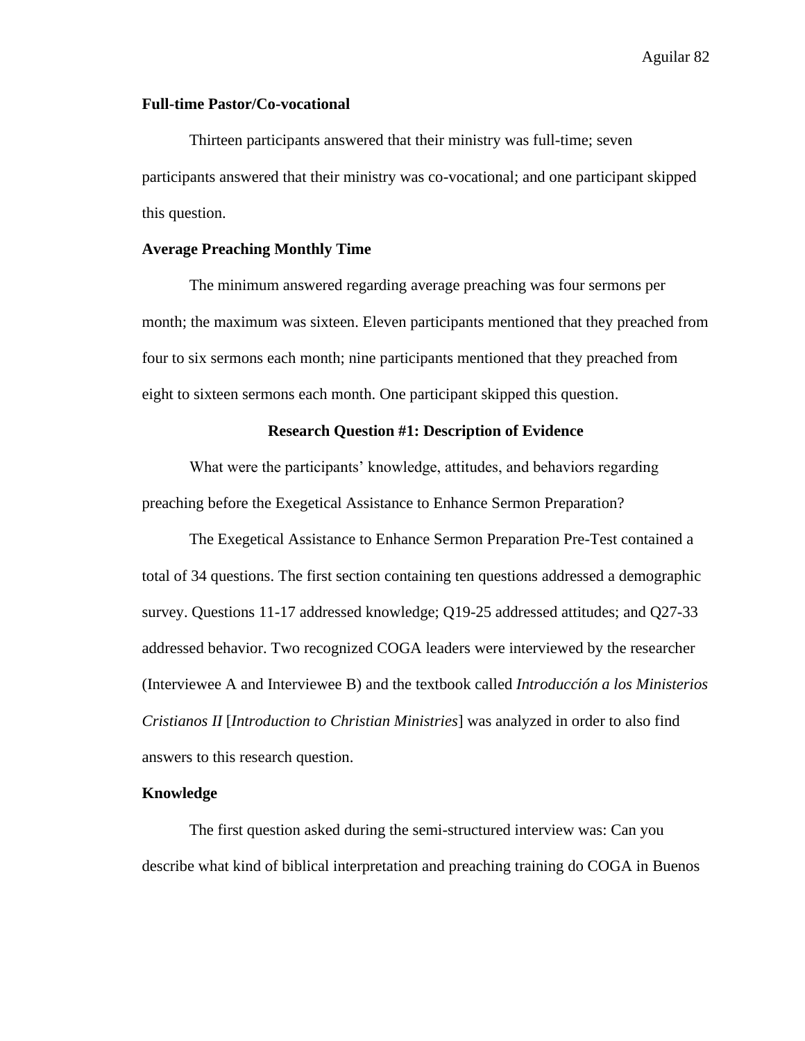**Full-time Pastor/Co-vocational**

Thirteen participants answered that their ministry was full-time; seven participants answered that their ministry was co-vocational; and one participant skipped this question.

**Average Preaching Monthly Time**

The minimum answered regarding average preaching was four sermons per month; the maximum was sixteen. Eleven participants mentioned that they preached from four to six sermons each month; nine participants mentioned that they preached from eight to sixteen sermons each month. One participant skipped this question.

## Research Question #1: Description of Evidence

What were the participants' knowledge, attitudes, and behaviors regarding preaching before the Exegetical Assistance to Enhance Sermon Preparation?

The Exegetical Assistance to Enhance Sermon Preparation Pre-Test contained a total of 34 questions. The first section containing ten questions addressed a demographic survey. Questions 11-17 addressed knowledge; Q19-25 addressed attitudes; and Q27-33 addressed behavior. Two recognized COGA leaders were interviewed by the researcher (Interviewee A and Interviewee B) and the textbook called *Introducción a los Ministerios Cristianos II* [*Introduction to Christian Ministries*] was analyzed in order to also find answers to this research question.

**Knowledge**

The first question asked during the semi-structured interview was: Can you describe what kind of biblical interpretation and preaching training do COGA in Buenos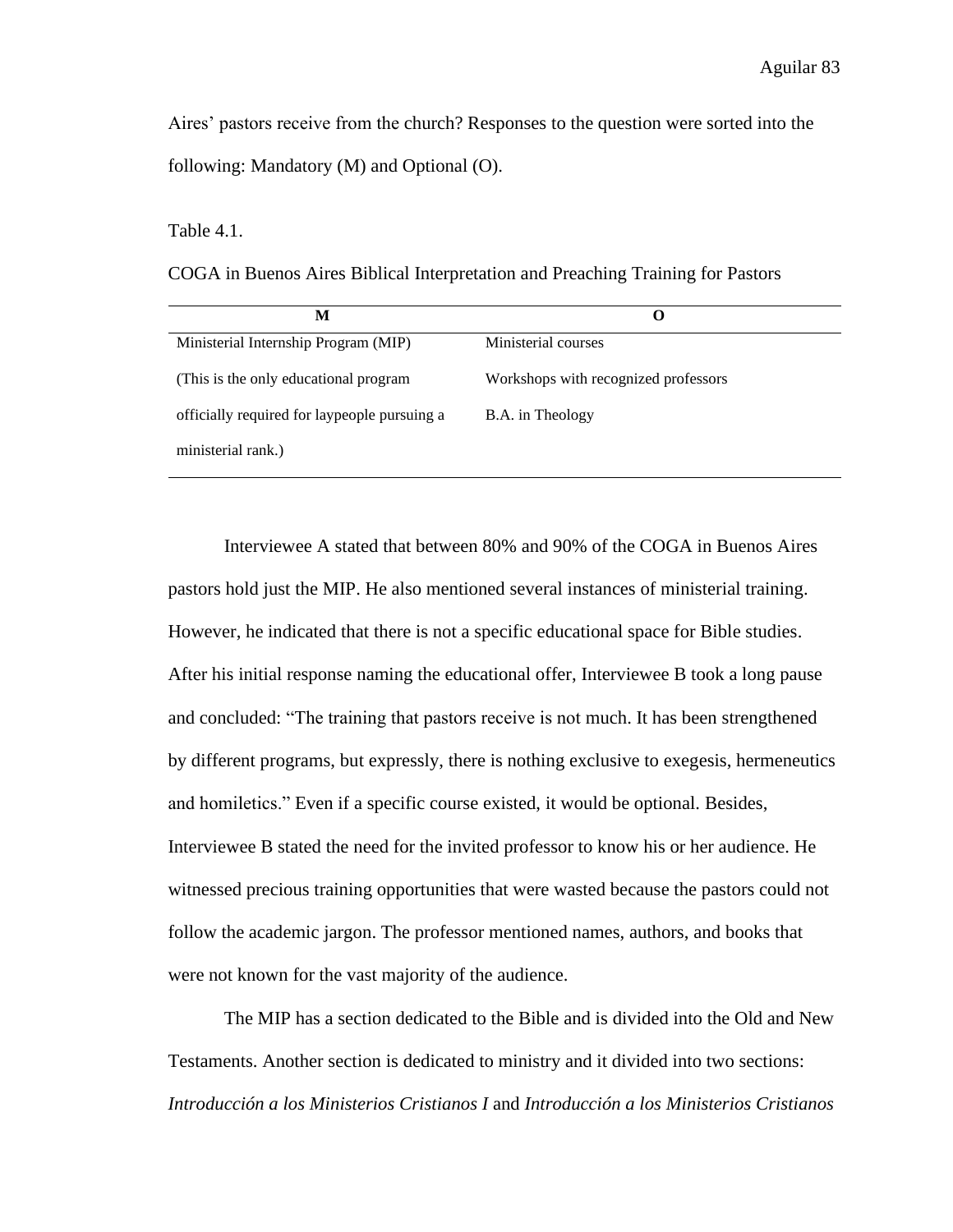Aires' pastors receive from the church? Responses to the question were sorted into the following: Mandatory (M) and Optional (O).

Table 4.1.

COGA in Buenos Aires Biblical Interpretation and Preaching Training for Pastors

| M | O |
|---|---|
| Ministerial Internship Program (MIP) | Ministerial courses |
| (This is the only educational program | Workshops with recognized professors |
| officially required for laypeople pursuing a | B.A. in Theology |
| ministerial rank.) | |

Interviewee A stated that between 80% and 90% of the COGA in Buenos Aires pastors hold just the MIP. He also mentioned several instances of ministerial training. However, he indicated that there is not a specific educational space for Bible studies. After his initial response naming the educational offer, Interviewee B took a long pause and concluded: "The training that pastors receive is not much. It has been strengthened by different programs, but expressly, there is nothing exclusive to exegesis, hermeneutics and homiletics." Even if a specific course existed, it would be optional. Besides, Interviewee B stated the need for the invited professor to know his or her audience. He witnessed precious training opportunities that were wasted because the pastors could not follow the academic jargon. The professor mentioned names, authors, and books that were not known for the vast majority of the audience.

The MIP has a section dedicated to the Bible and is divided into the Old and New Testaments. Another section is dedicated to ministry and it divided into two sections: *Introducción a los Ministerios Cristianos I* and *Introducción a los Ministerios Cristianos*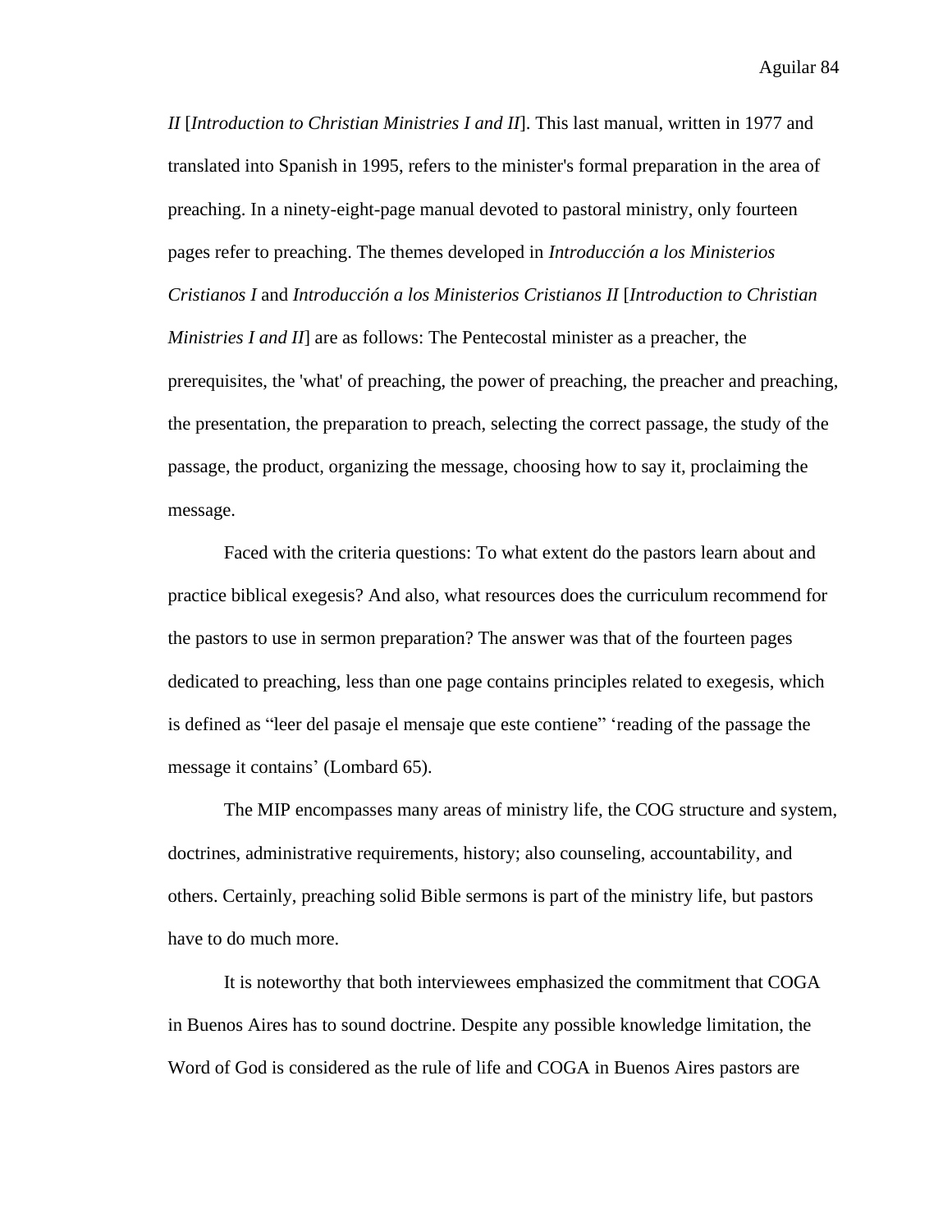*II* [*Introduction to Christian Ministries I and II*]. This last manual, written in 1977 and translated into Spanish in 1995, refers to the minister's formal preparation in the area of preaching. In a ninety-eight-page manual devoted to pastoral ministry, only fourteen pages refer to preaching. The themes developed in *Introducción a los Ministerios Cristianos I* and *Introducción a los Ministerios Cristianos II* [*Introduction to Christian Ministries I and II*] are as follows: The Pentecostal minister as a preacher, the prerequisites, the 'what' of preaching, the power of preaching, the preacher and preaching, the presentation, the preparation to preach, selecting the correct passage, the study of the passage, the product, organizing the message, choosing how to say it, proclaiming the message.

Faced with the criteria questions: To what extent do the pastors learn about and practice biblical exegesis? And also, what resources does the curriculum recommend for the pastors to use in sermon preparation? The answer was that of the fourteen pages dedicated to preaching, less than one page contains principles related to exegesis, which is defined as "leer del pasaje el mensaje que este contiene" 'reading of the passage the message it contains' (Lombard 65).

The MIP encompasses many areas of ministry life, the COG structure and system, doctrines, administrative requirements, history; also counseling, accountability, and others. Certainly, preaching solid Bible sermons is part of the ministry life, but pastors have to do much more.

It is noteworthy that both interviewees emphasized the commitment that COGA in Buenos Aires has to sound doctrine. Despite any possible knowledge limitation, the Word of God is considered as the rule of life and COGA in Buenos Aires pastors are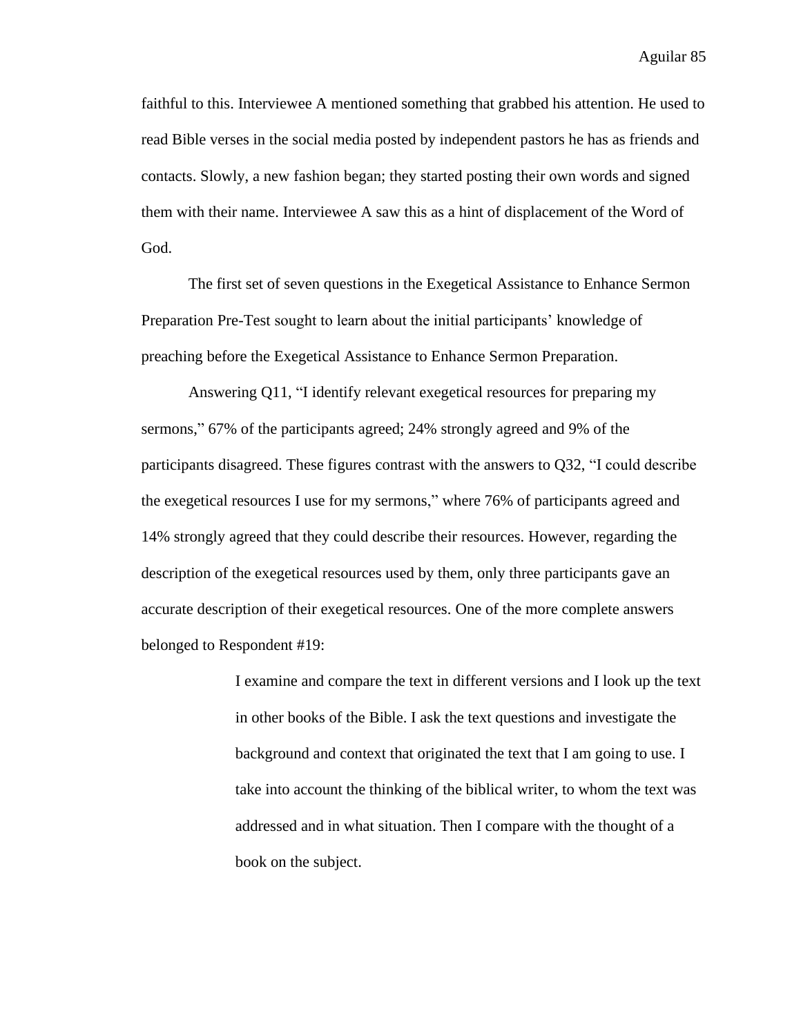faithful to this. Interviewee A mentioned something that grabbed his attention. He used to read Bible verses in the social media posted by independent pastors he has as friends and contacts. Slowly, a new fashion began; they started posting their own words and signed them with their name. Interviewee A saw this as a hint of displacement of the Word of God.

The first set of seven questions in the Exegetical Assistance to Enhance Sermon Preparation Pre-Test sought to learn about the initial participants' knowledge of preaching before the Exegetical Assistance to Enhance Sermon Preparation.

Answering Q11, "I identify relevant exegetical resources for preparing my sermons," 67% of the participants agreed; 24% strongly agreed and 9% of the participants disagreed. These figures contrast with the answers to Q32, "I could describe the exegetical resources I use for my sermons," where 76% of participants agreed and 14% strongly agreed that they could describe their resources. However, regarding the description of the exegetical resources used by them, only three participants gave an accurate description of their exegetical resources. One of the more complete answers belonged to Respondent #19:

> I examine and compare the text in different versions and I look up the text in other books of the Bible. I ask the text questions and investigate the background and context that originated the text that I am going to use. I take into account the thinking of the biblical writer, to whom the text was addressed and in what situation. Then I compare with the thought of a book on the subject.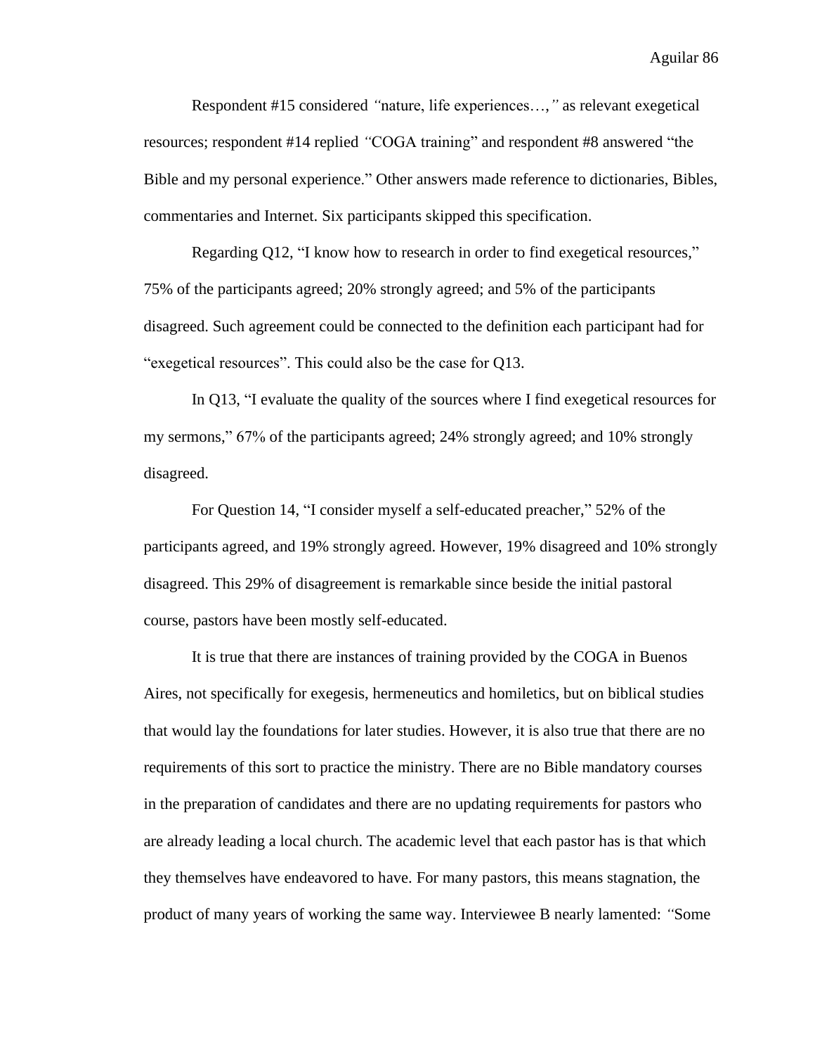Respondent #15 considered *"*nature, life experiences…,*"* as relevant exegetical resources; respondent #14 replied *"*COGA training" and respondent #8 answered "the Bible and my personal experience." Other answers made reference to dictionaries, Bibles, commentaries and Internet. Six participants skipped this specification.

Regarding Q12, "I know how to research in order to find exegetical resources," 75% of the participants agreed; 20% strongly agreed; and 5% of the participants disagreed. Such agreement could be connected to the definition each participant had for "exegetical resources". This could also be the case for Q13.

In Q13, "I evaluate the quality of the sources where I find exegetical resources for my sermons," 67% of the participants agreed; 24% strongly agreed; and 10% strongly disagreed.

For Question 14, "I consider myself a self-educated preacher," 52% of the participants agreed, and 19% strongly agreed. However, 19% disagreed and 10% strongly disagreed. This 29% of disagreement is remarkable since beside the initial pastoral course, pastors have been mostly self-educated.

It is true that there are instances of training provided by the COGA in Buenos Aires, not specifically for exegesis, hermeneutics and homiletics, but on biblical studies that would lay the foundations for later studies. However, it is also true that there are no requirements of this sort to practice the ministry. There are no Bible mandatory courses in the preparation of candidates and there are no updating requirements for pastors who are already leading a local church. The academic level that each pastor has is that which they themselves have endeavored to have. For many pastors, this means stagnation, the product of many years of working the same way. Interviewee B nearly lamented: *"*Some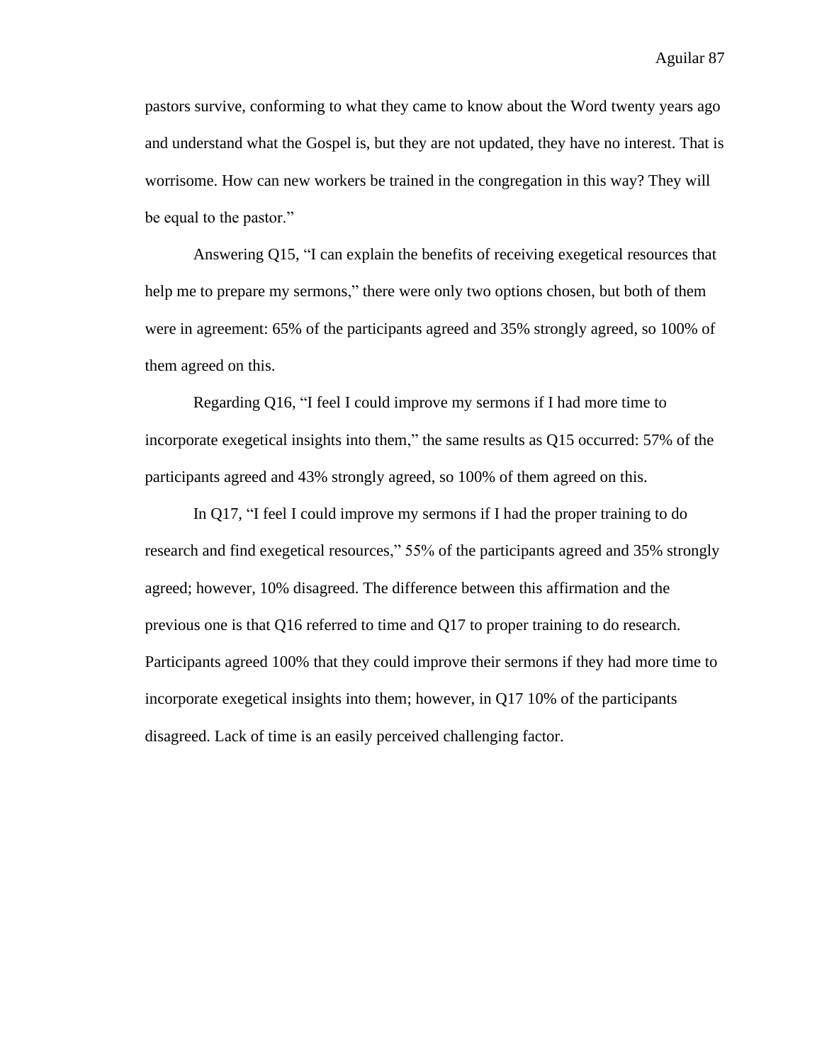pastors survive, conforming to what they came to know about the Word twenty years ago and understand what the Gospel is, but they are not updated, they have no interest. That is worrisome. How can new workers be trained in the congregation in this way? They will be equal to the pastor."

Answering Q15, "I can explain the benefits of receiving exegetical resources that help me to prepare my sermons," there were only two options chosen, but both of them were in agreement: 65% of the participants agreed and 35% strongly agreed, so 100% of them agreed on this.

Regarding Q16, "I feel I could improve my sermons if I had more time to incorporate exegetical insights into them," the same results as Q15 occurred: 57% of the participants agreed and 43% strongly agreed, so 100% of them agreed on this.

In Q17, "I feel I could improve my sermons if I had the proper training to do research and find exegetical resources," 55% of the participants agreed and 35% strongly agreed; however, 10% disagreed. The difference between this affirmation and the previous one is that Q16 referred to time and Q17 to proper training to do research. Participants agreed 100% that they could improve their sermons if they had more time to incorporate exegetical insights into them; however, in Q17 10% of the participants disagreed. Lack of time is an easily perceived challenging factor.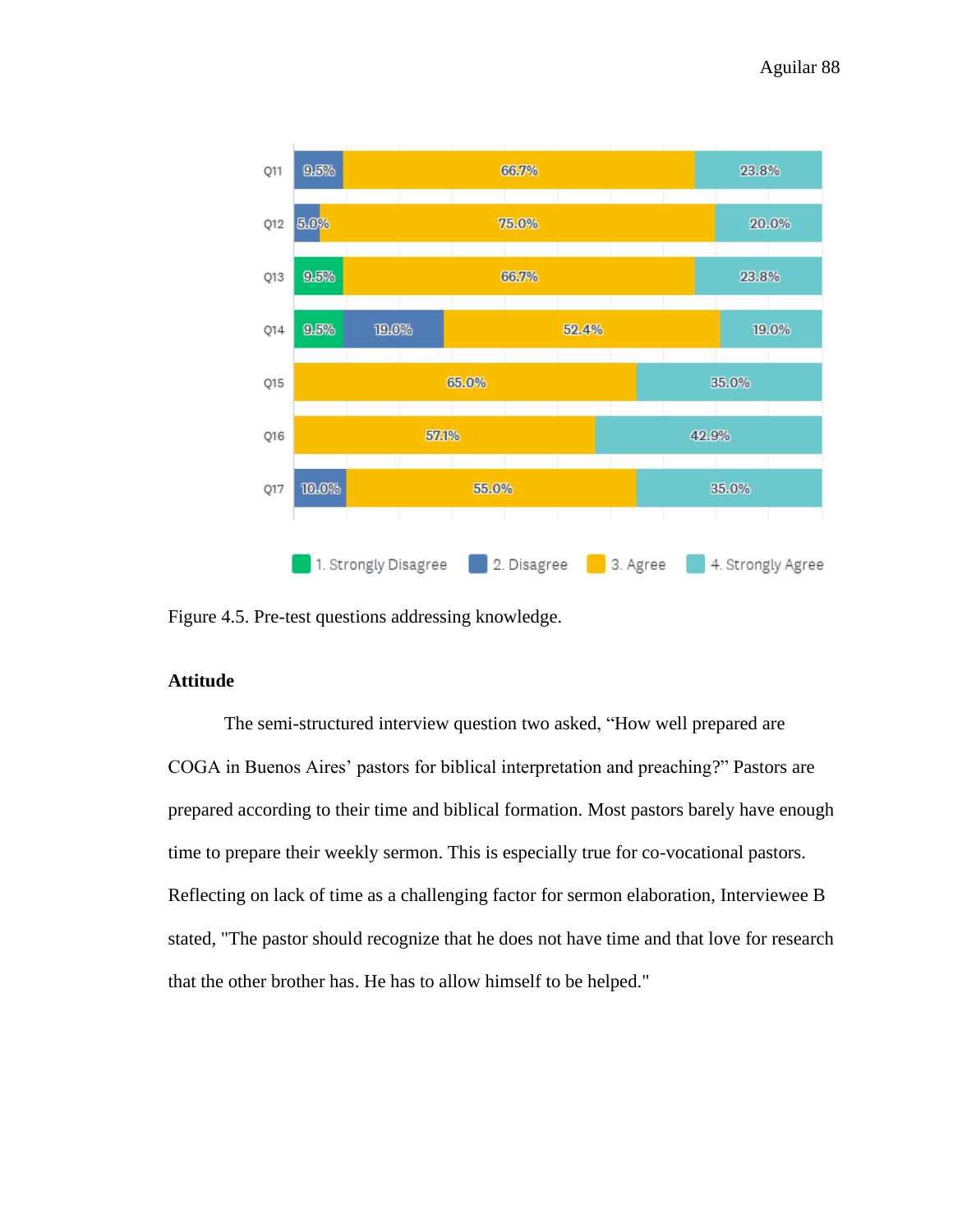| | 1. Strongly Disagree | 2. Disagree | 3. Agree | 4. Strongly Agree |
|---|---|---|---|---|
| Q11 | | 9.5% | 66.7% | 23.8% |
| Q12 | | 5.0% | 75.0% | 20.0% |
| Q13 | 9.5% | | 66.7% | 23.8% |
| Q14 | 9.5% | 19.0% | 52.4% | 19.0% |
| Q15 | | | 65.0% | 35.0% |
| Q16 | | | 57.1% | 42.9% |
| Q17 | | 10.0% | 55.0% | 35.0% |

Figure 4.5. Pre-test questions addressing knowledge.

**Attitude**

The semi-structured interview question two asked, "How well prepared are COGA in Buenos Aires' pastors for biblical interpretation and preaching?" Pastors are prepared according to their time and biblical formation. Most pastors barely have enough time to prepare their weekly sermon. This is especially true for co-vocational pastors. Reflecting on lack of time as a challenging factor for sermon elaboration, Interviewee B stated, "The pastor should recognize that he does not have time and that love for research that the other brother has. He has to allow himself to be helped."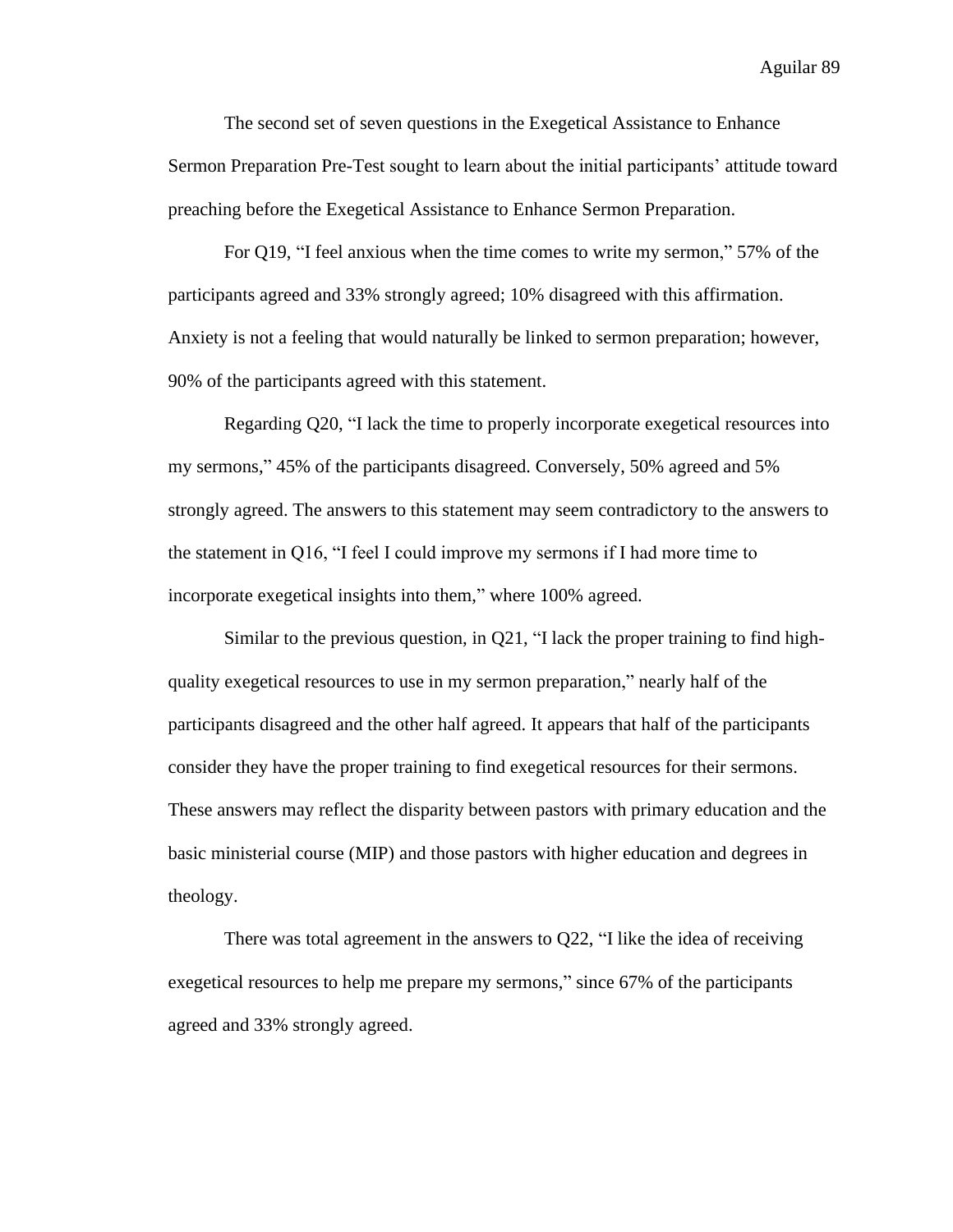The second set of seven questions in the Exegetical Assistance to Enhance Sermon Preparation Pre-Test sought to learn about the initial participants' attitude toward preaching before the Exegetical Assistance to Enhance Sermon Preparation.

For Q19, "I feel anxious when the time comes to write my sermon," 57% of the participants agreed and 33% strongly agreed; 10% disagreed with this affirmation. Anxiety is not a feeling that would naturally be linked to sermon preparation; however, 90% of the participants agreed with this statement.

Regarding Q20, "I lack the time to properly incorporate exegetical resources into my sermons," 45% of the participants disagreed. Conversely, 50% agreed and 5% strongly agreed. The answers to this statement may seem contradictory to the answers to the statement in Q16, "I feel I could improve my sermons if I had more time to incorporate exegetical insights into them," where 100% agreed.

Similar to the previous question, in Q21, "I lack the proper training to find high-quality exegetical resources to use in my sermon preparation," nearly half of the participants disagreed and the other half agreed. It appears that half of the participants consider they have the proper training to find exegetical resources for their sermons. These answers may reflect the disparity between pastors with primary education and the basic ministerial course (MIP) and those pastors with higher education and degrees in theology.

There was total agreement in the answers to Q22, "I like the idea of receiving exegetical resources to help me prepare my sermons," since 67% of the participants agreed and 33% strongly agreed.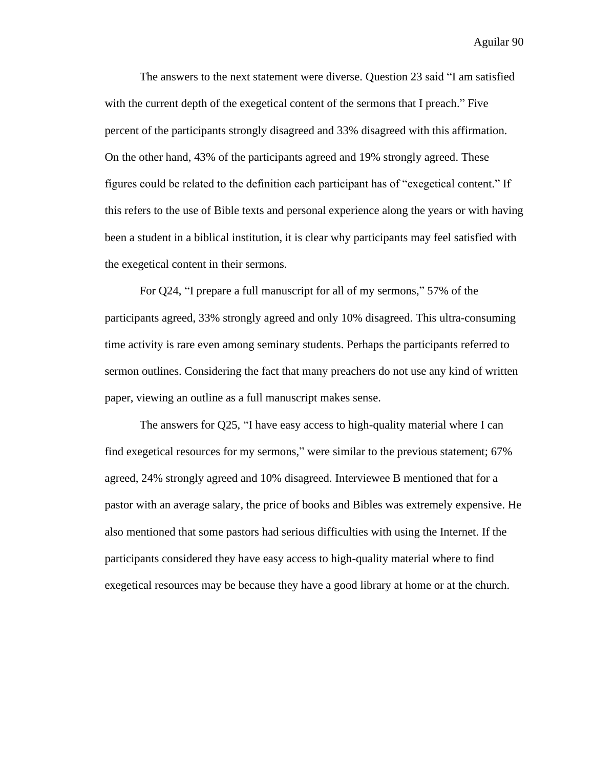The answers to the next statement were diverse. Question 23 said "I am satisfied with the current depth of the exegetical content of the sermons that I preach." Five percent of the participants strongly disagreed and 33% disagreed with this affirmation. On the other hand, 43% of the participants agreed and 19% strongly agreed. These figures could be related to the definition each participant has of "exegetical content." If this refers to the use of Bible texts and personal experience along the years or with having been a student in a biblical institution, it is clear why participants may feel satisfied with the exegetical content in their sermons.

For Q24, "I prepare a full manuscript for all of my sermons," 57% of the participants agreed, 33% strongly agreed and only 10% disagreed. This ultra-consuming time activity is rare even among seminary students. Perhaps the participants referred to sermon outlines. Considering the fact that many preachers do not use any kind of written paper, viewing an outline as a full manuscript makes sense.

The answers for Q25, "I have easy access to high-quality material where I can find exegetical resources for my sermons," were similar to the previous statement; 67% agreed, 24% strongly agreed and 10% disagreed. Interviewee B mentioned that for a pastor with an average salary, the price of books and Bibles was extremely expensive. He also mentioned that some pastors had serious difficulties with using the Internet. If the participants considered they have easy access to high-quality material where to find exegetical resources may be because they have a good library at home or at the church.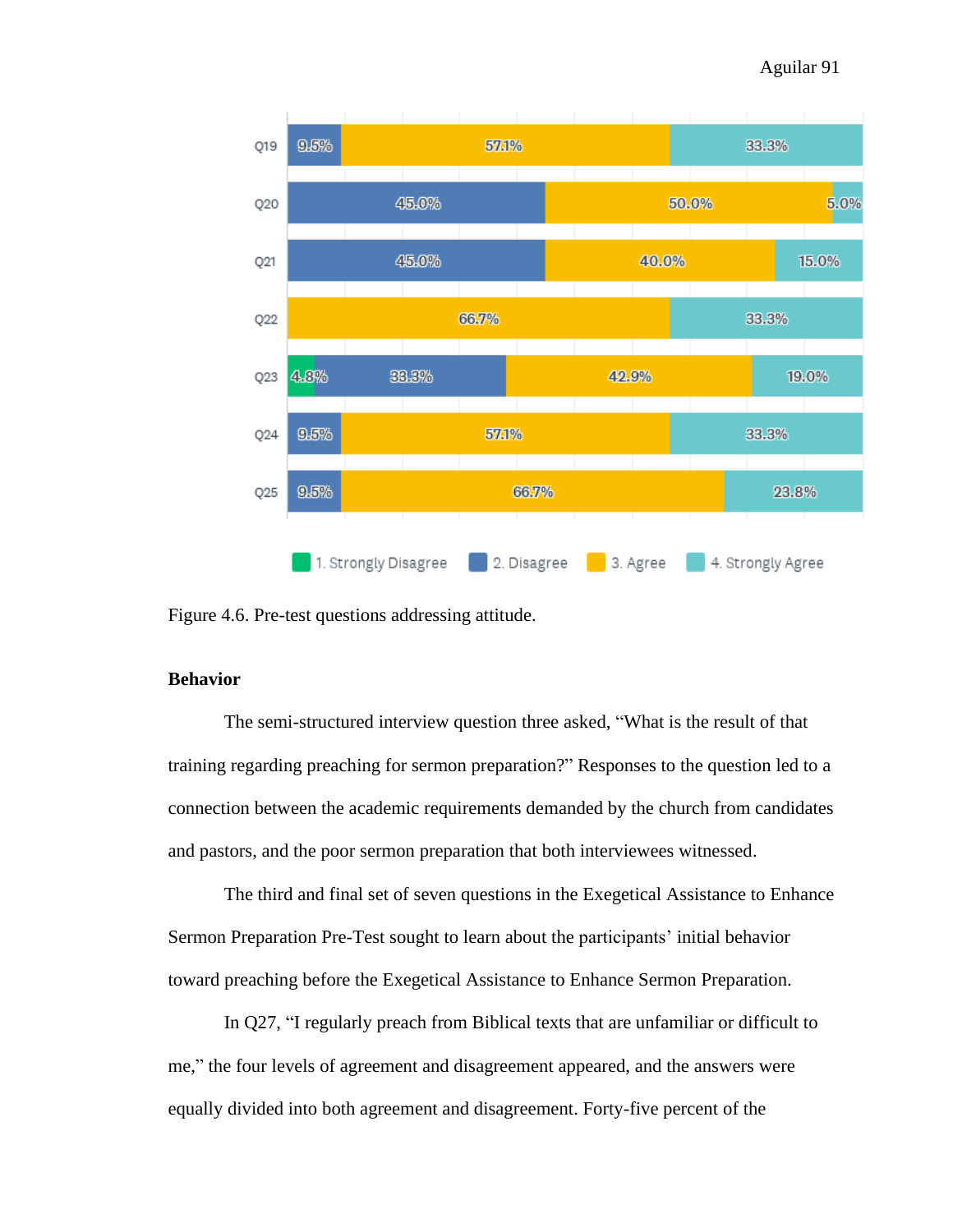| | 1. Strongly Disagree | 2. Disagree | 3. Agree | 4. Strongly Agree |
|---|---|---|---|---|
| Q19 | | 9.5% | 57.1% | 33.3% |
| Q20 | | 45.0% | 50.0% | 5.0% |
| Q21 | | 45.0% | 40.0% | 15.0% |
| Q22 | | | 66.7% | 33.3% |
| Q23 | 4.8% | 33.3% | 42.9% | 19.0% |
| Q24 | | 9.5% | 57.1% | 33.3% |
| Q25 | | 9.5% | 66.7% | 23.8% |

Figure 4.6. Pre-test questions addressing attitude.

**Behavior**

The semi-structured interview question three asked, "What is the result of that training regarding preaching for sermon preparation?" Responses to the question led to a connection between the academic requirements demanded by the church from candidates and pastors, and the poor sermon preparation that both interviewees witnessed.

The third and final set of seven questions in the Exegetical Assistance to Enhance Sermon Preparation Pre-Test sought to learn about the participants' initial behavior toward preaching before the Exegetical Assistance to Enhance Sermon Preparation.

In Q27, "I regularly preach from Biblical texts that are unfamiliar or difficult to me," the four levels of agreement and disagreement appeared, and the answers were equally divided into both agreement and disagreement. Forty-five percent of the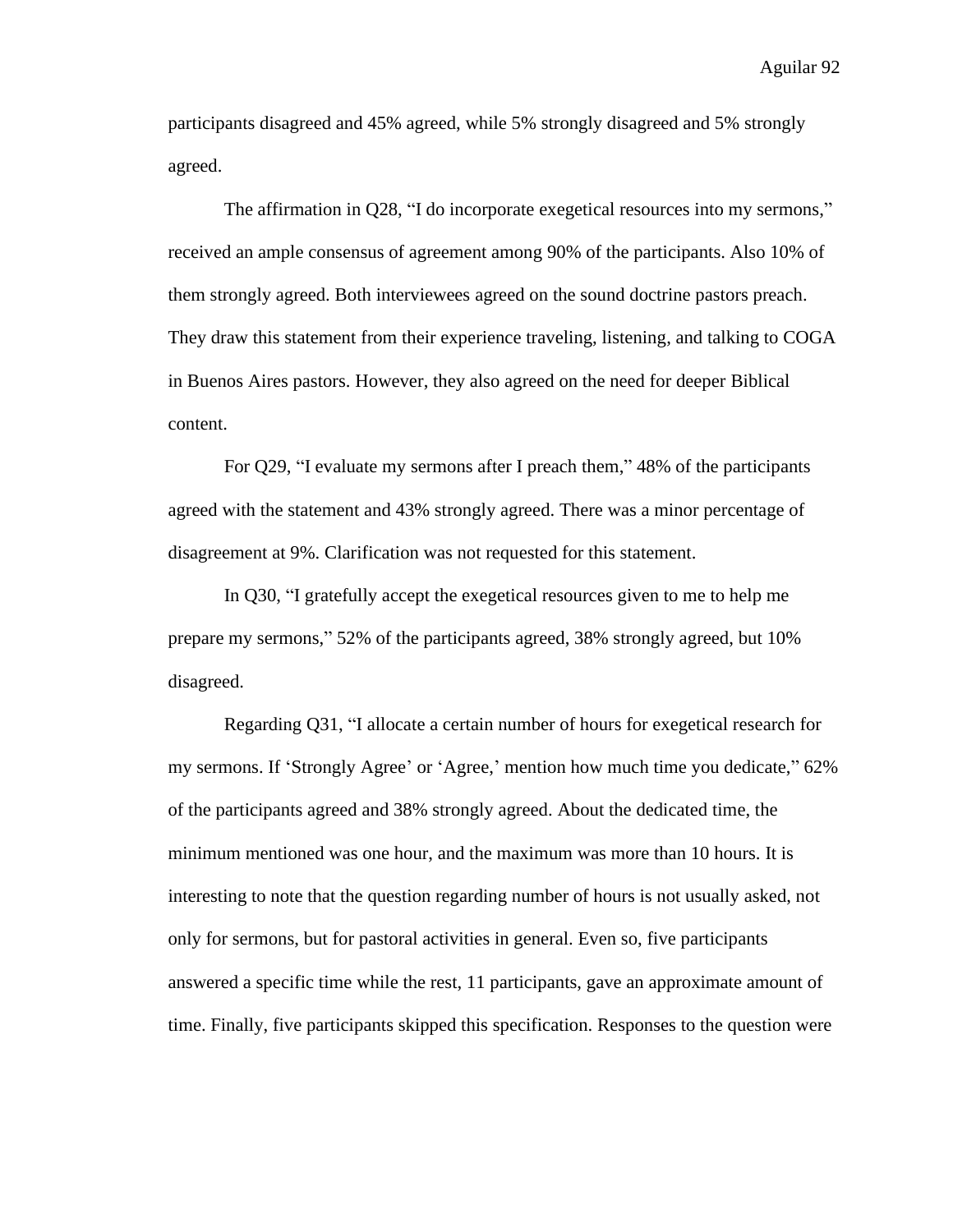participants disagreed and 45% agreed, while 5% strongly disagreed and 5% strongly agreed.

The affirmation in Q28, "I do incorporate exegetical resources into my sermons," received an ample consensus of agreement among 90% of the participants. Also 10% of them strongly agreed. Both interviewees agreed on the sound doctrine pastors preach. They draw this statement from their experience traveling, listening, and talking to COGA in Buenos Aires pastors. However, they also agreed on the need for deeper Biblical content.

For Q29, "I evaluate my sermons after I preach them," 48% of the participants agreed with the statement and 43% strongly agreed. There was a minor percentage of disagreement at 9%. Clarification was not requested for this statement.

In Q30, "I gratefully accept the exegetical resources given to me to help me prepare my sermons," 52% of the participants agreed, 38% strongly agreed, but 10% disagreed.

Regarding Q31, "I allocate a certain number of hours for exegetical research for my sermons. If 'Strongly Agree' or 'Agree,' mention how much time you dedicate," 62% of the participants agreed and 38% strongly agreed. About the dedicated time, the minimum mentioned was one hour, and the maximum was more than 10 hours. It is interesting to note that the question regarding number of hours is not usually asked, not only for sermons, but for pastoral activities in general. Even so, five participants answered a specific time while the rest, 11 participants, gave an approximate amount of time. Finally, five participants skipped this specification. Responses to the question were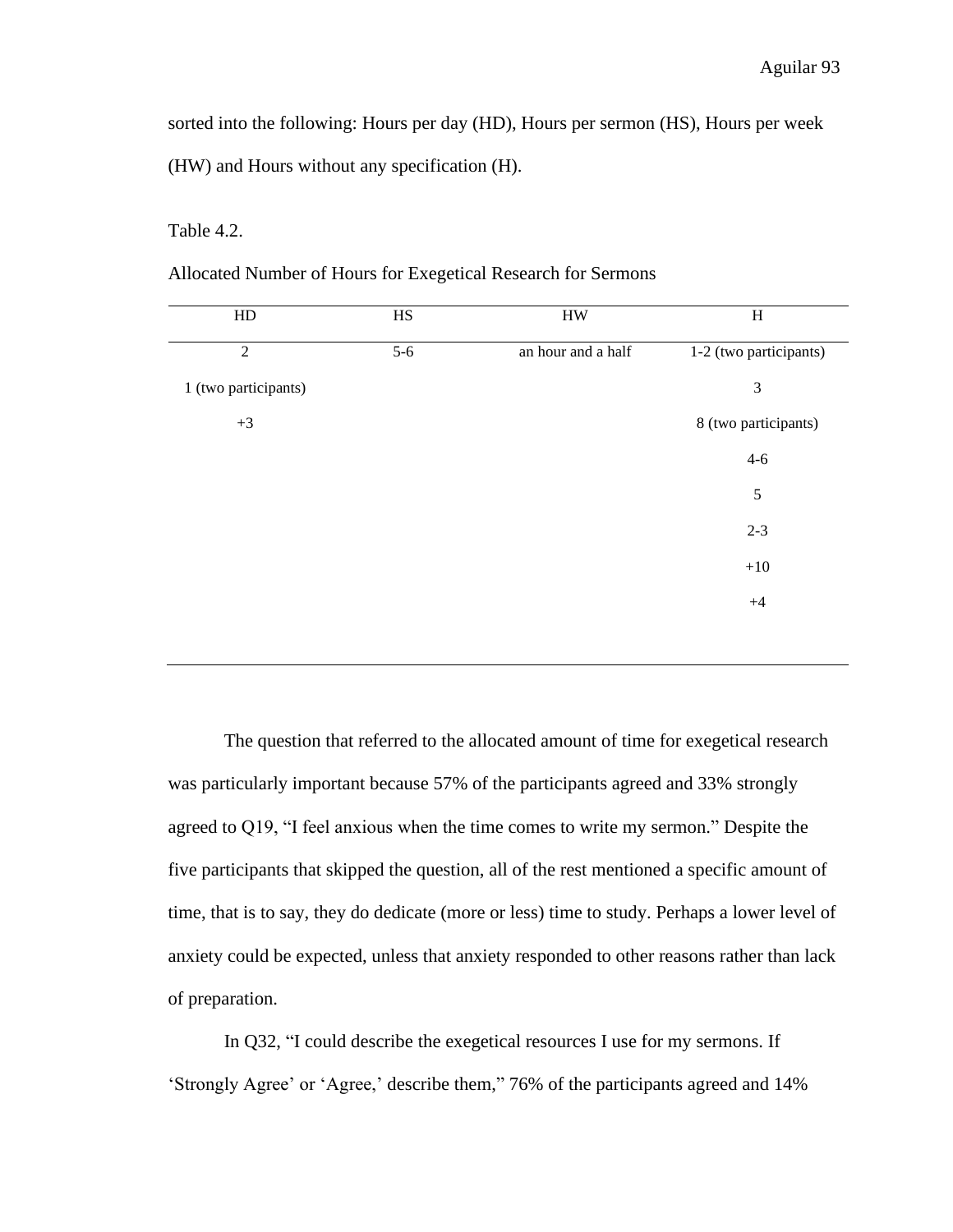sorted into the following: Hours per day (HD), Hours per sermon (HS), Hours per week (HW) and Hours without any specification (H).

Table 4.2.

Allocated Number of Hours for Exegetical Research for Sermons

| HD | HS | HW | H |
|---|---|---|---|
| 2 | 5-6 | an hour and a half | 1-2 (two participants) |
| 1 (two participants) | | | 3 |
| +3 | | | 8 (two participants) |
| | | | 4-6 |
| | | | 5 |
| | | | 2-3 |
| | | | +10 |
| | | | +4 |

The question that referred to the allocated amount of time for exegetical research was particularly important because 57% of the participants agreed and 33% strongly agreed to Q19, "I feel anxious when the time comes to write my sermon." Despite the five participants that skipped the question, all of the rest mentioned a specific amount of time, that is to say, they do dedicate (more or less) time to study. Perhaps a lower level of anxiety could be expected, unless that anxiety responded to other reasons rather than lack of preparation.

In Q32, "I could describe the exegetical resources I use for my sermons. If 'Strongly Agree' or 'Agree,' describe them," 76% of the participants agreed and 14%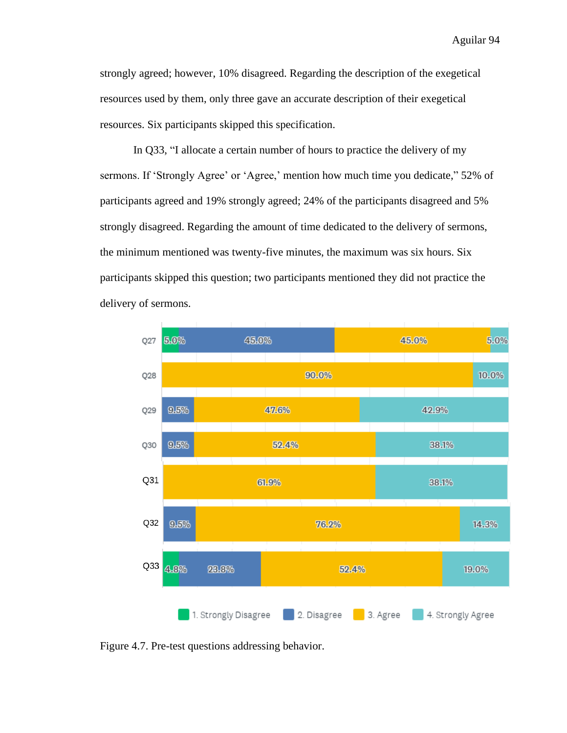strongly agreed; however, 10% disagreed. Regarding the description of the exegetical resources used by them, only three gave an accurate description of their exegetical resources. Six participants skipped this specification.

In Q33, "I allocate a certain number of hours to practice the delivery of my sermons. If 'Strongly Agree' or 'Agree,' mention how much time you dedicate," 52% of participants agreed and 19% strongly agreed; 24% of the participants disagreed and 5% strongly disagreed. Regarding the amount of time dedicated to the delivery of sermons, the minimum mentioned was twenty-five minutes, the maximum was six hours. Six participants skipped this question; two participants mentioned they did not practice the delivery of sermons.

| | 1. Strongly Disagree | 2. Disagree | 3. Agree | 4. Strongly Agree |
|---|---|---|---|---|
| Q27 | 5.0% | 45.0% | 45.0% | 5.0% |
| Q28 | | | 90.0% | 10.0% |
| Q29 | | 9.5% | 47.6% | 42.9% |
| Q30 | | 9.5% | 52.4% | 38.1% |
| Q31 | | | 61.9% | 38.1% |
| Q32 | | 9.5% | 76.2% | 14.3% |
| Q33 | 4.8% | 23.8% | 52.4% | 19.0% |

Figure 4.7. Pre-test questions addressing behavior.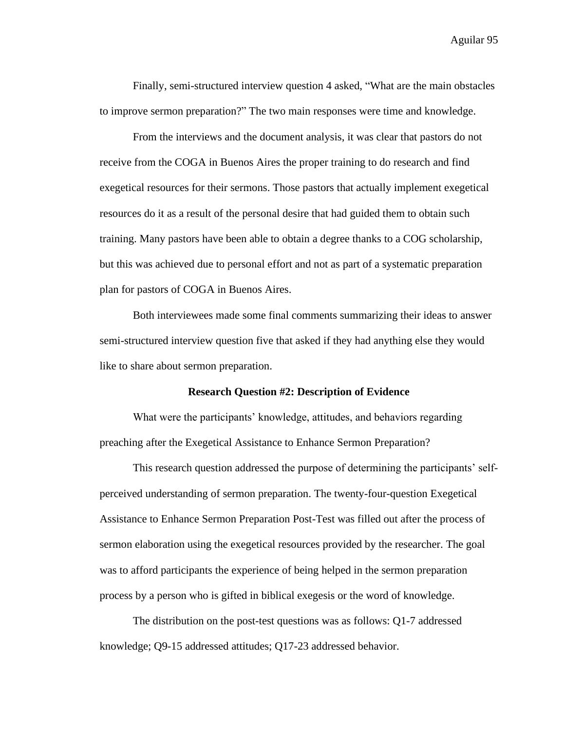Finally, semi-structured interview question 4 asked, "What are the main obstacles to improve sermon preparation?" The two main responses were time and knowledge.

From the interviews and the document analysis, it was clear that pastors do not receive from the COGA in Buenos Aires the proper training to do research and find exegetical resources for their sermons. Those pastors that actually implement exegetical resources do it as a result of the personal desire that had guided them to obtain such training. Many pastors have been able to obtain a degree thanks to a COG scholarship, but this was achieved due to personal effort and not as part of a systematic preparation plan for pastors of COGA in Buenos Aires.

Both interviewees made some final comments summarizing their ideas to answer semi-structured interview question five that asked if they had anything else they would like to share about sermon preparation.

## Research Question #2: Description of Evidence

What were the participants' knowledge, attitudes, and behaviors regarding preaching after the Exegetical Assistance to Enhance Sermon Preparation?

This research question addressed the purpose of determining the participants' self-perceived understanding of sermon preparation. The twenty-four-question Exegetical Assistance to Enhance Sermon Preparation Post-Test was filled out after the process of sermon elaboration using the exegetical resources provided by the researcher. The goal was to afford participants the experience of being helped in the sermon preparation process by a person who is gifted in biblical exegesis or the word of knowledge.

The distribution on the post-test questions was as follows: Q1-7 addressed knowledge; Q9-15 addressed attitudes; Q17-23 addressed behavior.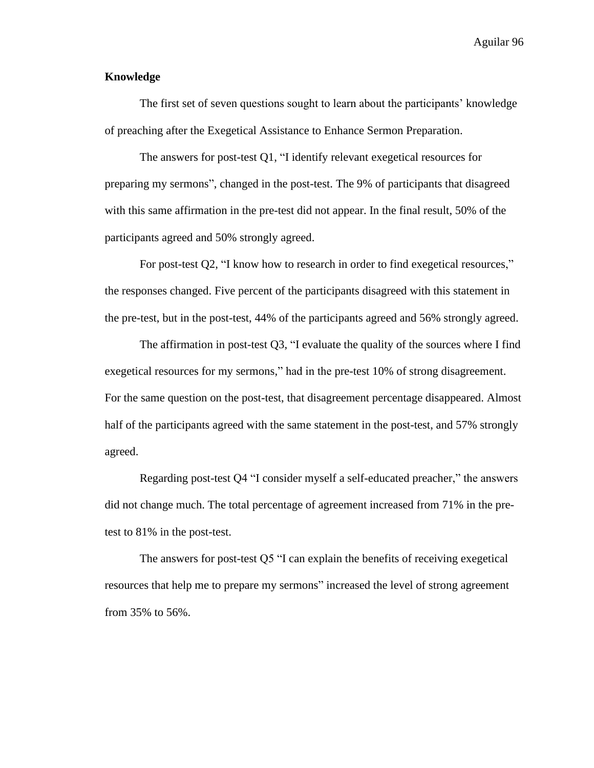**Knowledge**

The first set of seven questions sought to learn about the participants' knowledge of preaching after the Exegetical Assistance to Enhance Sermon Preparation.

The answers for post-test Q1, "I identify relevant exegetical resources for preparing my sermons", changed in the post-test. The 9% of participants that disagreed with this same affirmation in the pre-test did not appear. In the final result, 50% of the participants agreed and 50% strongly agreed.

For post-test Q2, "I know how to research in order to find exegetical resources," the responses changed. Five percent of the participants disagreed with this statement in the pre-test, but in the post-test, 44% of the participants agreed and 56% strongly agreed.

The affirmation in post-test Q3, "I evaluate the quality of the sources where I find exegetical resources for my sermons," had in the pre-test 10% of strong disagreement. For the same question on the post-test, that disagreement percentage disappeared. Almost half of the participants agreed with the same statement in the post-test, and 57% strongly agreed.

Regarding post-test Q4 "I consider myself a self-educated preacher," the answers did not change much. The total percentage of agreement increased from 71% in the pre-test to 81% in the post-test.

The answers for post-test Q5 "I can explain the benefits of receiving exegetical resources that help me to prepare my sermons" increased the level of strong agreement from 35% to 56%.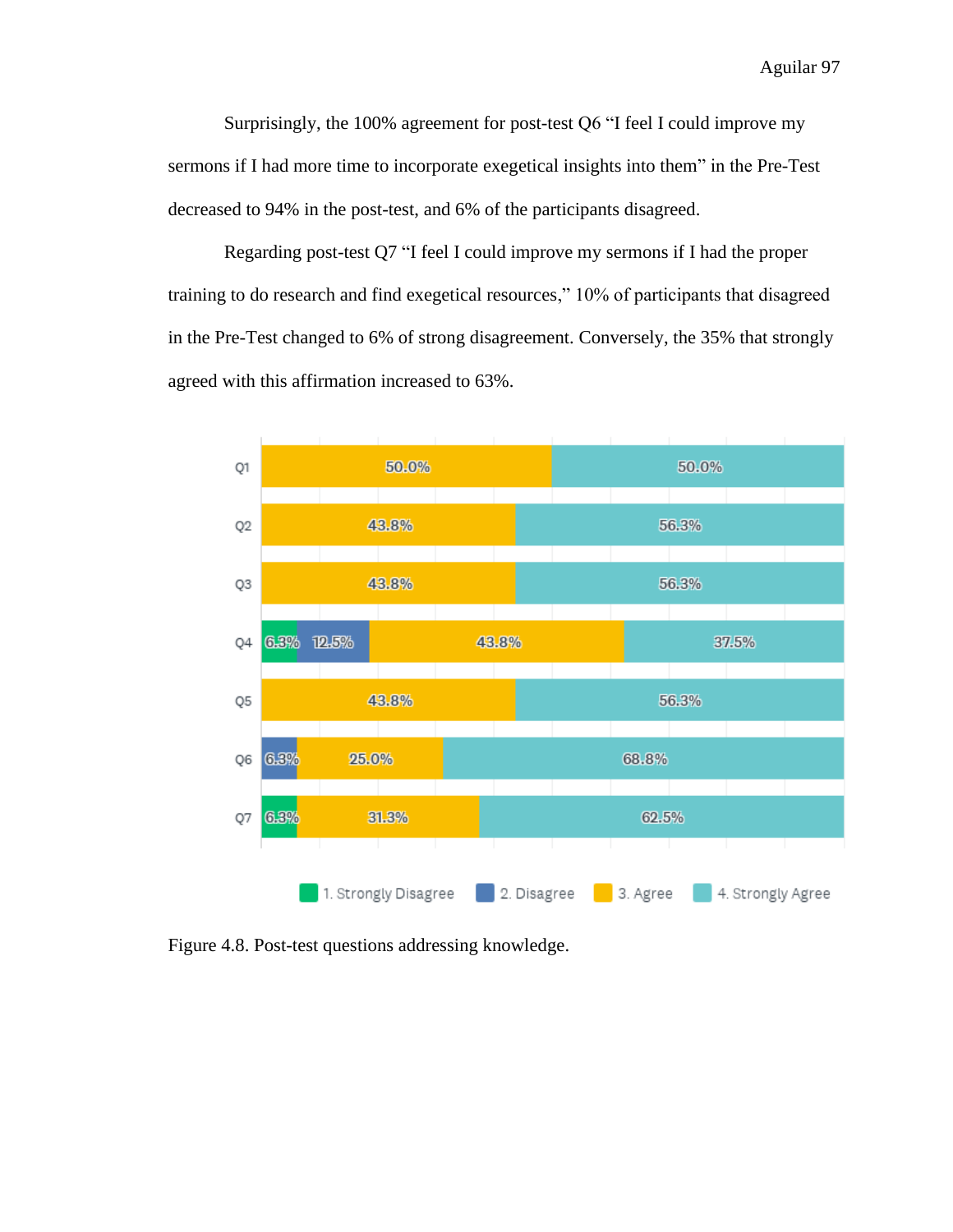Surprisingly, the 100% agreement for post-test Q6 "I feel I could improve my sermons if I had more time to incorporate exegetical insights into them" in the Pre-Test decreased to 94% in the post-test, and 6% of the participants disagreed.

Regarding post-test Q7 "I feel I could improve my sermons if I had the proper training to do research and find exegetical resources," 10% of participants that disagreed in the Pre-Test changed to 6% of strong disagreement. Conversely, the 35% that strongly agreed with this affirmation increased to 63%.

| | 1. Strongly Disagree | 2. Disagree | 3. Agree | 4. Strongly Agree |
|---|---|---|---|---|
| Q1 | | | 50.0% | 50.0% |
| Q2 | | | 43.8% | 56.3% |
| Q3 | | | 43.8% | 56.3% |
| Q4 | 6.3% | 12.5% | 43.8% | 37.5% |
| Q5 | | | 43.8% | 56.3% |
| Q6 | | 6.3% | 25.0% | 68.8% |
| Q7 | 6.3% | | 31.3% | 62.5% |

Figure 4.8. Post-test questions addressing knowledge.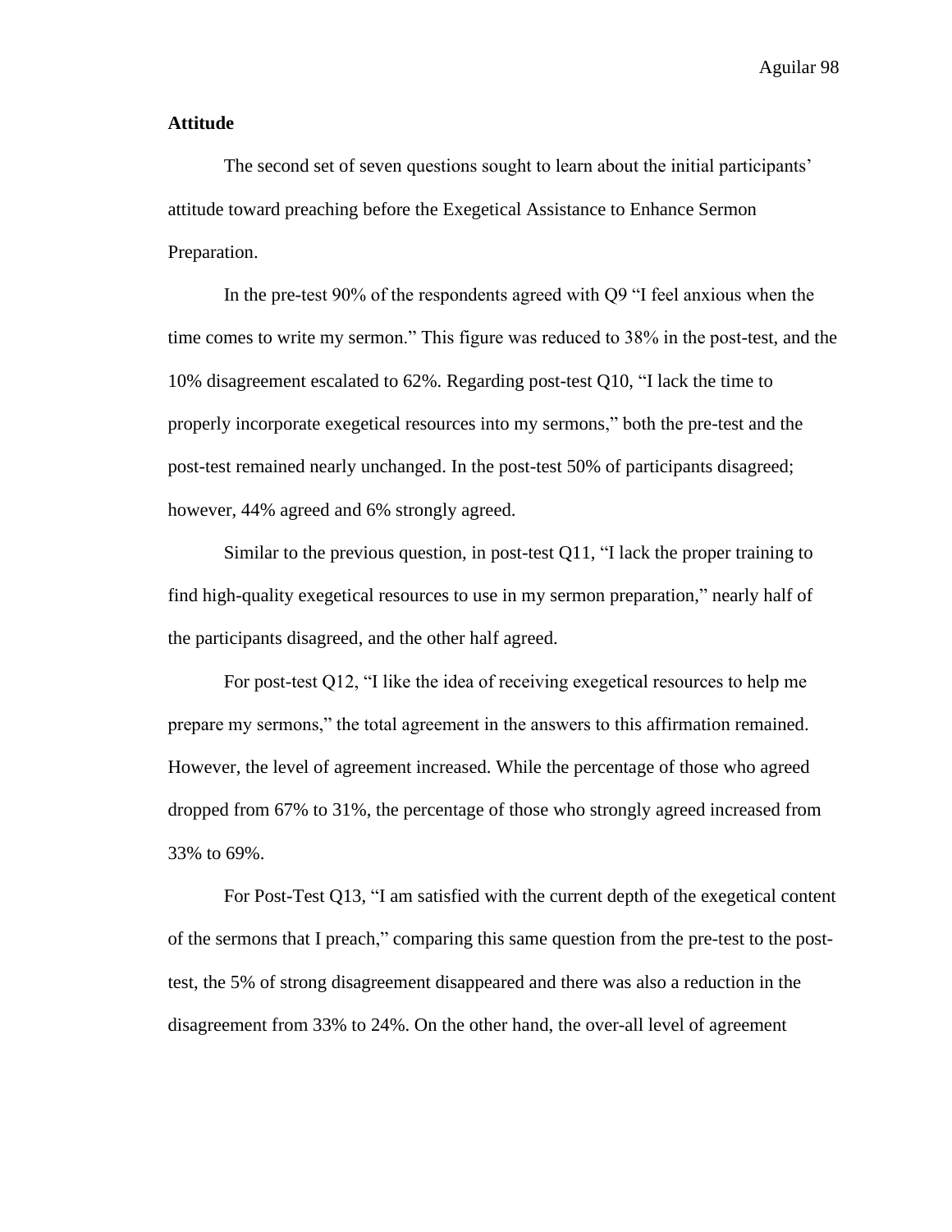**Attitude**

The second set of seven questions sought to learn about the initial participants' attitude toward preaching before the Exegetical Assistance to Enhance Sermon Preparation.

In the pre-test 90% of the respondents agreed with Q9 "I feel anxious when the time comes to write my sermon." This figure was reduced to 38% in the post-test, and the 10% disagreement escalated to 62%. Regarding post-test Q10, "I lack the time to properly incorporate exegetical resources into my sermons," both the pre-test and the post-test remained nearly unchanged. In the post-test 50% of participants disagreed; however, 44% agreed and 6% strongly agreed.

Similar to the previous question, in post-test Q11, "I lack the proper training to find high-quality exegetical resources to use in my sermon preparation," nearly half of the participants disagreed, and the other half agreed.

For post-test Q12, "I like the idea of receiving exegetical resources to help me prepare my sermons," the total agreement in the answers to this affirmation remained. However, the level of agreement increased. While the percentage of those who agreed dropped from 67% to 31%, the percentage of those who strongly agreed increased from 33% to 69%.

For Post-Test Q13, "I am satisfied with the current depth of the exegetical content of the sermons that I preach," comparing this same question from the pre-test to the post-test, the 5% of strong disagreement disappeared and there was also a reduction in the disagreement from 33% to 24%. On the other hand, the over-all level of agreement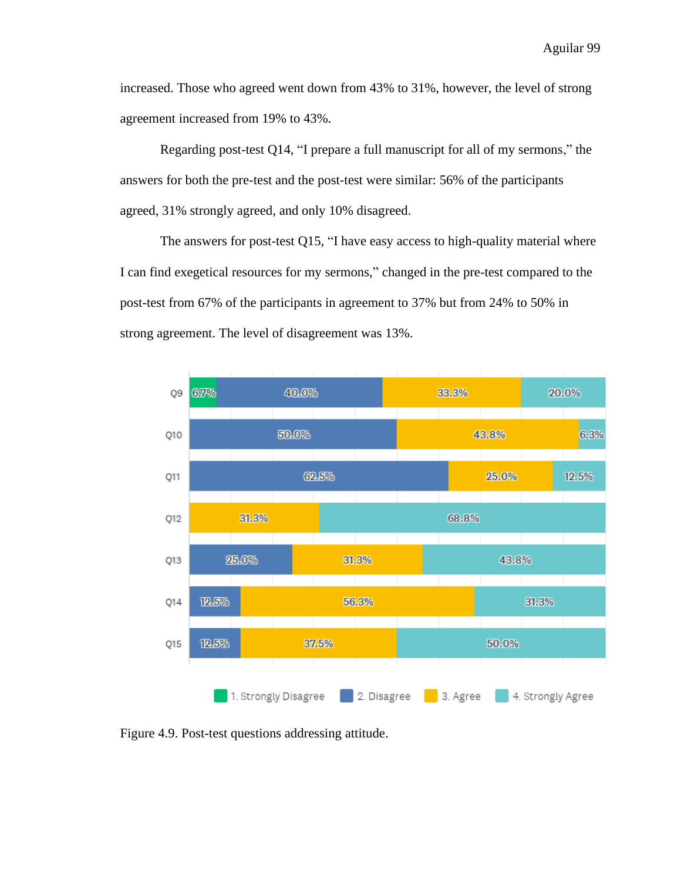increased. Those who agreed went down from 43% to 31%, however, the level of strong agreement increased from 19% to 43%.

Regarding post-test Q14, “I prepare a full manuscript for all of my sermons,” the answers for both the pre-test and the post-test were similar: 56% of the participants agreed, 31% strongly agreed, and only 10% disagreed.

The answers for post-test Q15, “I have easy access to high-quality material where I can find exegetical resources for my sermons,” changed in the pre-test compared to the post-test from 67% of the participants in agreement to 37% but from 24% to 50% in strong agreement. The level of disagreement was 13%.

| | 1. Strongly Disagree | 2. Disagree | 3. Agree | 4. Strongly Agree |
|---|---|---|---|---|
| Q9 | 6.7% | 40.0% | 33.3% | 20.0% |
| Q10 | | 50.0% | 43.8% | 6.3% |
| Q11 | | 62.5% | 25.0% | 12.5% |
| Q12 | | | 31.3% | 68.8% |
| Q13 | | 25.0% | 31.3% | 43.8% |
| Q14 | | 12.5% | 56.3% | 31.3% |
| Q15 | | 12.5% | 37.5% | 50.0% |

Figure 4.9. Post-test questions addressing attitude.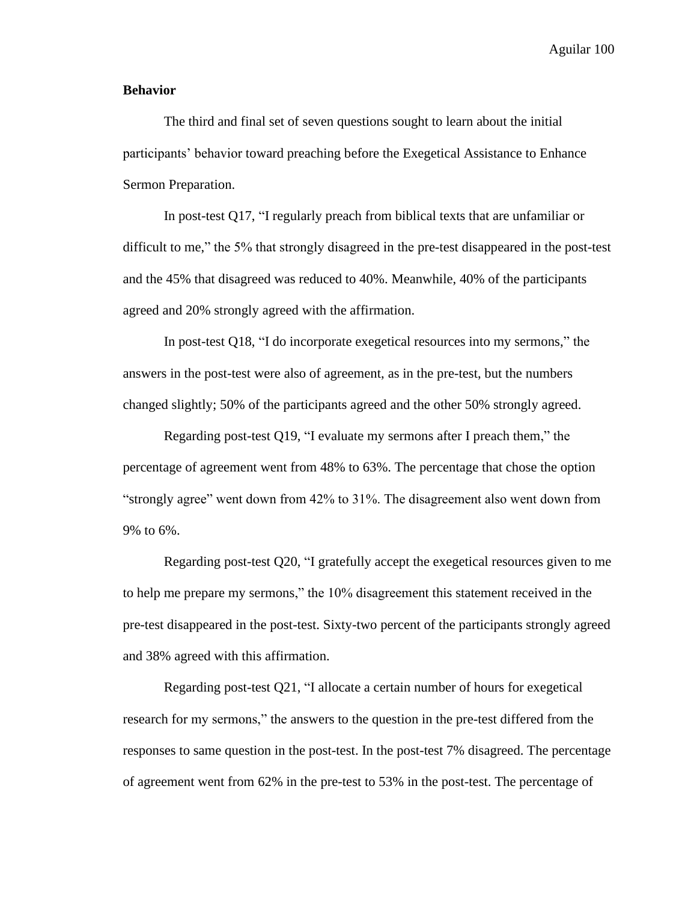**Behavior**

The third and final set of seven questions sought to learn about the initial participants' behavior toward preaching before the Exegetical Assistance to Enhance Sermon Preparation.

In post-test Q17, "I regularly preach from biblical texts that are unfamiliar or difficult to me," the 5% that strongly disagreed in the pre-test disappeared in the post-test and the 45% that disagreed was reduced to 40%. Meanwhile, 40% of the participants agreed and 20% strongly agreed with the affirmation.

In post-test Q18, "I do incorporate exegetical resources into my sermons," the answers in the post-test were also of agreement, as in the pre-test, but the numbers changed slightly; 50% of the participants agreed and the other 50% strongly agreed.

Regarding post-test Q19, "I evaluate my sermons after I preach them," the percentage of agreement went from 48% to 63%. The percentage that chose the option "strongly agree" went down from 42% to 31%. The disagreement also went down from 9% to 6%.

Regarding post-test Q20, "I gratefully accept the exegetical resources given to me to help me prepare my sermons," the 10% disagreement this statement received in the pre-test disappeared in the post-test. Sixty-two percent of the participants strongly agreed and 38% agreed with this affirmation.

Regarding post-test Q21, "I allocate a certain number of hours for exegetical research for my sermons," the answers to the question in the pre-test differed from the responses to same question in the post-test. In the post-test 7% disagreed. The percentage of agreement went from 62% in the pre-test to 53% in the post-test. The percentage of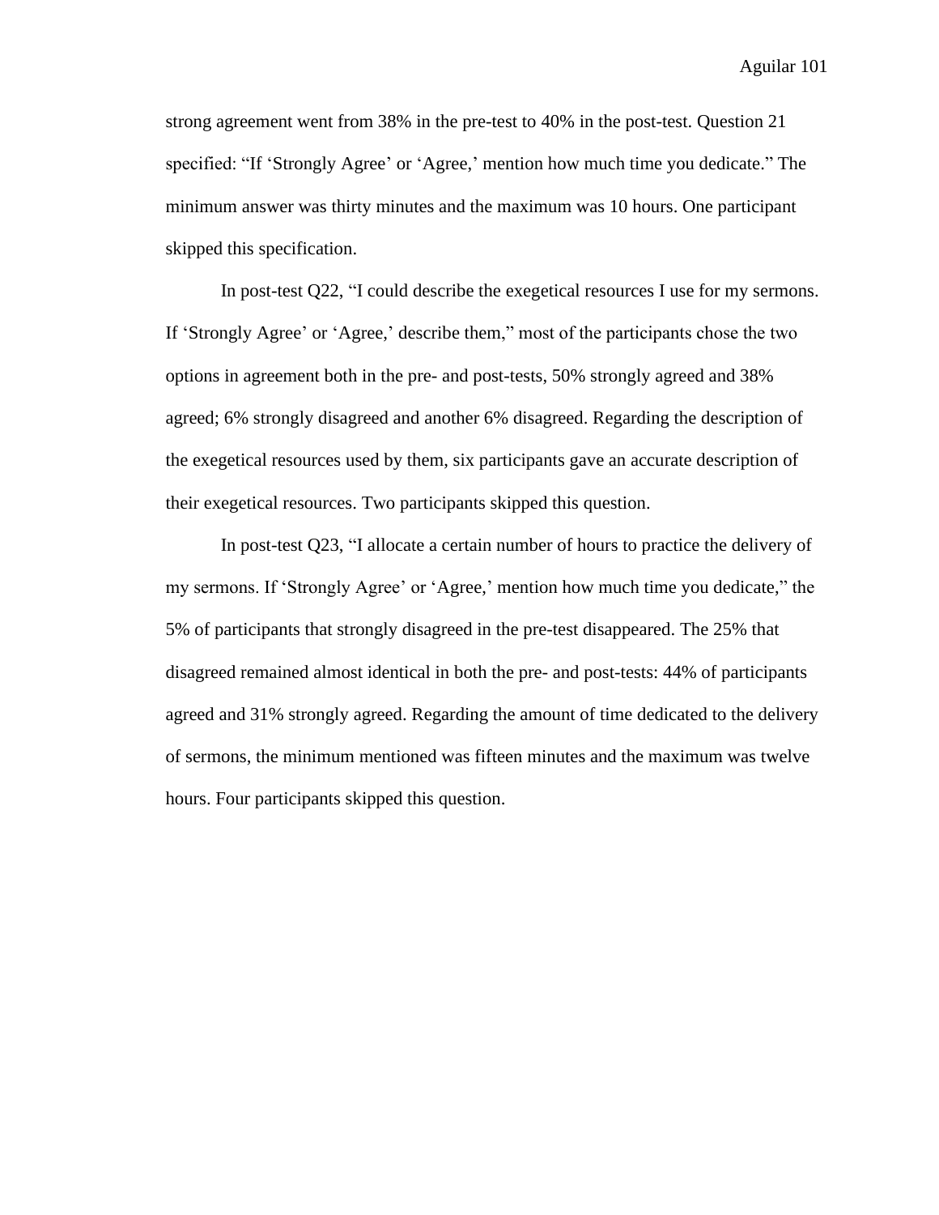strong agreement went from 38% in the pre-test to 40% in the post-test. Question 21 specified: "If 'Strongly Agree' or 'Agree,' mention how much time you dedicate." The minimum answer was thirty minutes and the maximum was 10 hours. One participant skipped this specification.

In post-test Q22, "I could describe the exegetical resources I use for my sermons. If 'Strongly Agree' or 'Agree,' describe them," most of the participants chose the two options in agreement both in the pre- and post-tests, 50% strongly agreed and 38% agreed; 6% strongly disagreed and another 6% disagreed. Regarding the description of the exegetical resources used by them, six participants gave an accurate description of their exegetical resources. Two participants skipped this question.

In post-test Q23, "I allocate a certain number of hours to practice the delivery of my sermons. If 'Strongly Agree' or 'Agree,' mention how much time you dedicate," the 5% of participants that strongly disagreed in the pre-test disappeared. The 25% that disagreed remained almost identical in both the pre- and post-tests: 44% of participants agreed and 31% strongly agreed. Regarding the amount of time dedicated to the delivery of sermons, the minimum mentioned was fifteen minutes and the maximum was twelve hours. Four participants skipped this question.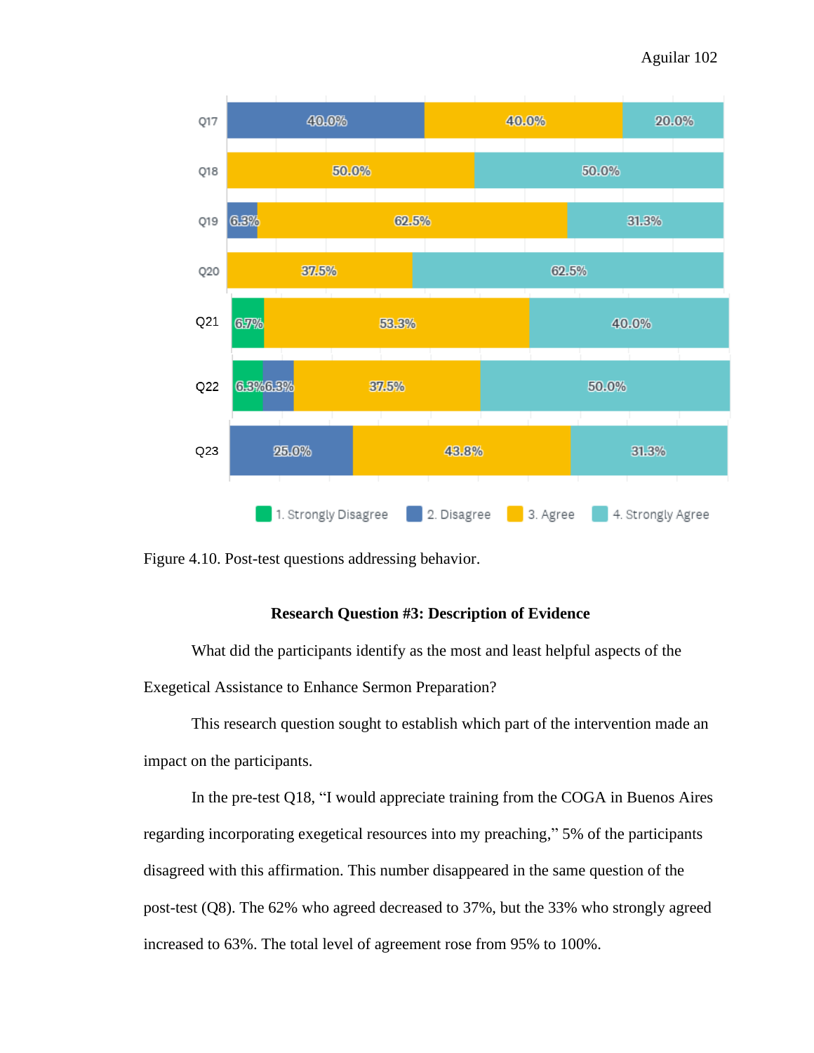| | 1. Strongly Disagree | 2. Disagree | 3. Agree | 4. Strongly Agree |
|---|---|---|---|---|
| Q17 | | 40.0% | 40.0% | 20.0% |
| Q18 | | | 50.0% | 50.0% |
| Q19 | | 6.3% | 62.5% | 31.3% |
| Q20 | | | 37.5% | 62.5% |
| Q21 | 6.7% | | 53.3% | 40.0% |
| Q22 | 6.3% | 6.3% | 37.5% | 50.0% |
| Q23 | | 25.0% | 43.8% | 31.3% |

Figure 4.10. Post-test questions addressing behavior.

## Research Question #3: Description of Evidence

What did the participants identify as the most and least helpful aspects of the Exegetical Assistance to Enhance Sermon Preparation?

This research question sought to establish which part of the intervention made an impact on the participants.

In the pre-test Q18, "I would appreciate training from the COGA in Buenos Aires regarding incorporating exegetical resources into my preaching," 5% of the participants disagreed with this affirmation. This number disappeared in the same question of the post-test (Q8). The 62% who agreed decreased to 37%, but the 33% who strongly agreed increased to 63%. The total level of agreement rose from 95% to 100%.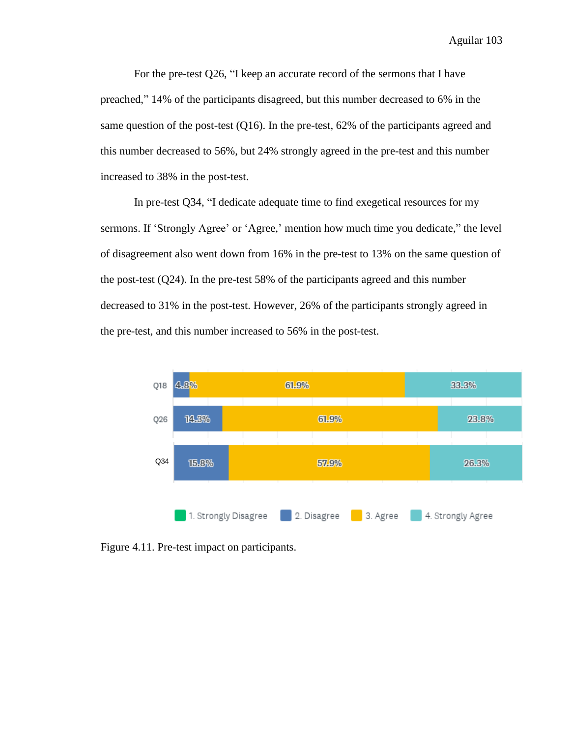For the pre-test Q26, "I keep an accurate record of the sermons that I have preached," 14% of the participants disagreed, but this number decreased to 6% in the same question of the post-test (Q16). In the pre-test, 62% of the participants agreed and this number decreased to 56%, but 24% strongly agreed in the pre-test and this number increased to 38% in the post-test.

In pre-test Q34, "I dedicate adequate time to find exegetical resources for my sermons. If 'Strongly Agree' or 'Agree,' mention how much time you dedicate," the level of disagreement also went down from 16% in the pre-test to 13% on the same question of the post-test (Q24). In the pre-test 58% of the participants agreed and this number decreased to 31% in the post-test. However, 26% of the participants strongly agreed in the pre-test, and this number increased to 56% in the post-test.

| | 1. Strongly Disagree | 2. Disagree | 3. Agree | 4. Strongly Agree |
|---|---|---|---|---|
| Q18 | | 4.8% | 61.9% | 33.3% |
| Q26 | | 14.3% | 61.9% | 23.8% |
| Q34 | | 15.8% | 57.9% | 26.3% |

Figure 4.11. Pre-test impact on participants.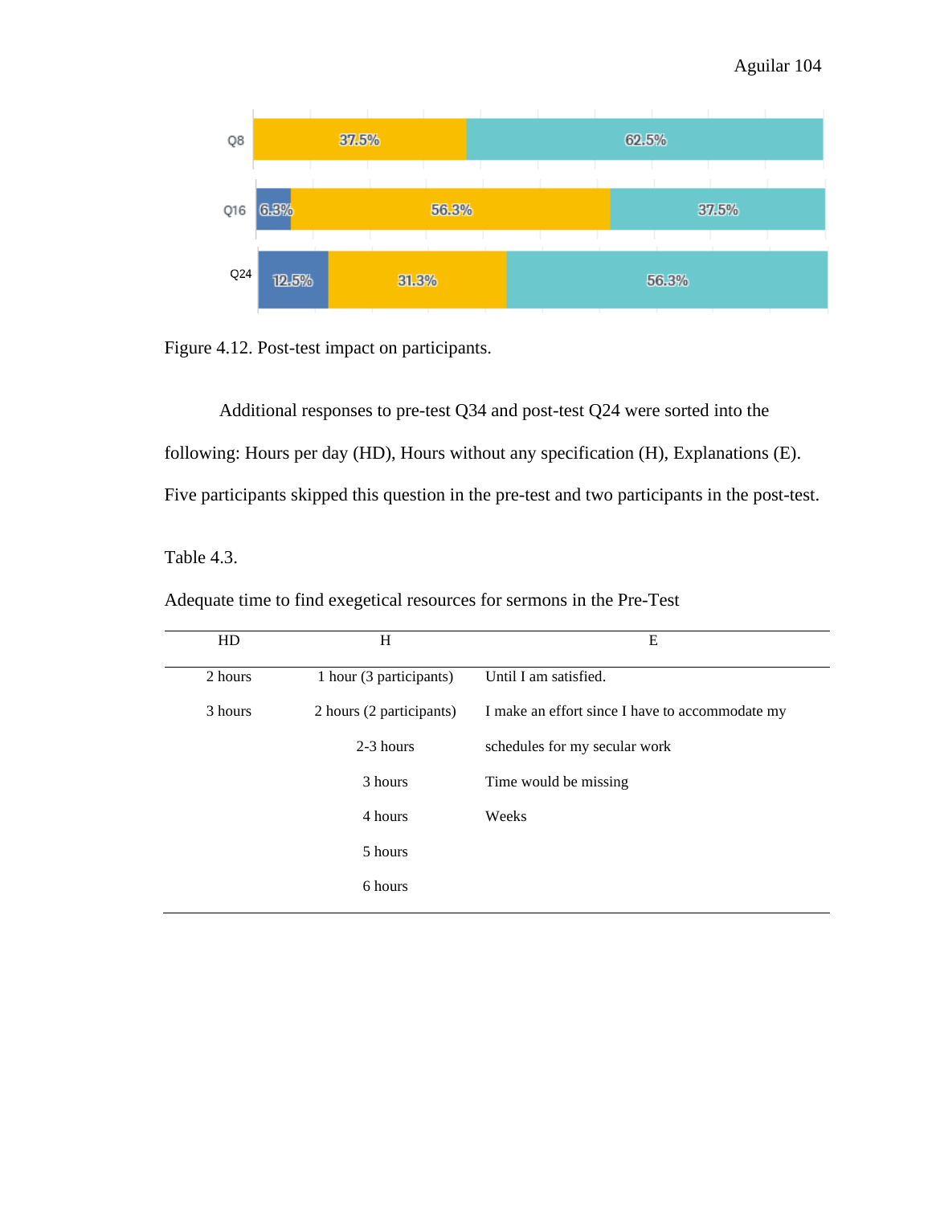| | | | |
|---|---|---|---|
| Q8 | | 37.5% | 62.5% |
| Q16 | 6.3% | 56.3% | 37.5% |
| Q24 | 12.5% | 31.3% | 56.3% |

Figure 4.12. Post-test impact on participants.

Additional responses to pre-test Q34 and post-test Q24 were sorted into the following: Hours per day (HD), Hours without any specification (H), Explanations (E). Five participants skipped this question in the pre-test and two participants in the post-test.

Table 4.3.

Adequate time to find exegetical resources for sermons in the Pre-Test

| HD | H | E |
|---|---|---|
| 2 hours | 1 hour (3 participants) | Until I am satisfied. |
| 3 hours | 2 hours (2 participants) | I make an effort since I have to accommodate my schedules for my secular work |
| | 2-3 hours | |
| | 3 hours | Time would be missing |
| | 4 hours | Weeks |
| | 5 hours | |
| | 6 hours | |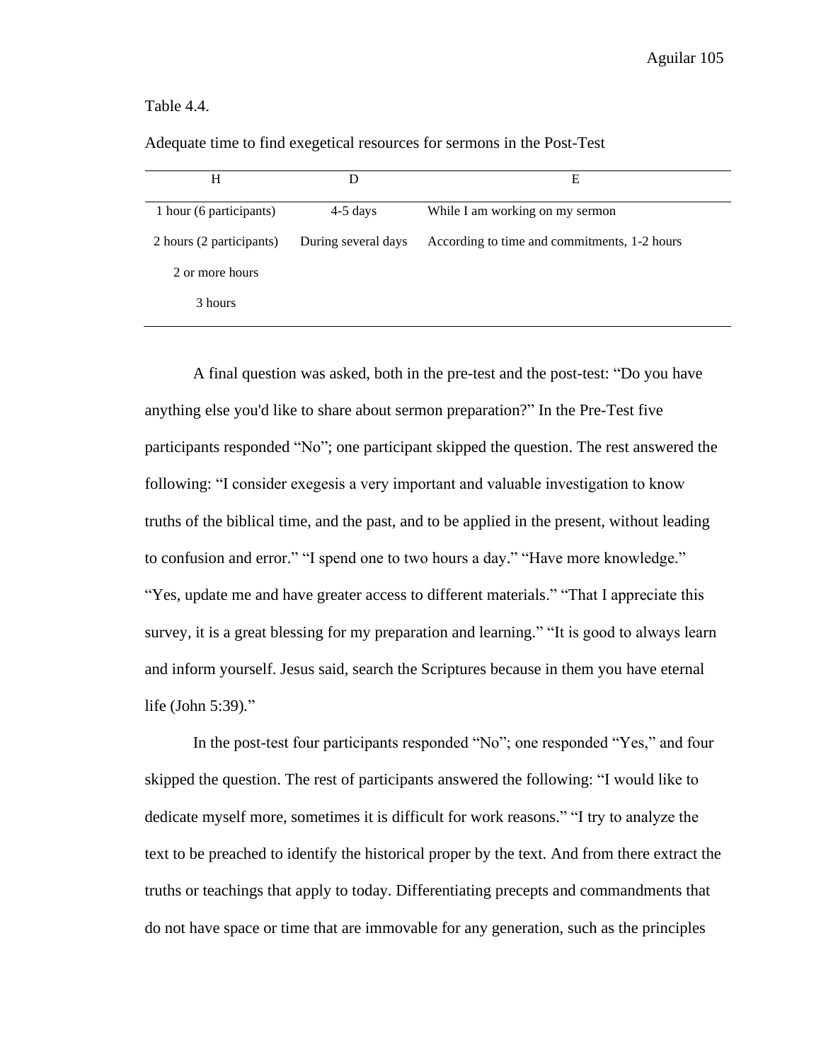Table 4.4.

Adequate time to find exegetical resources for sermons in the Post-Test

| H | D | E |
|---|---|---|
| 1 hour (6 participants) | 4-5 days | While I am working on my sermon |
| 2 hours (2 participants) | During several days | According to time and commitments, 1-2 hours |
| 2 or more hours | | |
| 3 hours | | |

A final question was asked, both in the pre-test and the post-test: "Do you have anything else you'd like to share about sermon preparation?" In the Pre-Test five participants responded "No"; one participant skipped the question. The rest answered the following: "I consider exegesis a very important and valuable investigation to know truths of the biblical time, and the past, and to be applied in the present, without leading to confusion and error." "I spend one to two hours a day." "Have more knowledge." "Yes, update me and have greater access to different materials." "That I appreciate this survey, it is a great blessing for my preparation and learning." "It is good to always learn and inform yourself. Jesus said, search the Scriptures because in them you have eternal life (John 5:39)."

In the post-test four participants responded "No"; one responded "Yes," and four skipped the question. The rest of participants answered the following: "I would like to dedicate myself more, sometimes it is difficult for work reasons." "I try to analyze the text to be preached to identify the historical proper by the text. And from there extract the truths or teachings that apply to today. Differentiating precepts and commandments that do not have space or time that are immovable for any generation, such as the principles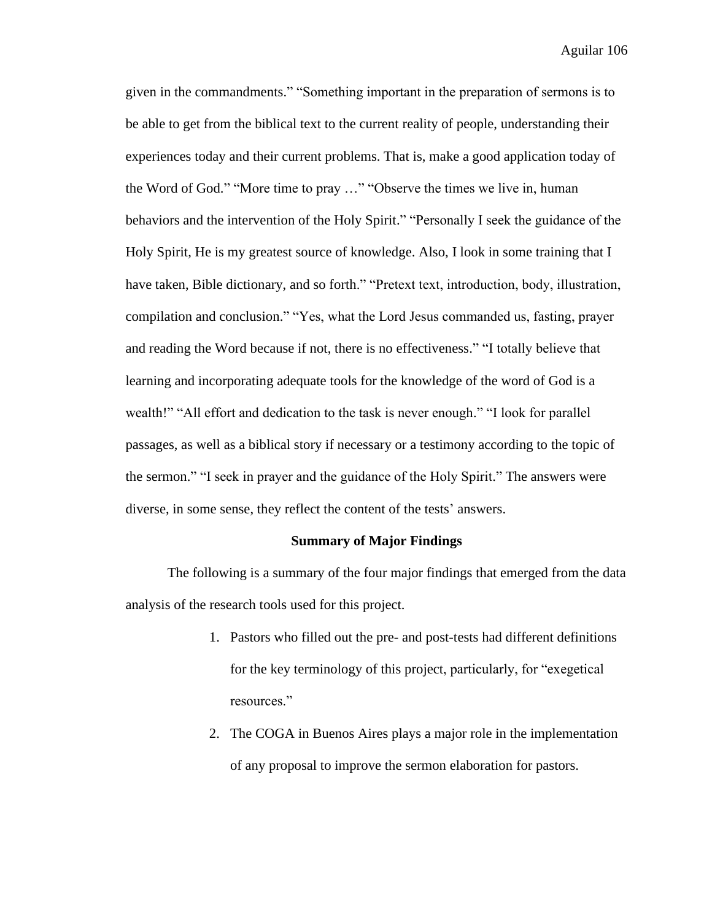given in the commandments." "Something important in the preparation of sermons is to be able to get from the biblical text to the current reality of people, understanding their experiences today and their current problems. That is, make a good application today of the Word of God." "More time to pray …" "Observe the times we live in, human behaviors and the intervention of the Holy Spirit." "Personally I seek the guidance of the Holy Spirit, He is my greatest source of knowledge. Also, I look in some training that I have taken, Bible dictionary, and so forth." "Pretext text, introduction, body, illustration, compilation and conclusion." "Yes, what the Lord Jesus commanded us, fasting, prayer and reading the Word because if not, there is no effectiveness." "I totally believe that learning and incorporating adequate tools for the knowledge of the word of God is a wealth!" "All effort and dedication to the task is never enough." "I look for parallel passages, as well as a biblical story if necessary or a testimony according to the topic of the sermon." "I seek in prayer and the guidance of the Holy Spirit." The answers were diverse, in some sense, they reflect the content of the tests' answers.

## Summary of Major Findings

The following is a summary of the four major findings that emerged from the data analysis of the research tools used for this project.

1. Pastors who filled out the pre- and post-tests had different definitions for the key terminology of this project, particularly, for "exegetical resources."
2. The COGA in Buenos Aires plays a major role in the implementation of any proposal to improve the sermon elaboration for pastors.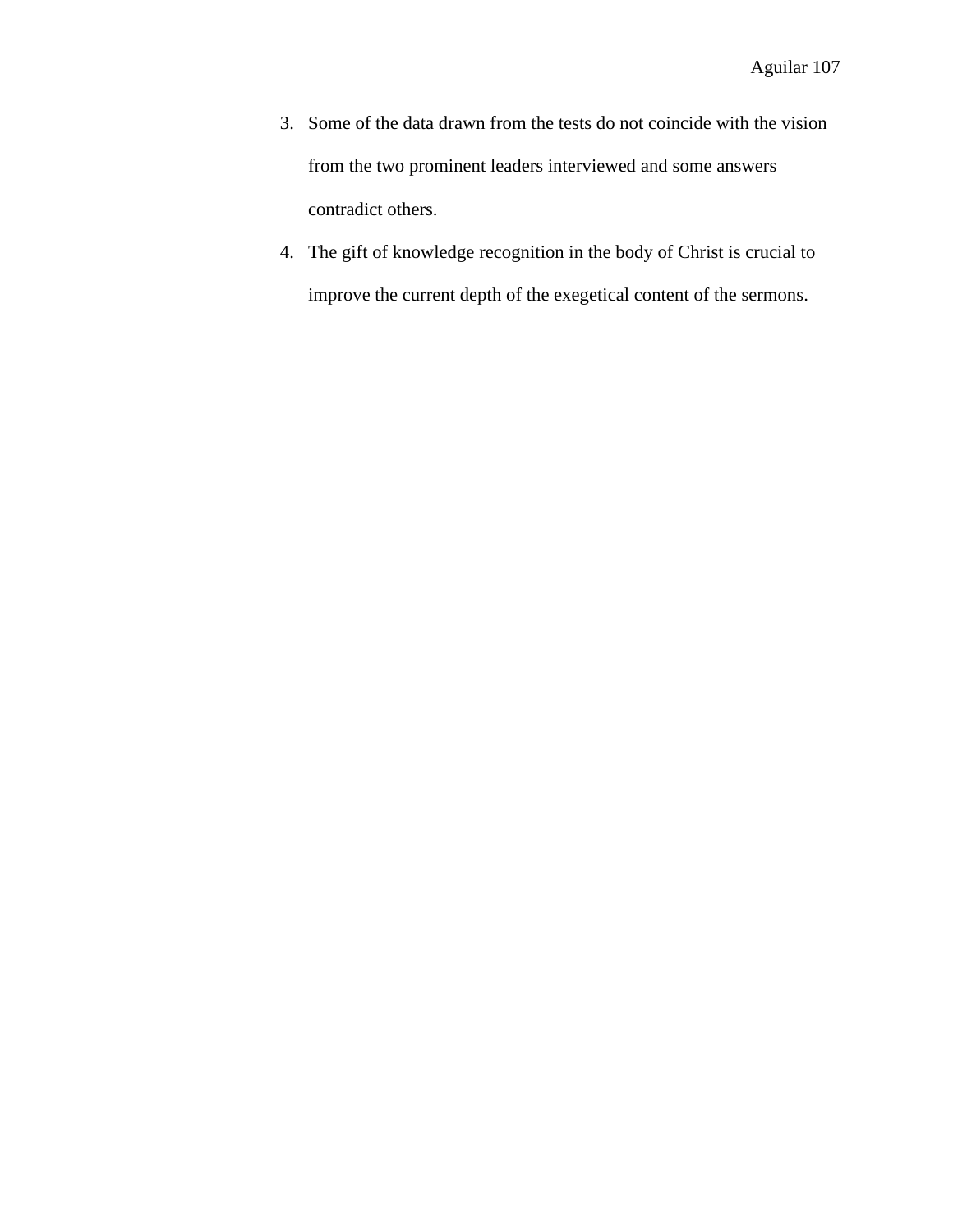3. Some of the data drawn from the tests do not coincide with the vision from the two prominent leaders interviewed and some answers contradict others.
4. The gift of knowledge recognition in the body of Christ is crucial to improve the current depth of the exegetical content of the sermons.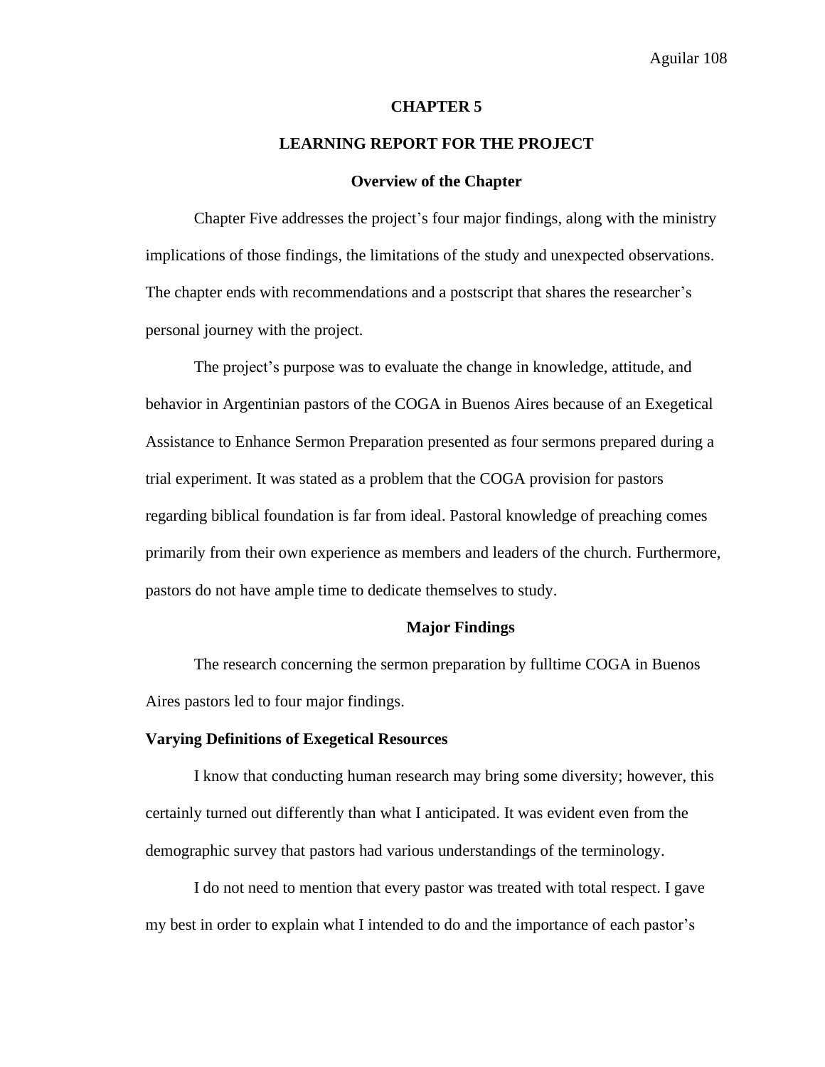# CHAPTER 5

# LEARNING REPORT FOR THE PROJECT

## Overview of the Chapter

Chapter Five addresses the project's four major findings, along with the ministry implications of those findings, the limitations of the study and unexpected observations. The chapter ends with recommendations and a postscript that shares the researcher's personal journey with the project.

The project's purpose was to evaluate the change in knowledge, attitude, and behavior in Argentinian pastors of the COGA in Buenos Aires because of an Exegetical Assistance to Enhance Sermon Preparation presented as four sermons prepared during a trial experiment. It was stated as a problem that the COGA provision for pastors regarding biblical foundation is far from ideal. Pastoral knowledge of preaching comes primarily from their own experience as members and leaders of the church. Furthermore, pastors do not have ample time to dedicate themselves to study.

## Major Findings

The research concerning the sermon preparation by fulltime COGA in Buenos Aires pastors led to four major findings.

### Varying Definitions of Exegetical Resources

I know that conducting human research may bring some diversity; however, this certainly turned out differently than what I anticipated. It was evident even from the demographic survey that pastors had various understandings of the terminology.

I do not need to mention that every pastor was treated with total respect. I gave my best in order to explain what I intended to do and the importance of each pastor's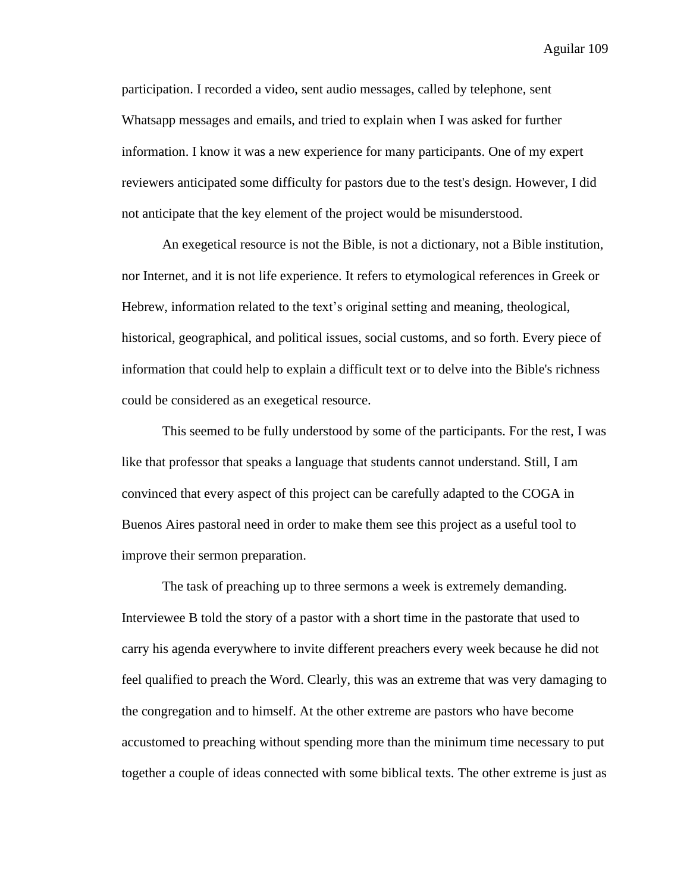participation. I recorded a video, sent audio messages, called by telephone, sent Whatsapp messages and emails, and tried to explain when I was asked for further information. I know it was a new experience for many participants. One of my expert reviewers anticipated some difficulty for pastors due to the test's design. However, I did not anticipate that the key element of the project would be misunderstood.

An exegetical resource is not the Bible, is not a dictionary, not a Bible institution, nor Internet, and it is not life experience. It refers to etymological references in Greek or Hebrew, information related to the text's original setting and meaning, theological, historical, geographical, and political issues, social customs, and so forth. Every piece of information that could help to explain a difficult text or to delve into the Bible's richness could be considered as an exegetical resource.

This seemed to be fully understood by some of the participants. For the rest, I was like that professor that speaks a language that students cannot understand. Still, I am convinced that every aspect of this project can be carefully adapted to the COGA in Buenos Aires pastoral need in order to make them see this project as a useful tool to improve their sermon preparation.

The task of preaching up to three sermons a week is extremely demanding. Interviewee B told the story of a pastor with a short time in the pastorate that used to carry his agenda everywhere to invite different preachers every week because he did not feel qualified to preach the Word. Clearly, this was an extreme that was very damaging to the congregation and to himself. At the other extreme are pastors who have become accustomed to preaching without spending more than the minimum time necessary to put together a couple of ideas connected with some biblical texts. The other extreme is just as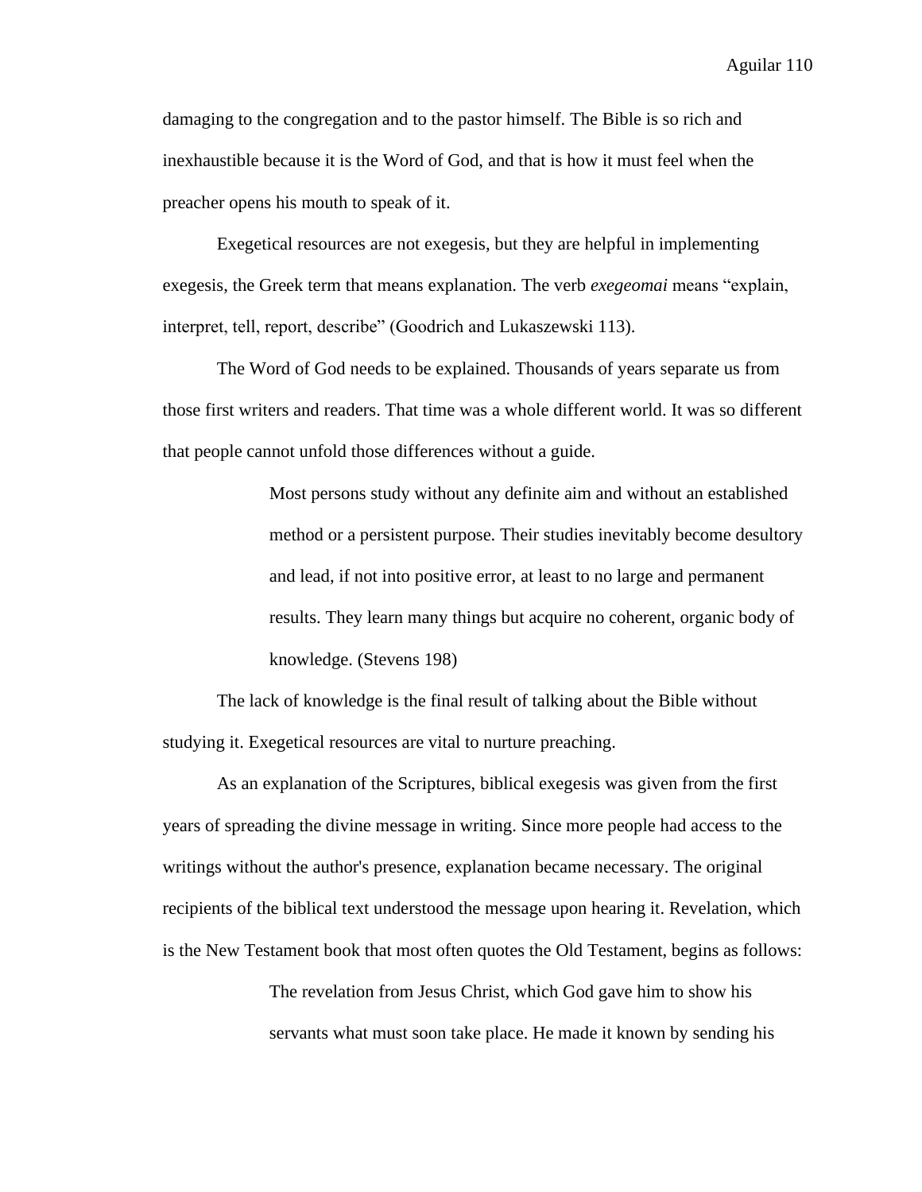damaging to the congregation and to the pastor himself. The Bible is so rich and inexhaustible because it is the Word of God, and that is how it must feel when the preacher opens his mouth to speak of it.

Exegetical resources are not exegesis, but they are helpful in implementing exegesis, the Greek term that means explanation. The verb *exegeomai* means "explain, interpret, tell, report, describe" (Goodrich and Lukaszewski 113).

The Word of God needs to be explained. Thousands of years separate us from those first writers and readers. That time was a whole different world. It was so different that people cannot unfold those differences without a guide.

> Most persons study without any definite aim and without an established method or a persistent purpose. Their studies inevitably become desultory and lead, if not into positive error, at least to no large and permanent results. They learn many things but acquire no coherent, organic body of knowledge. (Stevens 198)

The lack of knowledge is the final result of talking about the Bible without studying it. Exegetical resources are vital to nurture preaching.

As an explanation of the Scriptures, biblical exegesis was given from the first years of spreading the divine message in writing. Since more people had access to the writings without the author's presence, explanation became necessary. The original recipients of the biblical text understood the message upon hearing it. Revelation, which is the New Testament book that most often quotes the Old Testament, begins as follows:

> The revelation from Jesus Christ, which God gave him to show his servants what must soon take place. He made it known by sending his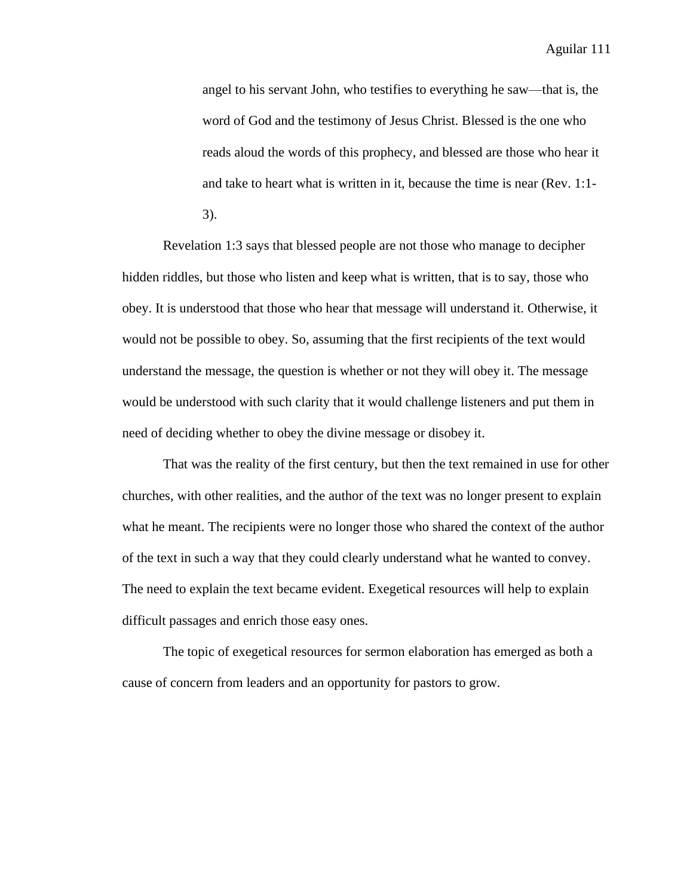> angel to his servant John, who testifies to everything he saw—that is, the word of God and the testimony of Jesus Christ. Blessed is the one who reads aloud the words of this prophecy, and blessed are those who hear it and take to heart what is written in it, because the time is near (Rev. 1:1-3).

Revelation 1:3 says that blessed people are not those who manage to decipher hidden riddles, but those who listen and keep what is written, that is to say, those who obey. It is understood that those who hear that message will understand it. Otherwise, it would not be possible to obey. So, assuming that the first recipients of the text would understand the message, the question is whether or not they will obey it. The message would be understood with such clarity that it would challenge listeners and put them in need of deciding whether to obey the divine message or disobey it.

That was the reality of the first century, but then the text remained in use for other churches, with other realities, and the author of the text was no longer present to explain what he meant. The recipients were no longer those who shared the context of the author of the text in such a way that they could clearly understand what he wanted to convey. The need to explain the text became evident. Exegetical resources will help to explain difficult passages and enrich those easy ones.

The topic of exegetical resources for sermon elaboration has emerged as both a cause of concern from leaders and an opportunity for pastors to grow.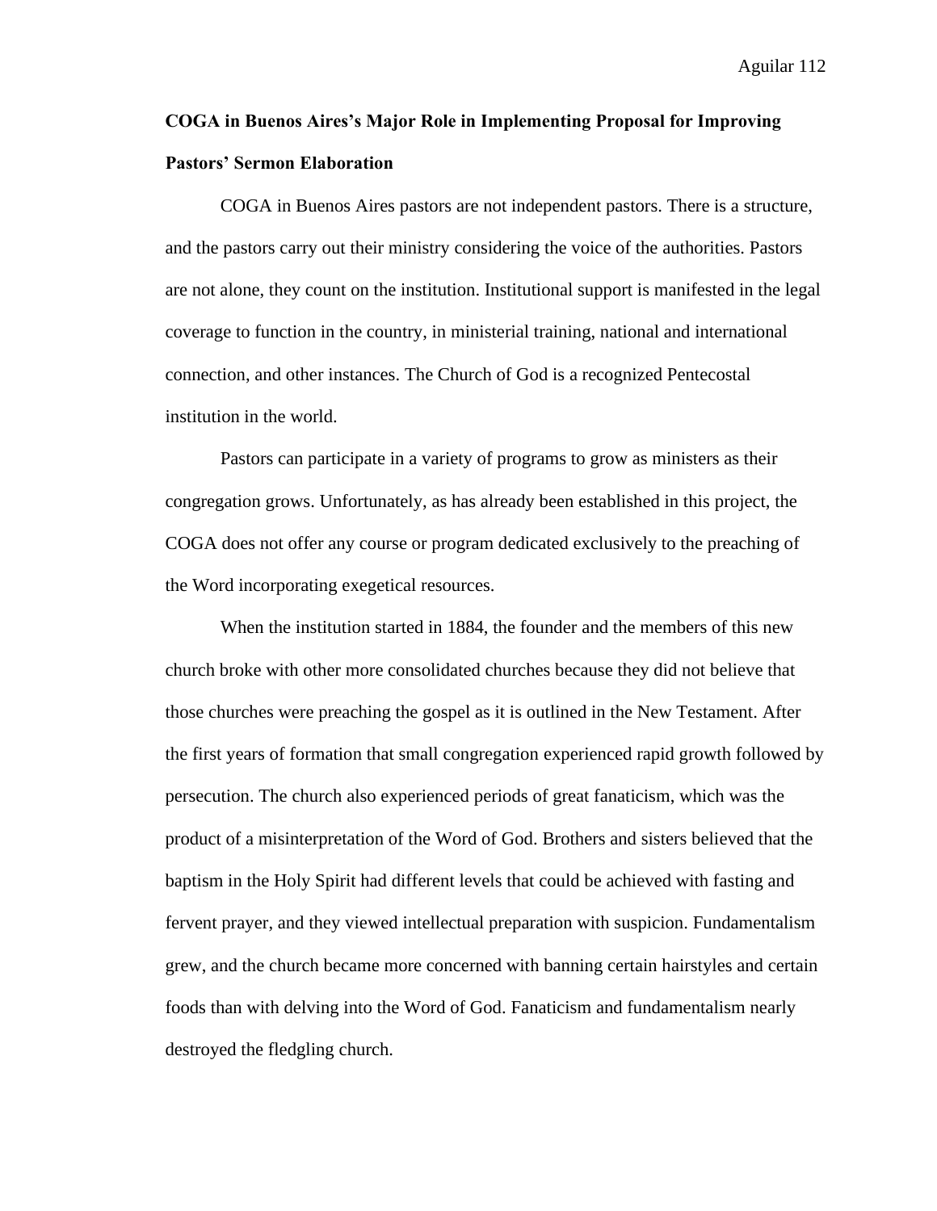## COGA in Buenos Aires's Major Role in Implementing Proposal for Improving Pastors' Sermon Elaboration

COGA in Buenos Aires pastors are not independent pastors. There is a structure, and the pastors carry out their ministry considering the voice of the authorities. Pastors are not alone, they count on the institution. Institutional support is manifested in the legal coverage to function in the country, in ministerial training, national and international connection, and other instances. The Church of God is a recognized Pentecostal institution in the world.

Pastors can participate in a variety of programs to grow as ministers as their congregation grows. Unfortunately, as has already been established in this project, the COGA does not offer any course or program dedicated exclusively to the preaching of the Word incorporating exegetical resources.

When the institution started in 1884, the founder and the members of this new church broke with other more consolidated churches because they did not believe that those churches were preaching the gospel as it is outlined in the New Testament. After the first years of formation that small congregation experienced rapid growth followed by persecution. The church also experienced periods of great fanaticism, which was the product of a misinterpretation of the Word of God. Brothers and sisters believed that the baptism in the Holy Spirit had different levels that could be achieved with fasting and fervent prayer, and they viewed intellectual preparation with suspicion. Fundamentalism grew, and the church became more concerned with banning certain hairstyles and certain foods than with delving into the Word of God. Fanaticism and fundamentalism nearly destroyed the fledgling church.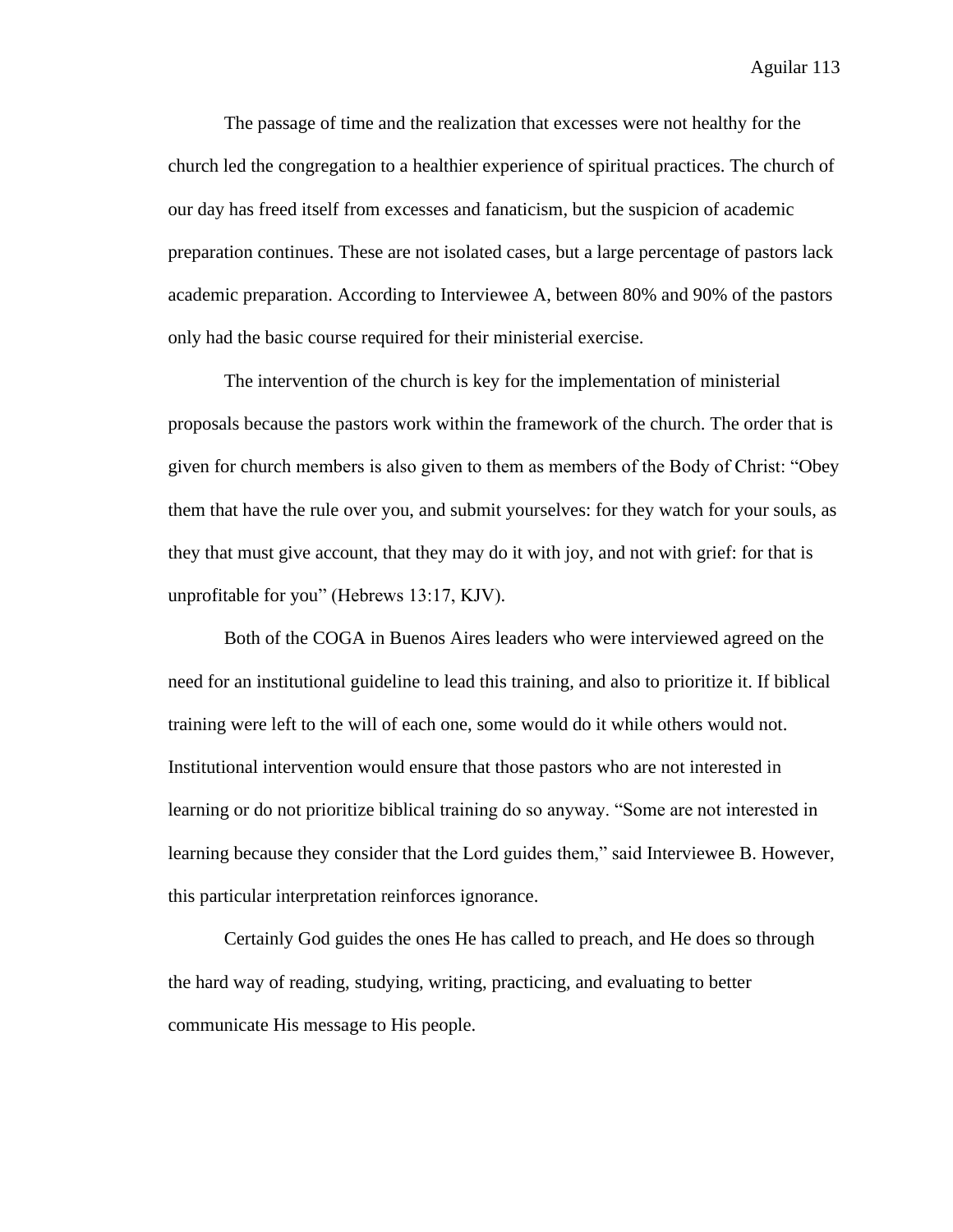The passage of time and the realization that excesses were not healthy for the church led the congregation to a healthier experience of spiritual practices. The church of our day has freed itself from excesses and fanaticism, but the suspicion of academic preparation continues. These are not isolated cases, but a large percentage of pastors lack academic preparation. According to Interviewee A, between 80% and 90% of the pastors only had the basic course required for their ministerial exercise.

The intervention of the church is key for the implementation of ministerial proposals because the pastors work within the framework of the church. The order that is given for church members is also given to them as members of the Body of Christ: "Obey them that have the rule over you, and submit yourselves: for they watch for your souls, as they that must give account, that they may do it with joy, and not with grief: for that is unprofitable for you" (Hebrews 13:17, KJV).

Both of the COGA in Buenos Aires leaders who were interviewed agreed on the need for an institutional guideline to lead this training, and also to prioritize it. If biblical training were left to the will of each one, some would do it while others would not. Institutional intervention would ensure that those pastors who are not interested in learning or do not prioritize biblical training do so anyway. "Some are not interested in learning because they consider that the Lord guides them," said Interviewee B. However, this particular interpretation reinforces ignorance.

Certainly God guides the ones He has called to preach, and He does so through the hard way of reading, studying, writing, practicing, and evaluating to better communicate His message to His people.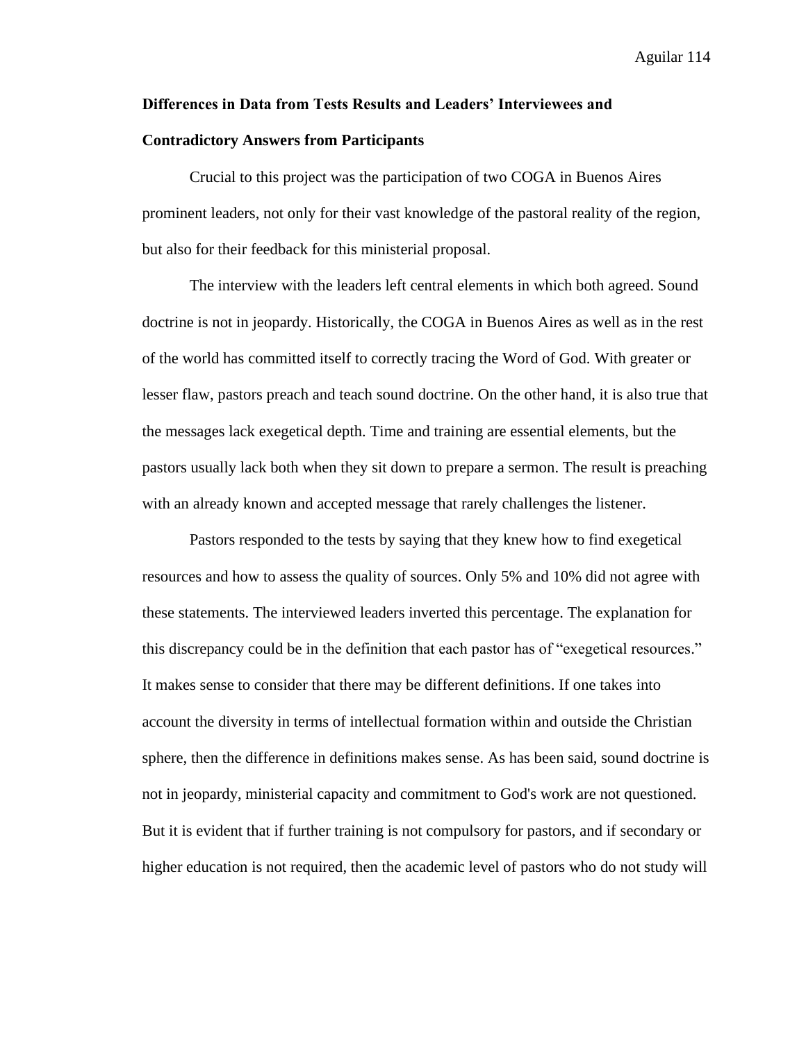**Differences in Data from Tests Results and Leaders' Interviewees and Contradictory Answers from Participants**

Crucial to this project was the participation of two COGA in Buenos Aires prominent leaders, not only for their vast knowledge of the pastoral reality of the region, but also for their feedback for this ministerial proposal.

The interview with the leaders left central elements in which both agreed. Sound doctrine is not in jeopardy. Historically, the COGA in Buenos Aires as well as in the rest of the world has committed itself to correctly tracing the Word of God. With greater or lesser flaw, pastors preach and teach sound doctrine. On the other hand, it is also true that the messages lack exegetical depth. Time and training are essential elements, but the pastors usually lack both when they sit down to prepare a sermon. The result is preaching with an already known and accepted message that rarely challenges the listener.

Pastors responded to the tests by saying that they knew how to find exegetical resources and how to assess the quality of sources. Only 5% and 10% did not agree with these statements. The interviewed leaders inverted this percentage. The explanation for this discrepancy could be in the definition that each pastor has of "exegetical resources." It makes sense to consider that there may be different definitions. If one takes into account the diversity in terms of intellectual formation within and outside the Christian sphere, then the difference in definitions makes sense. As has been said, sound doctrine is not in jeopardy, ministerial capacity and commitment to God's work are not questioned. But it is evident that if further training is not compulsory for pastors, and if secondary or higher education is not required, then the academic level of pastors who do not study will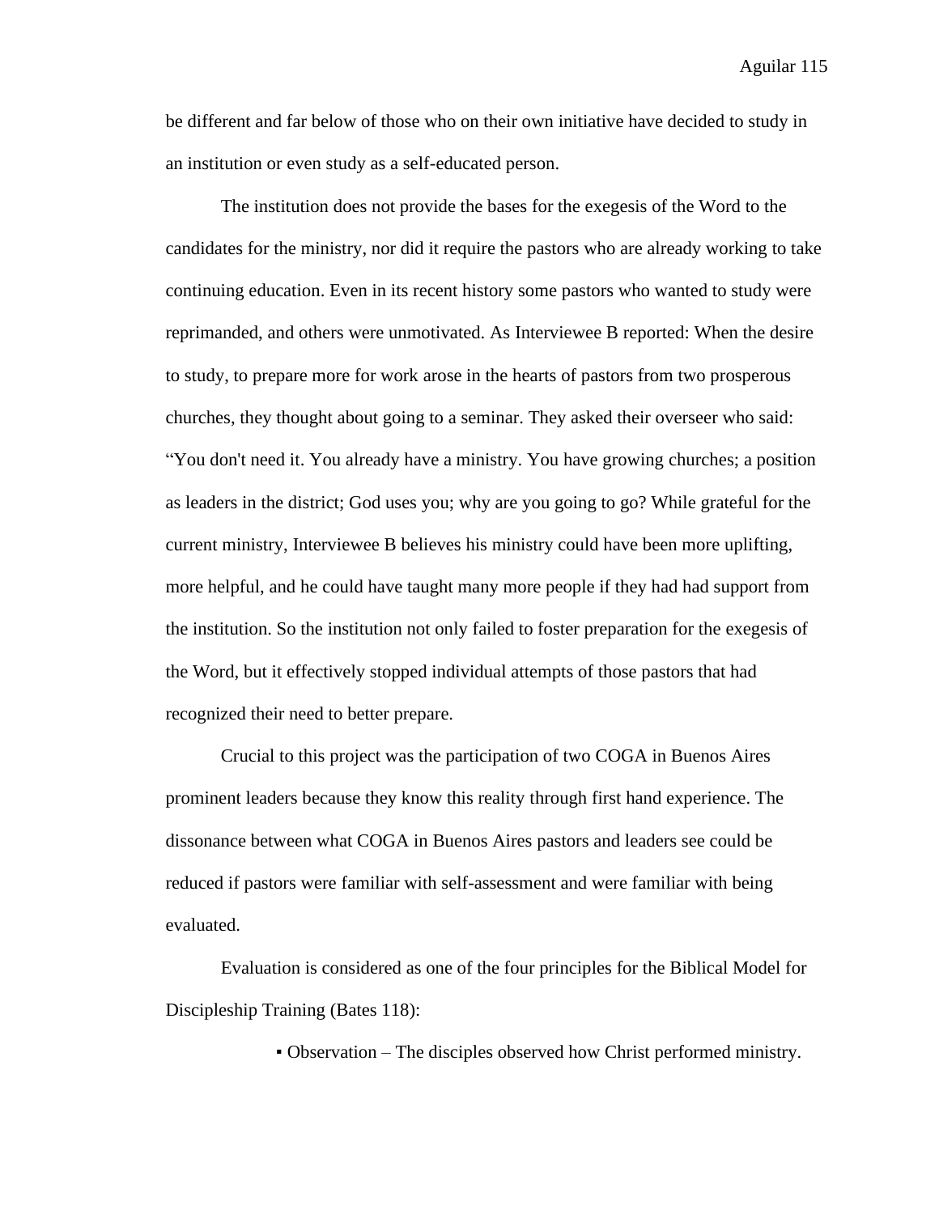be different and far below of those who on their own initiative have decided to study in an institution or even study as a self-educated person.

The institution does not provide the bases for the exegesis of the Word to the candidates for the ministry, nor did it require the pastors who are already working to take continuing education. Even in its recent history some pastors who wanted to study were reprimanded, and others were unmotivated. As Interviewee B reported: When the desire to study, to prepare more for work arose in the hearts of pastors from two prosperous churches, they thought about going to a seminar. They asked their overseer who said: "You don't need it. You already have a ministry. You have growing churches; a position as leaders in the district; God uses you; why are you going to go? While grateful for the current ministry, Interviewee B believes his ministry could have been more uplifting, more helpful, and he could have taught many more people if they had had support from the institution. So the institution not only failed to foster preparation for the exegesis of the Word, but it effectively stopped individual attempts of those pastors that had recognized their need to better prepare.

Crucial to this project was the participation of two COGA in Buenos Aires prominent leaders because they know this reality through first hand experience. The dissonance between what COGA in Buenos Aires pastors and leaders see could be reduced if pastors were familiar with self-assessment and were familiar with being evaluated.

Evaluation is considered as one of the four principles for the Biblical Model for Discipleship Training (Bates 118):

- Observation – The disciples observed how Christ performed ministry.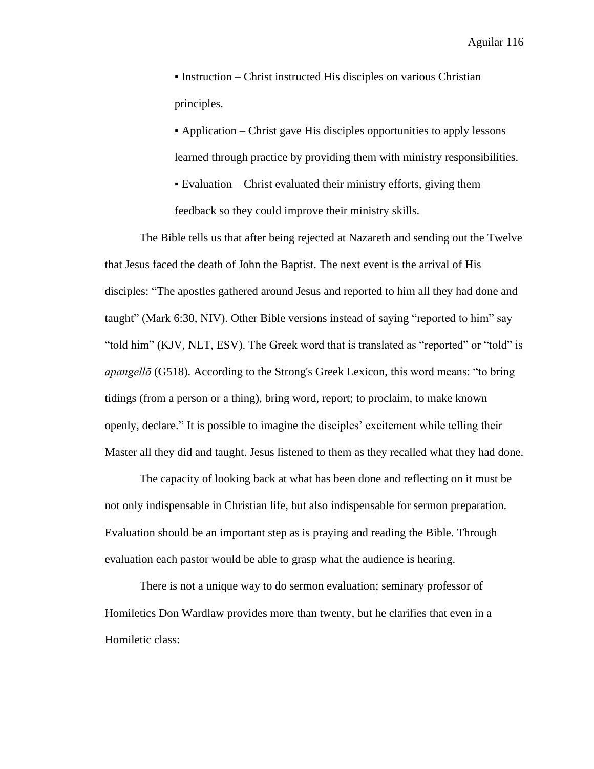▪ Instruction – Christ instructed His disciples on various Christian principles.

▪ Application – Christ gave His disciples opportunities to apply lessons learned through practice by providing them with ministry responsibilities.

▪ Evaluation – Christ evaluated their ministry efforts, giving them feedback so they could improve their ministry skills.

The Bible tells us that after being rejected at Nazareth and sending out the Twelve that Jesus faced the death of John the Baptist. The next event is the arrival of His disciples: "The apostles gathered around Jesus and reported to him all they had done and taught" (Mark 6:30, NIV). Other Bible versions instead of saying "reported to him" say "told him" (KJV, NLT, ESV). The Greek word that is translated as "reported" or "told" is *apangellō* (G518). According to the Strong's Greek Lexicon, this word means: "to bring tidings (from a person or a thing), bring word, report; to proclaim, to make known openly, declare." It is possible to imagine the disciples' excitement while telling their Master all they did and taught. Jesus listened to them as they recalled what they had done.

The capacity of looking back at what has been done and reflecting on it must be not only indispensable in Christian life, but also indispensable for sermon preparation. Evaluation should be an important step as is praying and reading the Bible. Through evaluation each pastor would be able to grasp what the audience is hearing.

There is not a unique way to do sermon evaluation; seminary professor of Homiletics Don Wardlaw provides more than twenty, but he clarifies that even in a Homiletic class: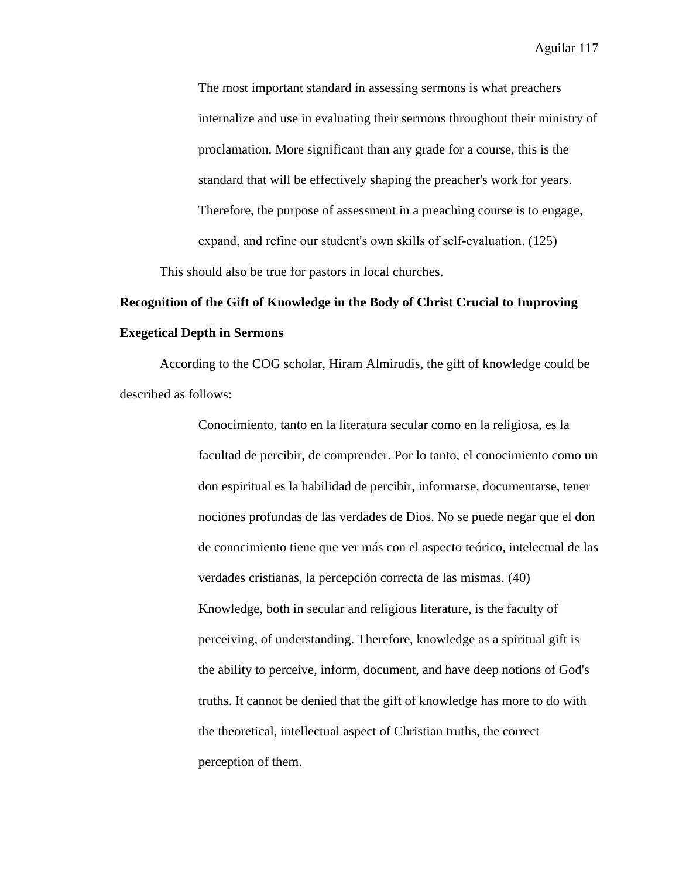> The most important standard in assessing sermons is what preachers internalize and use in evaluating their sermons throughout their ministry of proclamation. More significant than any grade for a course, this is the standard that will be effectively shaping the preacher's work for years. Therefore, the purpose of assessment in a preaching course is to engage, expand, and refine our student's own skills of self-evaluation. (125)

This should also be true for pastors in local churches.

**Recognition of the Gift of Knowledge in the Body of Christ Crucial to Improving Exegetical Depth in Sermons**

According to the COG scholar, Hiram Almirudis, the gift of knowledge could be described as follows:

> Conocimiento, tanto en la literatura secular como en la religiosa, es la facultad de percibir, de comprender. Por lo tanto, el conocimiento como un don espiritual es la habilidad de percibir, informarse, documentarse, tener nociones profundas de las verdades de Dios. No se puede negar que el don de conocimiento tiene que ver más con el aspecto teórico, intelectual de las verdades cristianas, la percepción correcta de las mismas. (40)
>
> Knowledge, both in secular and religious literature, is the faculty of perceiving, of understanding. Therefore, knowledge as a spiritual gift is the ability to perceive, inform, document, and have deep notions of God's truths. It cannot be denied that the gift of knowledge has more to do with the theoretical, intellectual aspect of Christian truths, the correct perception of them.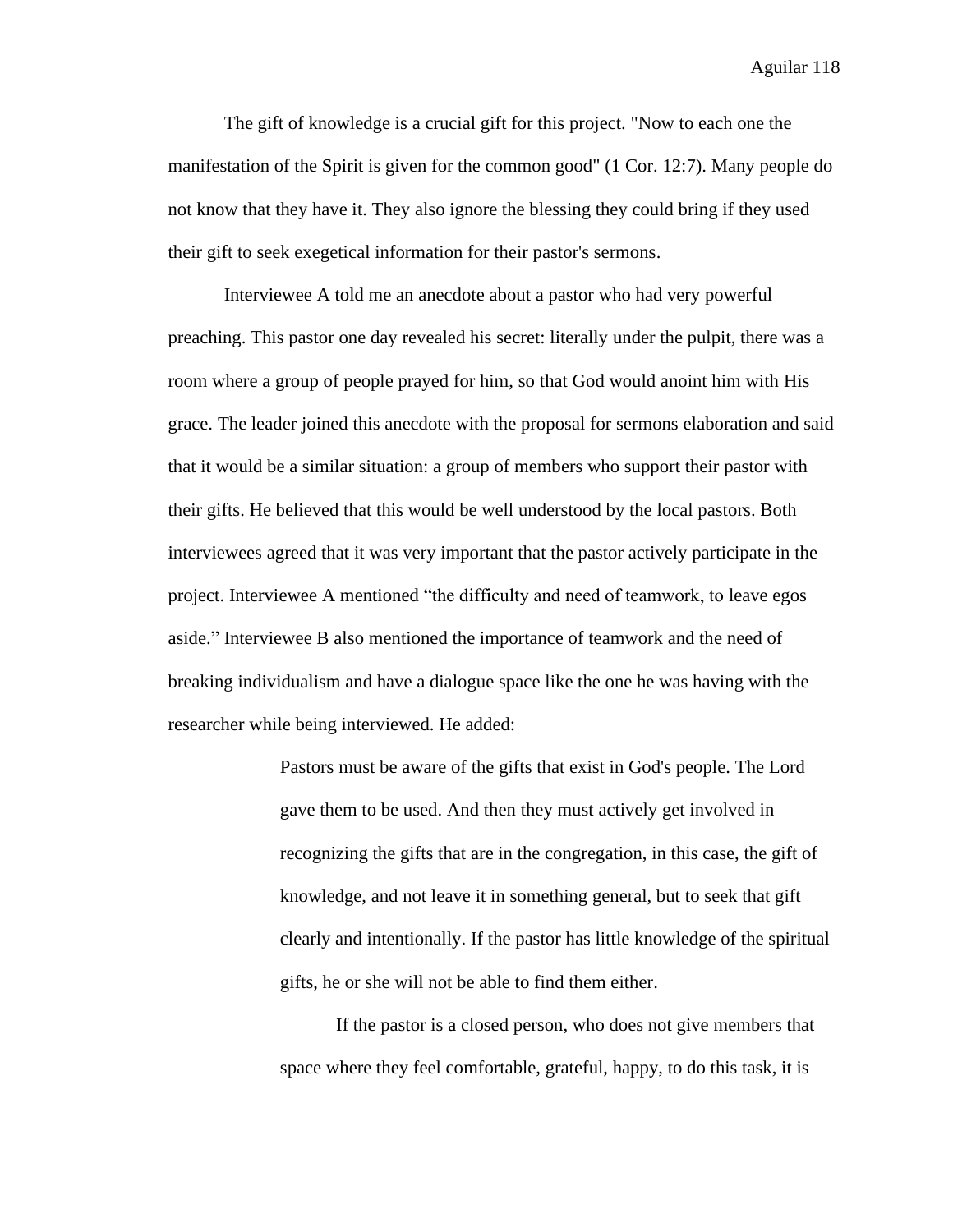The gift of knowledge is a crucial gift for this project. "Now to each one the manifestation of the Spirit is given for the common good" (1 Cor. 12:7). Many people do not know that they have it. They also ignore the blessing they could bring if they used their gift to seek exegetical information for their pastor's sermons.

Interviewee A told me an anecdote about a pastor who had very powerful preaching. This pastor one day revealed his secret: literally under the pulpit, there was a room where a group of people prayed for him, so that God would anoint him with His grace. The leader joined this anecdote with the proposal for sermons elaboration and said that it would be a similar situation: a group of members who support their pastor with their gifts. He believed that this would be well understood by the local pastors. Both interviewees agreed that it was very important that the pastor actively participate in the project. Interviewee A mentioned "the difficulty and need of teamwork, to leave egos aside." Interviewee B also mentioned the importance of teamwork and the need of breaking individualism and have a dialogue space like the one he was having with the researcher while being interviewed. He added:

> Pastors must be aware of the gifts that exist in God's people. The Lord gave them to be used. And then they must actively get involved in recognizing the gifts that are in the congregation, in this case, the gift of knowledge, and not leave it in something general, but to seek that gift clearly and intentionally. If the pastor has little knowledge of the spiritual gifts, he or she will not be able to find them either.
>
> If the pastor is a closed person, who does not give members that space where they feel comfortable, grateful, happy, to do this task, it is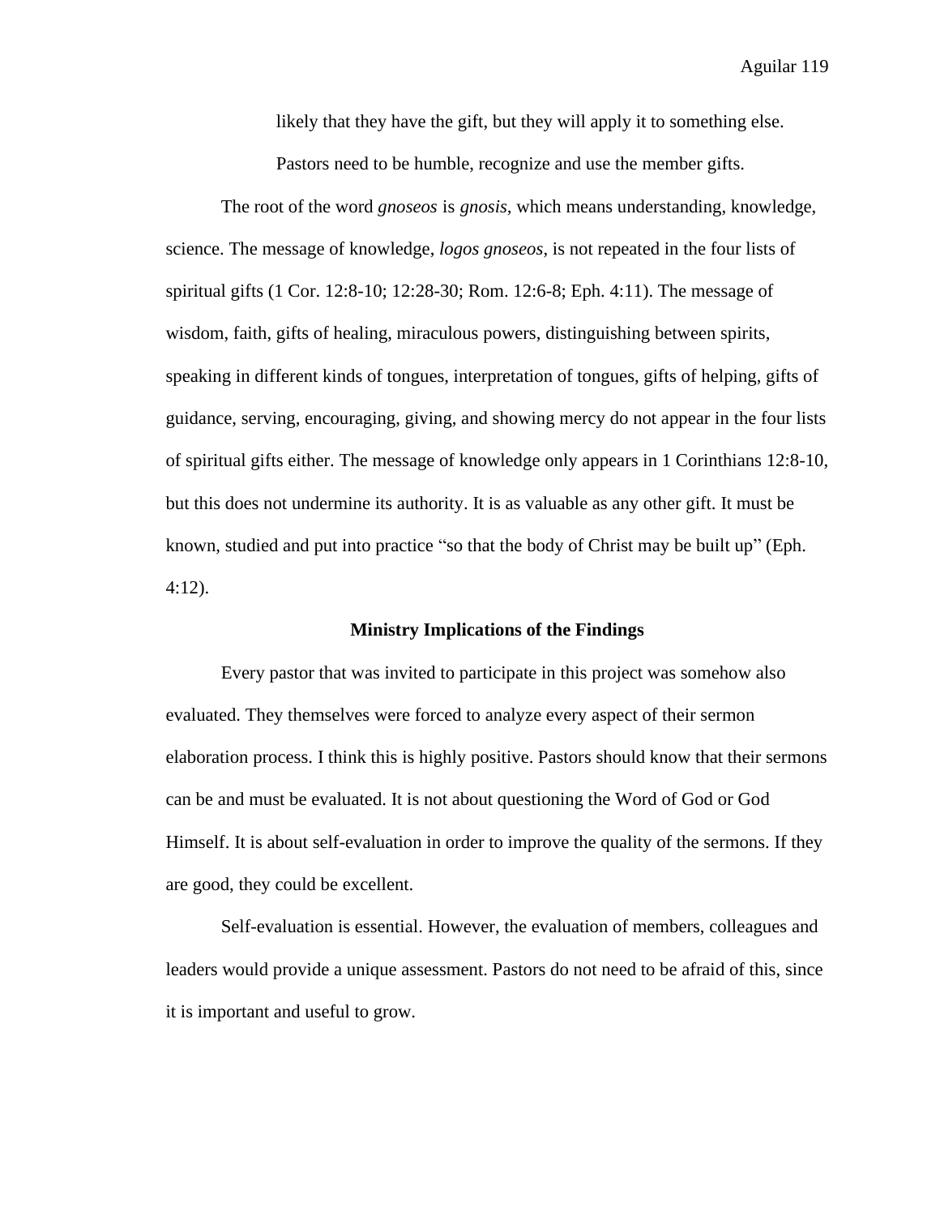likely that they have the gift, but they will apply it to something else.

Pastors need to be humble, recognize and use the member gifts.

The root of the word *gnoseos* is *gnosis*, which means understanding, knowledge, science. The message of knowledge, *logos gnoseos*, is not repeated in the four lists of spiritual gifts (1 Cor. 12:8-10; 12:28-30; Rom. 12:6-8; Eph. 4:11). The message of wisdom, faith, gifts of healing, miraculous powers, distinguishing between spirits, speaking in different kinds of tongues, interpretation of tongues, gifts of helping, gifts of guidance, serving, encouraging, giving, and showing mercy do not appear in the four lists of spiritual gifts either. The message of knowledge only appears in 1 Corinthians 12:8-10, but this does not undermine its authority. It is as valuable as any other gift. It must be known, studied and put into practice "so that the body of Christ may be built up" (Eph. 4:12).

## Ministry Implications of the Findings

Every pastor that was invited to participate in this project was somehow also evaluated. They themselves were forced to analyze every aspect of their sermon elaboration process. I think this is highly positive. Pastors should know that their sermons can be and must be evaluated. It is not about questioning the Word of God or God Himself. It is about self-evaluation in order to improve the quality of the sermons. If they are good, they could be excellent.

Self-evaluation is essential. However, the evaluation of members, colleagues and leaders would provide a unique assessment. Pastors do not need to be afraid of this, since it is important and useful to grow.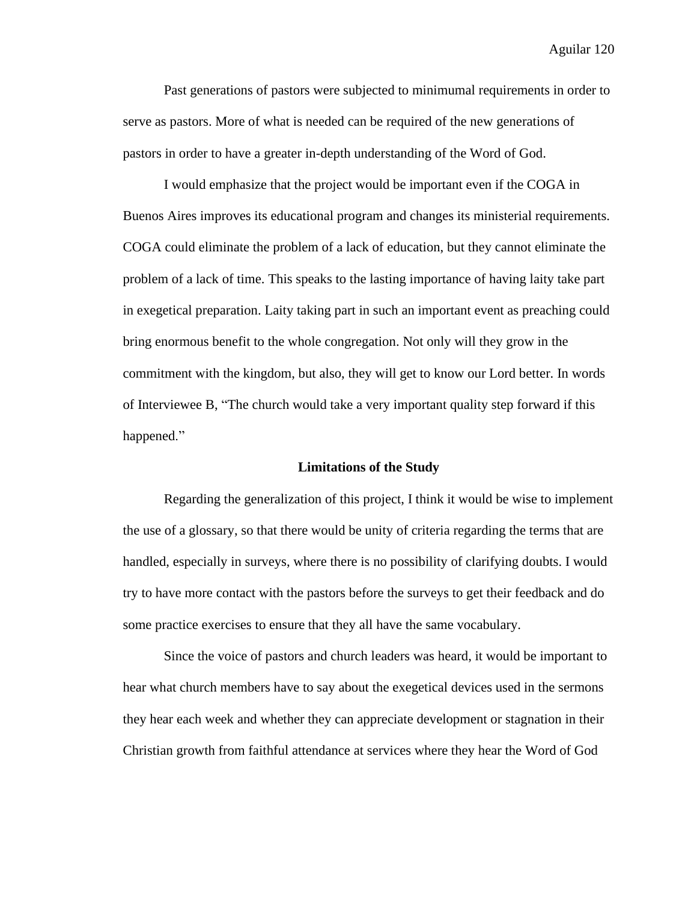Past generations of pastors were subjected to minimumal requirements in order to serve as pastors. More of what is needed can be required of the new generations of pastors in order to have a greater in-depth understanding of the Word of God.

I would emphasize that the project would be important even if the COGA in Buenos Aires improves its educational program and changes its ministerial requirements. COGA could eliminate the problem of a lack of education, but they cannot eliminate the problem of a lack of time. This speaks to the lasting importance of having laity take part in exegetical preparation. Laity taking part in such an important event as preaching could bring enormous benefit to the whole congregation. Not only will they grow in the commitment with the kingdom, but also, they will get to know our Lord better. In words of Interviewee B, "The church would take a very important quality step forward if this happened."

## Limitations of the Study

Regarding the generalization of this project, I think it would be wise to implement the use of a glossary, so that there would be unity of criteria regarding the terms that are handled, especially in surveys, where there is no possibility of clarifying doubts. I would try to have more contact with the pastors before the surveys to get their feedback and do some practice exercises to ensure that they all have the same vocabulary.

Since the voice of pastors and church leaders was heard, it would be important to hear what church members have to say about the exegetical devices used in the sermons they hear each week and whether they can appreciate development or stagnation in their Christian growth from faithful attendance at services where they hear the Word of God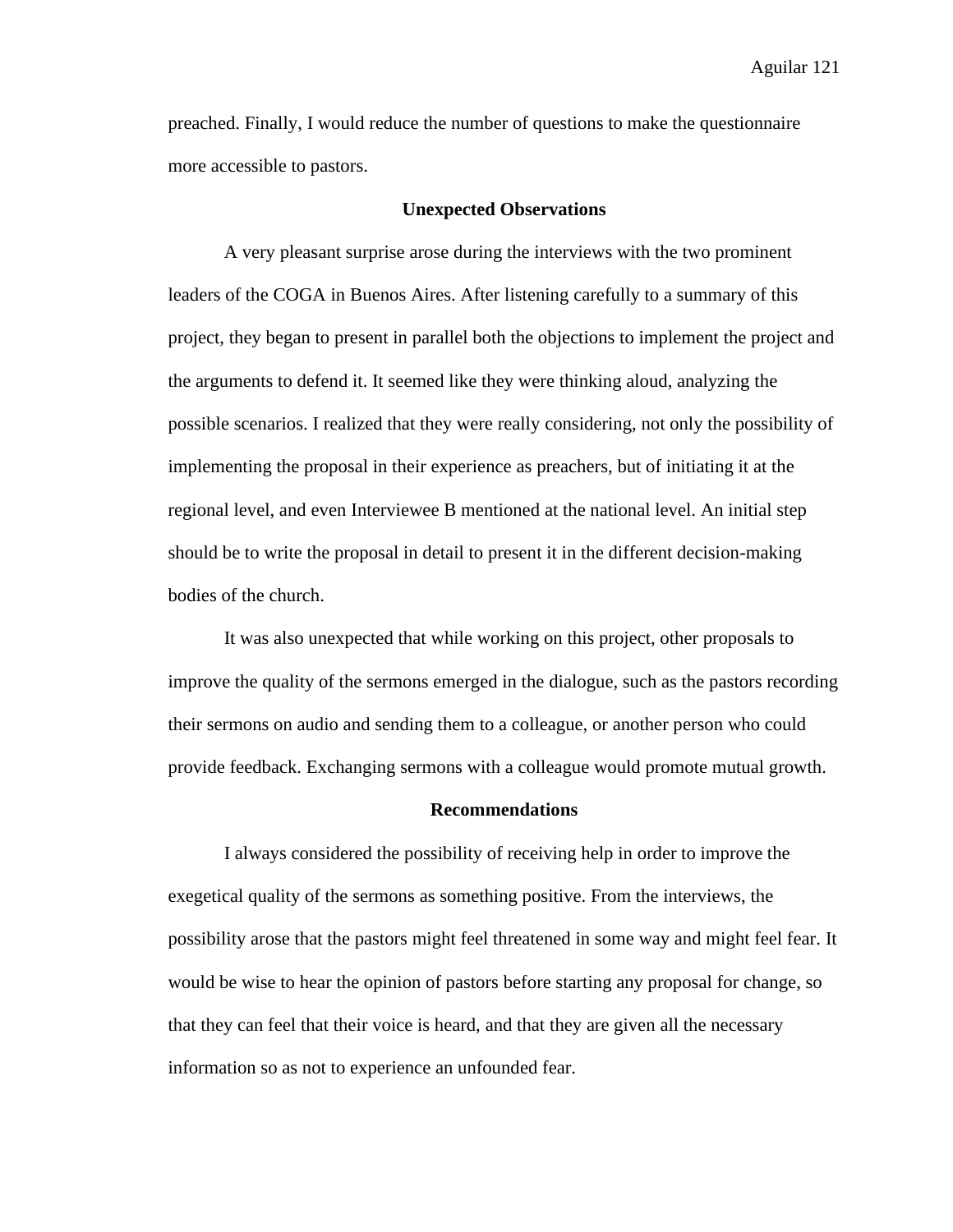preached. Finally, I would reduce the number of questions to make the questionnaire more accessible to pastors.

## Unexpected Observations

A very pleasant surprise arose during the interviews with the two prominent leaders of the COGA in Buenos Aires. After listening carefully to a summary of this project, they began to present in parallel both the objections to implement the project and the arguments to defend it. It seemed like they were thinking aloud, analyzing the possible scenarios. I realized that they were really considering, not only the possibility of implementing the proposal in their experience as preachers, but of initiating it at the regional level, and even Interviewee B mentioned at the national level. An initial step should be to write the proposal in detail to present it in the different decision-making bodies of the church.

It was also unexpected that while working on this project, other proposals to improve the quality of the sermons emerged in the dialogue, such as the pastors recording their sermons on audio and sending them to a colleague, or another person who could provide feedback. Exchanging sermons with a colleague would promote mutual growth.

## Recommendations

I always considered the possibility of receiving help in order to improve the exegetical quality of the sermons as something positive. From the interviews, the possibility arose that the pastors might feel threatened in some way and might feel fear. It would be wise to hear the opinion of pastors before starting any proposal for change, so that they can feel that their voice is heard, and that they are given all the necessary information so as not to experience an unfounded fear.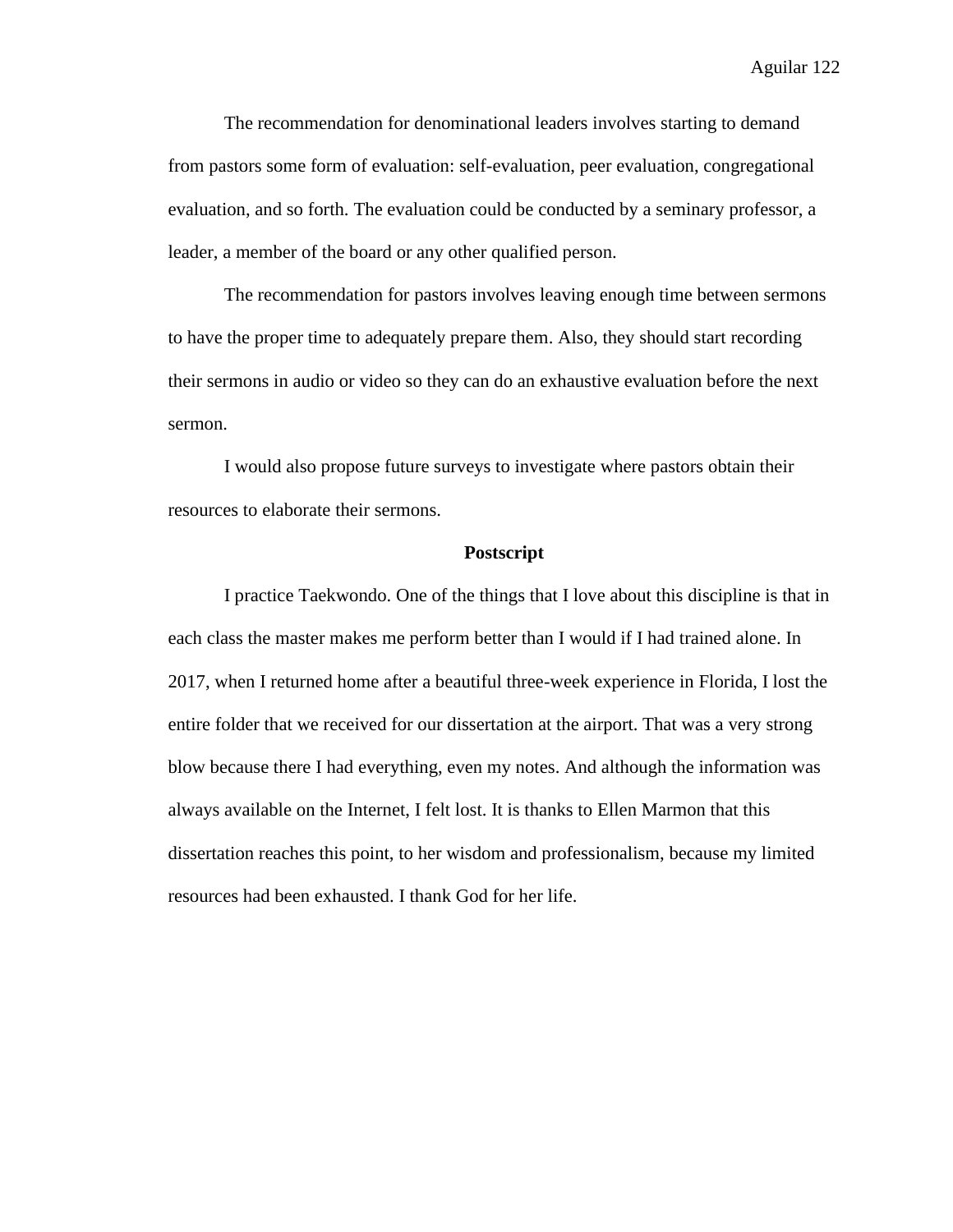The recommendation for denominational leaders involves starting to demand from pastors some form of evaluation: self-evaluation, peer evaluation, congregational evaluation, and so forth. The evaluation could be conducted by a seminary professor, a leader, a member of the board or any other qualified person.

The recommendation for pastors involves leaving enough time between sermons to have the proper time to adequately prepare them. Also, they should start recording their sermons in audio or video so they can do an exhaustive evaluation before the next sermon.

I would also propose future surveys to investigate where pastors obtain their resources to elaborate their sermons.

## Postscript

I practice Taekwondo. One of the things that I love about this discipline is that in each class the master makes me perform better than I would if I had trained alone. In 2017, when I returned home after a beautiful three-week experience in Florida, I lost the entire folder that we received for our dissertation at the airport. That was a very strong blow because there I had everything, even my notes. And although the information was always available on the Internet, I felt lost. It is thanks to Ellen Marmon that this dissertation reaches this point, to her wisdom and professionalism, because my limited resources had been exhausted. I thank God for her life.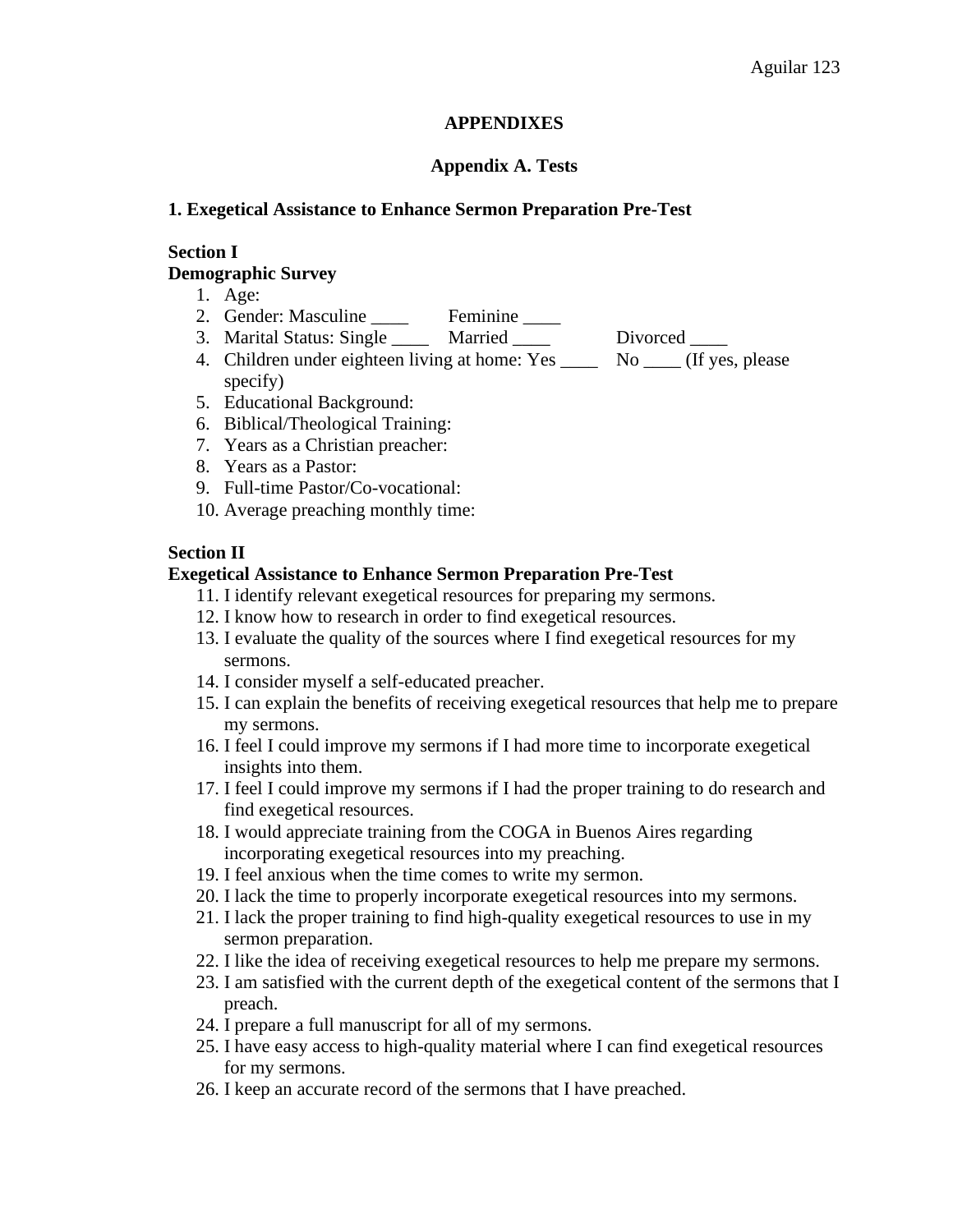# APPENDIXES

## Appendix A. Tests

### 1. Exegetical Assistance to Enhance Sermon Preparation Pre-Test

**Section I**
**Demographic Survey**

1. Age:
2. Gender: Masculine ____ Feminine ____
3. Marital Status: Single ____ Married ____ Divorced ____
4. Children under eighteen living at home: Yes ____ No ____ (If yes, please specify)
5. Educational Background:
6. Biblical/Theological Training:
7. Years as a Christian preacher:
8. Years as a Pastor:
9. Full-time Pastor/Co-vocational:
10. Average preaching monthly time:

**Section II**
**Exegetical Assistance to Enhance Sermon Preparation Pre-Test**

11. I identify relevant exegetical resources for preparing my sermons.
12. I know how to research in order to find exegetical resources.
13. I evaluate the quality of the sources where I find exegetical resources for my sermons.
14. I consider myself a self-educated preacher.
15. I can explain the benefits of receiving exegetical resources that help me to prepare my sermons.
16. I feel I could improve my sermons if I had more time to incorporate exegetical insights into them.
17. I feel I could improve my sermons if I had the proper training to do research and find exegetical resources.
18. I would appreciate training from the COGA in Buenos Aires regarding incorporating exegetical resources into my preaching.
19. I feel anxious when the time comes to write my sermon.
20. I lack the time to properly incorporate exegetical resources into my sermons.
21. I lack the proper training to find high-quality exegetical resources to use in my sermon preparation.
22. I like the idea of receiving exegetical resources to help me prepare my sermons.
23. I am satisfied with the current depth of the exegetical content of the sermons that I preach.
24. I prepare a full manuscript for all of my sermons.
25. I have easy access to high-quality material where I can find exegetical resources for my sermons.
26. I keep an accurate record of the sermons that I have preached.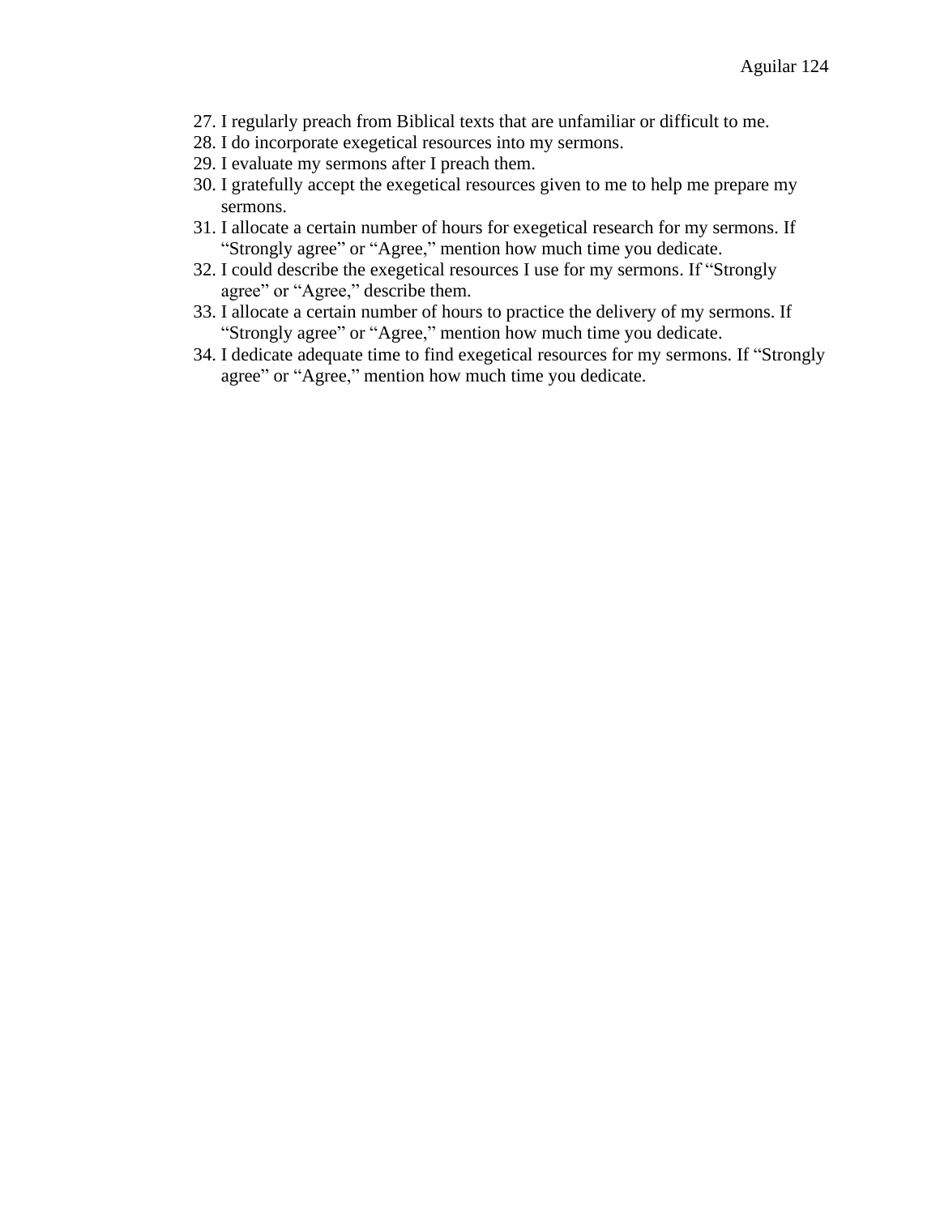27. I regularly preach from Biblical texts that are unfamiliar or difficult to me.
28. I do incorporate exegetical resources into my sermons.
29. I evaluate my sermons after I preach them.
30. I gratefully accept the exegetical resources given to me to help me prepare my sermons.
31. I allocate a certain number of hours for exegetical research for my sermons. If "Strongly agree" or "Agree," mention how much time you dedicate.
32. I could describe the exegetical resources I use for my sermons. If "Strongly agree" or "Agree," describe them.
33. I allocate a certain number of hours to practice the delivery of my sermons. If "Strongly agree" or "Agree," mention how much time you dedicate.
34. I dedicate adequate time to find exegetical resources for my sermons. If "Strongly agree" or "Agree," mention how much time you dedicate.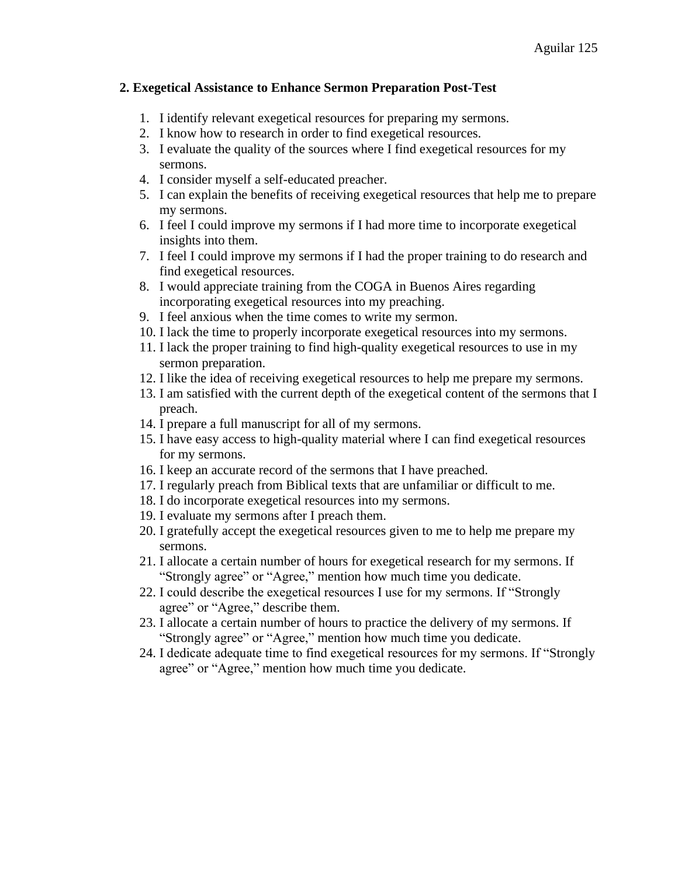**2. Exegetical Assistance to Enhance Sermon Preparation Post-Test**

1. I identify relevant exegetical resources for preparing my sermons.
2. I know how to research in order to find exegetical resources.
3. I evaluate the quality of the sources where I find exegetical resources for my sermons.
4. I consider myself a self-educated preacher.
5. I can explain the benefits of receiving exegetical resources that help me to prepare my sermons.
6. I feel I could improve my sermons if I had more time to incorporate exegetical insights into them.
7. I feel I could improve my sermons if I had the proper training to do research and find exegetical resources.
8. I would appreciate training from the COGA in Buenos Aires regarding incorporating exegetical resources into my preaching.
9. I feel anxious when the time comes to write my sermon.
10. I lack the time to properly incorporate exegetical resources into my sermons.
11. I lack the proper training to find high-quality exegetical resources to use in my sermon preparation.
12. I like the idea of receiving exegetical resources to help me prepare my sermons.
13. I am satisfied with the current depth of the exegetical content of the sermons that I preach.
14. I prepare a full manuscript for all of my sermons.
15. I have easy access to high-quality material where I can find exegetical resources for my sermons.
16. I keep an accurate record of the sermons that I have preached.
17. I regularly preach from Biblical texts that are unfamiliar or difficult to me.
18. I do incorporate exegetical resources into my sermons.
19. I evaluate my sermons after I preach them.
20. I gratefully accept the exegetical resources given to me to help me prepare my sermons.
21. I allocate a certain number of hours for exegetical research for my sermons. If "Strongly agree" or "Agree," mention how much time you dedicate.
22. I could describe the exegetical resources I use for my sermons. If "Strongly agree" or "Agree," describe them.
23. I allocate a certain number of hours to practice the delivery of my sermons. If "Strongly agree" or "Agree," mention how much time you dedicate.
24. I dedicate adequate time to find exegetical resources for my sermons. If "Strongly agree" or "Agree," mention how much time you dedicate.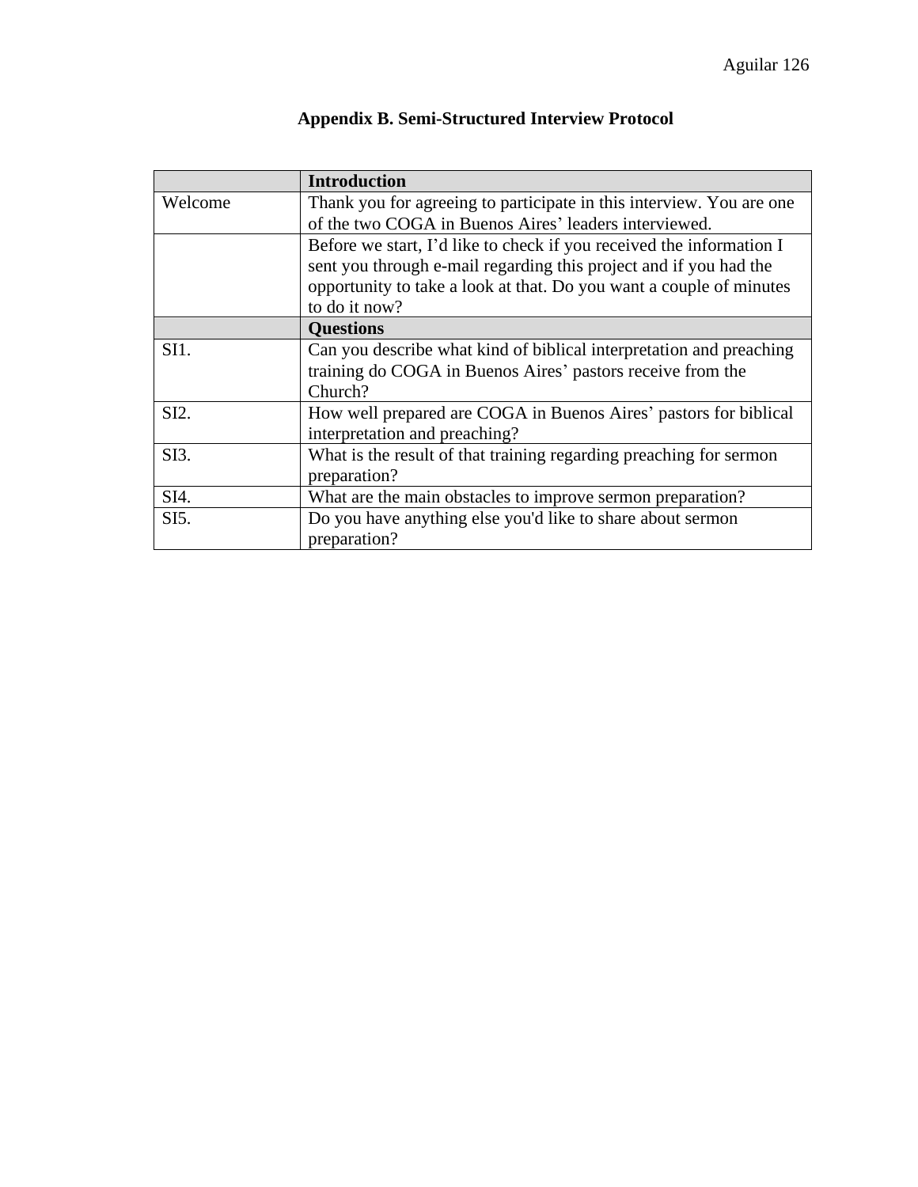## Appendix B. Semi-Structured Interview Protocol

| | **Introduction** |
|---|---|
| Welcome | Thank you for agreeing to participate in this interview. You are one of the two COGA in Buenos Aires' leaders interviewed. |
| | Before we start, I'd like to check if you received the information I sent you through e-mail regarding this project and if you had the opportunity to take a look at that. Do you want a couple of minutes to do it now? |
| | **Questions** |
| SI1. | Can you describe what kind of biblical interpretation and preaching training do COGA in Buenos Aires' pastors receive from the Church? |
| SI2. | How well prepared are COGA in Buenos Aires' pastors for biblical interpretation and preaching? |
| SI3. | What is the result of that training regarding preaching for sermon preparation? |
| SI4. | What are the main obstacles to improve sermon preparation? |
| SI5. | Do you have anything else you'd like to share about sermon preparation? |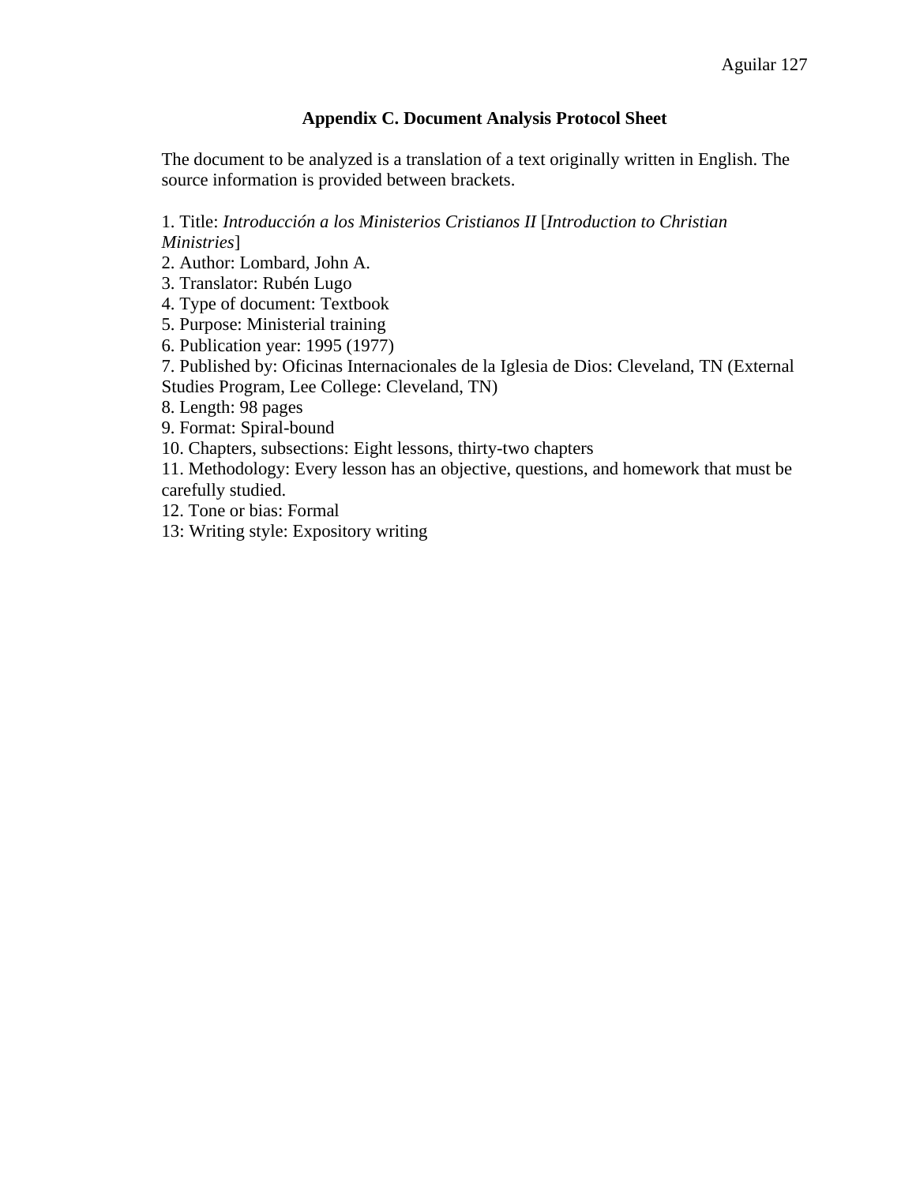## Appendix C. Document Analysis Protocol Sheet

The document to be analyzed is a translation of a text originally written in English. The source information is provided between brackets.

1. Title: *Introducción a los Ministerios Cristianos II* [*Introduction to Christian Ministries*]
2. Author: Lombard, John A.
3. Translator: Rubén Lugo
4. Type of document: Textbook
5. Purpose: Ministerial training
6. Publication year: 1995 (1977)
7. Published by: Oficinas Internacionales de la Iglesia de Dios: Cleveland, TN (External Studies Program, Lee College: Cleveland, TN)
8. Length: 98 pages
9. Format: Spiral-bound
10. Chapters, subsections: Eight lessons, thirty-two chapters
11. Methodology: Every lesson has an objective, questions, and homework that must be carefully studied.
12. Tone or bias: Formal

13: Writing style: Expository writing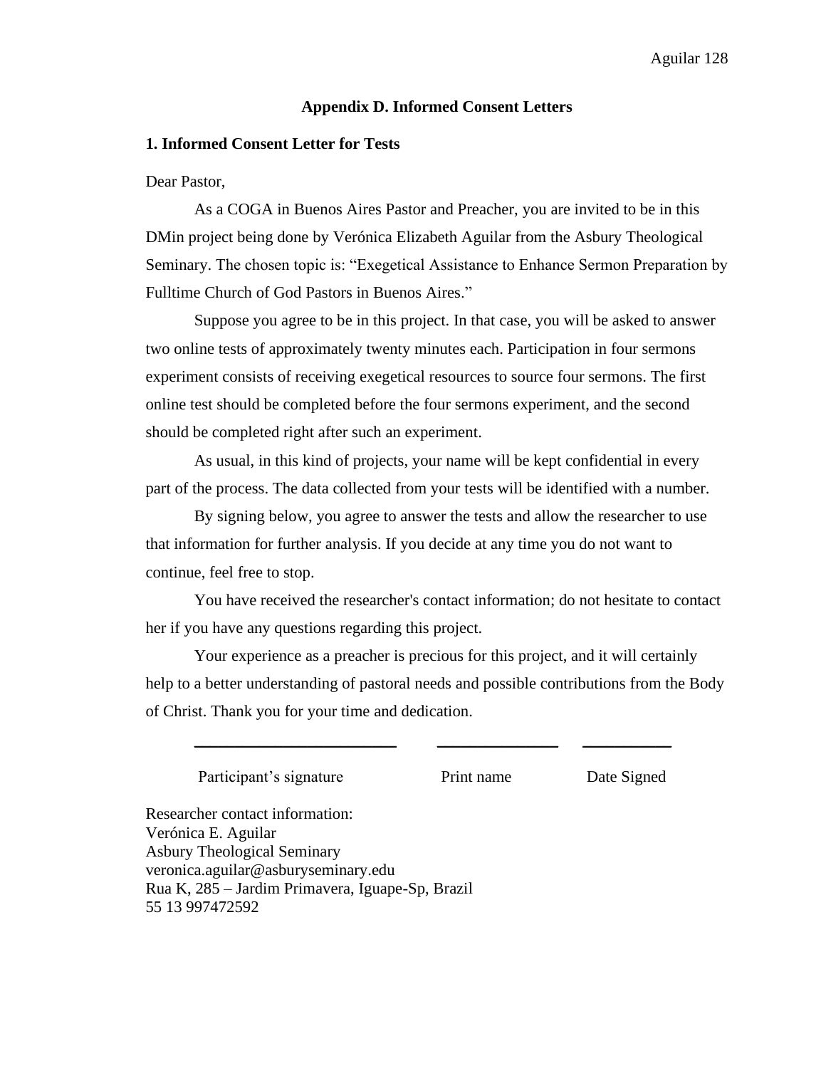## Appendix D. Informed Consent Letters

### 1. Informed Consent Letter for Tests

Dear Pastor,

As a COGA in Buenos Aires Pastor and Preacher, you are invited to be in this DMin project being done by Verónica Elizabeth Aguilar from the Asbury Theological Seminary. The chosen topic is: "Exegetical Assistance to Enhance Sermon Preparation by Fulltime Church of God Pastors in Buenos Aires."

Suppose you agree to be in this project. In that case, you will be asked to answer two online tests of approximately twenty minutes each. Participation in four sermons experiment consists of receiving exegetical resources to source four sermons. The first online test should be completed before the four sermons experiment, and the second should be completed right after such an experiment.

As usual, in this kind of projects, your name will be kept confidential in every part of the process. The data collected from your tests will be identified with a number.

By signing below, you agree to answer the tests and allow the researcher to use that information for further analysis. If you decide at any time you do not want to continue, feel free to stop.

You have received the researcher's contact information; do not hesitate to contact her if you have any questions regarding this project.

Your experience as a preacher is precious for this project, and it will certainly help to a better understanding of pastoral needs and possible contributions from the Body of Christ. Thank you for your time and dedication.

\_\_\_\_\_\_\_\_\_\_\_\_\_\_\_\_\_\_\_\_\_\_\_\_\_ \_\_\_\_\_\_\_\_\_\_\_\_\_\_\_ \_\_\_\_\_\_\_\_\_\_\_

Participant's signature Print name Date Signed

Researcher contact information:
Verónica E. Aguilar
Asbury Theological Seminary
veronica.aguilar@asburyseminary.edu
Rua K, 285 – Jardim Primavera, Iguape-Sp, Brazil
55 13 997472592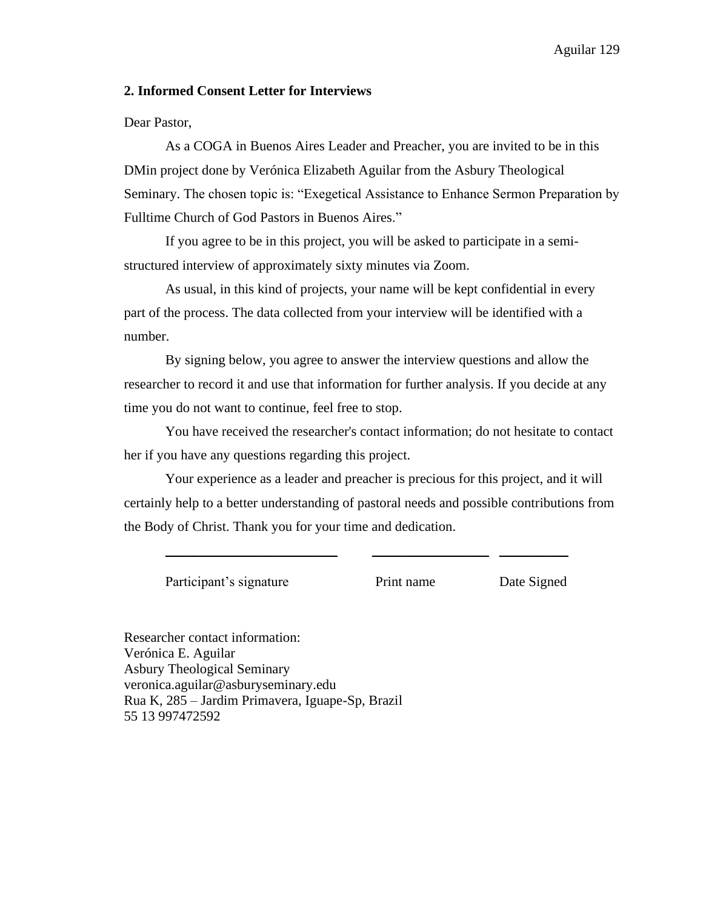**2. Informed Consent Letter for Interviews**

Dear Pastor,

As a COGA in Buenos Aires Leader and Preacher, you are invited to be in this DMin project done by Verónica Elizabeth Aguilar from the Asbury Theological Seminary. The chosen topic is: "Exegetical Assistance to Enhance Sermon Preparation by Fulltime Church of God Pastors in Buenos Aires."

If you agree to be in this project, you will be asked to participate in a semi-structured interview of approximately sixty minutes via Zoom.

As usual, in this kind of projects, your name will be kept confidential in every part of the process. The data collected from your interview will be identified with a number.

By signing below, you agree to answer the interview questions and allow the researcher to record it and use that information for further analysis. If you decide at any time you do not want to continue, feel free to stop.

You have received the researcher's contact information; do not hesitate to contact her if you have any questions regarding this project.

Your experience as a leader and preacher is precious for this project, and it will certainly help to a better understanding of pastoral needs and possible contributions from the Body of Christ. Thank you for your time and dedication.

\_\_\_\_\_\_\_\_\_\_\_\_\_\_\_\_\_\_\_\_\_\_\_\_\_ \_\_\_\_\_\_\_\_\_\_\_\_\_\_\_\_\_ \_\_\_\_\_\_\_\_\_\_

Participant's signature Print name Date Signed

Researcher contact information:
Verónica E. Aguilar
Asbury Theological Seminary
veronica.aguilar@asburyseminary.edu
Rua K, 285 – Jardim Primavera, Iguape-Sp, Brazil
55 13 997472592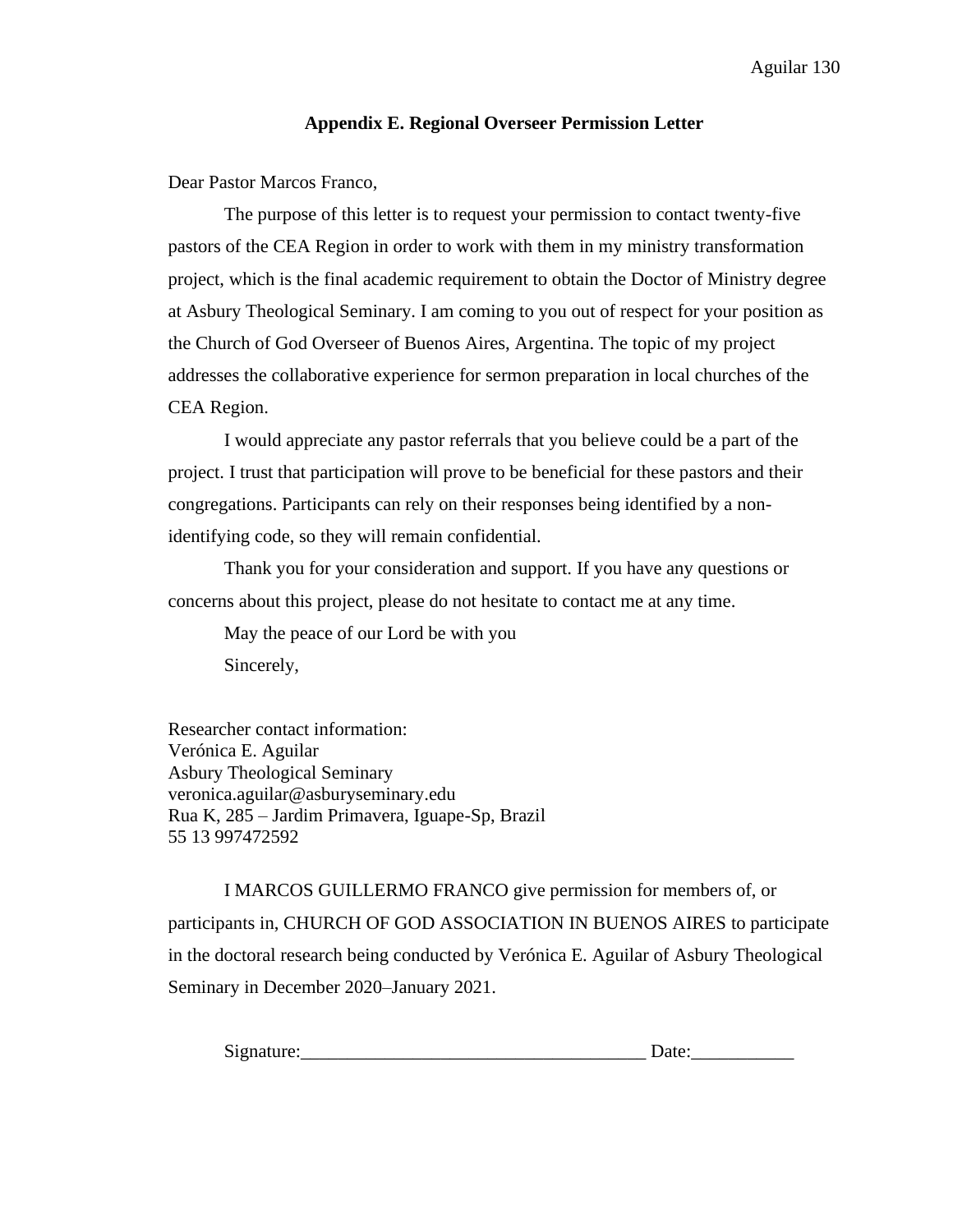## Appendix E. Regional Overseer Permission Letter

Dear Pastor Marcos Franco,

The purpose of this letter is to request your permission to contact twenty-five pastors of the CEA Region in order to work with them in my ministry transformation project, which is the final academic requirement to obtain the Doctor of Ministry degree at Asbury Theological Seminary. I am coming to you out of respect for your position as the Church of God Overseer of Buenos Aires, Argentina. The topic of my project addresses the collaborative experience for sermon preparation in local churches of the CEA Region.

I would appreciate any pastor referrals that you believe could be a part of the project. I trust that participation will prove to be beneficial for these pastors and their congregations. Participants can rely on their responses being identified by a non-identifying code, so they will remain confidential.

Thank you for your consideration and support. If you have any questions or concerns about this project, please do not hesitate to contact me at any time.

May the peace of our Lord be with you

Sincerely,

Researcher contact information:
Verónica E. Aguilar
Asbury Theological Seminary
veronica.aguilar@asburyseminary.edu
Rua K, 285 – Jardim Primavera, Iguape-Sp, Brazil
55 13 997472592

I MARCOS GUILLERMO FRANCO give permission for members of, or participants in, CHURCH OF GOD ASSOCIATION IN BUENOS AIRES to participate in the doctoral research being conducted by Verónica E. Aguilar of Asbury Theological Seminary in December 2020–January 2021.

Signature:_____________________________________ Date:___________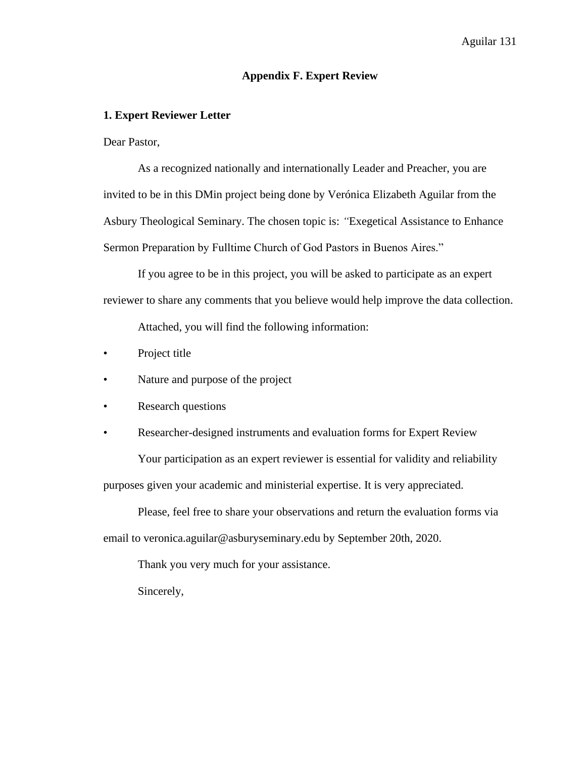## Appendix F. Expert Review

### 1. Expert Reviewer Letter

Dear Pastor,

As a recognized nationally and internationally Leader and Preacher, you are invited to be in this DMin project being done by Verónica Elizabeth Aguilar from the Asbury Theological Seminary. The chosen topic is: *"*Exegetical Assistance to Enhance Sermon Preparation by Fulltime Church of God Pastors in Buenos Aires."

If you agree to be in this project, you will be asked to participate as an expert reviewer to share any comments that you believe would help improve the data collection.

Attached, you will find the following information:

- Project title
- Nature and purpose of the project
- Research questions
- Researcher-designed instruments and evaluation forms for Expert Review

Your participation as an expert reviewer is essential for validity and reliability purposes given your academic and ministerial expertise. It is very appreciated.

Please, feel free to share your observations and return the evaluation forms via email to veronica.aguilar@asburyseminary.edu by September 20th, 2020.

Thank you very much for your assistance.

Sincerely,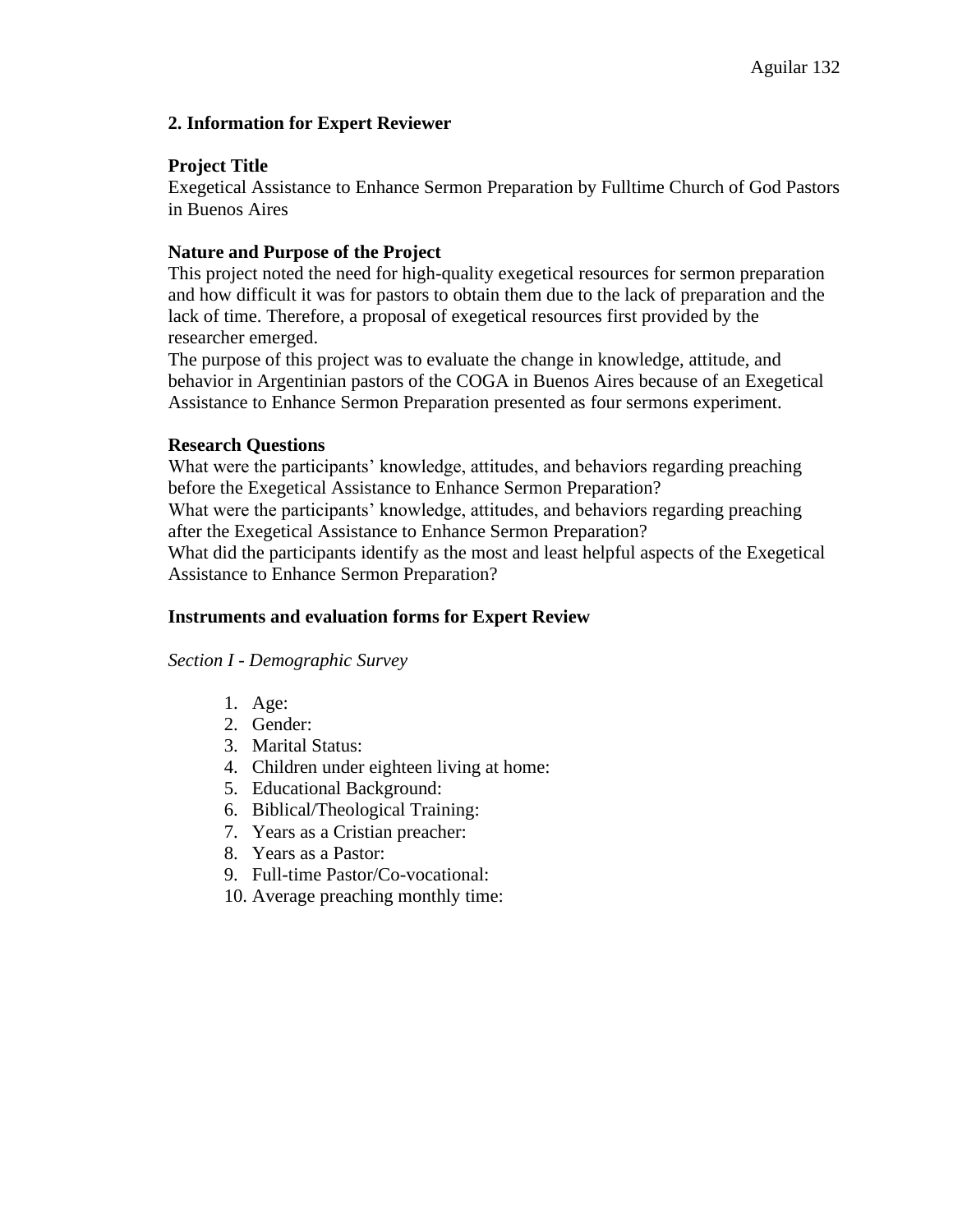## 2. Information for Expert Reviewer

**Project Title**

Exegetical Assistance to Enhance Sermon Preparation by Fulltime Church of God Pastors in Buenos Aires

**Nature and Purpose of the Project**

This project noted the need for high-quality exegetical resources for sermon preparation and how difficult it was for pastors to obtain them due to the lack of preparation and the lack of time. Therefore, a proposal of exegetical resources first provided by the researcher emerged.

The purpose of this project was to evaluate the change in knowledge, attitude, and behavior in Argentinian pastors of the COGA in Buenos Aires because of an Exegetical Assistance to Enhance Sermon Preparation presented as four sermons experiment.

**Research Questions**

What were the participants' knowledge, attitudes, and behaviors regarding preaching before the Exegetical Assistance to Enhance Sermon Preparation?

What were the participants' knowledge, attitudes, and behaviors regarding preaching after the Exegetical Assistance to Enhance Sermon Preparation?

What did the participants identify as the most and least helpful aspects of the Exegetical Assistance to Enhance Sermon Preparation?

**Instruments and evaluation forms for Expert Review**

*Section I - Demographic Survey*

1. Age:
2. Gender:
3. Marital Status:
4. Children under eighteen living at home:
5. Educational Background:
6. Biblical/Theological Training:
7. Years as a Cristian preacher:
8. Years as a Pastor:
9. Full-time Pastor/Co-vocational:
10. Average preaching monthly time: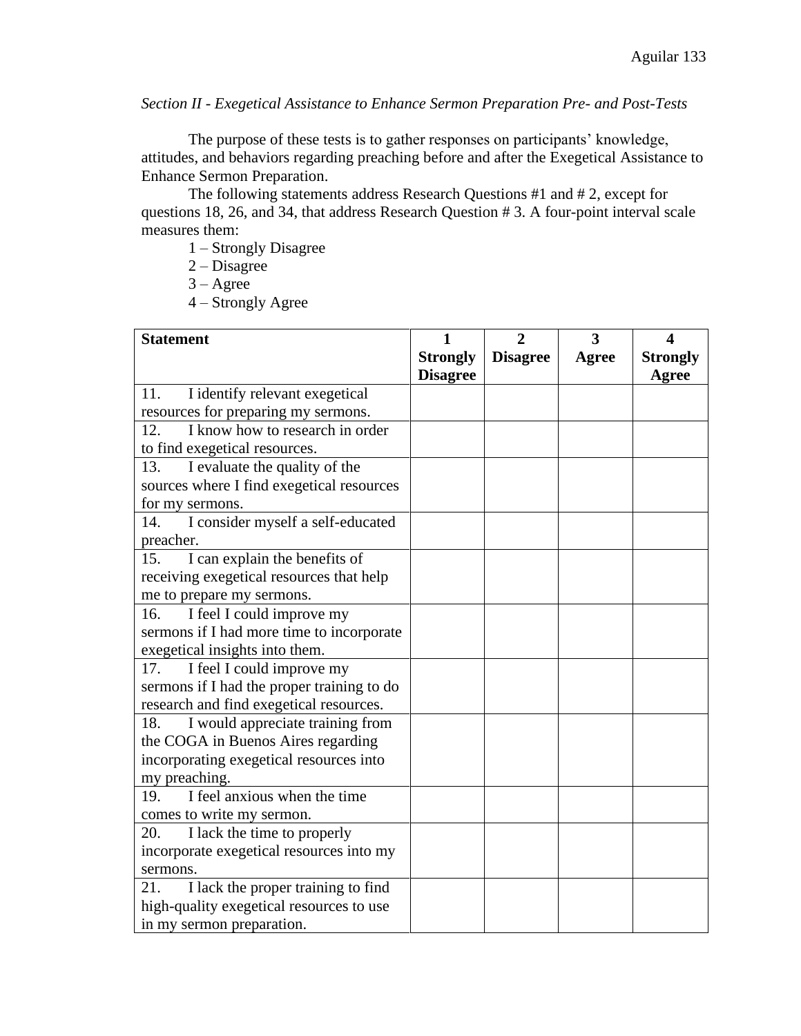*Section II - Exegetical Assistance to Enhance Sermon Preparation Pre- and Post-Tests*

The purpose of these tests is to gather responses on participants' knowledge, attitudes, and behaviors regarding preaching before and after the Exegetical Assistance to Enhance Sermon Preparation.

The following statements address Research Questions #1 and # 2, except for questions 18, 26, and 34, that address Research Question # 3. A four-point interval scale measures them:

1 – Strongly Disagree
2 – Disagree
3 – Agree
4 – Strongly Agree

| **Statement** | **1 Strongly Disagree** | **2 Disagree** | **3 Agree** | **4 Strongly Agree** |
|---|---|---|---|---|
| 11. I identify relevant exegetical resources for preparing my sermons. | | | | |
| 12. I know how to research in order to find exegetical resources. | | | | |
| 13. I evaluate the quality of the sources where I find exegetical resources for my sermons. | | | | |
| 14. I consider myself a self-educated preacher. | | | | |
| 15. I can explain the benefits of receiving exegetical resources that help me to prepare my sermons. | | | | |
| 16. I feel I could improve my sermons if I had more time to incorporate exegetical insights into them. | | | | |
| 17. I feel I could improve my sermons if I had the proper training to do research and find exegetical resources. | | | | |
| 18. I would appreciate training from the COGA in Buenos Aires regarding incorporating exegetical resources into my preaching. | | | | |
| 19. I feel anxious when the time comes to write my sermon. | | | | |
| 20. I lack the time to properly incorporate exegetical resources into my sermons. | | | | |
| 21. I lack the proper training to find high-quality exegetical resources to use in my sermon preparation. | | | | |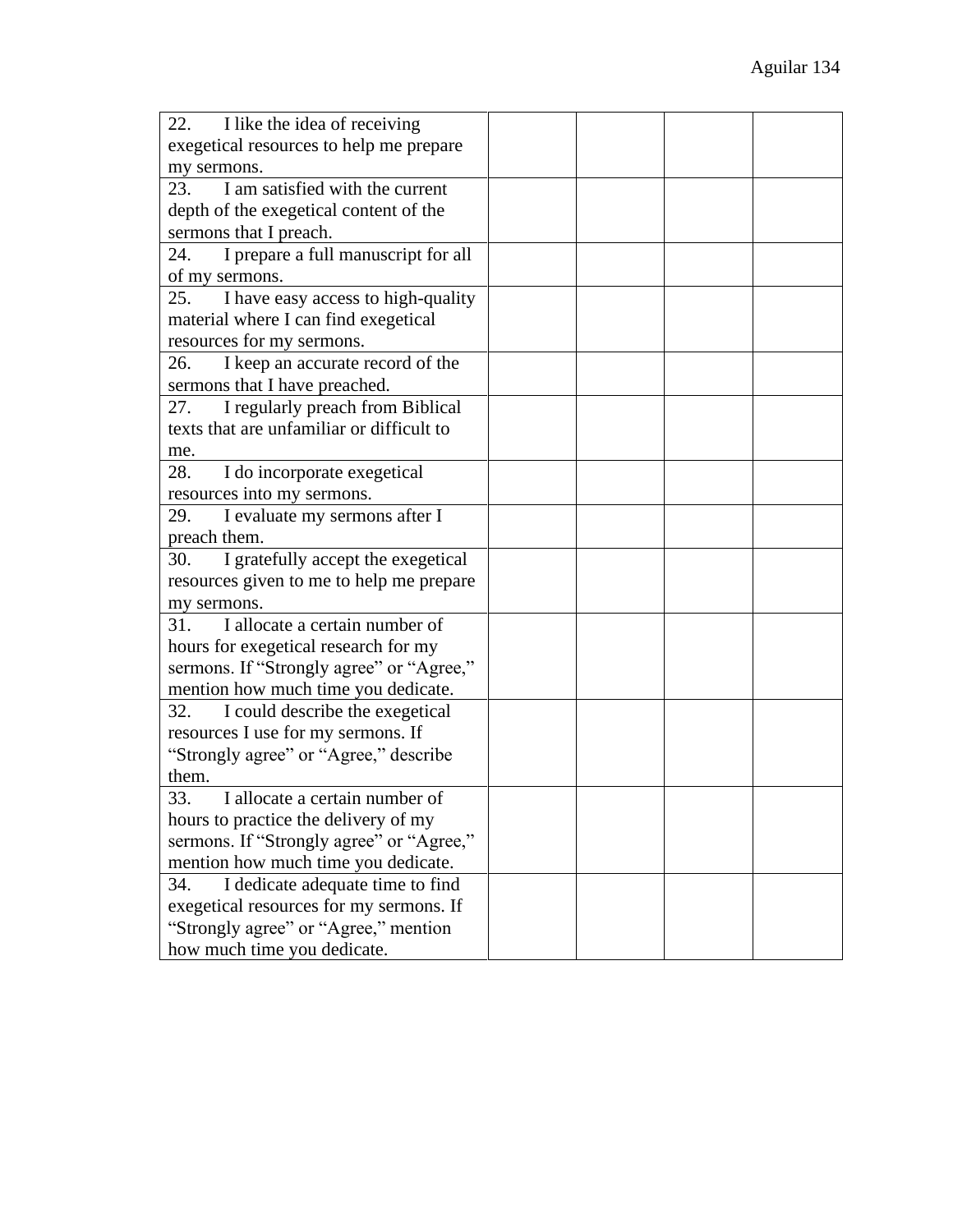| | | | | |
|---|---|---|---|---|
| 22. I like the idea of receiving exegetical resources to help me prepare my sermons. | | | | |
| 23. I am satisfied with the current depth of the exegetical content of the sermons that I preach. | | | | |
| 24. I prepare a full manuscript for all of my sermons. | | | | |
| 25. I have easy access to high-quality material where I can find exegetical resources for my sermons. | | | | |
| 26. I keep an accurate record of the sermons that I have preached. | | | | |
| 27. I regularly preach from Biblical texts that are unfamiliar or difficult to me. | | | | |
| 28. I do incorporate exegetical resources into my sermons. | | | | |
| 29. I evaluate my sermons after I preach them. | | | | |
| 30. I gratefully accept the exegetical resources given to me to help me prepare my sermons. | | | | |
| 31. I allocate a certain number of hours for exegetical research for my sermons. If "Strongly agree" or "Agree," mention how much time you dedicate. | | | | |
| 32. I could describe the exegetical resources I use for my sermons. If "Strongly agree" or "Agree," describe them. | | | | |
| 33. I allocate a certain number of hours to practice the delivery of my sermons. If "Strongly agree" or "Agree," mention how much time you dedicate. | | | | |
| 34. I dedicate adequate time to find exegetical resources for my sermons. If "Strongly agree" or "Agree," mention how much time you dedicate. | | | | |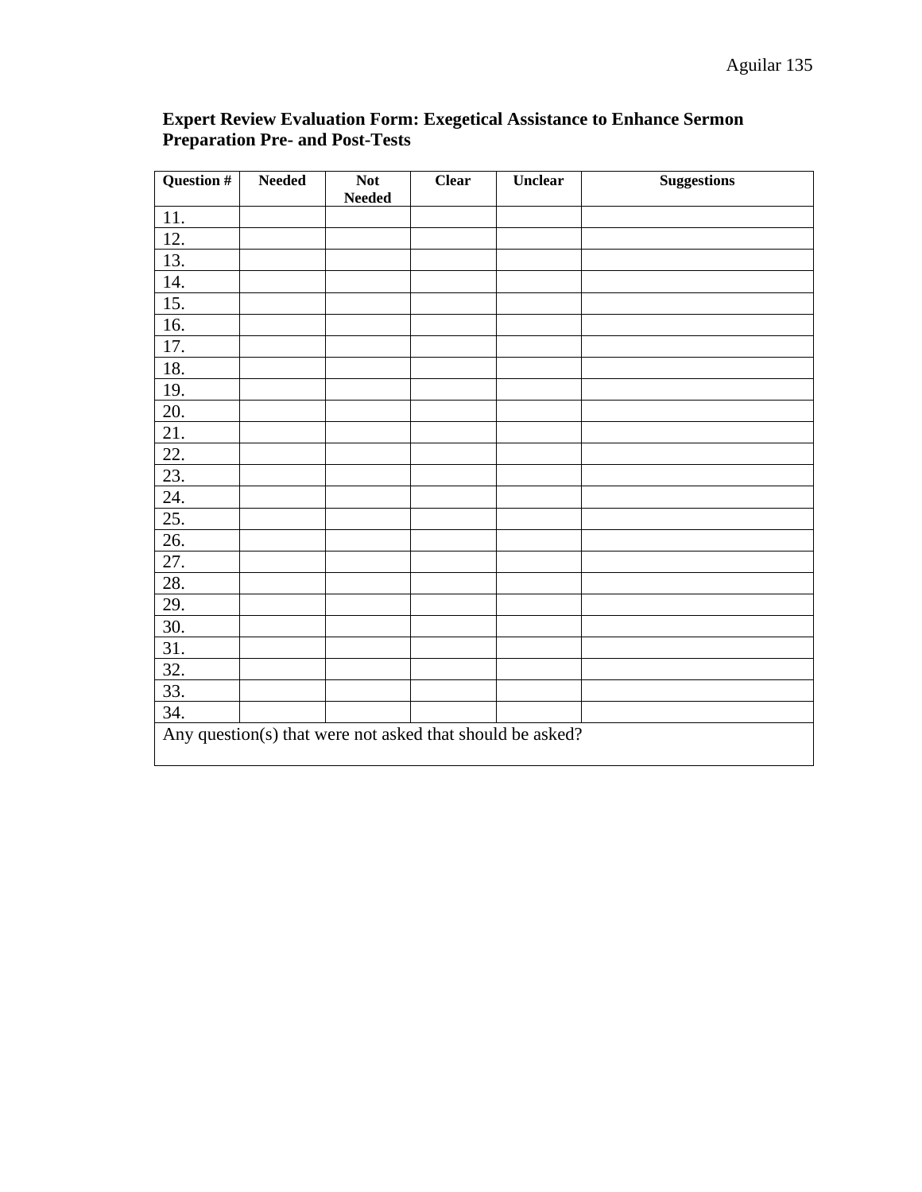**Expert Review Evaluation Form: Exegetical Assistance to Enhance Sermon Preparation Pre- and Post-Tests**

| Question # | Needed | Not Needed | Clear | Unclear | Suggestions |
|---|---|---|---|---|---|
| 11. | | | | | |
| 12. | | | | | |
| 13. | | | | | |
| 14. | | | | | |
| 15. | | | | | |
| 16. | | | | | |
| 17. | | | | | |
| 18. | | | | | |
| 19. | | | | | |
| 20. | | | | | |
| 21. | | | | | |
| 22. | | | | | |
| 23. | | | | | |
| 24. | | | | | |
| 25. | | | | | |
| 26. | | | | | |
| 27. | | | | | |
| 28. | | | | | |
| 29. | | | | | |
| 30. | | | | | |
| 31. | | | | | |
| 32. | | | | | |
| 33. | | | | | |
| 34. | | | | | |
| Any question(s) that were not asked that should be asked? | | | | | |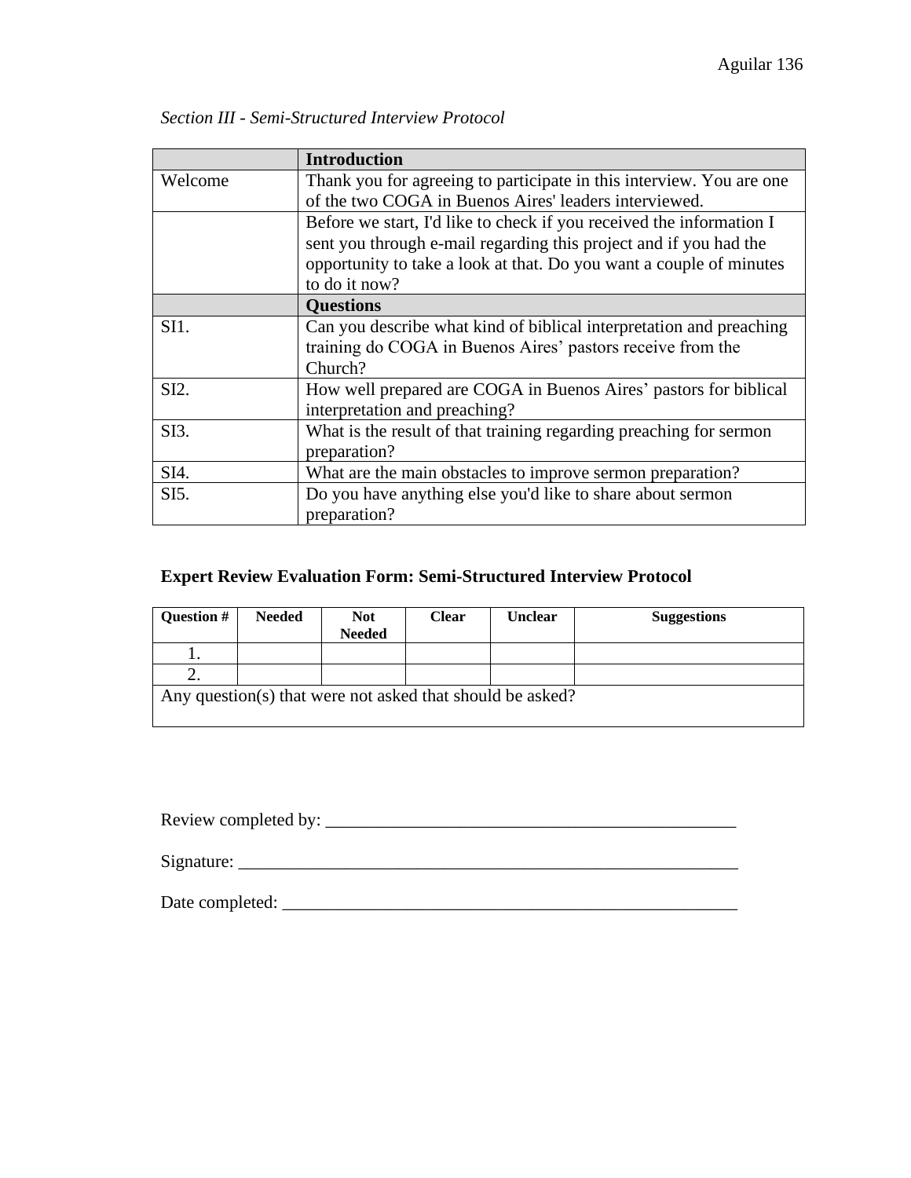*Section III - Semi-Structured Interview Protocol*

| | **Introduction** |
|---|---|
| Welcome | Thank you for agreeing to participate in this interview. You are one of the two COGA in Buenos Aires' leaders interviewed. |
| | Before we start, I'd like to check if you received the information I sent you through e-mail regarding this project and if you had the opportunity to take a look at that. Do you want a couple of minutes to do it now? |
| | **Questions** |
| SI1. | Can you describe what kind of biblical interpretation and preaching training do COGA in Buenos Aires' pastors receive from the Church? |
| SI2. | How well prepared are COGA in Buenos Aires' pastors for biblical interpretation and preaching? |
| SI3. | What is the result of that training regarding preaching for sermon preparation? |
| SI4. | What are the main obstacles to improve sermon preparation? |
| SI5. | Do you have anything else you'd like to share about sermon preparation? |

**Expert Review Evaluation Form: Semi-Structured Interview Protocol**

| Question # | Needed | Not Needed | Clear | Unclear | Suggestions |
|---|---|---|---|---|---|
| 1. | | | | | |
| 2. | | | | | |
| Any question(s) that were not asked that should be asked? | | | | | |

Review completed by: _______________________________________________

Signature: ___________________________________________________________

Date completed: _____________________________________________________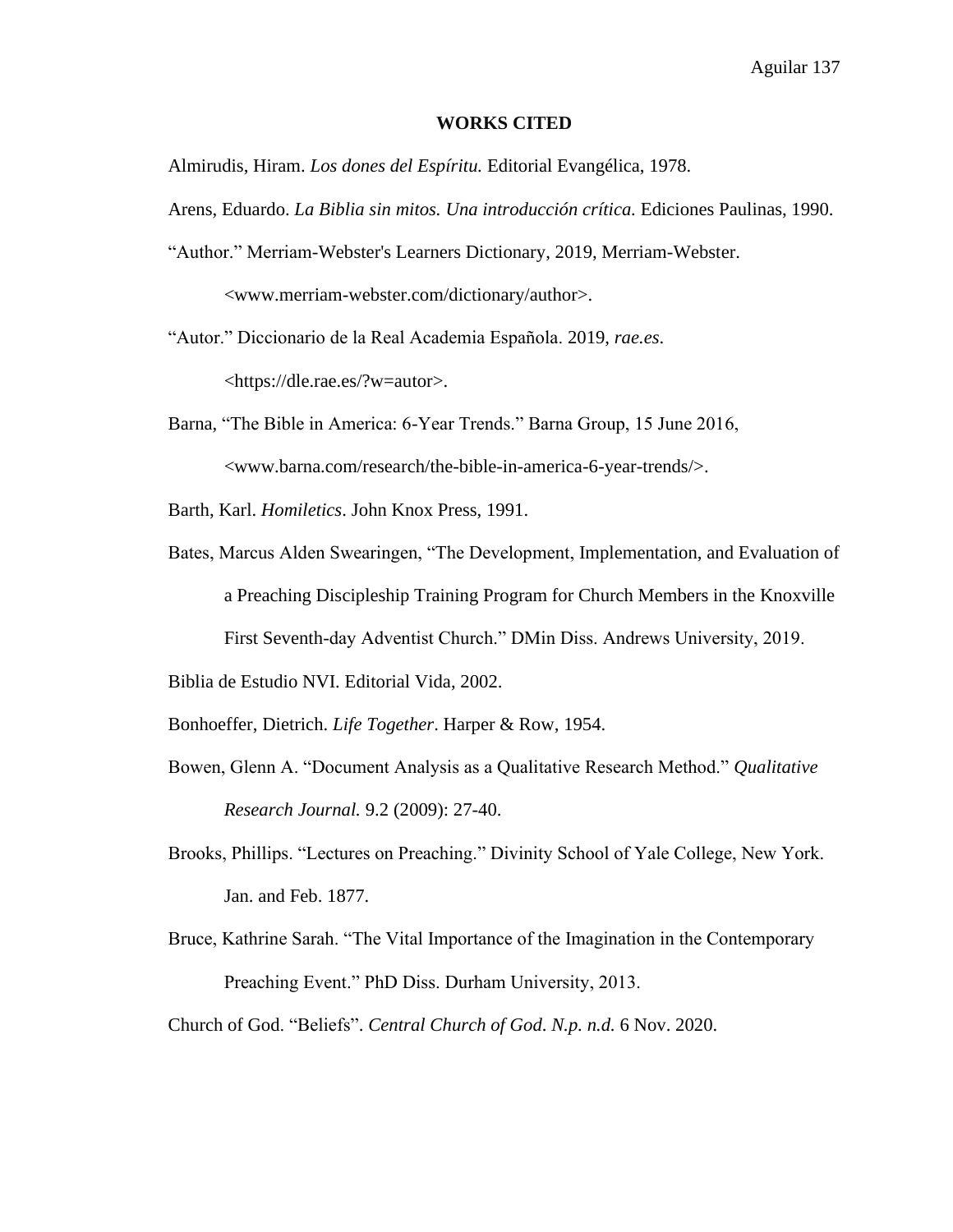# WORKS CITED

Almirudis, Hiram. *Los dones del Espíritu.* Editorial Evangélica, 1978.

Arens, Eduardo. *La Biblia sin mitos. Una introducción crítica.* Ediciones Paulinas, 1990.

"Author." Merriam-Webster's Learners Dictionary, 2019, Merriam-Webster. <www.merriam-webster.com/dictionary/author>.

"Autor." Diccionario de la Real Academia Española. 2019, *rae.es*. <https://dle.rae.es/?w=autor>.

Barna, "The Bible in America: 6-Year Trends." Barna Group, 15 June 2016, <www.barna.com/research/the-bible-in-america-6-year-trends/>.

Barth, Karl. *Homiletics*. John Knox Press, 1991.

Bates, Marcus Alden Swearingen, "The Development, Implementation, and Evaluation of a Preaching Discipleship Training Program for Church Members in the Knoxville First Seventh-day Adventist Church." DMin Diss. Andrews University, 2019.

Biblia de Estudio NVI. Editorial Vida, 2002.

Bonhoeffer, Dietrich. *Life Together*. Harper & Row, 1954.

Bowen, Glenn A. "Document Analysis as a Qualitative Research Method." *Qualitative Research Journal.* 9.2 (2009): 27-40.

Brooks, Phillips. "Lectures on Preaching." Divinity School of Yale College, New York. Jan. and Feb. 1877.

Bruce, Kathrine Sarah. "The Vital Importance of the Imagination in the Contemporary Preaching Event." PhD Diss. Durham University, 2013.

Church of God. "Beliefs". *Central Church of God. N.p. n.d.* 6 Nov. 2020.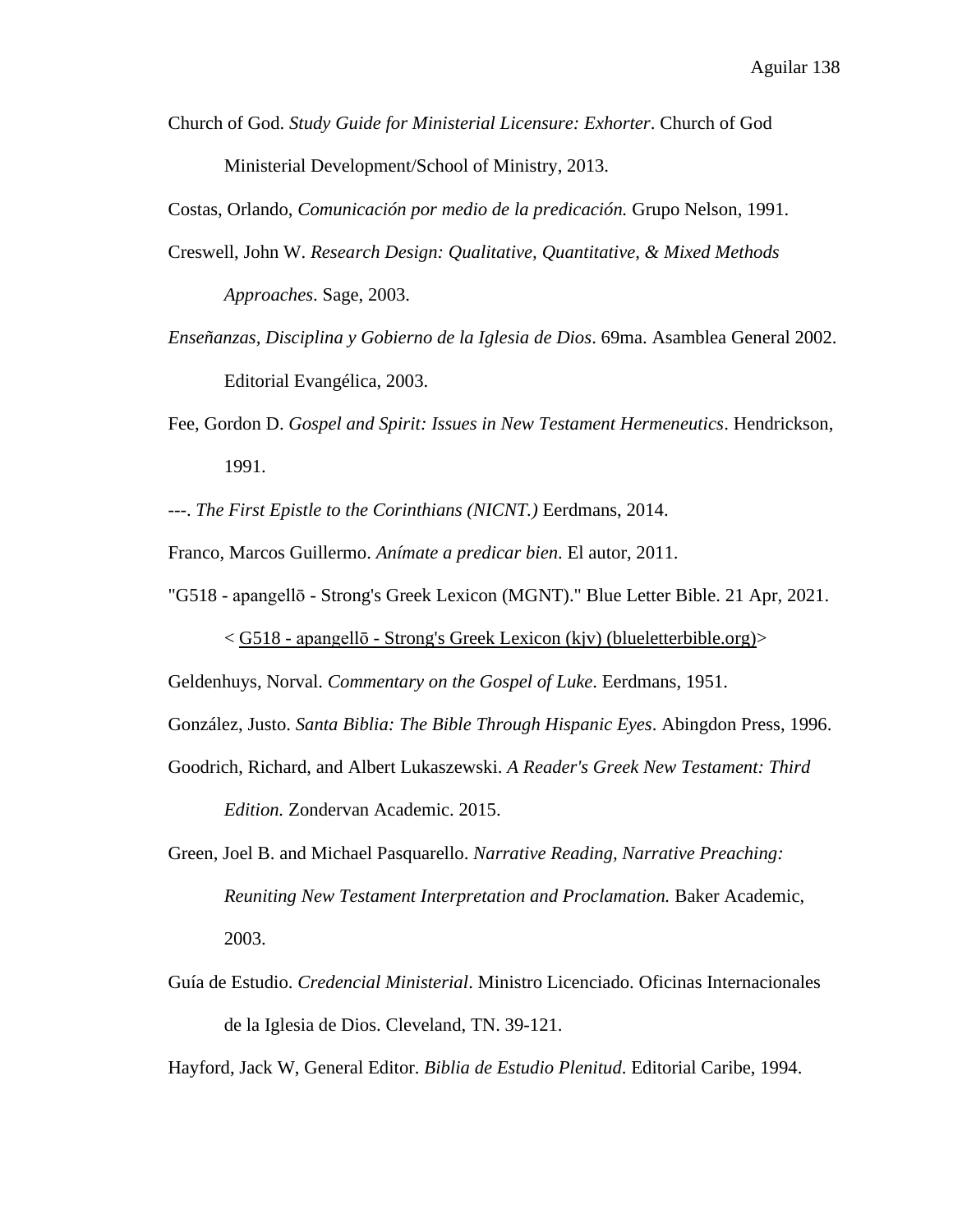Church of God. *Study Guide for Ministerial Licensure: Exhorter*. Church of God Ministerial Development/School of Ministry, 2013.

Costas, Orlando, *Comunicación por medio de la predicación.* Grupo Nelson, 1991.

Creswell, John W. *Research Design: Qualitative, Quantitative, & Mixed Methods Approaches*. Sage, 2003.

*Enseñanzas, Disciplina y Gobierno de la Iglesia de Dios*. 69ma. Asamblea General 2002. Editorial Evangélica, 2003.

Fee, Gordon D. *Gospel and Spirit: Issues in New Testament Hermeneutics*. Hendrickson, 1991.

---. *The First Epistle to the Corinthians (NICNT.)* Eerdmans, 2014.

Franco, Marcos Guillermo. *Anímate a predicar bien*. El autor, 2011.

"G518 - apangellō - Strong's Greek Lexicon (MGNT)." Blue Letter Bible. 21 Apr, 2021. < G518 - apangellō - Strong's Greek Lexicon (kjv) (blueletterbible.org)>

Geldenhuys, Norval. *Commentary on the Gospel of Luke*. Eerdmans, 1951.

González, Justo. *Santa Biblia: The Bible Through Hispanic Eyes*. Abingdon Press, 1996.

Goodrich, Richard, and Albert Lukaszewski. *A Reader's Greek New Testament: Third Edition.* Zondervan Academic. 2015.

Green, Joel B. and Michael Pasquarello. *Narrative Reading, Narrative Preaching: Reuniting New Testament Interpretation and Proclamation.* Baker Academic, 2003.

Guía de Estudio. *Credencial Ministerial*. Ministro Licenciado. Oficinas Internacionales de la Iglesia de Dios. Cleveland, TN. 39-121.

Hayford, Jack W, General Editor. *Biblia de Estudio Plenitud*. Editorial Caribe, 1994.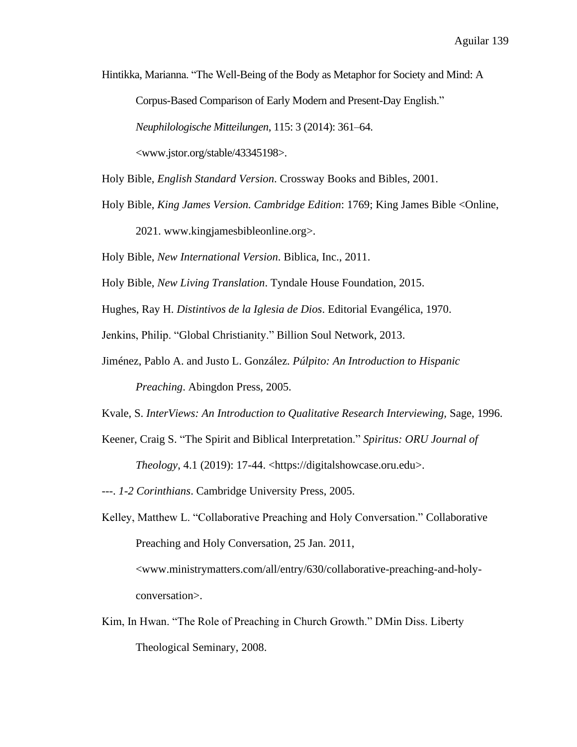Hintikka, Marianna. “The Well-Being of the Body as Metaphor for Society and Mind: A Corpus-Based Comparison of Early Modern and Present-Day English.” *Neuphilologische Mitteilungen*, 115: 3 (2014): 361–64. <www.jstor.org/stable/43345198>.

Holy Bible, *English Standard Version*. Crossway Books and Bibles, 2001.

Holy Bible, *King James Version. Cambridge Edition*: 1769; King James Bible <Online, 2021. www.kingjamesbibleonline.org>.

Holy Bible, *New International Version*. Biblica, Inc., 2011.

Holy Bible, *New Living Translation*. Tyndale House Foundation, 2015.

Hughes, Ray H. *Distintivos de la Iglesia de Dios*. Editorial Evangélica, 1970.

Jenkins, Philip. “Global Christianity.” Billion Soul Network, 2013.

Jiménez, Pablo A. and Justo L. González. *Púlpito: An Introduction to Hispanic Preaching*. Abingdon Press, 2005.

Kvale, S. *InterViews: An Introduction to Qualitative Research Interviewing,* Sage, 1996.

Keener, Craig S. “The Spirit and Biblical Interpretation.” *Spiritus: ORU Journal of Theology*, 4.1 (2019): 17-44. <https://digitalshowcase.oru.edu>.

---. *1-2 Corinthians*. Cambridge University Press, 2005.

Kelley, Matthew L. “Collaborative Preaching and Holy Conversation.” Collaborative Preaching and Holy Conversation, 25 Jan. 2011, <www.ministrymatters.com/all/entry/630/collaborative-preaching-and-holy-conversation>.

Kim, In Hwan. “The Role of Preaching in Church Growth.” DMin Diss. Liberty Theological Seminary, 2008.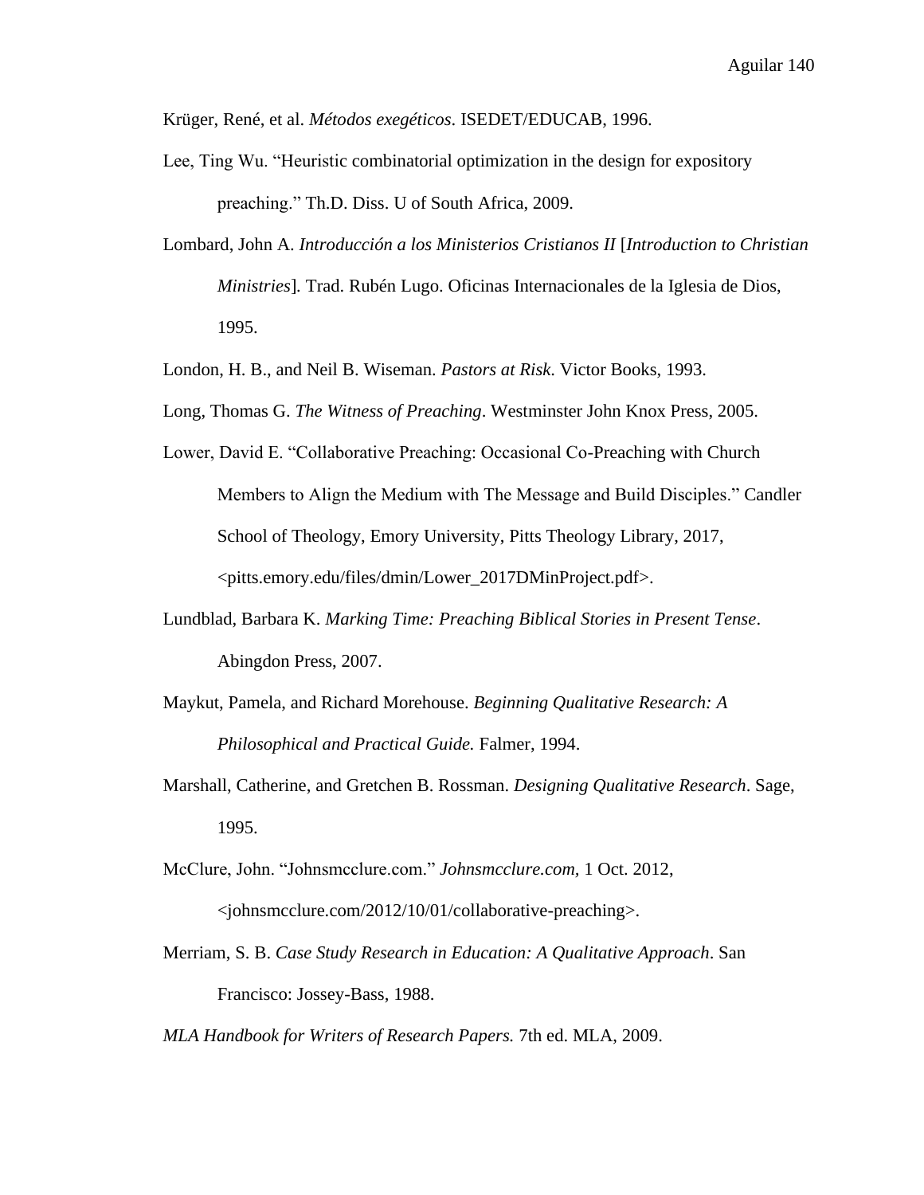Krüger, René, et al. *Métodos exegéticos*. ISEDET/EDUCAB, 1996.

Lee, Ting Wu. "Heuristic combinatorial optimization in the design for expository preaching." Th.D. Diss. U of South Africa, 2009.

Lombard, John A. *Introducción a los Ministerios Cristianos II* [*Introduction to Christian Ministries*]*.* Trad. Rubén Lugo. Oficinas Internacionales de la Iglesia de Dios, 1995.

London, H. B., and Neil B. Wiseman. *Pastors at Risk*. Victor Books, 1993.

Long, Thomas G. *The Witness of Preaching*. Westminster John Knox Press, 2005.

Lower, David E. "Collaborative Preaching: Occasional Co-Preaching with Church Members to Align the Medium with The Message and Build Disciples." Candler School of Theology, Emory University, Pitts Theology Library, 2017, <pitts.emory.edu/files/dmin/Lower_2017DMinProject.pdf>.

Lundblad, Barbara K. *Marking Time: Preaching Biblical Stories in Present Tense*. Abingdon Press, 2007.

Maykut, Pamela, and Richard Morehouse. *Beginning Qualitative Research: A Philosophical and Practical Guide.* Falmer, 1994.

Marshall, Catherine, and Gretchen B. Rossman. *Designing Qualitative Research*. Sage, 1995.

McClure, John. "Johnsmcclure.com." *Johnsmcclure.com,* 1 Oct. 2012, <johnsmcclure.com/2012/10/01/collaborative-preaching>.

Merriam, S. B. *Case Study Research in Education: A Qualitative Approach*. San Francisco: Jossey-Bass, 1988.

*MLA Handbook for Writers of Research Papers.* 7th ed. MLA, 2009.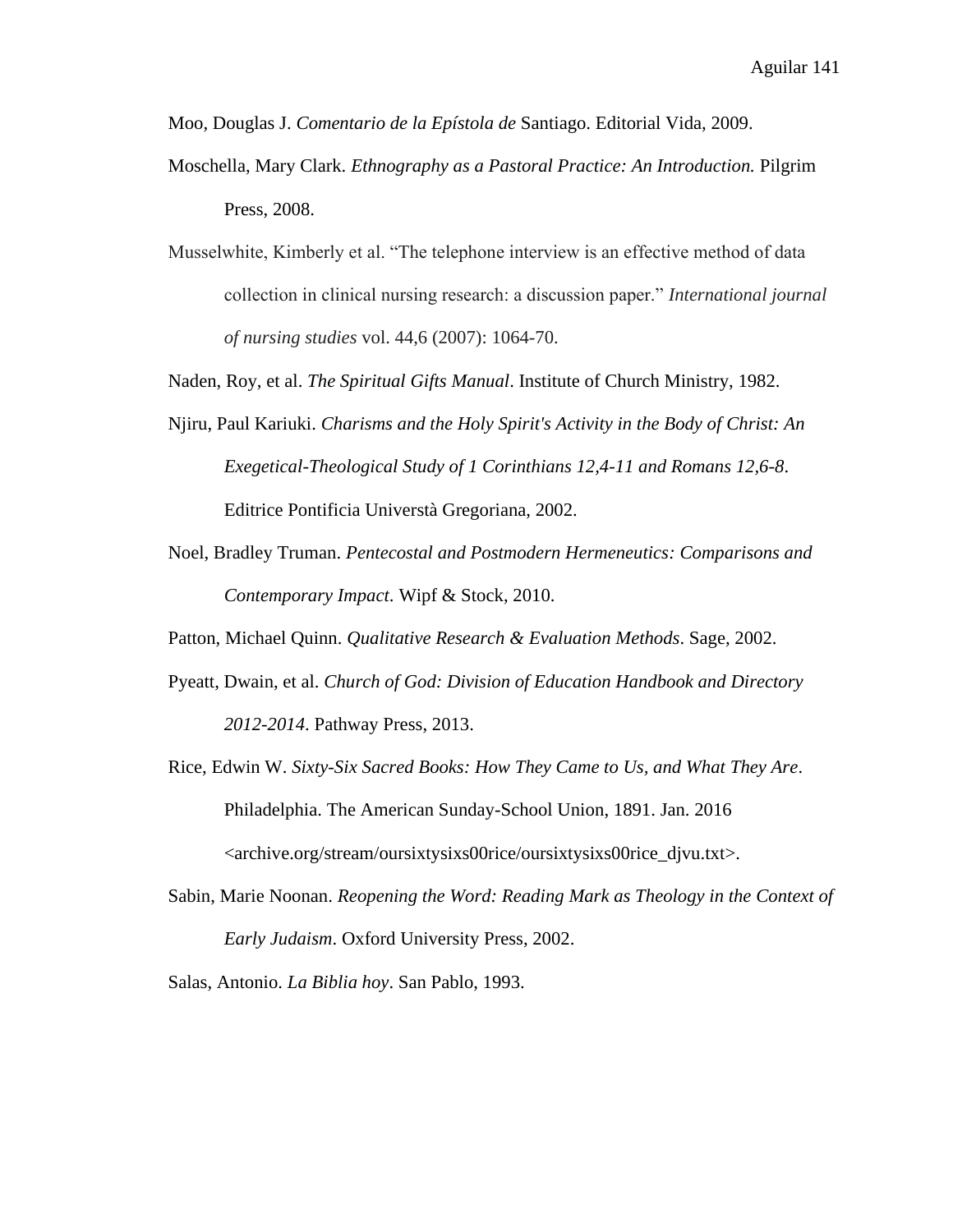Moo, Douglas J. *Comentario de la Epístola de* Santiago. Editorial Vida, 2009.

Moschella, Mary Clark. *Ethnography as a Pastoral Practice: An Introduction.* Pilgrim Press, 2008.

Musselwhite, Kimberly et al. "The telephone interview is an effective method of data collection in clinical nursing research: a discussion paper." *International journal of nursing studies* vol. 44,6 (2007): 1064-70.

Naden, Roy, et al. *The Spiritual Gifts Manual*. Institute of Church Ministry, 1982.

Njiru, Paul Kariuki. *Charisms and the Holy Spirit's Activity in the Body of Christ: An Exegetical-Theological Study of 1 Corinthians 12,4-11 and Romans 12,6-8*. Editrice Pontificia Universtà Gregoriana, 2002.

Noel, Bradley Truman. *Pentecostal and Postmodern Hermeneutics: Comparisons and Contemporary Impact*. Wipf & Stock, 2010.

Patton, Michael Quinn. *Qualitative Research & Evaluation Methods*. Sage, 2002.

Pyeatt, Dwain, et al. *Church of God: Division of Education Handbook and Directory 2012-2014*. Pathway Press, 2013.

Rice, Edwin W. *Sixty-Six Sacred Books: How They Came to Us, and What They Are*. Philadelphia. The American Sunday-School Union, 1891. Jan. 2016 <archive.org/stream/oursixtysixs00rice/oursixtysixs00rice_djvu.txt>.

Sabin, Marie Noonan. *Reopening the Word: Reading Mark as Theology in the Context of Early Judaism*. Oxford University Press, 2002.

Salas, Antonio. *La Biblia hoy*. San Pablo, 1993.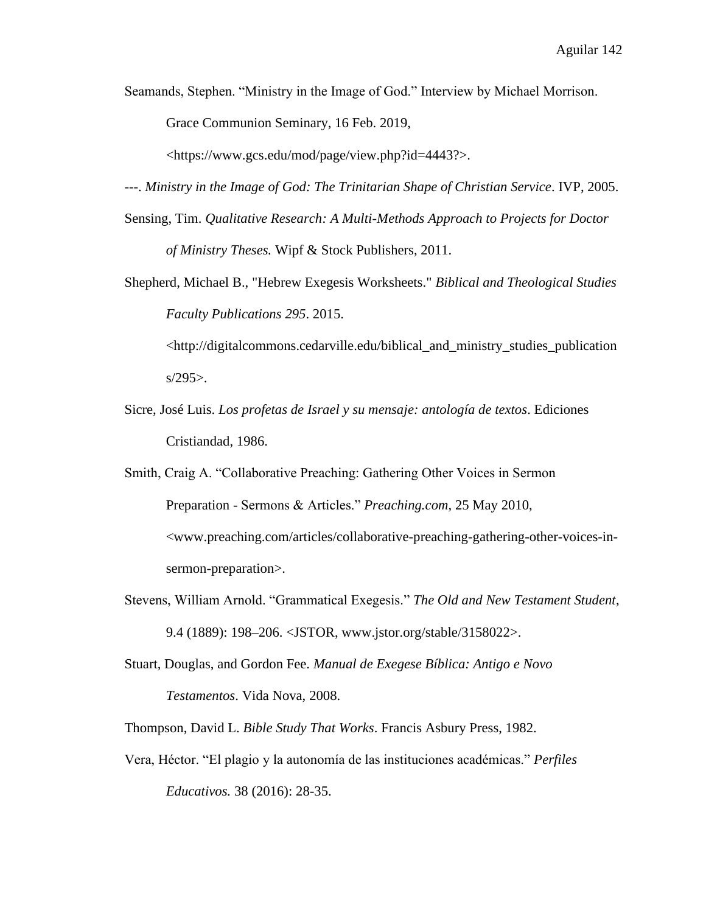Seamands, Stephen. “Ministry in the Image of God.” Interview by Michael Morrison. Grace Communion Seminary, 16 Feb. 2019, <https://www.gcs.edu/mod/page/view.php?id=4443?>.

---. *Ministry in the Image of God: The Trinitarian Shape of Christian Service*. IVP, 2005.

Sensing, Tim. *Qualitative Research: A Multi-Methods Approach to Projects for Doctor of Ministry Theses.* Wipf & Stock Publishers, 2011.

Shepherd, Michael B., "Hebrew Exegesis Worksheets." *Biblical and Theological Studies Faculty Publications 295*. 2015. <http://digitalcommons.cedarville.edu/biblical_and_ministry_studies_publications/295>.

Sicre, José Luis. *Los profetas de Israel y su mensaje: antología de textos*. Ediciones Cristiandad, 1986.

Smith, Craig A. “Collaborative Preaching: Gathering Other Voices in Sermon Preparation - Sermons & Articles.” *Preaching.com,* 25 May 2010, <www.preaching.com/articles/collaborative-preaching-gathering-other-voices-in-sermon-preparation>.

Stevens, William Arnold. “Grammatical Exegesis.” *The Old and New Testament Student*, 9.4 (1889): 198–206. <JSTOR, www.jstor.org/stable/3158022>.

Stuart, Douglas, and Gordon Fee. *Manual de Exegese Bíblica: Antigo e Novo Testamentos*. Vida Nova, 2008.

Thompson, David L. *Bible Study That Works*. Francis Asbury Press, 1982.

Vera, Héctor. “El plagio y la autonomía de las instituciones académicas.” *Perfiles Educativos.* 38 (2016): 28-35.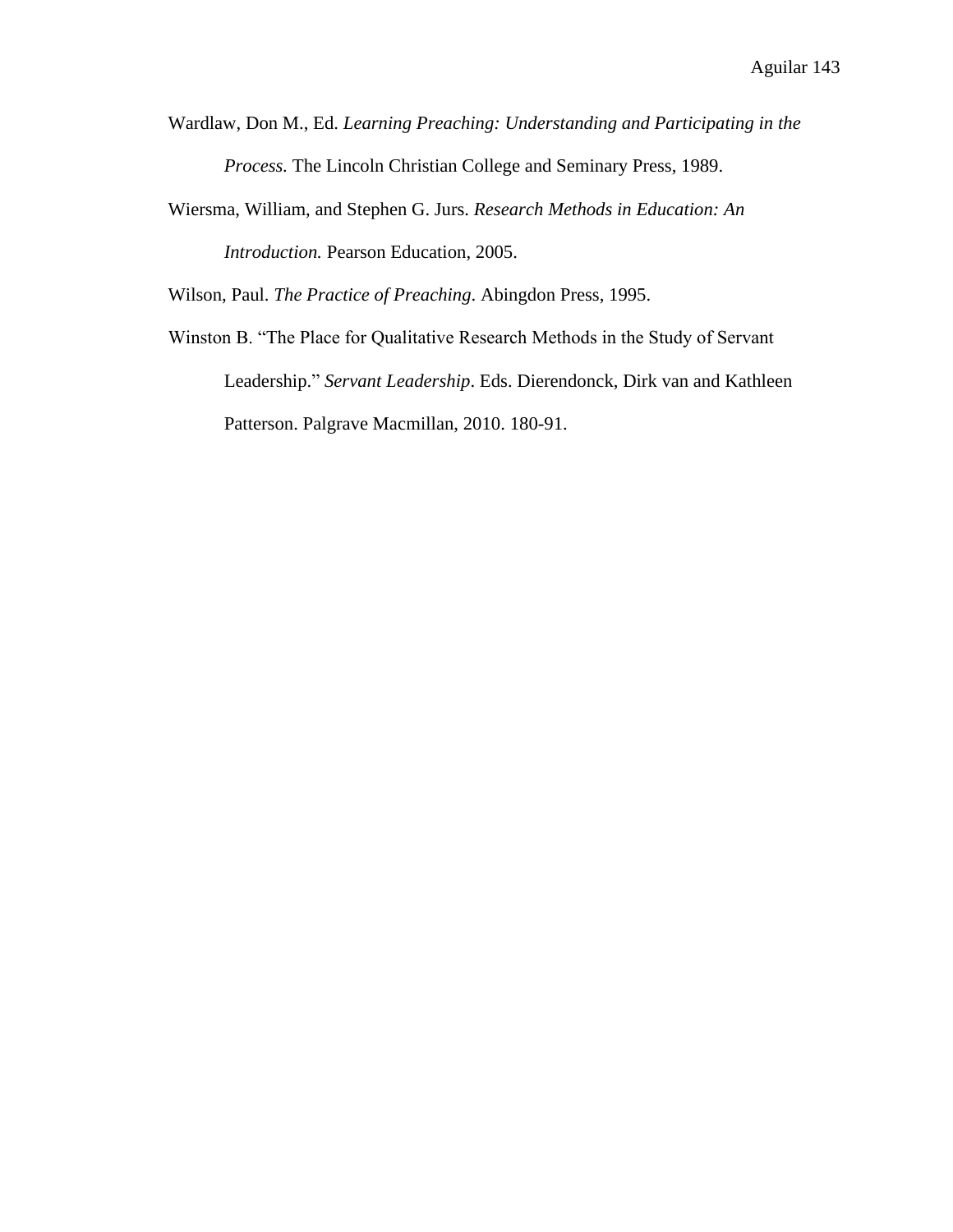Wardlaw, Don M., Ed. *Learning Preaching: Understanding and Participating in the Process.* The Lincoln Christian College and Seminary Press, 1989.

Wiersma, William, and Stephen G. Jurs. *Research Methods in Education: An Introduction.* Pearson Education, 2005.

Wilson, Paul. *The Practice of Preaching.* Abingdon Press, 1995.

Winston B. "The Place for Qualitative Research Methods in the Study of Servant Leadership." *Servant Leadership*. Eds. Dierendonck, Dirk van and Kathleen Patterson. Palgrave Macmillan, 2010. 180-91.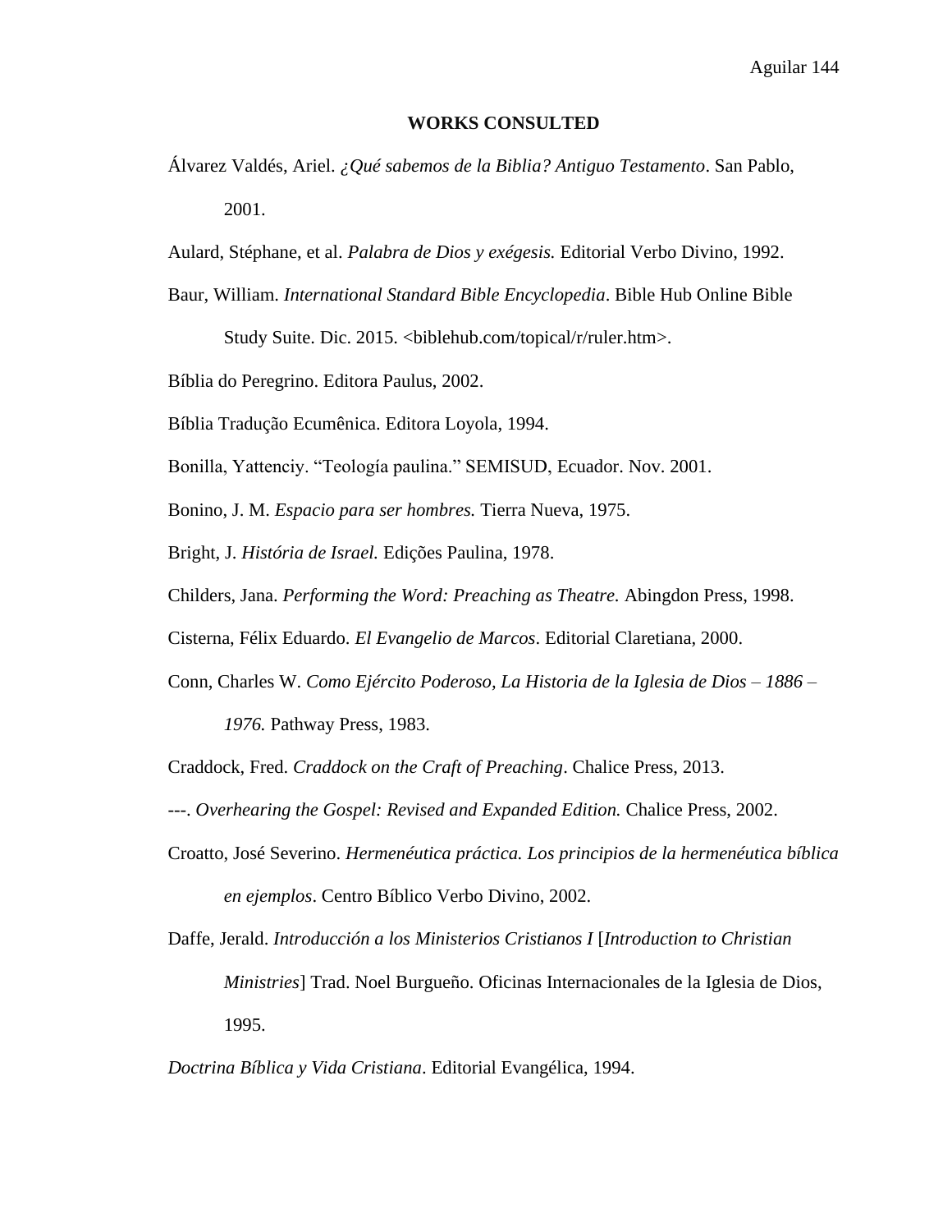# WORKS CONSULTED

Álvarez Valdés, Ariel. *¿Qué sabemos de la Biblia? Antiguo Testamento*. San Pablo, 2001.

Aulard, Stéphane, et al. *Palabra de Dios y exégesis.* Editorial Verbo Divino, 1992.

Baur, William. *International Standard Bible Encyclopedia*. Bible Hub Online Bible Study Suite. Dic. 2015. <biblehub.com/topical/r/ruler.htm>.

Bíblia do Peregrino. Editora Paulus, 2002.

Bíblia Tradução Ecumênica. Editora Loyola, 1994.

Bonilla, Yattenciy. "Teología paulina." SEMISUD, Ecuador. Nov. 2001.

Bonino, J. M. *Espacio para ser hombres.* Tierra Nueva, 1975.

Bright, J. *História de Israel.* Edições Paulina, 1978.

Childers, Jana. *Performing the Word: Preaching as Theatre.* Abingdon Press, 1998.

Cisterna, Félix Eduardo. *El Evangelio de Marcos*. Editorial Claretiana, 2000.

Conn, Charles W. *Como Ejército Poderoso, La Historia de la Iglesia de Dios – 1886 – 1976.* Pathway Press, 1983.

Craddock, Fred. *Craddock on the Craft of Preaching*. Chalice Press, 2013.

---. *Overhearing the Gospel: Revised and Expanded Edition.* Chalice Press, 2002.

Croatto, José Severino. *Hermenéutica práctica. Los principios de la hermenéutica bíblica en ejemplos*. Centro Bíblico Verbo Divino, 2002.

Daffe, Jerald. *Introducción a los Ministerios Cristianos I* [*Introduction to Christian Ministries*] Trad. Noel Burgueño. Oficinas Internacionales de la Iglesia de Dios, 1995.

*Doctrina Bíblica y Vida Cristiana*. Editorial Evangélica, 1994.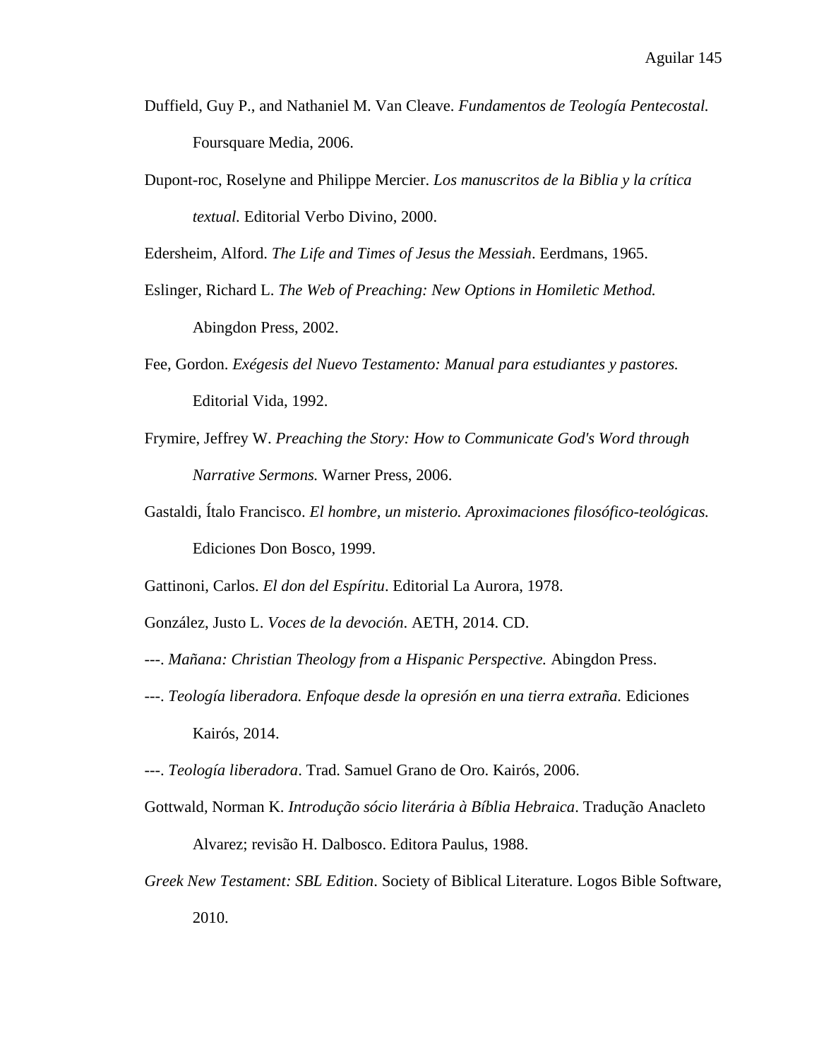Duffield, Guy P., and Nathaniel M. Van Cleave. *Fundamentos de Teología Pentecostal.* Foursquare Media, 2006.

Dupont-roc, Roselyne and Philippe Mercier. *Los manuscritos de la Biblia y la crítica textual.* Editorial Verbo Divino, 2000.

Edersheim, Alford. *The Life and Times of Jesus the Messiah*. Eerdmans, 1965.

Eslinger, Richard L. *The Web of Preaching: New Options in Homiletic Method.* Abingdon Press, 2002.

Fee, Gordon. *Exégesis del Nuevo Testamento: Manual para estudiantes y pastores.* Editorial Vida, 1992.

Frymire, Jeffrey W. *Preaching the Story: How to Communicate God's Word through Narrative Sermons.* Warner Press, 2006.

Gastaldi, Ítalo Francisco. *El hombre, un misterio. Aproximaciones filosófico-teológicas.* Ediciones Don Bosco, 1999.

Gattinoni, Carlos. *El don del Espíritu*. Editorial La Aurora, 1978.

González, Justo L. *Voces de la devoción.* AETH, 2014. CD.

---. *Mañana: Christian Theology from a Hispanic Perspective.* Abingdon Press.

---. *Teología liberadora. Enfoque desde la opresión en una tierra extraña.* Ediciones Kairós, 2014.

---. *Teología liberadora*. Trad. Samuel Grano de Oro. Kairós, 2006.

Gottwald, Norman K. *Introdução sócio literária à Bíblia Hebraica*. Tradução Anacleto Alvarez; revisão H. Dalbosco. Editora Paulus, 1988.

*Greek New Testament: SBL Edition*. Society of Biblical Literature. Logos Bible Software, 2010.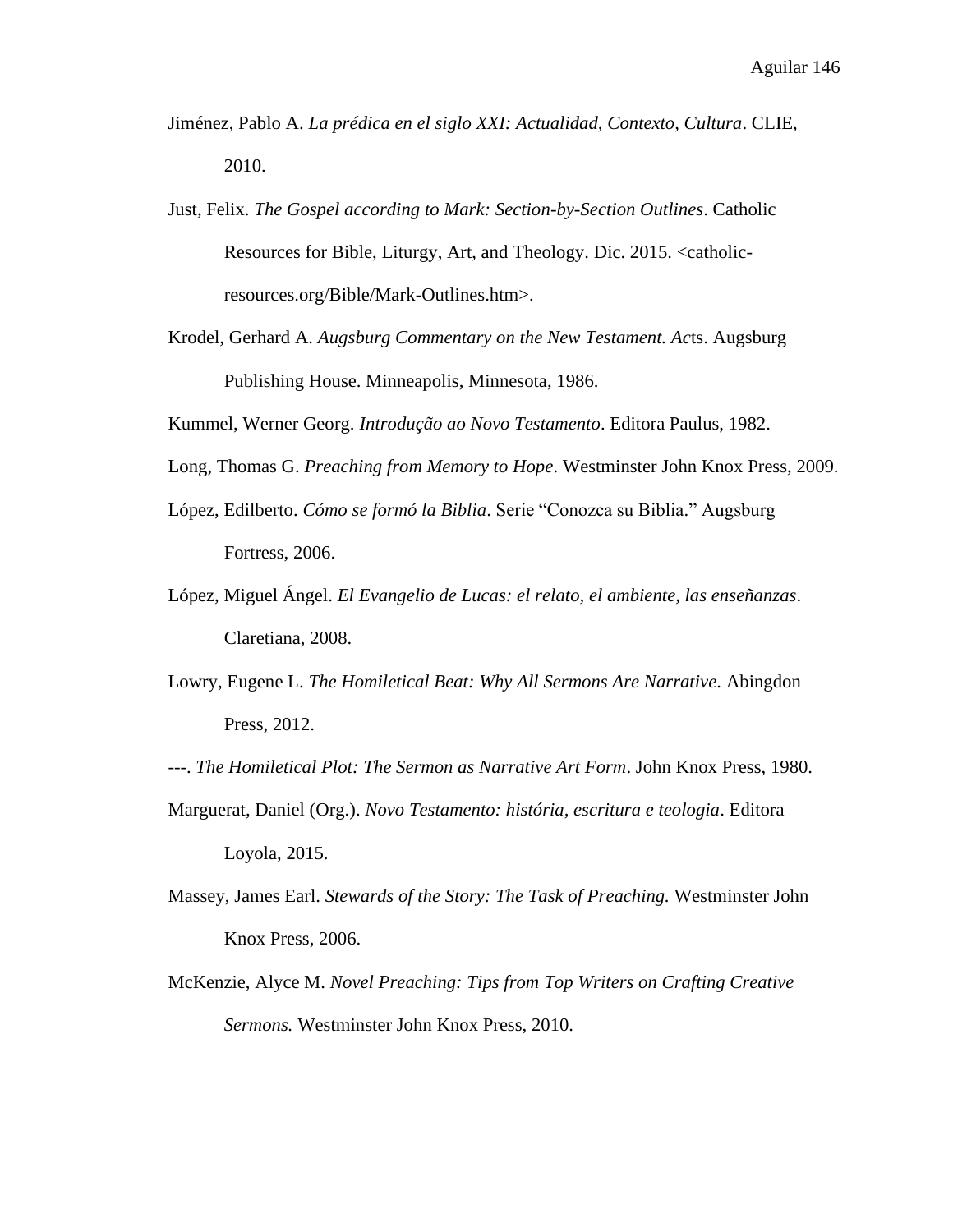Jiménez, Pablo A. *La prédica en el siglo XXI: Actualidad, Contexto, Cultura*. CLIE, 2010.

Just, Felix. *The Gospel according to Mark: Section-by-Section Outlines*. Catholic Resources for Bible, Liturgy, Art, and Theology. Dic. 2015. <catholic-resources.org/Bible/Mark-Outlines.htm>.

Krodel, Gerhard A. *Augsburg Commentary on the New Testament. Ac*ts. Augsburg Publishing House. Minneapolis, Minnesota, 1986.

Kummel, Werner Georg. *Introdução ao Novo Testamento*. Editora Paulus, 1982.

Long, Thomas G. *Preaching from Memory to Hope*. Westminster John Knox Press, 2009.

López, Edilberto. *Cómo se formó la Biblia*. Serie "Conozca su Biblia." Augsburg Fortress, 2006.

López, Miguel Ángel. *El Evangelio de Lucas: el relato, el ambiente, las enseñanzas*. Claretiana, 2008.

Lowry, Eugene L. *The Homiletical Beat: Why All Sermons Are Narrative*. Abingdon Press, 2012.

---. *The Homiletical Plot: The Sermon as Narrative Art Form*. John Knox Press, 1980.

Marguerat, Daniel (Org.). *Novo Testamento: história, escritura e teologia*. Editora Loyola, 2015.

Massey, James Earl. *Stewards of the Story: The Task of Preaching.* Westminster John Knox Press, 2006.

McKenzie, Alyce M. *Novel Preaching: Tips from Top Writers on Crafting Creative Sermons.* Westminster John Knox Press, 2010.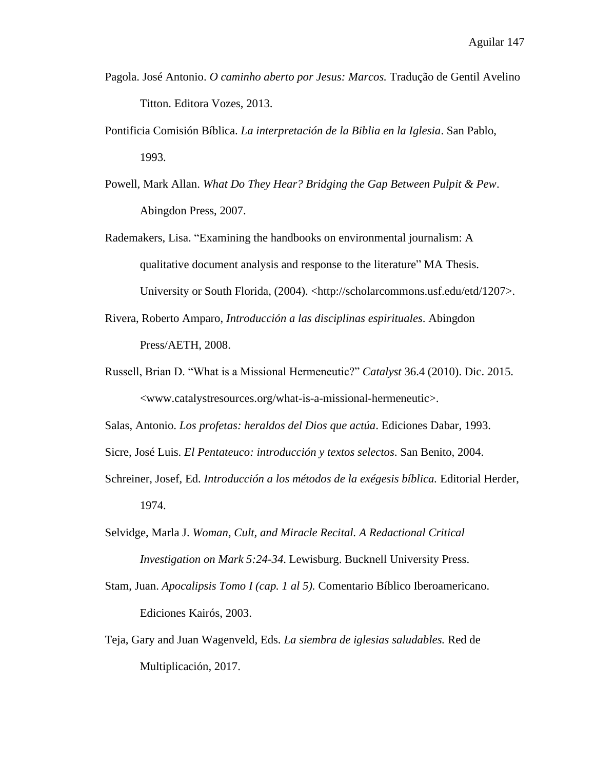Pagola. José Antonio. *O caminho aberto por Jesus: Marcos.* Tradução de Gentil Avelino Titton. Editora Vozes, 2013.

Pontificia Comisión Bíblica. *La interpretación de la Biblia en la Iglesia*. San Pablo, 1993.

Powell, Mark Allan. *What Do They Hear? Bridging the Gap Between Pulpit & Pew*. Abingdon Press, 2007.

Rademakers, Lisa. "Examining the handbooks on environmental journalism: A qualitative document analysis and response to the literature" MA Thesis. University or South Florida, (2004). <http://scholarcommons.usf.edu/etd/1207>.

Rivera, Roberto Amparo, *Introducción a las disciplinas espirituales*. Abingdon Press/AETH, 2008.

Russell, Brian D. "What is a Missional Hermeneutic?" *Catalyst* 36.4 (2010). Dic. 2015. <www.catalystresources.org/what-is-a-missional-hermeneutic>.

Salas, Antonio. *Los profetas: heraldos del Dios que actúa*. Ediciones Dabar, 1993.

Sicre, José Luis. *El Pentateuco: introducción y textos selectos*. San Benito, 2004.

Schreiner, Josef, Ed. *Introducción a los métodos de la exégesis bíblica.* Editorial Herder, 1974.

Selvidge, Marla J. *Woman, Cult, and Miracle Recital. A Redactional Critical Investigation on Mark 5:24-34*. Lewisburg. Bucknell University Press.

Stam, Juan. *Apocalipsis Tomo I (cap. 1 al 5).* Comentario Bíblico Iberoamericano. Ediciones Kairós, 2003.

Teja, Gary and Juan Wagenveld, Eds. *La siembra de iglesias saludables.* Red de Multiplicación, 2017.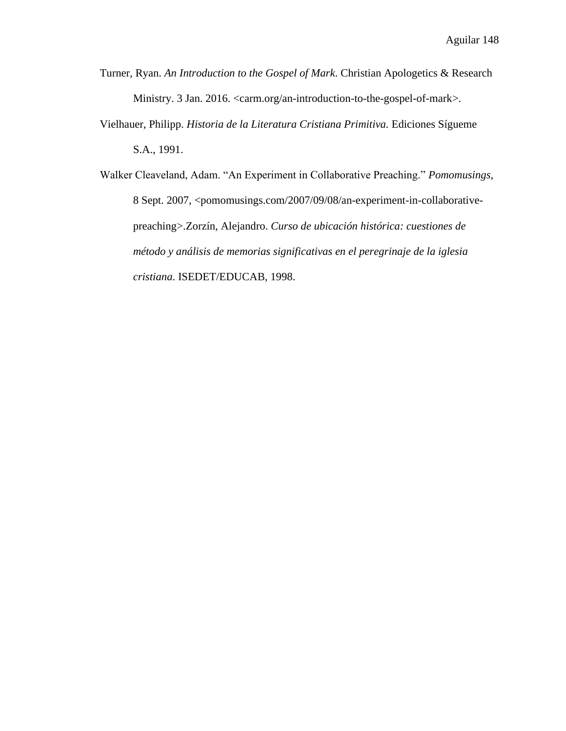Turner, Ryan. *An Introduction to the Gospel of Mark*. Christian Apologetics & Research Ministry. 3 Jan. 2016. <carm.org/an-introduction-to-the-gospel-of-mark>.

Vielhauer, Philipp. *Historia de la Literatura Cristiana Primitiva.* Ediciones Sígueme S.A., 1991.

Walker Cleaveland, Adam. "An Experiment in Collaborative Preaching." *Pomomusings*, 8 Sept. 2007, <pomomusings.com/2007/09/08/an-experiment-in-collaborative-preaching>.Zorzín, Alejandro. *Curso de ubicación histórica: cuestiones de método y análisis de memorias significativas en el peregrinaje de la iglesia cristiana*. ISEDET/EDUCAB, 1998.